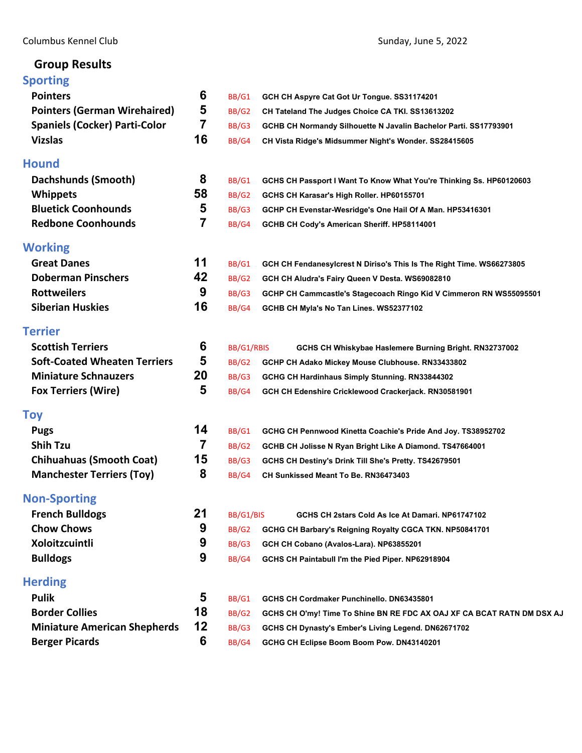Columbus Kennel Club — Sunday, June 5, 2022

## Group Results

### Sporting

| Breed | Entries | Award | Dog |
|---|---|---|---|
| Pointers | 6 | BB/G1 | GCH CH Aspyre Cat Got Ur Tongue. SS31174201 |
| Pointers (German Wirehaired) | 5 | BB/G2 | CH Tateland The Judges Choice CA TKI. SS13613202 |
| Spaniels (Cocker) Parti-Color | 7 | BB/G3 | GCHB CH Normandy Silhouette N Javalin Bachelor Parti. SS17793901 |
| Vizslas | 16 | BB/G4 | CH Vista Ridge's Midsummer Night's Wonder. SS28415605 |

### Hound

| Breed | Entries | Award | Dog |
|---|---|---|---|
| Dachshunds (Smooth) | 8 | BB/G1 | GCHS CH Passport I Want To Know What You're Thinking Ss. HP60120603 |
| Whippets | 58 | BB/G2 | GCHS CH Karasar's High Roller. HP60155701 |
| Bluetick Coonhounds | 5 | BB/G3 | GCHP CH Evenstar-Wesridge's One Hail Of A Man. HP53416301 |
| Redbone Coonhounds | 7 | BB/G4 | GCHB CH Cody's American Sheriff. HP58114001 |

### Working

| Breed | Entries | Award | Dog |
|---|---|---|---|
| Great Danes | 11 | BB/G1 | GCH CH Fendanesylcrest N Diriso's This Is The Right Time. WS66273805 |
| Doberman Pinschers | 42 | BB/G2 | GCH CH Aludra's Fairy Queen V Desta. WS69082810 |
| Rottweilers | 9 | BB/G3 | GCHP CH Cammcastle's Stagecoach Ringo Kid V Cimmeron RN WS55095501 |
| Siberian Huskies | 16 | BB/G4 | GCHB CH Myla's No Tan Lines. WS52377102 |

### Terrier

| Breed | Entries | Award | Dog |
|---|---|---|---|
| Scottish Terriers | 6 | BB/G1/RBIS | GCHS CH Whiskybae Haslemere Burning Bright. RN32737002 |
| Soft-Coated Wheaten Terriers | 5 | BB/G2 | GCHP CH Adako Mickey Mouse Clubhouse. RN33433802 |
| Miniature Schnauzers | 20 | BB/G3 | GCHG CH Hardinhaus Simply Stunning. RN33844302 |
| Fox Terriers (Wire) | 5 | BB/G4 | GCH CH Edenshire Cricklewood Crackerjack. RN30581901 |

### Toy

| Breed | Entries | Award | Dog |
|---|---|---|---|
| Pugs | 14 | BB/G1 | GCHG CH Pennwood Kinetta Coachie's Pride And Joy. TS38952702 |
| Shih Tzu | 7 | BB/G2 | GCHB CH Jolisse N Ryan Bright Like A Diamond. TS47664001 |
| Chihuahuas (Smooth Coat) | 15 | BB/G3 | GCHS CH Destiny's Drink Till She's Pretty. TS42679501 |
| Manchester Terriers (Toy) | 8 | BB/G4 | CH Sunkissed Meant To Be. RN36473403 |

### Non-Sporting

| Breed | Entries | Award | Dog |
|---|---|---|---|
| French Bulldogs | 21 | BB/G1/BIS | GCHS CH 2stars Cold As Ice At Damari. NP61747102 |
| Chow Chows | 9 | BB/G2 | GCHG CH Barbary's Reigning Royalty CGCA TKN. NP50841701 |
| Xoloitzcuintli | 9 | BB/G3 | GCH CH Cobano (Avalos-Lara). NP63855201 |
| Bulldogs | 9 | BB/G4 | GCHS CH Paintabull I'm the Pied Piper. NP62918904 |

### Herding

| Breed | Entries | Award | Dog |
|---|---|---|---|
| Pulik | 5 | BB/G1 | GCHS CH Cordmaker Punchinello. DN63435801 |
| Border Collies | 18 | BB/G2 | GCHS CH O'my! Time To Shine BN RE FDC AX OAJ XF CA BCAT RATN DM DSX AJ |
| Miniature American Shepherds | 12 | BB/G3 | GCHS CH Dynasty's Ember's Living Legend. DN62671702 |
| Berger Picards | 6 | BB/G4 | GCHG CH Eclipse Boom Boom Pow. DN43140201 |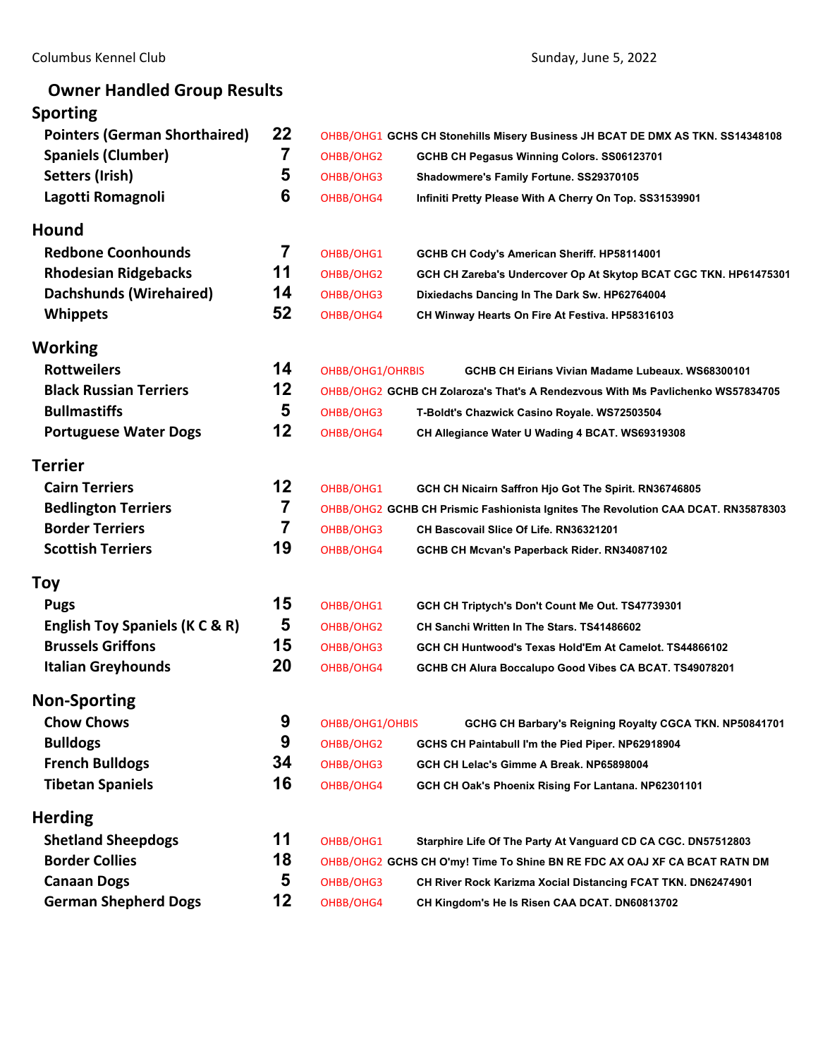Columbus Kennel Club — Sunday, June 5, 2022

# Owner Handled Group Results

## Sporting

| Breed | Entries | Award | Dog |
|---|---|---|---|
| Pointers (German Shorthaired) | 22 | OHBB/OHG1 | GCHS CH Stonehills Misery Business JH BCAT DE DMX AS TKN. SS14348108 |
| Spaniels (Clumber) | 7 | OHBB/OHG2 | GCHB CH Pegasus Winning Colors. SS06123701 |
| Setters (Irish) | 5 | OHBB/OHG3 | Shadowmere's Family Fortune. SS29370105 |
| Lagotti Romagnoli | 6 | OHBB/OHG4 | Infiniti Pretty Please With A Cherry On Top. SS31539901 |

## Hound

| Breed | Entries | Award | Dog |
|---|---|---|---|
| Redbone Coonhounds | 7 | OHBB/OHG1 | GCHB CH Cody's American Sheriff. HP58114001 |
| Rhodesian Ridgebacks | 11 | OHBB/OHG2 | GCH CH Zareba's Undercover Op At Skytop BCAT CGC TKN. HP61475301 |
| Dachshunds (Wirehaired) | 14 | OHBB/OHG3 | Dixiedachs Dancing In The Dark Sw. HP62764004 |
| Whippets | 52 | OHBB/OHG4 | CH Winway Hearts On Fire At Festiva. HP58316103 |

## Working

| Breed | Entries | Award | Dog |
|---|---|---|---|
| Rottweilers | 14 | OHBB/OHG1/OHRBIS | GCHB CH Eirians Vivian Madame Lubeaux. WS68300101 |
| Black Russian Terriers | 12 | OHBB/OHG2 | GCHB CH Zolaroza's That's A Rendezvous With Ms Pavlichenko WS57834705 |
| Bullmastiffs | 5 | OHBB/OHG3 | T-Boldt's Chazwick Casino Royale. WS72503504 |
| Portuguese Water Dogs | 12 | OHBB/OHG4 | CH Allegiance Water U Wading 4 BCAT. WS69319308 |

## Terrier

| Breed | Entries | Award | Dog |
|---|---|---|---|
| Cairn Terriers | 12 | OHBB/OHG1 | GCH CH Nicairn Saffron Hjo Got The Spirit. RN36746805 |
| Bedlington Terriers | 7 | OHBB/OHG2 | GCHB CH Prismic Fashionista Ignites The Revolution CAA DCAT. RN35878303 |
| Border Terriers | 7 | OHBB/OHG3 | CH Bascovail Slice Of Life. RN36321201 |
| Scottish Terriers | 19 | OHBB/OHG4 | GCHB CH Mcvan's Paperback Rider. RN34087102 |

## Toy

| Breed | Entries | Award | Dog |
|---|---|---|---|
| Pugs | 15 | OHBB/OHG1 | GCH CH Triptych's Don't Count Me Out. TS47739301 |
| English Toy Spaniels (K C & R) | 5 | OHBB/OHG2 | CH Sanchi Written In The Stars. TS41486602 |
| Brussels Griffons | 15 | OHBB/OHG3 | GCH CH Huntwood's Texas Hold'Em At Camelot. TS44866102 |
| Italian Greyhounds | 20 | OHBB/OHG4 | GCHB CH Alura Boccalupo Good Vibes CA BCAT. TS49078201 |

## Non-Sporting

| Breed | Entries | Award | Dog |
|---|---|---|---|
| Chow Chows | 9 | OHBB/OHG1/OHBIS | GCHG CH Barbary's Reigning Royalty CGCA TKN. NP50841701 |
| Bulldogs | 9 | OHBB/OHG2 | GCHS CH Paintabull I'm the Pied Piper. NP62918904 |
| French Bulldogs | 34 | OHBB/OHG3 | GCH CH Lelac's Gimme A Break. NP65898004 |
| Tibetan Spaniels | 16 | OHBB/OHG4 | GCH CH Oak's Phoenix Rising For Lantana. NP62301101 |

## Herding

| Breed | Entries | Award | Dog |
|---|---|---|---|
| Shetland Sheepdogs | 11 | OHBB/OHG1 | Starphire Life Of The Party At Vanguard CD CA CGC. DN57512803 |
| Border Collies | 18 | OHBB/OHG2 | GCHS CH O'my! Time To Shine BN RE FDC AX OAJ XF CA BCAT RATN DM |
| Canaan Dogs | 5 | OHBB/OHG3 | CH River Rock Karizma Xocial Distancing FCAT TKN. DN62474901 |
| German Shepherd Dogs | 12 | OHBB/OHG4 | CH Kingdom's He Is Risen CAA DCAT. DN60813702 |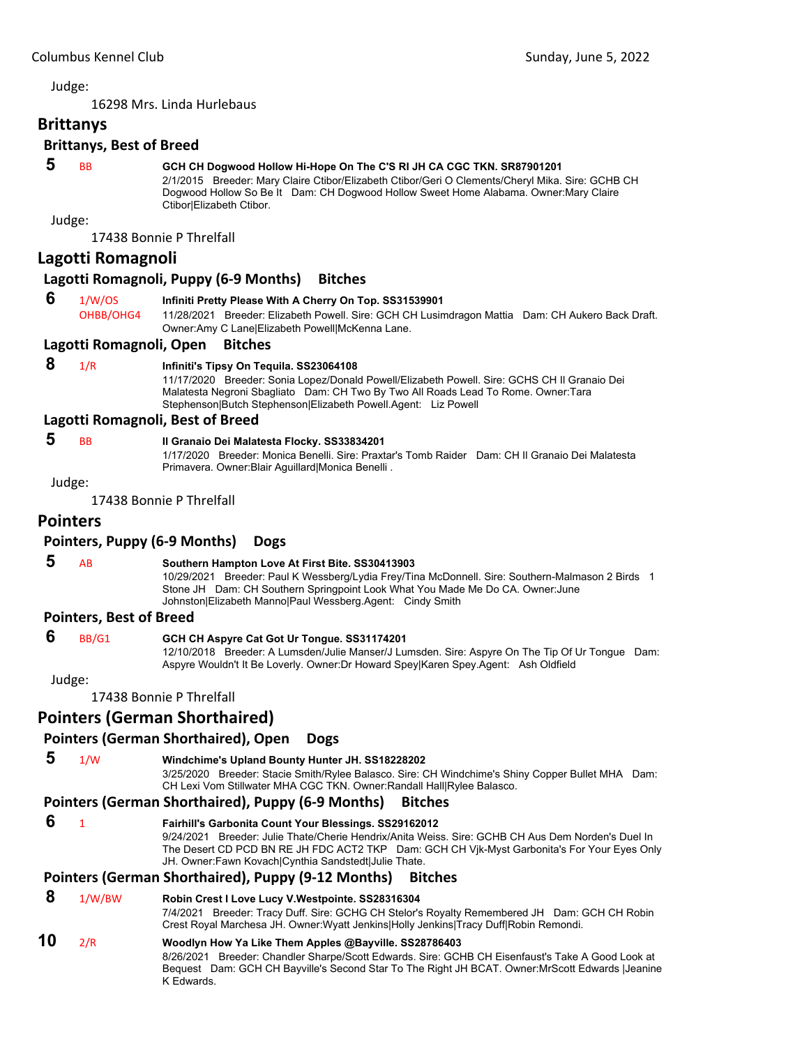Judge:

16298 Mrs. Linda Hurlebaus

## Brittanys

### Brittanys, Best of Breed

**5** BB **GCH CH Dogwood Hollow Hi-Hope On The C'S RI JH CA CGC TKN. SR87901201**
2/1/2015 Breeder: Mary Claire Ctibor/Elizabeth Ctibor/Geri O Clements/Cheryl Mika. Sire: GCHB CH Dogwood Hollow So Be It Dam: CH Dogwood Hollow Sweet Home Alabama. Owner:Mary Claire Ctibor|Elizabeth Ctibor.

Judge:

17438 Bonnie P Threlfall

## Lagotti Romagnoli

### Lagotti Romagnoli, Puppy (6-9 Months) Bitches

**6** 1/W/OS OHBB/OHG4 **Infiniti Pretty Please With A Cherry On Top. SS31539901**
11/28/2021 Breeder: Elizabeth Powell. Sire: GCH CH Lusimdragon Mattia Dam: CH Aukero Back Draft. Owner:Amy C Lane|Elizabeth Powell|McKenna Lane.

### Lagotti Romagnoli, Open Bitches

**8** 1/R **Infiniti's Tipsy On Tequila. SS23064108**
11/17/2020 Breeder: Sonia Lopez/Donald Powell/Elizabeth Powell. Sire: GCHS CH Il Granaio Dei Malatesta Negroni Sbagliato Dam: CH Two By Two All Roads Lead To Rome. Owner:Tara Stephenson|Butch Stephenson|Elizabeth Powell.Agent: Liz Powell

### Lagotti Romagnoli, Best of Breed

**5** BB **Il Granaio Dei Malatesta Flocky. SS33834201**
1/17/2020 Breeder: Monica Benelli. Sire: Praxtar's Tomb Raider Dam: CH Il Granaio Dei Malatesta Primavera. Owner:Blair Aguillard|Monica Benelli .

Judge:

17438 Bonnie P Threlfall

## Pointers

### Pointers, Puppy (6-9 Months) Dogs

**5** AB **Southern Hampton Love At First Bite. SS30413903**
10/29/2021 Breeder: Paul K Wessberg/Lydia Frey/Tina McDonnell. Sire: Southern-Malmason 2 Birds 1 Stone JH Dam: CH Southern Springpoint Look What You Made Me Do CA. Owner:June Johnston|Elizabeth Manno|Paul Wessberg.Agent: Cindy Smith

### Pointers, Best of Breed

**6** BB/G1 **GCH CH Aspyre Cat Got Ur Tongue. SS11174201**
12/10/2018 Breeder: A Lumsden/Julie Manser/J Lumsden. Sire: Aspyre On The Tip Of Ur Tongue Dam: Aspyre Wouldn't It Be Loverly. Owner:Dr Howard Spey|Karen Spey.Agent: Ash Oldfield

Judge:

17438 Bonnie P Threlfall

## Pointers (German Shorthaired)

### Pointers (German Shorthaired), Open Dogs

**5** 1/W **Windchime's Upland Bounty Hunter JH. SS18228202**
3/25/2020 Breeder: Stacie Smith/Rylee Balasco. Sire: CH Windchime's Shiny Copper Bullet MHA Dam: CH Lexi Vom Stillwater MHA CGC TKN. Owner:Randall Hall|Rylee Balasco.

### Pointers (German Shorthaired), Puppy (6-9 Months) Bitches

**6** 1 **Fairhill's Garbonita Count Your Blessings. SS29162012**
9/24/2021 Breeder: Julie Thate/Cherie Hendrix/Anita Weiss. Sire: GCHB CH Aus Dem Norden's Duel In The Desert CD PCD BN RE JH FDC ACT2 TKP Dam: GCH CH Vjk-Myst Garbonita's For Your Eyes Only JH. Owner:Fawn Kovach|Cynthia Sandstedt|Julie Thate.

### Pointers (German Shorthaired), Puppy (9-12 Months) Bitches

**8** 1/W/BW **Robin Crest I Love Lucy V.Westpointe. SS28316304**
7/4/2021 Breeder: Tracy Duff. Sire: GCHG CH Stelor's Royalty Remembered JH Dam: GCH CH Robin Crest Royal Marchesa JH. Owner:Wyatt Jenkins|Holly Jenkins|Tracy Duff|Robin Remondi.

**10** 2/R **Woodlyn How Ya Like Them Apples @Bayville. SS28786403**
8/26/2021 Breeder: Chandler Sharpe/Scott Edwards. Sire: GCHB CH Eisenfaust's Take A Good Look at Bequest Dam: GCH CH Bayville's Second Star To The Right JH BCAT. Owner:MrScott Edwards |Jeanine K Edwards.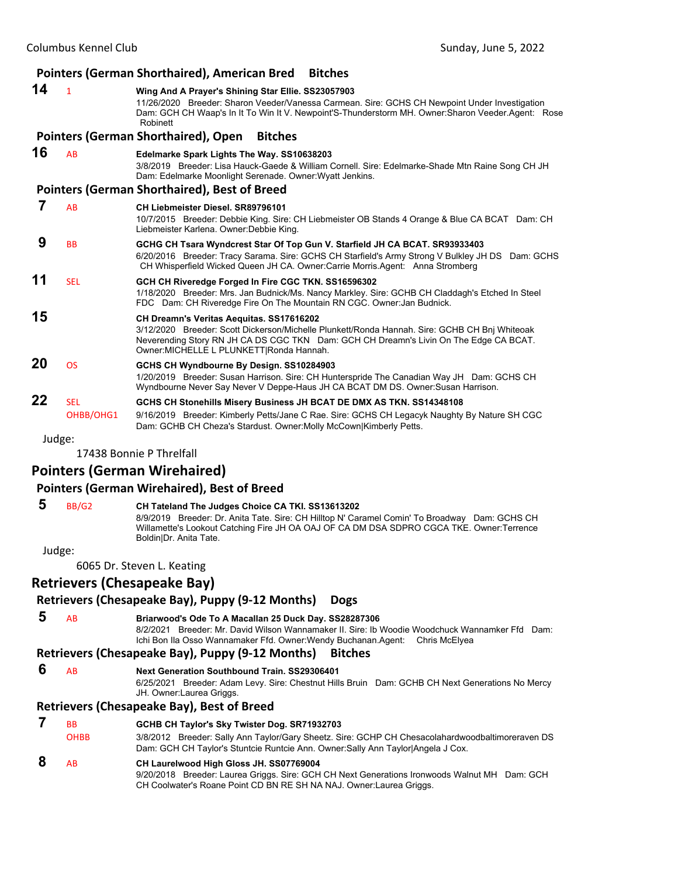### Pointers (German Shorthaired), American Bred Bitches

**14** 1 **Wing And A Prayer's Shining Star Ellie. SS23057903**
11/26/2020 Breeder: Sharon Veeder/Vanessa Carmean. Sire: GCHS CH Newpoint Under Investigation Dam: GCH CH Waap's In It To Win It V. Newpoint'S-Thunderstorm MH. Owner:Sharon Veeder.Agent: Rose Robinett

### Pointers (German Shorthaired), Open Bitches

**16** AB **Edelmarke Spark Lights The Way. SS10638203**
3/8/2019 Breeder: Lisa Hauck-Gaede & William Cornell. Sire: Edelmarke-Shade Mtn Raine Song CH JH Dam: Edelmarke Moonlight Serenade. Owner:Wyatt Jenkins.

### Pointers (German Shorthaired), Best of Breed

**7** AB **CH Liebmeister Diesel. SR89796101**
10/7/2015 Breeder: Debbie King. Sire: CH Liebmeister OB Stands 4 Orange & Blue CA BCAT Dam: CH Liebmeister Karlena. Owner:Debbie King.

**9** BB **GCHG CH Tsara Wyndcrest Star Of Top Gun V. Starfield JH CA BCAT. SR93933403**
6/20/2016 Breeder: Tracy Sarama. Sire: GCHS CH Starfield's Army Strong V Bulkley JH DS Dam: GCHS CH Whisperfield Wicked Queen JH CA. Owner:Carrie Morris.Agent: Anna Stromberg

**11** SEL **GCH CH Riveredge Forged In Fire CGC TKN. SS16596302**
1/18/2020 Breeder: Mrs. Jan Budnick/Ms. Nancy Markley. Sire: GCHB CH Claddagh's Etched In Steel FDC Dam: CH Riveredge Fire On The Mountain RN CGC. Owner:Jan Budnick.

**15** **CH Dreamn's Veritas Aequitas. SS17616202**
3/12/2020 Breeder: Scott Dickerson/Michelle Plunkett/Ronda Hannah. Sire: GCHB CH Bnj Whiteoak Neverending Story RN JH CA DS CGC TKN Dam: GCH CH Dreamn's Livin On The Edge CA BCAT. Owner:MICHELLE L PLUNKETT|Ronda Hannah.

**20** OS **GCHS CH Wyndbourne By Design. SS10284903**
1/20/2019 Breeder: Susan Harrison. Sire: CH Hunterspride The Canadian Way JH Dam: GCHS CH Wyndbourne Never Say Never V Deppe-Haus JH CA BCAT DM DS. Owner:Susan Harrison.

**22** SEL OHBB/OHG1 **GCHS CH Stonehills Misery Business JH BCAT DE DMX AS TKN. SS14348108**
9/16/2019 Breeder: Kimberly Petts/Jane C Rae. Sire: GCHS CH Legacyk Naughty By Nature SH CGC Dam: GCHB CH Cheza's Stardust. Owner:Molly McCown|Kimberly Petts.

Judge:
17438 Bonnie P Threlfall

## Pointers (German Wirehaired)

### Pointers (German Wirehaired), Best of Breed

**5** BB/G2 **CH Tateland The Judges Choice CA TKI. SS13613202**
8/9/2019 Breeder: Dr. Anita Tate. Sire: CH Hilltop N' Caramel Comin' To Broadway Dam: GCHS CH Willamette's Lookout Catching Fire JH OA OAJ OF CA DM DSA SDPRO CGCA TKE. Owner:Terrence Boldin|Dr. Anita Tate.

Judge:
6065 Dr. Steven L. Keating

## Retrievers (Chesapeake Bay)

### Retrievers (Chesapeake Bay), Puppy (9-12 Months) Dogs

**5** AB **Briarwood's Ode To A Macallan 25 Duck Day. SS28287306**
8/2/2021 Breeder: Mr. David Wilson Wannamaker II. Sire: Ib Woodie Woodchuck Wannamker Ffd Dam: Ichi Bon Ila Osso Wannamaker Ffd. Owner:Wendy Buchanan.Agent: Chris McElyea

### Retrievers (Chesapeake Bay), Puppy (9-12 Months) Bitches

**6** AB **Next Generation Southbound Train. SS29306401**
6/25/2021 Breeder: Adam Levy. Sire: Chestnut Hills Bruin Dam: GCHB CH Next Generations No Mercy JH. Owner:Laurea Griggs.

### Retrievers (Chesapeake Bay), Best of Breed

**7** BB OHBB **GCHB CH Taylor's Sky Twister Dog. SR71932703**
3/8/2012 Breeder: Sally Ann Taylor/Gary Sheetz. Sire: GCHP CH Chesacolahardwoodbaltimoreraven DS Dam: GCH CH Taylor's Stuntcie Runtcie Ann. Owner:Sally Ann Taylor|Angela J Cox.

**8** AB **CH Laurelwood High Gloss JH. SS07769004**
9/20/2018 Breeder: Laurea Griggs. Sire: GCH CH Next Generations Ironwoods Walnut MH Dam: GCH CH Coolwater's Roane Point CD BN RE SH NA NAJ. Owner:Laurea Griggs.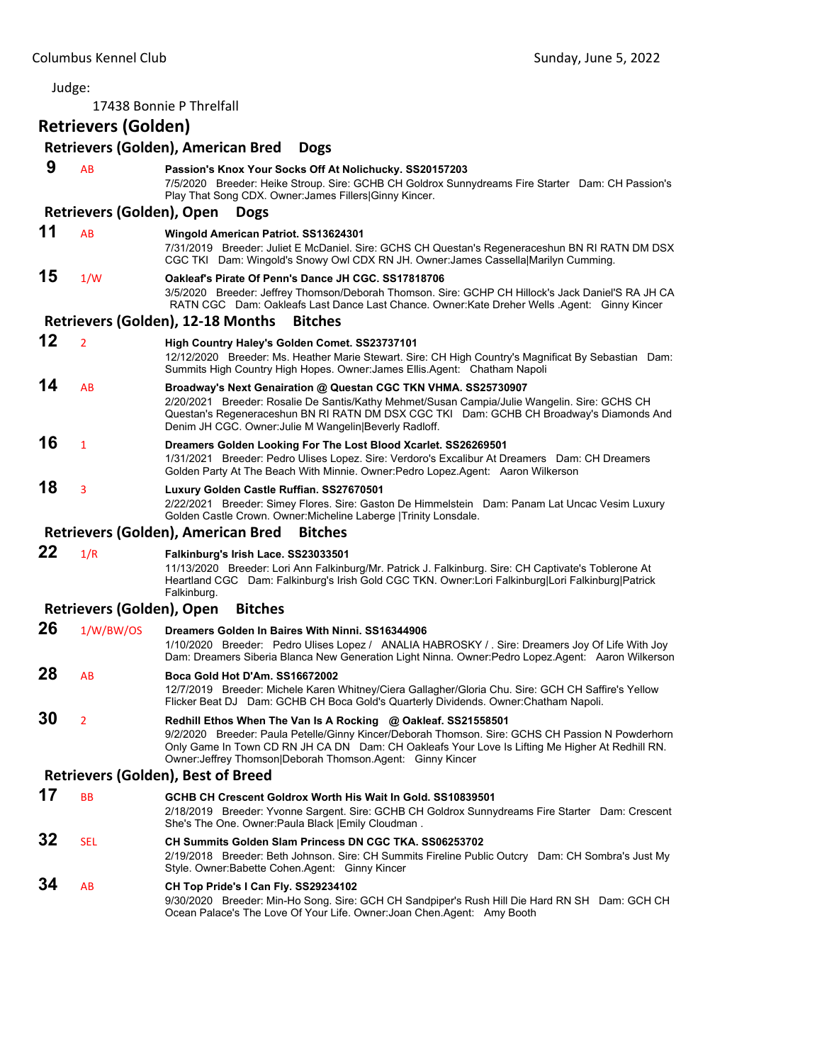Columbus Kennel Club — Sunday, June 5, 2022

Judge:

17438 Bonnie P Threlfall

## Retrievers (Golden)

### Retrievers (Golden), American Bred Dogs

**9** AB **Passion's Knox Your Socks Off At Nolichucky. SS20157203**
7/5/2020 Breeder: Heike Stroup. Sire: GCHB CH Goldrox Sunnydreams Fire Starter Dam: CH Passion's Play That Song CDX. Owner:James Fillers|Ginny Kincer.

### Retrievers (Golden), Open Dogs

**11** AB **Wingold American Patriot. SS13624301**
7/31/2019 Breeder: Juliet E McDaniel. Sire: GCHS CH Questan's Regeneraceshun BN RI RATN DM DSX CGC TKI Dam: Wingold's Snowy Owl CDX RN JH. Owner:James Cassella|Marilyn Cumming.

**15** 1/W **Oakleaf's Pirate Of Penn's Dance JH CGC. SS17818706**
3/5/2020 Breeder: Jeffrey Thomson/Deborah Thomson. Sire: GCHP CH Hillock's Jack Daniel'S RA JH CA RATN CGC Dam: Oakleafs Last Dance Last Chance. Owner:Kate Dreher Wells .Agent: Ginny Kincer

### Retrievers (Golden), 12-18 Months Bitches

**12** 2 **High Country Haley's Golden Comet. SS23737101**
12/12/2020 Breeder: Ms. Heather Marie Stewart. Sire: CH High Country's Magnificat By Sebastian Dam: Summits High Country High Hopes. Owner:James Ellis.Agent: Chatham Napoli

**14** AB **Broadway's Next Genairation @ Questan CGC TKN VHMA. SS25730907**
2/20/2021 Breeder: Rosalie De Santis/Kathy Mehmet/Susan Campia/Julie Wangelin. Sire: GCHS CH Questan's Regeneraceshun BN RI RATN DM DSX CGC TKI Dam: GCHB CH Broadway's Diamonds And Denim JH CGC. Owner:Julie M Wangelin|Beverly Radloff.

**16** 1 **Dreamers Golden Looking For The Lost Blood Xcarlet. SS26269501**
1/31/2021 Breeder: Pedro Ulises Lopez. Sire: Verdoro's Excalibur At Dreamers Dam: CH Dreamers Golden Party At The Beach With Minnie. Owner:Pedro Lopez.Agent: Aaron Wilkerson

**18** 3 **Luxury Golden Castle Ruffian. SS27670501**
2/22/2021 Breeder: Simey Flores. Sire: Gaston De Himmelstein Dam: Panam Lat Uncac Vesim Luxury Golden Castle Crown. Owner:Micheline Laberge |Trinity Lonsdale.

### Retrievers (Golden), American Bred Bitches

**22** 1/R **Falkinburg's Irish Lace. SS23033501**
11/13/2020 Breeder: Lori Ann Falkinburg/Mr. Patrick J. Falkinburg. Sire: CH Captivate's Toblerone At Heartland CGC Dam: Falkinburg's Irish Gold CGC TKN. Owner:Lori Falkinburg|Lori Falkinburg|Patrick Falkinburg.

### Retrievers (Golden), Open Bitches

**26** 1/W/BW/OS **Dreamers Golden In Baires With Ninni. SS16344906**
1/10/2020 Breeder: Pedro Ulises Lopez / ANALIA HABROSKY / . Sire: Dreamers Joy Of Life With Joy Dam: Dreamers Siberia Blanca New Generation Light Ninna. Owner:Pedro Lopez.Agent: Aaron Wilkerson

**28** AB **Boca Gold Hot D'Am. SS16672002**
12/7/2019 Breeder: Michele Karen Whitney/Ciera Gallagher/Gloria Chu. Sire: GCH CH Saffire's Yellow Flicker Beat DJ Dam: GCHB CH Boca Gold's Quarterly Dividends. Owner:Chatham Napoli.

**30** 2 **Redhill Ethos When The Van Is A Rocking @ Oakleaf. SS21558501**
9/2/2020 Breeder: Paula Petelle/Ginny Kincer/Deborah Thomson. Sire: GCHS CH Passion N Powderhorn Only Game In Town CD RN JH CA DN Dam: CH Oakleafs Your Love Is Lifting Me Higher At Redhill RN. Owner:Jeffrey Thomson|Deborah Thomson.Agent: Ginny Kincer

### Retrievers (Golden), Best of Breed

**17** BB **GCHB CH Crescent Goldrox Worth His Wait In Gold. SS10839501**
2/18/2019 Breeder: Yvonne Sargent. Sire: GCHB CH Goldrox Sunnydreams Fire Starter Dam: Crescent She's The One. Owner:Paula Black |Emily Cloudman .

**32** SEL **CH Summits Golden Slam Princess DN CGC TKA. SS06253702**
2/19/2018 Breeder: Beth Johnson. Sire: CH Summits Fireline Public Outcry Dam: CH Sombra's Just My Style. Owner:Babette Cohen.Agent: Ginny Kincer

**34** AB **CH Top Pride's I Can Fly. SS29234102**
9/30/2020 Breeder: Min-Ho Song. Sire: GCH CH Sandpiper's Rush Hill Die Hard RN SH Dam: GCH CH Ocean Palace's The Love Of Your Life. Owner:Joan Chen.Agent: Amy Booth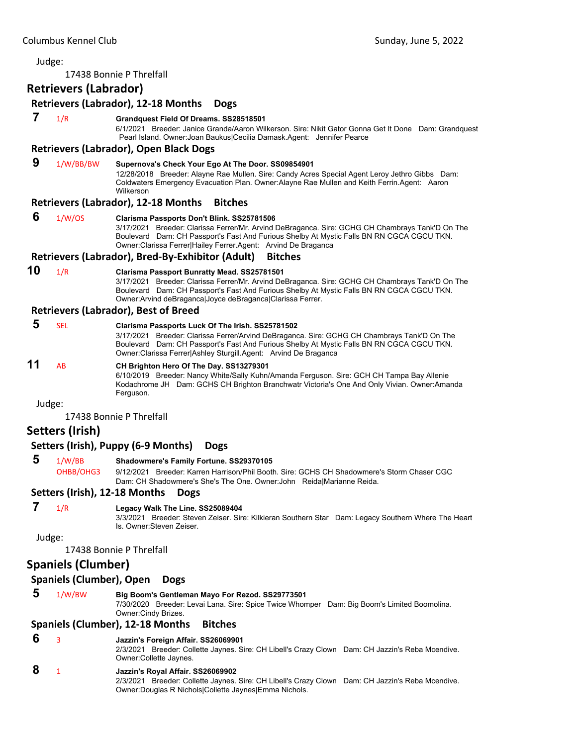Judge:

17438 Bonnie P Threlfall

## Retrievers (Labrador)

### Retrievers (Labrador), 12-18 Months Dogs

**7** 1/R **Grandquest Field Of Dreams. SS28518501**
6/1/2021 Breeder: Janice Granda/Aaron Wilkerson. Sire: Nikit Gator Gonna Get It Done Dam: Grandquest Pearl Island. Owner:Joan Baukus|Cecilia Damask.Agent: Jennifer Pearce

### Retrievers (Labrador), Open Black Dogs

**9** 1/W/BB/BW **Supernova's Check Your Ego At The Door. SS09854901**
12/28/2018 Breeder: Alayne Rae Mullen. Sire: Candy Acres Special Agent Leroy Jethro Gibbs Dam: Coldwaters Emergency Evacuation Plan. Owner:Alayne Rae Mullen and Keith Ferrin.Agent: Aaron Wilkerson

### Retrievers (Labrador), 12-18 Months Bitches

**6** 1/W/OS **Clarisma Passports Don't Blink. SS25781506**
3/17/2021 Breeder: Clarissa Ferrer/Mr. Arvind DeBraganca. Sire: GCHG CH Chambrays Tank'D On The Boulevard Dam: CH Passport's Fast And Furious Shelby At Mystic Falls BN RN CGCA CGCU TKN. Owner:Clarissa Ferrer|Hailey Ferrer.Agent: Arvind De Braganca

### Retrievers (Labrador), Bred-By-Exhibitor (Adult) Bitches

**10** 1/R **Clarisma Passport Bunratty Mead. SS25781501**
3/17/2021 Breeder: Clarissa Ferrer/Mr. Arvind DeBraganca. Sire: GCHG CH Chambrays Tank'D On The Boulevard Dam: CH Passport's Fast And Furious Shelby At Mystic Falls BN RN CGCA CGCU TKN. Owner:Arvind deBraganca|Joyce deBraganca|Clarissa Ferrer.

### Retrievers (Labrador), Best of Breed

**5** SEL **Clarisma Passports Luck Of The Irish. SS25781502**
3/17/2021 Breeder: Clarissa Ferrer/Arvind DeBraganca. Sire: GCHG CH Chambrays Tank'D On The Boulevard Dam: CH Passport's Fast And Furious Shelby At Mystic Falls BN RN CGCA CGCU TKN. Owner:Clarissa Ferrer|Ashley Sturgill.Agent: Arvind De Braganca

**11** AB **CH Brighton Hero Of The Day. SS13279301**
6/10/2019 Breeder: Nancy White/Sally Kuhn/Amanda Ferguson. Sire: GCH CH Tampa Bay Allenie Kodachrome JH Dam: GCHS CH Brighton Branchwatr Victoria's One And Only Vivian. Owner:Amanda Ferguson.

Judge:

17438 Bonnie P Threlfall

## Setters (Irish)

### Setters (Irish), Puppy (6-9 Months) Dogs

**5** 1/W/BB OHBB/OHG3 **Shadowmere's Family Fortune. SS29370105**
9/12/2021 Breeder: Karren Harrison/Phil Booth. Sire: GCHS CH Shadowmere's Storm Chaser CGC Dam: CH Shadowmere's She's The One. Owner:John Reida|Marianne Reida.

### Setters (Irish), 12-18 Months Dogs

**7** 1/R **Legacy Walk The Line. SS25089404**
3/3/2021 Breeder: Steven Zeiser. Sire: Kilkieran Southern Star Dam: Legacy Southern Where The Heart Is. Owner:Steven Zeiser.

Judge:

17438 Bonnie P Threlfall

## Spaniels (Clumber)

### Spaniels (Clumber), Open Dogs

**5** 1/W/BW **Big Boom's Gentleman Mayo For Rezod. SS29773501**
7/30/2020 Breeder: Levai Lana. Sire: Spice Twice Whomper Dam: Big Boom's Limited Boomolina. Owner:Cindy Brizes.

### Spaniels (Clumber), 12-18 Months Bitches

**6** 3 **Jazzin's Foreign Affair. SS26069901**
2/3/2021 Breeder: Collette Jaynes. Sire: CH Libell's Crazy Clown Dam: CH Jazzin's Reba Mcendive. Owner:Collette Jaynes.

**8** 1 **Jazzin's Royal Affair. SS26069902**
2/3/2021 Breeder: Collette Jaynes. Sire: CH Libell's Crazy Clown Dam: CH Jazzin's Reba Mcendive. Owner:Douglas R Nichols|Collette Jaynes|Emma Nichols.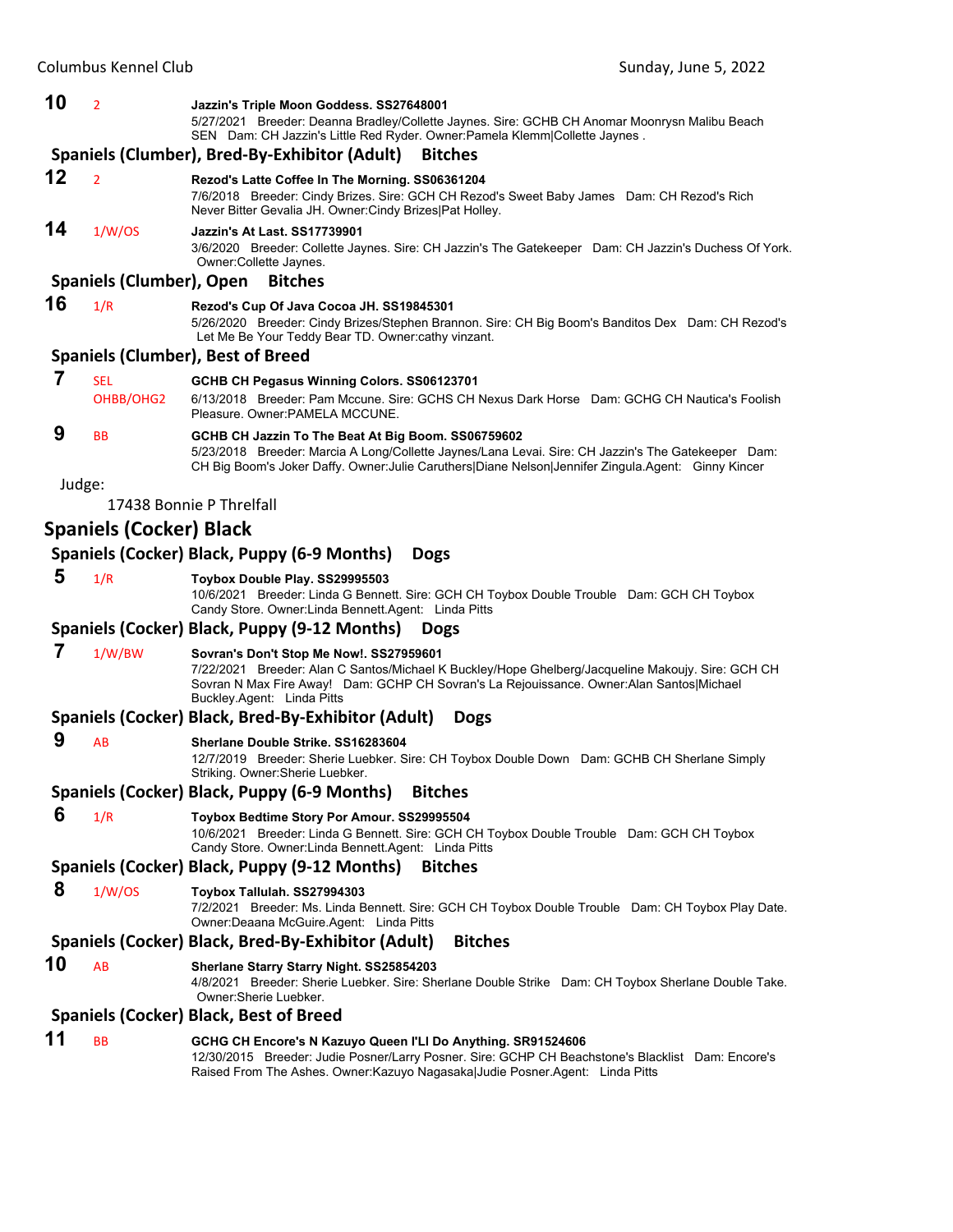**10** 2 **Jazzin's Triple Moon Goddess. SS27648001**
5/27/2021 Breeder: Deanna Bradley/Collette Jaynes. Sire: GCHB CH Anomar Moonrysn Malibu Beach SEN Dam: CH Jazzin's Little Red Ryder. Owner:Pamela Klemm|Collette Jaynes .

### Spaniels (Clumber), Bred-By-Exhibitor (Adult) Bitches

**12** 2 **Rezod's Latte Coffee In The Morning. SS06361204**
7/6/2018 Breeder: Cindy Brizes. Sire: GCH CH Rezod's Sweet Baby James Dam: CH Rezod's Rich Never Bitter Gevalia JH. Owner:Cindy Brizes|Pat Holley.

**14** 1/W/OS **Jazzin's At Last. SS17739901**
3/6/2020 Breeder: Collette Jaynes. Sire: CH Jazzin's The Gatekeeper Dam: CH Jazzin's Duchess Of York. Owner:Collette Jaynes.

### Spaniels (Clumber), Open Bitches

**16** 1/R **Rezod's Cup Of Java Cocoa JH. SS19845301**
5/26/2020 Breeder: Cindy Brizes/Stephen Brannon. Sire: CH Big Boom's Banditos Dex Dam: CH Rezod's Let Me Be Your Teddy Bear TD. Owner:cathy vinzant.

### Spaniels (Clumber), Best of Breed

**7** SEL OHBB/OHG2 **GCHB CH Pegasus Winning Colors. SS06123701**
6/13/2018 Breeder: Pam Mccune. Sire: GCHS CH Nexus Dark Horse Dam: GCHG CH Nautica's Foolish Pleasure. Owner:PAMELA MCCUNE.

**9** BB **GCHB CH Jazzin To The Beat At Big Boom. SS06759602**
5/23/2018 Breeder: Marcia A Long/Collette Jaynes/Lana Levai. Sire: CH Jazzin's The Gatekeeper Dam: CH Big Boom's Joker Daffy. Owner:Julie Caruthers|Diane Nelson|Jennifer Zingula.Agent: Ginny Kincer

Judge:

17438 Bonnie P Threlfall

## Spaniels (Cocker) Black

### Spaniels (Cocker) Black, Puppy (6-9 Months) Dogs

**5** 1/R **Toybox Double Play. SS29995503**
10/6/2021 Breeder: Linda G Bennett. Sire: GCH CH Toybox Double Trouble Dam: GCH CH Toybox Candy Store. Owner:Linda Bennett.Agent: Linda Pitts

### Spaniels (Cocker) Black, Puppy (9-12 Months) Dogs

**7** 1/W/BW **Sovran's Don't Stop Me Now!. SS27959601**
7/22/2021 Breeder: Alan C Santos/Michael K Buckley/Hope Ghelberg/Jacqueline Makoujy. Sire: GCH CH Sovran N Max Fire Away! Dam: GCHP CH Sovran's La Rejouissance. Owner:Alan Santos|Michael Buckley.Agent: Linda Pitts

### Spaniels (Cocker) Black, Bred-By-Exhibitor (Adult) Dogs

**9** AB **Sherlane Double Strike. SS16283604**
12/7/2019 Breeder: Sherie Luebker. Sire: CH Toybox Double Down Dam: GCHB CH Sherlane Simply Striking. Owner:Sherie Luebker.

### Spaniels (Cocker) Black, Puppy (6-9 Months) Bitches

**6** 1/R **Toybox Bedtime Story Por Amour. SS29995504**
10/6/2021 Breeder: Linda G Bennett. Sire: GCH CH Toybox Double Trouble Dam: GCH CH Toybox Candy Store. Owner:Linda Bennett.Agent: Linda Pitts

### Spaniels (Cocker) Black, Puppy (9-12 Months) Bitches

**8** 1/W/OS **Toybox Tallulah. SS27994303**
7/2/2021 Breeder: Ms. Linda Bennett. Sire: GCH CH Toybox Double Trouble Dam: CH Toybox Play Date. Owner:Deaana McGuire.Agent: Linda Pitts

### Spaniels (Cocker) Black, Bred-By-Exhibitor (Adult) Bitches

**10** AB **Sherlane Starry Starry Night. SS25854203**
4/8/2021 Breeder: Sherie Luebker. Sire: Sherlane Double Strike Dam: CH Toybox Sherlane Double Take. Owner:Sherie Luebker.

### Spaniels (Cocker) Black, Best of Breed

**11** BB **GCHG CH Encore's N Kazuyo Queen I'Ll Do Anything. SR91524606**
12/30/2015 Breeder: Judie Posner/Larry Posner. Sire: GCHP CH Beachstone's Blacklist Dam: Encore's Raised From The Ashes. Owner:Kazuyo Nagasaka|Judie Posner.Agent: Linda Pitts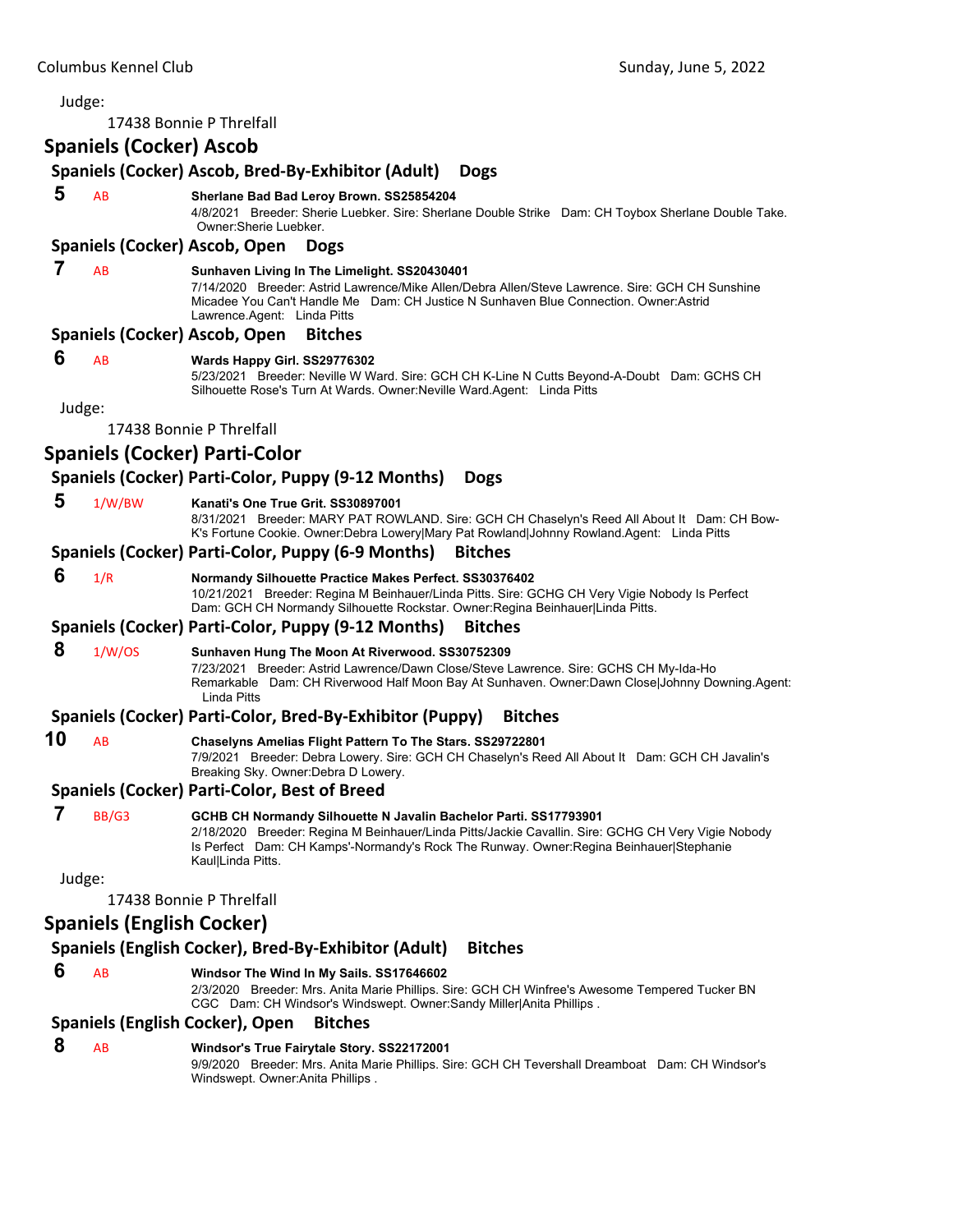Judge:

17438 Bonnie P Threlfall

## Spaniels (Cocker) Ascob

### Spaniels (Cocker) Ascob, Bred-By-Exhibitor (Adult) Dogs

**5** AB **Sherlane Bad Bad Leroy Brown. SS25854204**
4/8/2021 Breeder: Sherie Luebker. Sire: Sherlane Double Strike Dam: CH Toybox Sherlane Double Take. Owner:Sherie Luebker.

### Spaniels (Cocker) Ascob, Open Dogs

**7** AB **Sunhaven Living In The Limelight. SS20430401**
7/14/2020 Breeder: Astrid Lawrence/Mike Allen/Debra Allen/Steve Lawrence. Sire: GCH CH Sunshine Micadee You Can't Handle Me Dam: CH Justice N Sunhaven Blue Connection. Owner:Astrid Lawrence.Agent: Linda Pitts

### Spaniels (Cocker) Ascob, Open Bitches

**6** AB **Wards Happy Girl. SS29776302**
5/23/2021 Breeder: Neville W Ward. Sire: GCH CH K-Line N Cutts Beyond-A-Doubt Dam: GCHS CH Silhouette Rose's Turn At Wards. Owner:Neville Ward.Agent: Linda Pitts

Judge:

17438 Bonnie P Threlfall

## Spaniels (Cocker) Parti-Color

### Spaniels (Cocker) Parti-Color, Puppy (9-12 Months) Dogs

**5** 1/W/BW **Kanati's One True Grit. SS30897001**
8/31/2021 Breeder: MARY PAT ROWLAND. Sire: GCH CH Chaselyn's Reed All About It Dam: CH Bow-K's Fortune Cookie. Owner:Debra Lowery|Mary Pat Rowland|Johnny Rowland.Agent: Linda Pitts

### Spaniels (Cocker) Parti-Color, Puppy (6-9 Months) Bitches

**6** 1/R **Normandy Silhouette Practice Makes Perfect. SS30376402**
10/21/2021 Breeder: Regina M Beinhauer/Linda Pitts. Sire: GCHG CH Very Vigie Nobody Is Perfect Dam: GCH CH Normandy Silhouette Rockstar. Owner:Regina Beinhauer|Linda Pitts.

### Spaniels (Cocker) Parti-Color, Puppy (9-12 Months) Bitches

**8** 1/W/OS **Sunhaven Hung The Moon At Riverwood. SS30752309**
7/23/2021 Breeder: Astrid Lawrence/Dawn Close/Steve Lawrence. Sire: GCHS CH My-Ida-Ho Remarkable Dam: CH Riverwood Half Moon Bay At Sunhaven. Owner:Dawn Close|Johnny Downing.Agent: Linda Pitts

### Spaniels (Cocker) Parti-Color, Bred-By-Exhibitor (Puppy) Bitches

**10** AB **Chaselyns Amelias Flight Pattern To The Stars. SS29722801**
7/9/2021 Breeder: Debra Lowery. Sire: GCH CH Chaselyn's Reed All About It Dam: GCH CH Javalin's Breaking Sky. Owner:Debra D Lowery.

### Spaniels (Cocker) Parti-Color, Best of Breed

**7** BB/G3 **GCHB CH Normandy Silhouette N Javalin Bachelor Parti. SS17793901**
2/18/2020 Breeder: Regina M Beinhauer/Linda Pitts/Jackie Cavallin. Sire: GCHG CH Very Vigie Nobody Is Perfect Dam: CH Kamps'-Normandy's Rock The Runway. Owner:Regina Beinhauer|Stephanie Kaul|Linda Pitts.

Judge:

17438 Bonnie P Threlfall

## Spaniels (English Cocker)

### Spaniels (English Cocker), Bred-By-Exhibitor (Adult) Bitches

**6** AB **Windsor The Wind In My Sails. SS17646602**
2/3/2020 Breeder: Mrs. Anita Marie Phillips. Sire: GCH CH Winfree's Awesome Tempered Tucker BN CGC Dam: CH Windsor's Windswept. Owner:Sandy Miller|Anita Phillips .

### Spaniels (English Cocker), Open Bitches

**8** AB **Windsor's True Fairytale Story. SS22172001**
9/9/2020 Breeder: Mrs. Anita Marie Phillips. Sire: GCH CH Tevershall Dreamboat Dam: CH Windsor's Windswept. Owner:Anita Phillips .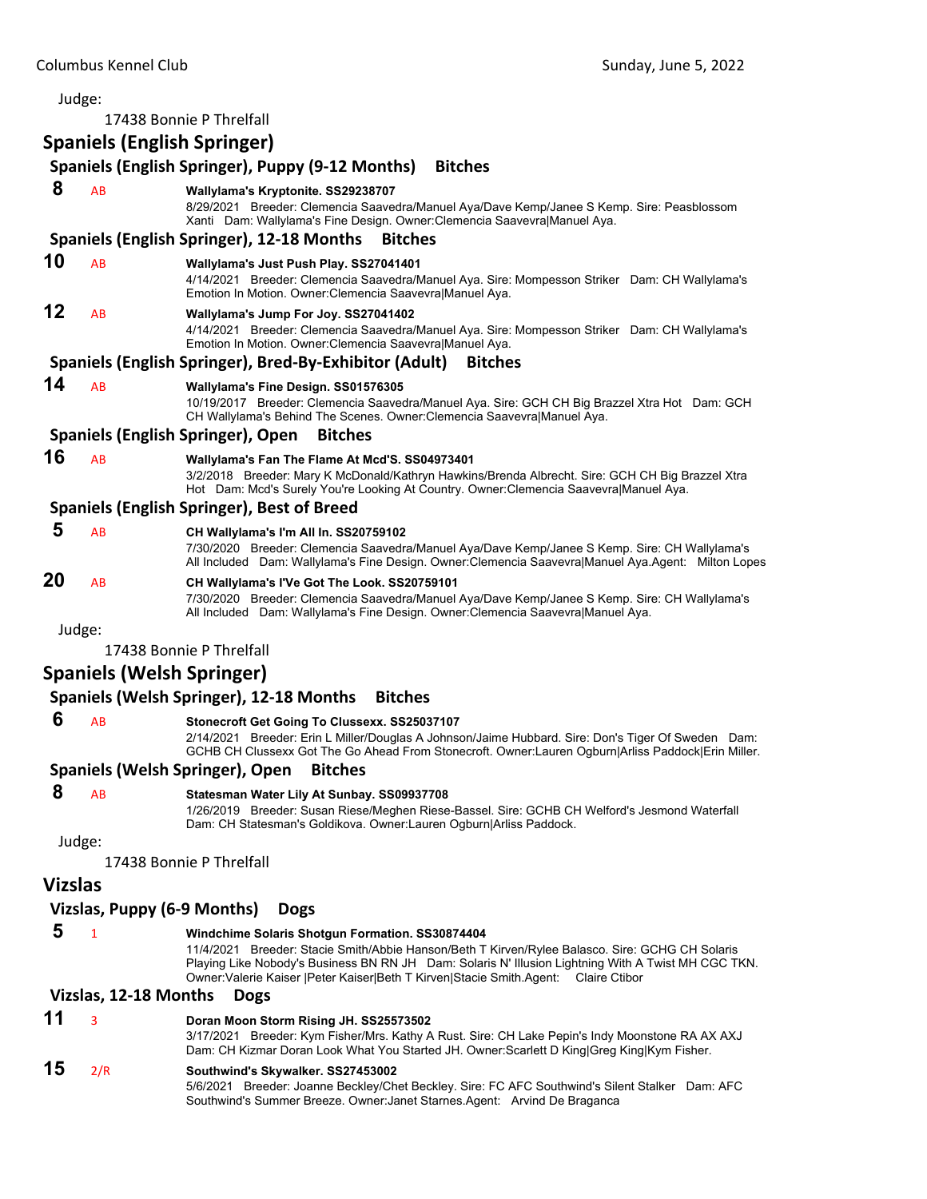Judge:

17438 Bonnie P Threlfall

## Spaniels (English Springer)

### Spaniels (English Springer), Puppy (9-12 Months) Bitches

**8** AB **Wallylama's Kryptonite. SS29238707**
8/29/2021 Breeder: Clemencia Saavedra/Manuel Aya/Dave Kemp/Janee S Kemp. Sire: Peasblossom Xanti Dam: Wallylama's Fine Design. Owner:Clemencia Saavevra|Manuel Aya.

### Spaniels (English Springer), 12-18 Months Bitches

**10** AB **Wallylama's Just Push Play. SS27041401**
4/14/2021 Breeder: Clemencia Saavedra/Manuel Aya. Sire: Mompesson Striker Dam: CH Wallylama's Emotion In Motion. Owner:Clemencia Saavevra|Manuel Aya.

**12** AB **Wallylama's Jump For Joy. SS27041402**
4/14/2021 Breeder: Clemencia Saavedra/Manuel Aya. Sire: Mompesson Striker Dam: CH Wallylama's Emotion In Motion. Owner:Clemencia Saavevra|Manuel Aya.

### Spaniels (English Springer), Bred-By-Exhibitor (Adult) Bitches

**14** AB **Wallylama's Fine Design. SS01576305**
10/19/2017 Breeder: Clemencia Saavedra/Manuel Aya. Sire: GCH CH Big Brazzel Xtra Hot Dam: GCH CH Wallylama's Behind The Scenes. Owner:Clemencia Saavevra|Manuel Aya.

### Spaniels (English Springer), Open Bitches

**16** AB **Wallylama's Fan The Flame At Mcd'S. SS04973401**
3/2/2018 Breeder: Mary K McDonald/Kathryn Hawkins/Brenda Albrecht. Sire: GCH CH Big Brazzel Xtra Hot Dam: Mcd's Surely You're Looking At Country. Owner:Clemencia Saavevra|Manuel Aya.

### Spaniels (English Springer), Best of Breed

**5** AB **CH Wallylama's I'm All In. SS20759102**
7/30/2020 Breeder: Clemencia Saavedra/Manuel Aya/Dave Kemp/Janee S Kemp. Sire: CH Wallylama's All Included Dam: Wallylama's Fine Design. Owner:Clemencia Saavevra|Manuel Aya.Agent: Milton Lopes

**20** AB **CH Wallylama's I'Ve Got The Look. SS20759101**
7/30/2020 Breeder: Clemencia Saavedra/Manuel Aya/Dave Kemp/Janee S Kemp. Sire: CH Wallylama's All Included Dam: Wallylama's Fine Design. Owner:Clemencia Saavevra|Manuel Aya.

Judge:

17438 Bonnie P Threlfall

## Spaniels (Welsh Springer)

### Spaniels (Welsh Springer), 12-18 Months Bitches

**6** AB **Stonecroft Get Going To Clussexx. SS25037107**
2/14/2021 Breeder: Erin L Miller/Douglas A Johnson/Jaime Hubbard. Sire: Don's Tiger Of Sweden Dam: GCHB CH Clussexx Got The Go Ahead From Stonecroft. Owner:Lauren Ogburn|Arliss Paddock|Erin Miller.

### Spaniels (Welsh Springer), Open Bitches

**8** AB **Statesman Water Lily At Sunbay. SS09937708**
1/26/2019 Breeder: Susan Riese/Meghen Riese-Bassel. Sire: GCHB CH Welford's Jesmond Waterfall Dam: CH Statesman's Goldikova. Owner:Lauren Ogburn|Arliss Paddock.

Judge:

17438 Bonnie P Threlfall

## Vizslas

### Vizslas, Puppy (6-9 Months) Dogs

**5** 1 **Windchime Solaris Shotgun Formation. SS30874404**
11/4/2021 Breeder: Stacie Smith/Abbie Hanson/Beth T Kirven/Rylee Balasco. Sire: GCHG CH Solaris Playing Like Nobody's Business BN RN JH Dam: Solaris N' Illusion Lightning With A Twist MH CGC TKN. Owner:Valerie Kaiser |Peter Kaiser|Beth T Kirven|Stacie Smith.Agent: Claire Ctibor

### Vizslas, 12-18 Months Dogs

**11** 3 **Doran Moon Storm Rising JH. SS25573502**
3/17/2021 Breeder: Kym Fisher/Mrs. Kathy A Rust. Sire: CH Lake Pepin's Indy Moonstone RA AX AXJ Dam: CH Kizmar Doran Look What You Started JH. Owner:Scarlett D King|Greg King|Kym Fisher.

**15** 2/R **Southwind's Skywalker. SS27453002**
5/6/2021 Breeder: Joanne Beckley/Chet Beckley. Sire: FC AFC Southwind's Silent Stalker Dam: AFC Southwind's Summer Breeze. Owner:Janet Starnes.Agent: Arvind De Braganca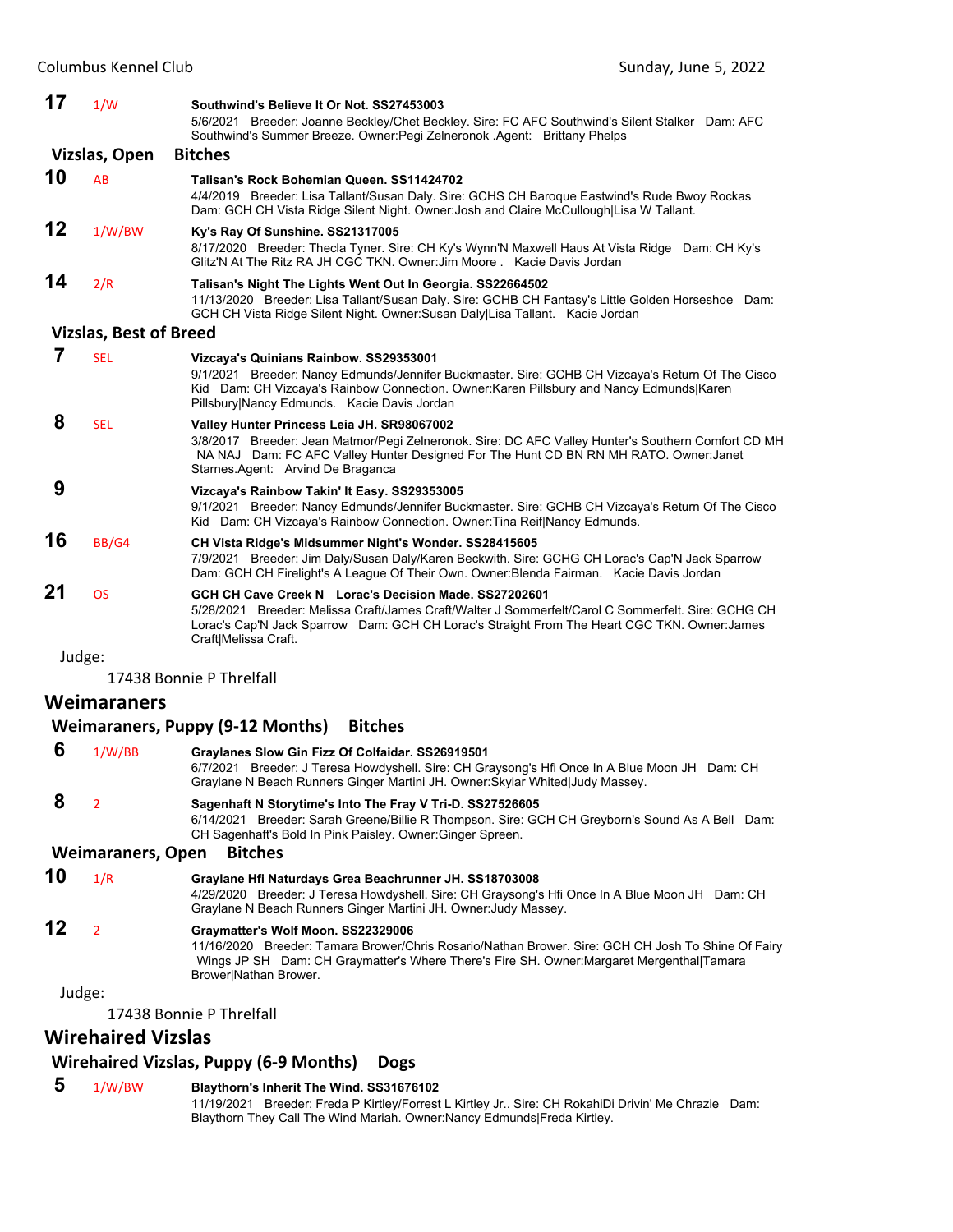**17** 1/W **Southwind's Believe It Or Not. SS27453003**
5/6/2021 Breeder: Joanne Beckley/Chet Beckley. Sire: FC AFC Southwind's Silent Stalker Dam: AFC Southwind's Summer Breeze. Owner:Pegi Zelneronok .Agent: Brittany Phelps

### Vizslas, Open Bitches

**10** AB **Talisan's Rock Bohemian Queen. SS11424702**
4/4/2019 Breeder: Lisa Tallant/Susan Daly. Sire: GCHS CH Baroque Eastwind's Rude Bwoy Rockas Dam: GCH CH Vista Ridge Silent Night. Owner:Josh and Claire McCullough|Lisa W Tallant.

**12** 1/W/BW **Ky's Ray Of Sunshine. SS21317005**
8/17/2020 Breeder: Thecla Tyner. Sire: CH Ky's Wynn'N Maxwell Haus At Vista Ridge Dam: CH Ky's Glitz'N At The Ritz RA JH CGC TKN. Owner:Jim Moore . Kacie Davis Jordan

**14** 2/R **Talisan's Night The Lights Went Out In Georgia. SS22664502**
11/13/2020 Breeder: Lisa Tallant/Susan Daly. Sire: GCHB CH Fantasy's Little Golden Horseshoe Dam: GCH CH Vista Ridge Silent Night. Owner:Susan Daly|Lisa Tallant. Kacie Jordan

### Vizslas, Best of Breed

**7** SEL **Vizcaya's Quinians Rainbow. SS29353001**
9/1/2021 Breeder: Nancy Edmunds/Jennifer Buckmaster. Sire: GCHB CH Vizcaya's Return Of The Cisco Kid Dam: CH Vizcaya's Rainbow Connection. Owner:Karen Pillsbury and Nancy Edmunds|Karen Pillsbury|Nancy Edmunds. Kacie Davis Jordan

**8** SEL **Valley Hunter Princess Leia JH. SR98067002**
3/8/2017 Breeder: Jean Matmor/Pegi Zelneronok. Sire: DC AFC Valley Hunter's Southern Comfort CD MH NA NAJ Dam: FC AFC Valley Hunter Designed For The Hunt CD BN RN MH RATO. Owner:Janet Starnes.Agent: Arvind De Braganca

**9** **Vizcaya's Rainbow Takin' It Easy. SS29353005**
9/1/2021 Breeder: Nancy Edmunds/Jennifer Buckmaster. Sire: GCHB CH Vizcaya's Return Of The Cisco Kid Dam: CH Vizcaya's Rainbow Connection. Owner:Tina Reif|Nancy Edmunds.

**16** BB/G4 **CH Vista Ridge's Midsummer Night's Wonder. SS28415605**
7/9/2021 Breeder: Jim Daly/Susan Daly/Karen Beckwith. Sire: GCHG CH Lorac's Cap'N Jack Sparrow Dam: GCH CH Firelight's A League Of Their Own. Owner:Blenda Fairman. Kacie Davis Jordan

**21** OS **GCH CH Cave Creek N Lorac's Decision Made. SS27202601**
5/28/2021 Breeder: Melissa Craft/James Craft/Walter J Sommerfelt/Carol C Sommerfelt. Sire: GCHG CH Lorac's Cap'N Jack Sparrow Dam: GCH CH Lorac's Straight From The Heart CGC TKN. Owner:James Craft|Melissa Craft.

Judge:

17438 Bonnie P Threlfall

## Weimaraners

### Weimaraners, Puppy (9-12 Months) Bitches

**6** 1/W/BB **Graylanes Slow Gin Fizz Of Colfaidar. SS26919501**
6/7/2021 Breeder: J Teresa Howdyshell. Sire: CH Graysong's Hfi Once In A Blue Moon JH Dam: CH Graylane N Beach Runners Ginger Martini JH. Owner:Skylar Whited|Judy Massey.

**8** 2 **Sagenhaft N Storytime's Into The Fray V Tri-D. SS27526605**
6/14/2021 Breeder: Sarah Greene/Billie R Thompson. Sire: GCH CH Greyborn's Sound As A Bell Dam: CH Sagenhaft's Bold In Pink Paisley. Owner:Ginger Spreen.

### Weimaraners, Open Bitches

**10** 1/R **Graylane Hfi Naturdays Grea Beachrunner JH. SS18703008**
4/29/2020 Breeder: J Teresa Howdyshell. Sire: CH Graysong's Hfi Once In A Blue Moon JH Dam: CH Graylane N Beach Runners Ginger Martini JH. Owner:Judy Massey.

**12** 2 **Graymatter's Wolf Moon. SS22329006**
11/16/2020 Breeder: Tamara Brower/Chris Rosario/Nathan Brower. Sire: GCH CH Josh To Shine Of Fairy Wings JP SH Dam: CH Graymatter's Where There's Fire SH. Owner:Margaret Mergenthal|Tamara Brower|Nathan Brower.

Judge:

17438 Bonnie P Threlfall

## Wirehaired Vizslas

### Wirehaired Vizslas, Puppy (6-9 Months) Dogs

**5** 1/W/BW **Blaythorn's Inherit The Wind. SS31676102**
11/19/2021 Breeder: Freda P Kirtley/Forrest L Kirtley Jr.. Sire: CH RokahiDi Drivin' Me Chrazie Dam: Blaythorn They Call The Wind Mariah. Owner:Nancy Edmunds|Freda Kirtley.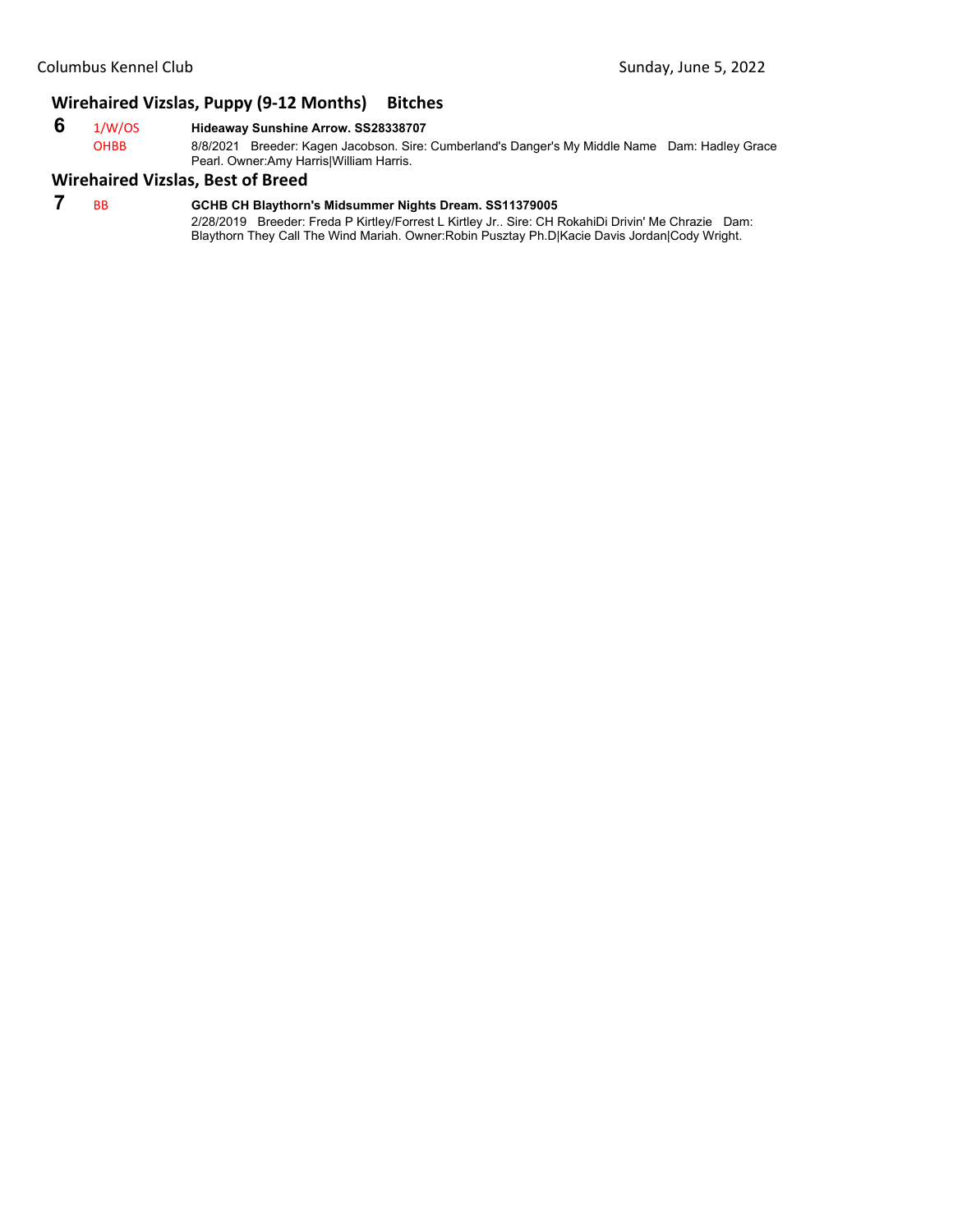### Wirehaired Vizslas, Puppy (9-12 Months) Bitches

**6** 1/W/OS OHBB **Hideaway Sunshine Arrow. SS28338707**
8/8/2021 Breeder: Kagen Jacobson. Sire: Cumberland's Danger's My Middle Name Dam: Hadley Grace Pearl. Owner:Amy Harris|William Harris.

### Wirehaired Vizslas, Best of Breed

**7** BB **GCHB CH Blaythorn's Midsummer Nights Dream. SS11379005**
2/28/2019 Breeder: Freda P Kirtley/Forrest L Kirtley Jr.. Sire: CH RokahiDi Drivin' Me Chrazie Dam: Blaythorn They Call The Wind Mariah. Owner:Robin Pusztay Ph.D|Kacie Davis Jordan|Cody Wright.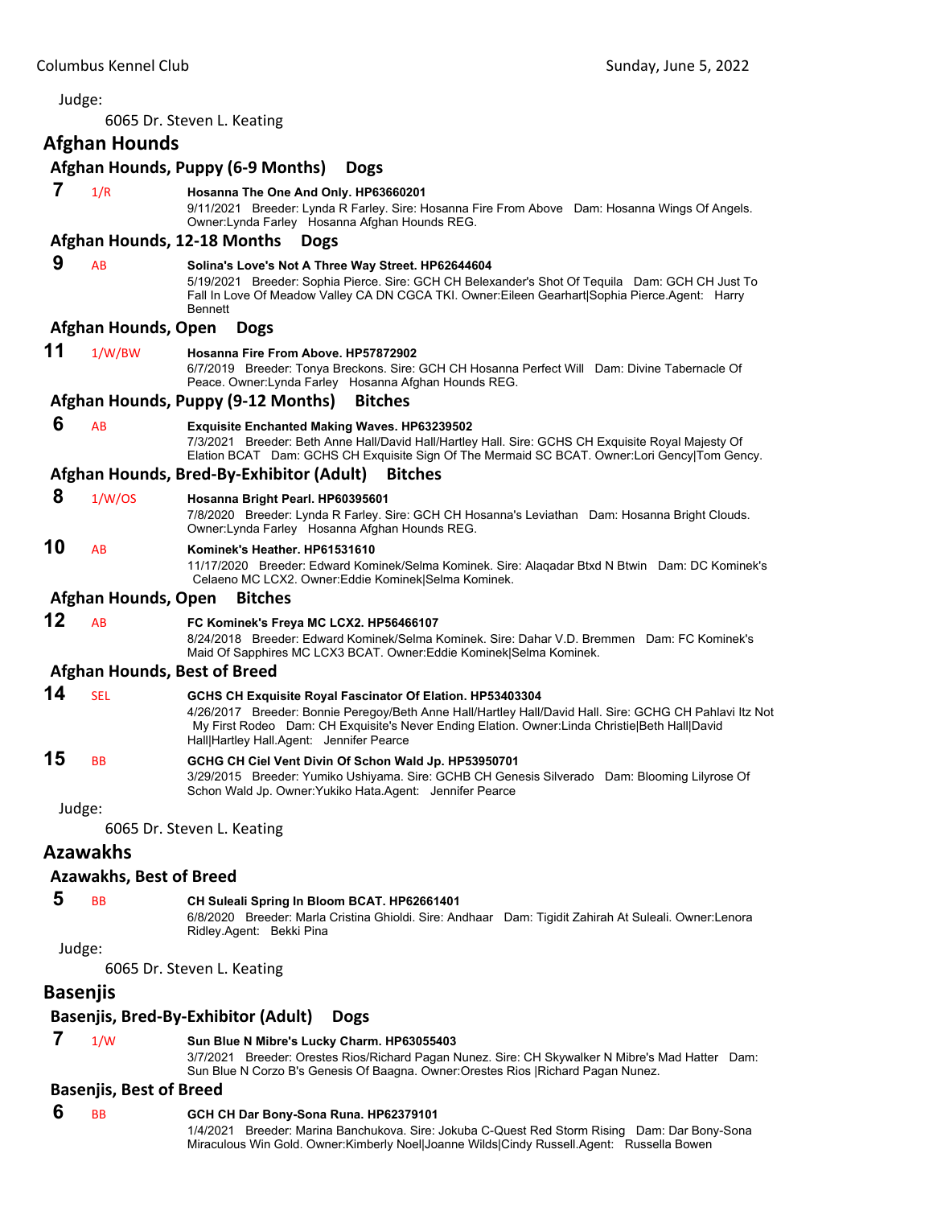Judge:

6065 Dr. Steven L. Keating

## Afghan Hounds

### Afghan Hounds, Puppy (6-9 Months) Dogs

**7** 1/R **Hosanna The One And Only. HP63660201**
9/11/2021 Breeder: Lynda R Farley. Sire: Hosanna Fire From Above Dam: Hosanna Wings Of Angels. Owner:Lynda Farley Hosanna Afghan Hounds REG.

### Afghan Hounds, 12-18 Months Dogs

**9** AB **Solina's Love's Not A Three Way Street. HP62644604**
5/19/2021 Breeder: Sophia Pierce. Sire: GCH CH Belexander's Shot Of Tequila Dam: GCH CH Just To Fall In Love Of Meadow Valley CA DN CGCA TKI. Owner:Eileen Gearhart|Sophia Pierce.Agent: Harry Bennett

### Afghan Hounds, Open Dogs

**11** 1/W/BW **Hosanna Fire From Above. HP57872902**
6/7/2019 Breeder: Tonya Breckons. Sire: GCH CH Hosanna Perfect Will Dam: Divine Tabernacle Of Peace. Owner:Lynda Farley Hosanna Afghan Hounds REG.

### Afghan Hounds, Puppy (9-12 Months) Bitches

**6** AB **Exquisite Enchanted Making Waves. HP63239502**
7/3/2021 Breeder: Beth Anne Hall/David Hall/Hartley Hall. Sire: GCHS CH Exquisite Royal Majesty Of Elation BCAT Dam: GCHS CH Exquisite Sign Of The Mermaid SC BCAT. Owner:Lori Gency|Tom Gency.

### Afghan Hounds, Bred-By-Exhibitor (Adult) Bitches

**8** 1/W/OS **Hosanna Bright Pearl. HP60395601**
7/8/2020 Breeder: Lynda R Farley. Sire: GCH CH Hosanna's Leviathan Dam: Hosanna Bright Clouds. Owner:Lynda Farley Hosanna Afghan Hounds REG.

**10** AB **Kominek's Heather. HP61531610**
11/17/2020 Breeder: Edward Kominek/Selma Kominek. Sire: Alaqadar Btxd N Btwin Dam: DC Kominek's Celaeno MC LCX2. Owner:Eddie Kominek|Selma Kominek.

### Afghan Hounds, Open Bitches

**12** AB **FC Kominek's Freya MC LCX2. HP56466107**
8/24/2018 Breeder: Edward Kominek/Selma Kominek. Sire: Dahar V.D. Bremmen Dam: FC Kominek's Maid Of Sapphires MC LCX3 BCAT. Owner:Eddie Kominek|Selma Kominek.

### Afghan Hounds, Best of Breed

**14** SEL **GCHS CH Exquisite Royal Fascinator Of Elation. HP53403304**
4/26/2017 Breeder: Bonnie Peregoy/Beth Anne Hall/Hartley Hall/David Hall. Sire: GCHG CH Pahlavi Itz Not My First Rodeo Dam: CH Exquisite's Never Ending Elation. Owner:Linda Christie|Beth Hall|David Hall|Hartley Hall.Agent: Jennifer Pearce

**15** BB **GCHG CH Ciel Vent Divin Of Schon Wald Jp. HP53950701**
3/29/2015 Breeder: Yumiko Ushiyama. Sire: GCHB CH Genesis Silverado Dam: Blooming Lilyrose Of Schon Wald Jp. Owner:Yukiko Hata.Agent: Jennifer Pearce

Judge:

6065 Dr. Steven L. Keating

## Azawakhs

### Azawakhs, Best of Breed

**5** BB **CH Suleali Spring In Bloom BCAT. HP62661401**
6/8/2020 Breeder: Marla Cristina Ghioldi. Sire: Andhaar Dam: Tigidit Zahirah At Suleali. Owner:Lenora Ridley.Agent: Bekki Pina

Judge:

6065 Dr. Steven L. Keating

## Basenjis

### Basenjis, Bred-By-Exhibitor (Adult) Dogs

**7** 1/W **Sun Blue N Mibre's Lucky Charm. HP63055403**
3/7/2021 Breeder: Orestes Rios/Richard Pagan Nunez. Sire: CH Skywalker N Mibre's Mad Hatter Dam: Sun Blue N Corzo B's Genesis Of Baagna. Owner:Orestes Rios |Richard Pagan Nunez.

### Basenjis, Best of Breed

**6** BB **GCH CH Dar Bony-Sona Runa. HP62379101**
1/4/2021 Breeder: Marina Banchukova. Sire: Jokuba C-Quest Red Storm Rising Dam: Dar Bony-Sona Miraculous Win Gold. Owner:Kimberly Noel|Joanne Wilds|Cindy Russell.Agent: Russella Bowen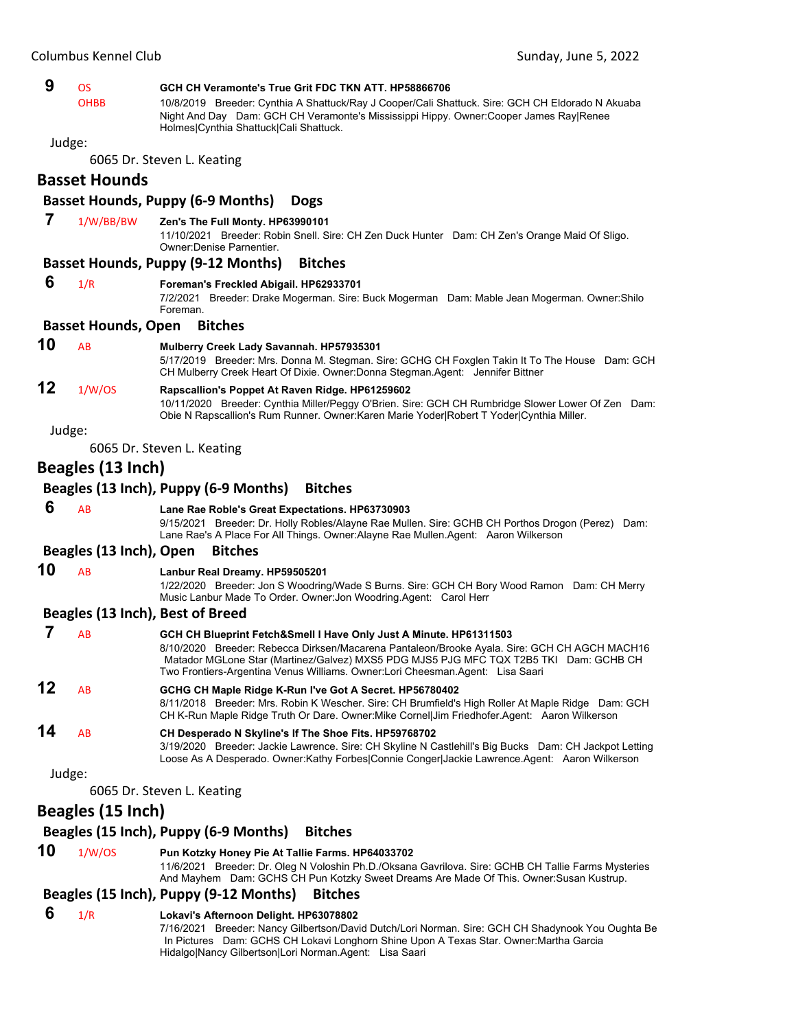**9** OS OHBB **GCH CH Veramonte's True Grit FDC TKN ATT. HP58866706**
10/8/2019 Breeder: Cynthia A Shattuck/Ray J Cooper/Cali Shattuck. Sire: GCH CH Eldorado N Akuaba Night And Day Dam: GCH CH Veramonte's Mississippi Hippy. Owner:Cooper James Ray|Renee Holmes|Cynthia Shattuck|Cali Shattuck.

Judge:

6065 Dr. Steven L. Keating

## Basset Hounds

### Basset Hounds, Puppy (6-9 Months) Dogs

**7** 1/W/BB/BW **Zen's The Full Monty. HP63990101**
11/10/2021 Breeder: Robin Snell. Sire: CH Zen Duck Hunter Dam: CH Zen's Orange Maid Of Sligo. Owner:Denise Parnentier.

### Basset Hounds, Puppy (9-12 Months) Bitches

**6** 1/R **Foreman's Freckled Abigail. HP62933701**
7/2/2021 Breeder: Drake Mogerman. Sire: Buck Mogerman Dam: Mable Jean Mogerman. Owner:Shilo Foreman.

### Basset Hounds, Open Bitches

**10** AB **Mulberry Creek Lady Savannah. HP57935301**
5/17/2019 Breeder: Mrs. Donna M. Stegman. Sire: GCHG CH Foxglen Takin It To The House Dam: GCH CH Mulberry Creek Heart Of Dixie. Owner:Donna Stegman.Agent: Jennifer Bittner

**12** 1/W/OS **Rapscallion's Poppet At Raven Ridge. HP61259602**
10/11/2020 Breeder: Cynthia Miller/Peggy O'Brien. Sire: GCH CH Rumbridge Slower Lower Of Zen Dam: Obie N Rapscallion's Rum Runner. Owner:Karen Marie Yoder|Robert T Yoder|Cynthia Miller.

Judge:

6065 Dr. Steven L. Keating

## Beagles (13 Inch)

### Beagles (13 Inch), Puppy (6-9 Months) Bitches

**6** AB **Lane Rae Roble's Great Expectations. HP63730903**
9/15/2021 Breeder: Dr. Holly Robles/Alayne Rae Mullen. Sire: GCHB CH Porthos Drogon (Perez) Dam: Lane Rae's A Place For All Things. Owner:Alayne Rae Mullen.Agent: Aaron Wilkerson

### Beagles (13 Inch), Open Bitches

**10** AB **Lanbur Real Dreamy. HP59505201**
1/22/2020 Breeder: Jon S Woodring/Wade S Burns. Sire: GCH CH Bory Wood Ramon Dam: CH Merry Music Lanbur Made To Order. Owner:Jon Woodring.Agent: Carol Herr

### Beagles (13 Inch), Best of Breed

**7** AB **GCH CH Blueprint Fetch&Smell I Have Only Just A Minute. HP61311503**
8/10/2020 Breeder: Rebecca Dirksen/Macarena Pantaleon/Brooke Ayala. Sire: GCH CH AGCH MACH16 Matador MGLone Star (Martinez/Galvez) MXS5 PDG MJS5 PJG MFC TQX T2B5 TKI Dam: GCHB CH Two Frontiers-Argentina Venus Williams. Owner:Lori Cheesman.Agent: Lisa Saari

**12** AB **GCHG CH Maple Ridge K-Run I've Got A Secret. HP56780402**
8/11/2018 Breeder: Mrs. Robin K Wescher. Sire: CH Brumfield's High Roller At Maple Ridge Dam: GCH CH K-Run Maple Ridge Truth Or Dare. Owner:Mike Cornel|Jim Friedhofer.Agent: Aaron Wilkerson

**14** AB **CH Desperado N Skyline's If The Shoe Fits. HP59768702**
3/19/2020 Breeder: Jackie Lawrence. Sire: CH Skyline N Castlehill's Big Bucks Dam: CH Jackpot Letting Loose As A Desperado. Owner:Kathy Forbes|Connie Conger|Jackie Lawrence.Agent: Aaron Wilkerson

Judge:

6065 Dr. Steven L. Keating

## Beagles (15 Inch)

### Beagles (15 Inch), Puppy (6-9 Months) Bitches

**10** 1/W/OS **Pun Kotzky Honey Pie At Tallie Farms. HP64033702**
11/6/2021 Breeder: Dr. Oleg N Voloshin Ph.D./Oksana Gavrilova. Sire: GCHB CH Tallie Farms Mysteries And Mayhem Dam: GCHS CH Pun Kotzky Sweet Dreams Are Made Of This. Owner:Susan Kustrup.

### Beagles (15 Inch), Puppy (9-12 Months) Bitches

**6** 1/R **Lokavi's Afternoon Delight. HP63078802**
7/16/2021 Breeder: Nancy Gilbertson/David Dutch/Lori Norman. Sire: GCH CH Shadynook You Oughta Be In Pictures Dam: GCHS CH Lokavi Longhorn Shine Upon A Texas Star. Owner:Martha Garcia Hidalgo|Nancy Gilbertson|Lori Norman.Agent: Lisa Saari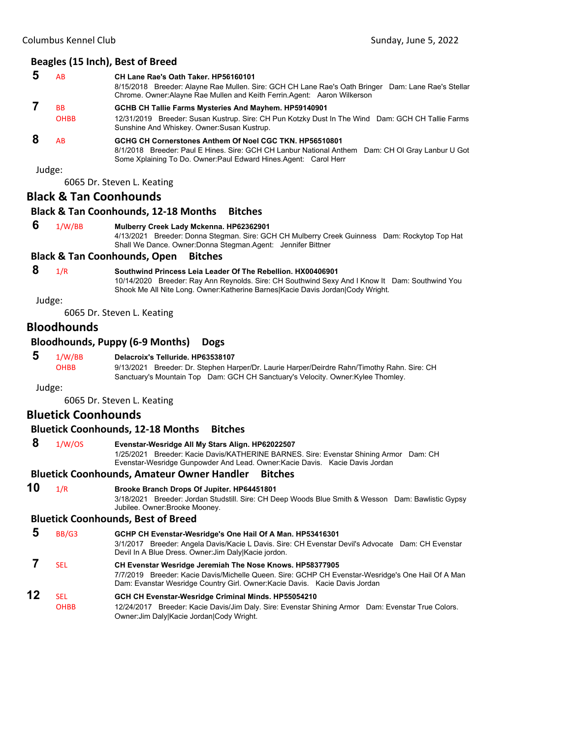## Beagles (15 Inch), Best of Breed

**5** AB **CH Lane Rae's Oath Taker. HP56160101**
8/15/2018 Breeder: Alayne Rae Mullen. Sire: GCH CH Lane Rae's Oath Bringer Dam: Lane Rae's Stellar Chrome. Owner:Alayne Rae Mullen and Keith Ferrin.Agent: Aaron Wilkerson

**7** BB OHBB **GCHB CH Tallie Farms Mysteries And Mayhem. HP59140901**
12/31/2019 Breeder: Susan Kustrup. Sire: CH Pun Kotzky Dust In The Wind Dam: GCH CH Tallie Farms Sunshine And Whiskey. Owner:Susan Kustrup.

**8** AB **GCHG CH Cornerstones Anthem Of Noel CGC TKN. HP56510801**
8/1/2018 Breeder: Paul E Hines. Sire: GCH CH Lanbur National Anthem Dam: CH Ol Gray Lanbur U Got Some Xplaining To Do. Owner:Paul Edward Hines.Agent: Carol Herr

Judge:

6065 Dr. Steven L. Keating

# Black & Tan Coonhounds

## Black & Tan Coonhounds, 12-18 Months Bitches

**6** 1/W/BB **Mulberry Creek Lady Mckenna. HP62362901**
4/13/2021 Breeder: Donna Stegman. Sire: GCH CH Mulberry Creek Guinness Dam: Rockytop Top Hat Shall We Dance. Owner:Donna Stegman.Agent: Jennifer Bittner

## Black & Tan Coonhounds, Open Bitches

**8** 1/R **Southwind Princess Leia Leader Of The Rebellion. HX00406901**
10/14/2020 Breeder: Ray Ann Reynolds. Sire: CH Southwind Sexy And I Know It Dam: Southwind You Shook Me All Nite Long. Owner:Katherine Barnes|Kacie Davis Jordan|Cody Wright.

Judge:

6065 Dr. Steven L. Keating

# Bloodhounds

## Bloodhounds, Puppy (6-9 Months) Dogs

**5** 1/W/BB OHBB **Delacroix's Telluride. HP63538107**
9/13/2021 Breeder: Dr. Stephen Harper/Dr. Laurie Harper/Deirdre Rahn/Timothy Rahn. Sire: CH Sanctuary's Mountain Top Dam: GCH CH Sanctuary's Velocity. Owner:Kylee Thomley.

Judge:

6065 Dr. Steven L. Keating

# Bluetick Coonhounds

## Bluetick Coonhounds, 12-18 Months Bitches

**8** 1/W/OS **Evenstar-Wesridge All My Stars Align. HP62022507**
1/25/2021 Breeder: Kacie Davis/KATHERINE BARNES. Sire: Evenstar Shining Armor Dam: CH Evenstar-Wesridge Gunpowder And Lead. Owner:Kacie Davis. Kacie Davis Jordan

## Bluetick Coonhounds, Amateur Owner Handler Bitches

**10** 1/R **Brooke Branch Drops Of Jupiter. HP64451801**
3/18/2021 Breeder: Jordan Studstill. Sire: CH Deep Woods Blue Smith & Wesson Dam: Bawlistic Gypsy Jubilee. Owner:Brooke Mooney.

## Bluetick Coonhounds, Best of Breed

**5** BB/G3 **GCHP CH Evenstar-Wesridge's One Hail Of A Man. HP53416301**
3/1/2017 Breeder: Angela Davis/Kacie L Davis. Sire: CH Evenstar Devil's Advocate Dam: CH Evenstar Devil In A Blue Dress. Owner:Jim Daly|Kacie jordon.

**7** SEL **CH Evenstar Wesridge Jeremiah The Nose Knows. HP58377905**
7/7/2019 Breeder: Kacie Davis/Michelle Queen. Sire: GCHP CH Evenstar-Wesridge's One Hail Of A Man Dam: Evanstar Wesridge Country Girl. Owner:Kacie Davis. Kacie Davis Jordan

**12** SEL OHBB **GCH CH Evenstar-Wesridge Criminal Minds. HP55054210**
12/24/2017 Breeder: Kacie Davis/Jim Daly. Sire: Evenstar Shining Armor Dam: Evenstar True Colors. Owner:Jim Daly|Kacie Jordan|Cody Wright.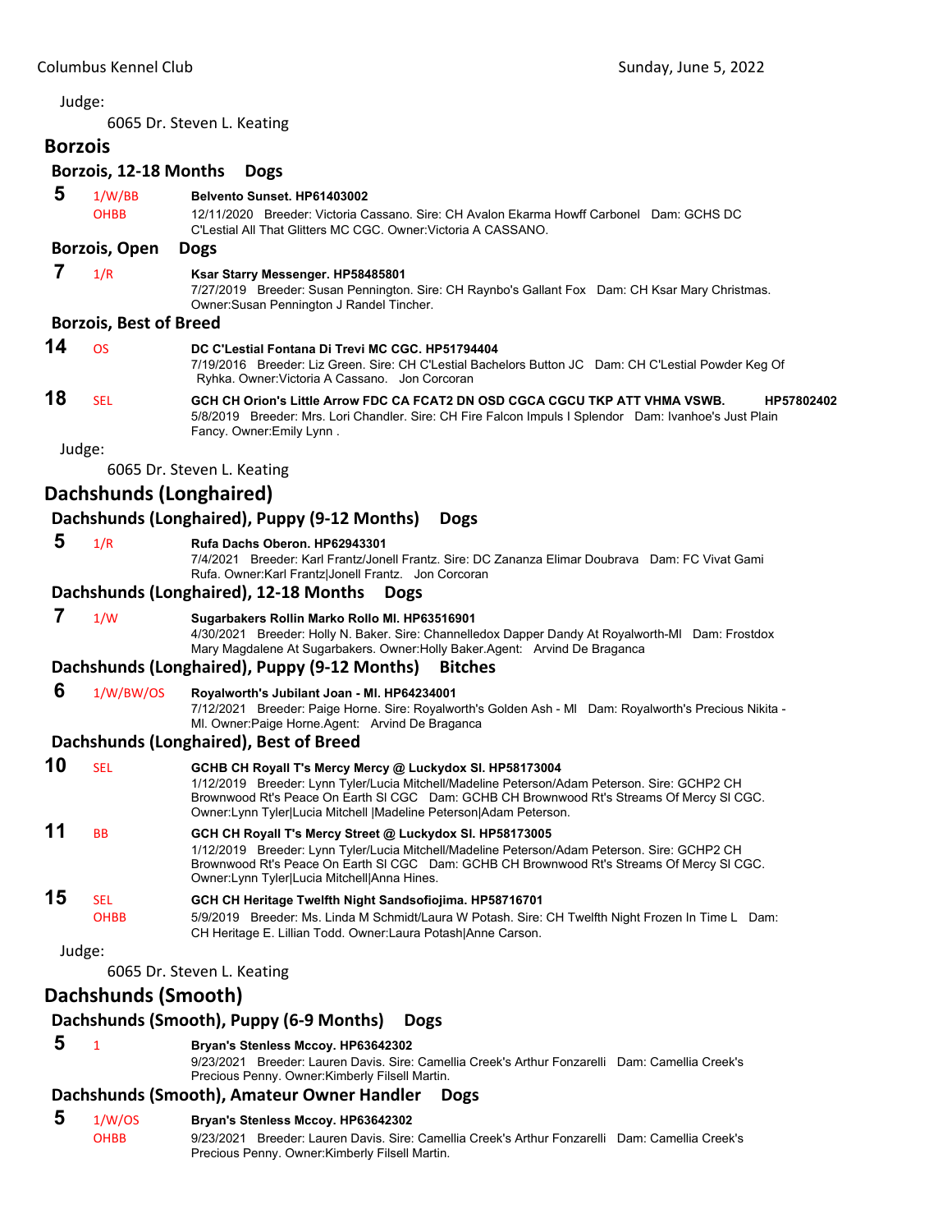Judge:

6065 Dr. Steven L. Keating

## Borzois

### Borzois, 12-18 Months Dogs

**5** 1/W/BB OHBB **Belvento Sunset. HP61403002**
12/11/2020 Breeder: Victoria Cassano. Sire: CH Avalon Ekarma Howff Carbonel Dam: GCHS DC C'Lestial All That Glitters MC CGC. Owner:Victoria A CASSANO.

### Borzois, Open Dogs

**7** 1/R **Ksar Starry Messenger. HP58485801**
7/27/2019 Breeder: Susan Pennington. Sire: CH Raynbo's Gallant Fox Dam: CH Ksar Mary Christmas. Owner:Susan Pennington J Randel Tincher.

### Borzois, Best of Breed

**14** OS **DC C'Lestial Fontana Di Trevi MC CGC. HP51794404**
7/19/2016 Breeder: Liz Green. Sire: CH C'Lestial Bachelors Button JC Dam: CH C'Lestial Powder Keg Of Ryhka. Owner:Victoria A Cassano. Jon Corcoran

**18** SEL **GCH CH Orion's Little Arrow FDC CA FCAT2 DN OSD CGCA CGCU TKP ATT VHMA VSWB. HP57802402**
5/8/2019 Breeder: Mrs. Lori Chandler. Sire: CH Fire Falcon Impuls I Splendor Dam: Ivanhoe's Just Plain Fancy. Owner:Emily Lynn .

Judge:

6065 Dr. Steven L. Keating

## Dachshunds (Longhaired)

### Dachshunds (Longhaired), Puppy (9-12 Months) Dogs

**5** 1/R **Rufa Dachs Oberon. HP62943301**
7/4/2021 Breeder: Karl Frantz/Jonell Frantz. Sire: DC Zananza Elimar Doubrava Dam: FC Vivat Gami Rufa. Owner:Karl Frantz|Jonell Frantz. Jon Corcoran

### Dachshunds (Longhaired), 12-18 Months Dogs

**7** 1/W **Sugarbakers Rollin Marko Rollo Ml. HP63516901**
4/30/2021 Breeder: Holly N. Baker. Sire: Channelledox Dapper Dandy At Royalworth-Ml Dam: Frostdox Mary Magdalene At Sugarbakers. Owner:Holly Baker.Agent: Arvind De Braganca

### Dachshunds (Longhaired), Puppy (9-12 Months) Bitches

**6** 1/W/BW/OS **Royalworth's Jubilant Joan - Ml. HP64234001**
7/12/2021 Breeder: Paige Horne. Sire: Royalworth's Golden Ash - Ml Dam: Royalworth's Precious Nikita - Ml. Owner:Paige Horne.Agent: Arvind De Braganca

### Dachshunds (Longhaired), Best of Breed

**10** SEL **GCHB CH Royall T's Mercy Mercy @ Luckydox Sl. HP58173004**
1/12/2019 Breeder: Lynn Tyler/Lucia Mitchell/Madeline Peterson/Adam Peterson. Sire: GCHP2 CH Brownwood Rt's Peace On Earth Sl CGC Dam: GCHB CH Brownwood Rt's Streams Of Mercy Sl CGC. Owner:Lynn Tyler|Lucia Mitchell |Madeline Peterson|Adam Peterson.

**11** BB **GCH CH Royall T's Mercy Street @ Luckydox Sl. HP58173005**
1/12/2019 Breeder: Lynn Tyler/Lucia Mitchell/Madeline Peterson/Adam Peterson. Sire: GCHP2 CH Brownwood Rt's Peace On Earth Sl CGC Dam: GCHB CH Brownwood Rt's Streams Of Mercy Sl CGC. Owner:Lynn Tyler|Lucia Mitchell|Anna Hines.

**15** SEL OHBB **GCH CH Heritage Twelfth Night Sandsofiojima. HP58716701**
5/9/2019 Breeder: Ms. Linda M Schmidt/Laura W Potash. Sire: CH Twelfth Night Frozen In Time L Dam: CH Heritage E. Lillian Todd. Owner:Laura Potash|Anne Carson.

Judge:

6065 Dr. Steven L. Keating

## Dachshunds (Smooth)

### Dachshunds (Smooth), Puppy (6-9 Months) Dogs

**5** 1 **Bryan's Stenless Mccoy. HP63642302**
9/23/2021 Breeder: Lauren Davis. Sire: Camellia Creek's Arthur Fonzarelli Dam: Camellia Creek's Precious Penny. Owner:Kimberly Filsell Martin.

### Dachshunds (Smooth), Amateur Owner Handler Dogs

**5** 1/W/OS OHBB **Bryan's Stenless Mccoy. HP63642302**
9/23/2021 Breeder: Lauren Davis. Sire: Camellia Creek's Arthur Fonzarelli Dam: Camellia Creek's Precious Penny. Owner:Kimberly Filsell Martin.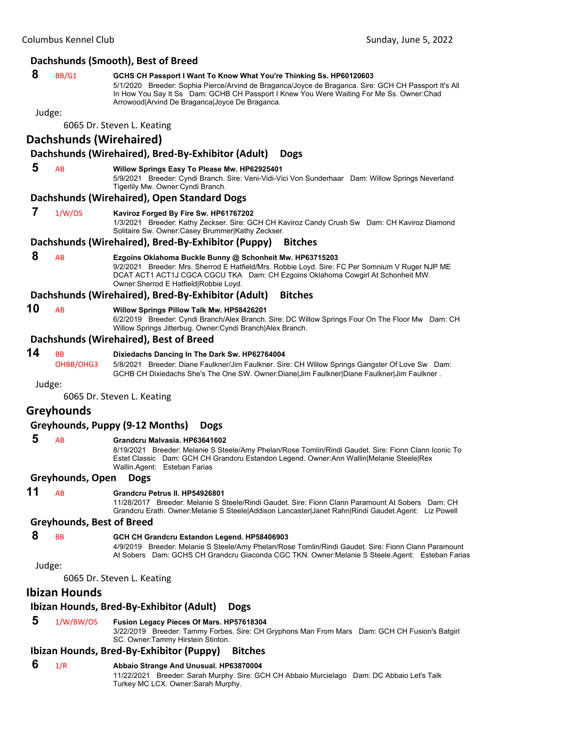### Dachshunds (Smooth), Best of Breed

**8** BB/G1 **GCHS CH Passport I Want To Know What You're Thinking Ss. HP60120603**
5/1/2020 Breeder: Sophia Pierce/Arvind de Braganca/Joyce de Braganca. Sire: GCH CH Passport It's All In How You Say It Ss Dam: GCHB CH Passport I Knew You Were Waiting For Me Ss. Owner:Chad Arrowood|Arvind De Braganca|Joyce De Braganca.

Judge:

6065 Dr. Steven L. Keating

## Dachshunds (Wirehaired)

### Dachshunds (Wirehaired), Bred-By-Exhibitor (Adult) Dogs

**5** AB **Willow Springs Easy To Please Mw. HP62925401**
5/9/2021 Breeder: Cyndi Branch. Sire: Veni-Vidi-Vici Von Sunderhaar Dam: Willow Springs Neverland Tigerlily Mw. Owner:Cyndi Branch.

### Dachshunds (Wirehaired), Open Standard Dogs

**7** 1/W/OS **Kaviroz Forged By Fire Sw. HP61767202**
1/3/2021 Breeder: Kathy Zeckser. Sire: GCH CH Kaviroz Candy Crush Sw Dam: CH Kaviroz Diamond Solitaire Sw. Owner:Casey Brummer|Kathy Zeckser.

### Dachshunds (Wirehaired), Bred-By-Exhibitor (Puppy) Bitches

**8** AB **Ezgoins Oklahoma Buckle Bunny @ Schonheit Mw. HP63715203**
9/2/2021 Breeder: Mrs. Sherrod E Hatfield/Mrs. Robbie Loyd. Sire: FC Per Somnium V Ruger NJP ME DCAT ACT1 ACT1J CGCA CGCU TKA Dam: CH Ezgoins Oklahoma Cowgirl At Schonheit MW. Owner:Sherrod E Hatfield|Robbie Loyd.

### Dachshunds (Wirehaired), Bred-By-Exhibitor (Adult) Bitches

**10** AB **Willow Springs Pillow Talk Mw. HP58426201**
6/2/2019 Breeder: Cyndi Branch/Alex Branch. Sire: DC Willow Springs Four On The Floor Mw Dam: CH Willow Springs Jitterbug. Owner:Cyndi Branch|Alex Branch.

### Dachshunds (Wirehaired), Best of Breed

**14** BB OHBB/OHG3 **Dixiedachs Dancing In The Dark Sw. HP62764004**
5/8/2021 Breeder: Diane Faulkner/Jim Faulkner. Sire: CH Willow Springs Gangster Of Love Sw Dam: GCHB CH Dixiedachs She's The One SW. Owner:Diane|Jim Faulkner|Diane Faulkner|Jim Faulkner .

Judge:

6065 Dr. Steven L. Keating

## Greyhounds

### Greyhounds, Puppy (9-12 Months) Dogs

**5** AB **Grandcru Malvasia. HP63641602**
8/19/2021 Breeder: Melanie S Steele/Amy Phelan/Rose Tomlin/Rindi Gaudet. Sire: Fionn Clann Iconic To Estet Classic Dam: GCH CH Grandcru Estandon Legend. Owner:Ann Wallin|Melanie Steele|Rex Wallin.Agent: Esteban Farias

### Greyhounds, Open Dogs

**11** AB **Grandcru Petrus II. HP54926801**
11/28/2017 Breeder: Melanie S Steele/Rindi Gaudet. Sire: Fionn Clann Paramount At Sobers Dam: CH Grandcru Erath. Owner:Melanie S Steele|Addison Lancaster|Janet Rahn|Rindi Gaudet.Agent: Liz Powell

### Greyhounds, Best of Breed

**8** BB **GCH CH Grandcru Estandon Legend. HP58406903**
4/9/2019 Breeder: Melanie S Steele/Amy Phelan/Rose Tomlin/Rindi Gaudet. Sire: Fionn Clann Paramount At Sobers Dam: GCHS CH Grandcru Giaconda CGC TKN. Owner:Melanie S Steele.Agent: Esteban Farias

Judge:

6065 Dr. Steven L. Keating

## Ibizan Hounds

### Ibizan Hounds, Bred-By-Exhibitor (Adult) Dogs

**5** 1/W/BW/OS **Fusion Legacy Pieces Of Mars. HP57618304**
3/22/2019 Breeder: Tammy Forbes. Sire: CH Gryphons Man From Mars Dam: GCH CH Fusion's Batgirl SC. Owner:Tammy Hirstein Stinton.

### Ibizan Hounds, Bred-By-Exhibitor (Puppy) Bitches

**6** 1/R **Abbaio Strange And Unusual. HP63870004**
11/22/2021 Breeder: Sarah Murphy. Sire: GCH CH Abbaio Murcielago Dam: DC Abbaio Let's Talk Turkey MC LCX. Owner:Sarah Murphy.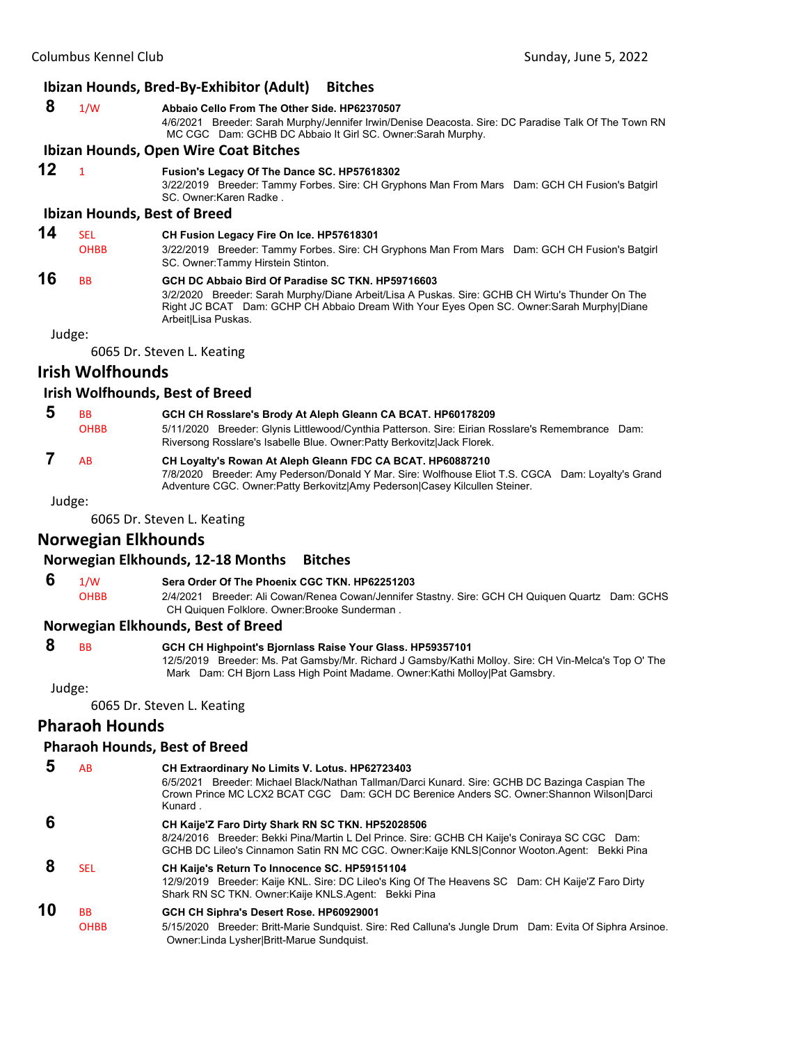### Ibizan Hounds, Bred-By-Exhibitor (Adult) Bitches

**8** 1/W **Abbaio Cello From The Other Side. HP62370507**
4/6/2021 Breeder: Sarah Murphy/Jennifer Irwin/Denise Deacosta. Sire: DC Paradise Talk Of The Town RN MC CGC Dam: GCHB DC Abbaio It Girl SC. Owner:Sarah Murphy.

### Ibizan Hounds, Open Wire Coat Bitches

**12** 1 **Fusion's Legacy Of The Dance SC. HP57618302**
3/22/2019 Breeder: Tammy Forbes. Sire: CH Gryphons Man From Mars Dam: GCH CH Fusion's Batgirl SC. Owner:Karen Radke .

### Ibizan Hounds, Best of Breed

**14** SEL OHBB **CH Fusion Legacy Fire On Ice. HP57618301**
3/22/2019 Breeder: Tammy Forbes. Sire: CH Gryphons Man From Mars Dam: GCH CH Fusion's Batgirl SC. Owner:Tammy Hirstein Stinton.

**16** BB **GCH DC Abbaio Bird Of Paradise SC TKN. HP59716603**
3/2/2020 Breeder: Sarah Murphy/Diane Arbeit/Lisa A Puskas. Sire: GCHB CH Wirtu's Thunder On The Right JC BCAT Dam: GCHP CH Abbaio Dream With Your Eyes Open SC. Owner:Sarah Murphy|Diane Arbeit|Lisa Puskas.

Judge:
6065 Dr. Steven L. Keating

## Irish Wolfhounds

### Irish Wolfhounds, Best of Breed

**5** BB OHBB **GCH CH Rosslare's Brody At Aleph Gleann CA BCAT. HP60178209**
5/11/2020 Breeder: Glynis Littlewood/Cynthia Patterson. Sire: Eirian Rosslare's Remembrance Dam: Riversong Rosslare's Isabelle Blue. Owner:Patty Berkovitz|Jack Florek.

**7** AB **CH Loyalty's Rowan At Aleph Gleann FDC CA BCAT. HP60887210**
7/8/2020 Breeder: Amy Pederson/Donald Y Mar. Sire: Wolfhouse Eliot T.S. CGCA Dam: Loyalty's Grand Adventure CGC. Owner:Patty Berkovitz|Amy Pederson|Casey Kilcullen Steiner.

Judge:
6065 Dr. Steven L. Keating

## Norwegian Elkhounds

### Norwegian Elkhounds, 12-18 Months Bitches

**6** 1/W OHBB **Sera Order Of The Phoenix CGC TKN. HP62251203**
2/4/2021 Breeder: Ali Cowan/Renea Cowan/Jennifer Stastny. Sire: GCH CH Quiquen Quartz Dam: GCHS CH Quiquen Folklore. Owner:Brooke Sunderman .

### Norwegian Elkhounds, Best of Breed

**8** BB **GCH CH Highpoint's Bjornlass Raise Your Glass. HP59357101**
12/5/2019 Breeder: Ms. Pat Gamsby/Mr. Richard J Gamsby/Kathi Molloy. Sire: CH Vin-Melca's Top O' The Mark Dam: CH Bjorn Lass High Point Madame. Owner:Kathi Molloy|Pat Gamsbry.

Judge:
6065 Dr. Steven L. Keating

## Pharaoh Hounds

### Pharaoh Hounds, Best of Breed

**5** AB **CH Extraordinary No Limits V. Lotus. HP62723403**
6/5/2021 Breeder: Michael Black/Nathan Tallman/Darci Kunard. Sire: GCHB DC Bazinga Caspian The Crown Prince MC LCX2 BCAT CGC Dam: GCH DC Berenice Anders SC. Owner:Shannon Wilson|Darci Kunard .

**6** **CH Kaije'Z Faro Dirty Shark RN SC TKN. HP52028506**
8/24/2016 Breeder: Bekki Pina/Martin L Del Prince. Sire: GCHB CH Kaije's Coniraya SC CGC Dam: GCHB DC Lileo's Cinnamon Satin RN MC CGC. Owner:Kaije KNLS|Connor Wooton.Agent: Bekki Pina

**8** SEL **CH Kaije's Return To Innocence SC. HP59151104**
12/9/2019 Breeder: Kaije KNL. Sire: DC Lileo's King Of The Heavens SC Dam: CH Kaije'Z Faro Dirty Shark RN SC TKN. Owner:Kaije KNLS.Agent: Bekki Pina

**10** BB OHBB **GCH CH Siphra's Desert Rose. HP60929001**
5/15/2020 Breeder: Britt-Marie Sundquist. Sire: Red Calluna's Jungle Drum Dam: Evita Of Siphra Arsinoe. Owner:Linda Lysher|Britt-Marue Sundquist.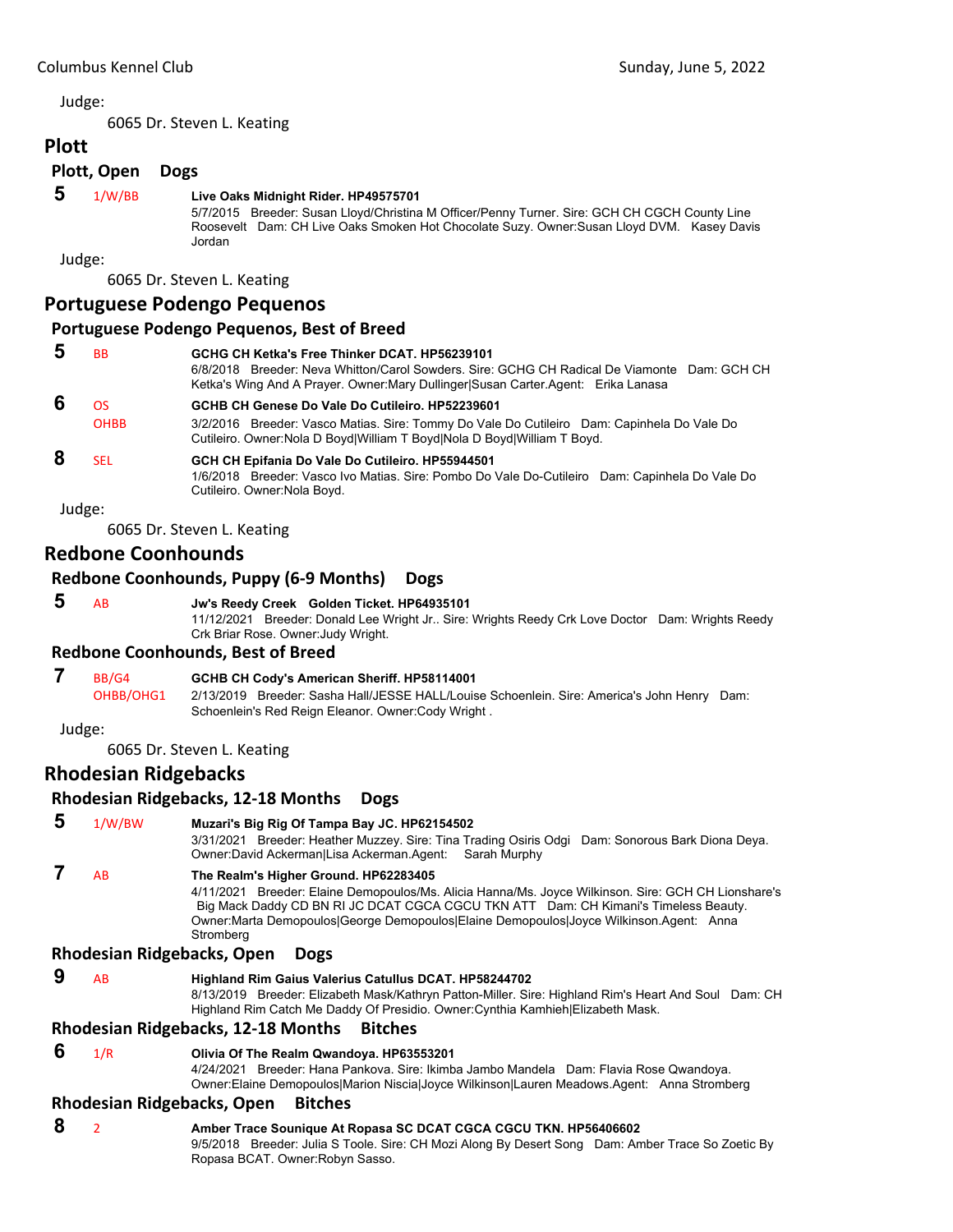Judge:

6065 Dr. Steven L. Keating

## Plott

### Plott, Open Dogs

**5** 1/W/BB **Live Oaks Midnight Rider. HP49575701**
5/7/2015 Breeder: Susan Lloyd/Christina M Officer/Penny Turner. Sire: GCH CH CGCH County Line Roosevelt Dam: CH Live Oaks Smoken Hot Chocolate Suzy. Owner:Susan Lloyd DVM. Kasey Davis Jordan

Judge:

6065 Dr. Steven L. Keating

## Portuguese Podengo Pequenos

### Portuguese Podengo Pequenos, Best of Breed

**5** BB **GCHG CH Ketka's Free Thinker DCAT. HP56239101**
6/8/2018 Breeder: Neva Whitton/Carol Sowders. Sire: GCHG CH Radical De Viamonte Dam: GCH CH Ketka's Wing And A Prayer. Owner:Mary Dullinger|Susan Carter.Agent: Erika Lanasa

**6** OS OHBB **GCHB CH Genese Do Vale Do Cutileiro. HP52239601**
3/2/2016 Breeder: Vasco Matias. Sire: Tommy Do Vale Do Cutileiro Dam: Capinhela Do Vale Do Cutileiro. Owner:Nola D Boyd|William T Boyd|Nola D Boyd|William T Boyd.

**8** SEL **GCH CH Epifania Do Vale Do Cutileiro. HP55944501**
1/6/2018 Breeder: Vasco Ivo Matias. Sire: Pombo Do Vale Do-Cutileiro Dam: Capinhela Do Vale Do Cutileiro. Owner:Nola Boyd.

Judge:

6065 Dr. Steven L. Keating

## Redbone Coonhounds

### Redbone Coonhounds, Puppy (6-9 Months) Dogs

**5** AB **Jw's Reedy Creek Golden Ticket. HP64935101**
11/12/2021 Breeder: Donald Lee Wright Jr.. Sire: Wrights Reedy Crk Love Doctor Dam: Wrights Reedy Crk Briar Rose. Owner:Judy Wright.

### Redbone Coonhounds, Best of Breed

**7** BB/G4 OHBB/OHG1 **GCHB CH Cody's American Sheriff. HP58114001**
2/13/2019 Breeder: Sasha Hall/JESSE HALL/Louise Schoenlein. Sire: America's John Henry Dam: Schoenlein's Red Reign Eleanor. Owner:Cody Wright .

Judge:

6065 Dr. Steven L. Keating

## Rhodesian Ridgebacks

### Rhodesian Ridgebacks, 12-18 Months Dogs

**5** 1/W/BW **Muzari's Big Rig Of Tampa Bay JC. HP62154502**
3/31/2021 Breeder: Heather Muzzey. Sire: Tina Trading Osiris Odgi Dam: Sonorous Bark Diona Deya. Owner:David Ackerman|Lisa Ackerman.Agent: Sarah Murphy

**7** AB **The Realm's Higher Ground. HP62283405**
4/11/2021 Breeder: Elaine Demopoulos/Ms. Alicia Hanna/Ms. Joyce Wilkinson. Sire: GCH CH Lionshare's Big Mack Daddy CD BN RI JC DCAT CGCA CGCU TKN ATT Dam: CH Kimani's Timeless Beauty. Owner:Marta Demopoulos|George Demopoulos|Elaine Demopoulos|Joyce Wilkinson.Agent: Anna Stromberg

### Rhodesian Ridgebacks, Open Dogs

**9** AB **Highland Rim Gaius Valerius Catullus DCAT. HP58244702**
8/13/2019 Breeder: Elizabeth Mask/Kathryn Patton-Miller. Sire: Highland Rim's Heart And Soul Dam: CH Highland Rim Catch Me Daddy Of Presidio. Owner:Cynthia Kamhieh|Elizabeth Mask.

### Rhodesian Ridgebacks, 12-18 Months Bitches

**6** 1/R **Olivia Of The Realm Qwandoya. HP63553201**
4/24/2021 Breeder: Hana Pankova. Sire: Ikimba Jambo Mandela Dam: Flavia Rose Qwandoya. Owner:Elaine Demopoulos|Marion Niscia|Joyce Wilkinson|Lauren Meadows.Agent: Anna Stromberg

### Rhodesian Ridgebacks, Open Bitches

**8** 2 **Amber Trace Sounique At Ropasa SC DCAT CGCA CGCU TKN. HP56406602**
9/5/2018 Breeder: Julia S Toole. Sire: CH Mozi Along By Desert Song Dam: Amber Trace So Zoetic By Ropasa BCAT. Owner:Robyn Sasso.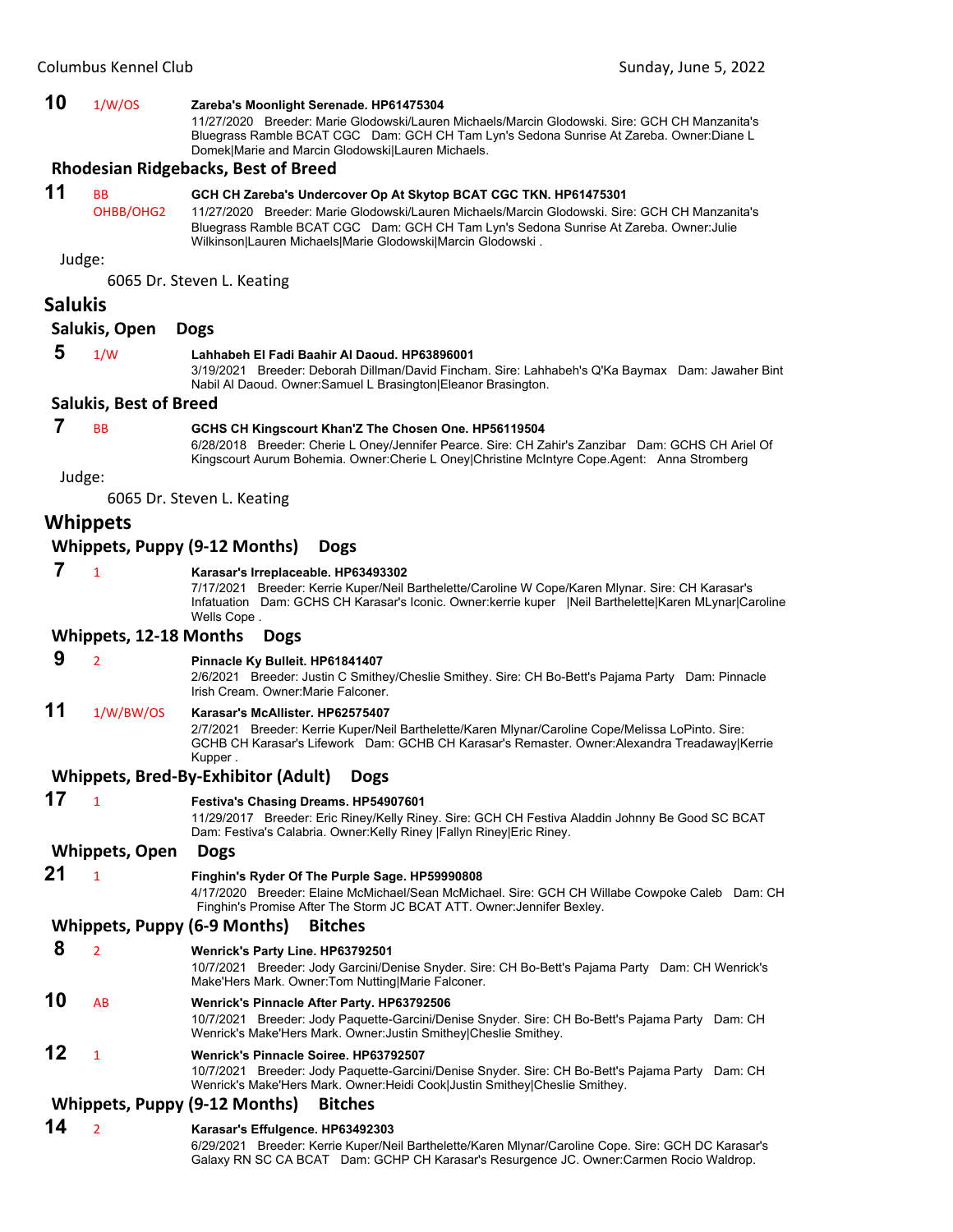**10** 1/W/OS **Zareba's Moonlight Serenade. HP61475304**
11/27/2020 Breeder: Marie Glodowski/Lauren Michaels/Marcin Glodowski. Sire: GCH CH Manzanita's Bluegrass Ramble BCAT CGC Dam: GCH CH Tam Lyn's Sedona Sunrise At Zareba. Owner:Diane L Domek|Marie and Marcin Glodowski|Lauren Michaels.

### Rhodesian Ridgebacks, Best of Breed

**11** BB OHBB/OHG2 **GCH CH Zareba's Undercover Op At Skytop BCAT CGC TKN. HP61475301**
11/27/2020 Breeder: Marie Glodowski/Lauren Michaels/Marcin Glodowski. Sire: GCH CH Manzanita's Bluegrass Ramble BCAT CGC Dam: GCH CH Tam Lyn's Sedona Sunrise At Zareba. Owner:Julie Wilkinson|Lauren Michaels|Marie Glodowski|Marcin Glodowski .

Judge:

6065 Dr. Steven L. Keating

## Salukis

### Salukis, Open Dogs

**5** 1/W **Lahhabeh El Fadi Baahir Al Daoud. HP63896001**
3/19/2021 Breeder: Deborah Dillman/David Fincham. Sire: Lahhabeh's Q'Ka Baymax Dam: Jawaher Bint Nabil Al Daoud. Owner:Samuel L Brasington|Eleanor Brasington.

### Salukis, Best of Breed

**7** BB **GCHS CH Kingscourt Khan'Z The Chosen One. HP56119504**
6/28/2018 Breeder: Cherie L Oney/Jennifer Pearce. Sire: CH Zahir's Zanzibar Dam: GCHS CH Ariel Of Kingscourt Aurum Bohemia. Owner:Cherie L Oney|Christine McIntyre Cope.Agent: Anna Stromberg

Judge:

6065 Dr. Steven L. Keating

## Whippets

### Whippets, Puppy (9-12 Months) Dogs

**7** 1 **Karasar's Irreplaceable. HP63493302**
7/17/2021 Breeder: Kerrie Kuper/Neil Barthelette/Caroline W Cope/Karen Mlynar. Sire: CH Karasar's Infatuation Dam: GCHS CH Karasar's Iconic. Owner:kerrie kuper |Neil Barthelette|Karen MLynar|Caroline Wells Cope .

### Whippets, 12-18 Months Dogs

**9** 2 **Pinnacle Ky Bulleit. HP61841407**
2/6/2021 Breeder: Justin C Smithey/Cheslie Smithey. Sire: CH Bo-Bett's Pajama Party Dam: Pinnacle Irish Cream. Owner:Marie Falconer.

**11** 1/W/BW/OS **Karasar's McAllister. HP62575407**
2/7/2021 Breeder: Kerrie Kuper/Neil Barthelette/Karen Mlynar/Caroline Cope/Melissa LoPinto. Sire: GCHB CH Karasar's Lifework Dam: GCHB CH Karasar's Remaster. Owner:Alexandra Treadaway|Kerrie Kupper .

### Whippets, Bred-By-Exhibitor (Adult) Dogs

**17** 1 **Festiva's Chasing Dreams. HP54907601**
11/29/2017 Breeder: Eric Riney/Kelly Riney. Sire: GCH CH Festiva Aladdin Johnny Be Good SC BCAT Dam: Festiva's Calabria. Owner:Kelly Riney |Fallyn Riney|Eric Riney.

### Whippets, Open Dogs

**21** 1 **Finghin's Ryder Of The Purple Sage. HP59990808**
4/17/2020 Breeder: Elaine McMichael/Sean McMichael. Sire: GCH CH Willabe Cowpoke Caleb Dam: CH Finghin's Promise After The Storm JC BCAT ATT. Owner:Jennifer Bexley.

### Whippets, Puppy (6-9 Months) Bitches

**8** 2 **Wenrick's Party Line. HP63792501**
10/7/2021 Breeder: Jody Garcini/Denise Snyder. Sire: CH Bo-Bett's Pajama Party Dam: CH Wenrick's Make'Hers Mark. Owner:Tom Nutting|Marie Falconer.

**10** AB **Wenrick's Pinnacle After Party. HP63792506**
10/7/2021 Breeder: Jody Paquette-Garcini/Denise Snyder. Sire: CH Bo-Bett's Pajama Party Dam: CH Wenrick's Make'Hers Mark. Owner:Justin Smithey|Cheslie Smithey.

**12** 1 **Wenrick's Pinnacle Soiree. HP63792507**
10/7/2021 Breeder: Jody Paquette-Garcini/Denise Snyder. Sire: CH Bo-Bett's Pajama Party Dam: CH Wenrick's Make'Hers Mark. Owner:Heidi Cook|Justin Smithey|Cheslie Smithey.

### Whippets, Puppy (9-12 Months) Bitches

**14** 2 **Karasar's Effulgence. HP63492303**
6/29/2021 Breeder: Kerrie Kuper/Neil Barthelette/Karen Mlynar/Caroline Cope. Sire: GCH DC Karasar's Galaxy RN SC CA BCAT Dam: GCHP CH Karasar's Resurgence JC. Owner:Carmen Rocio Waldrop.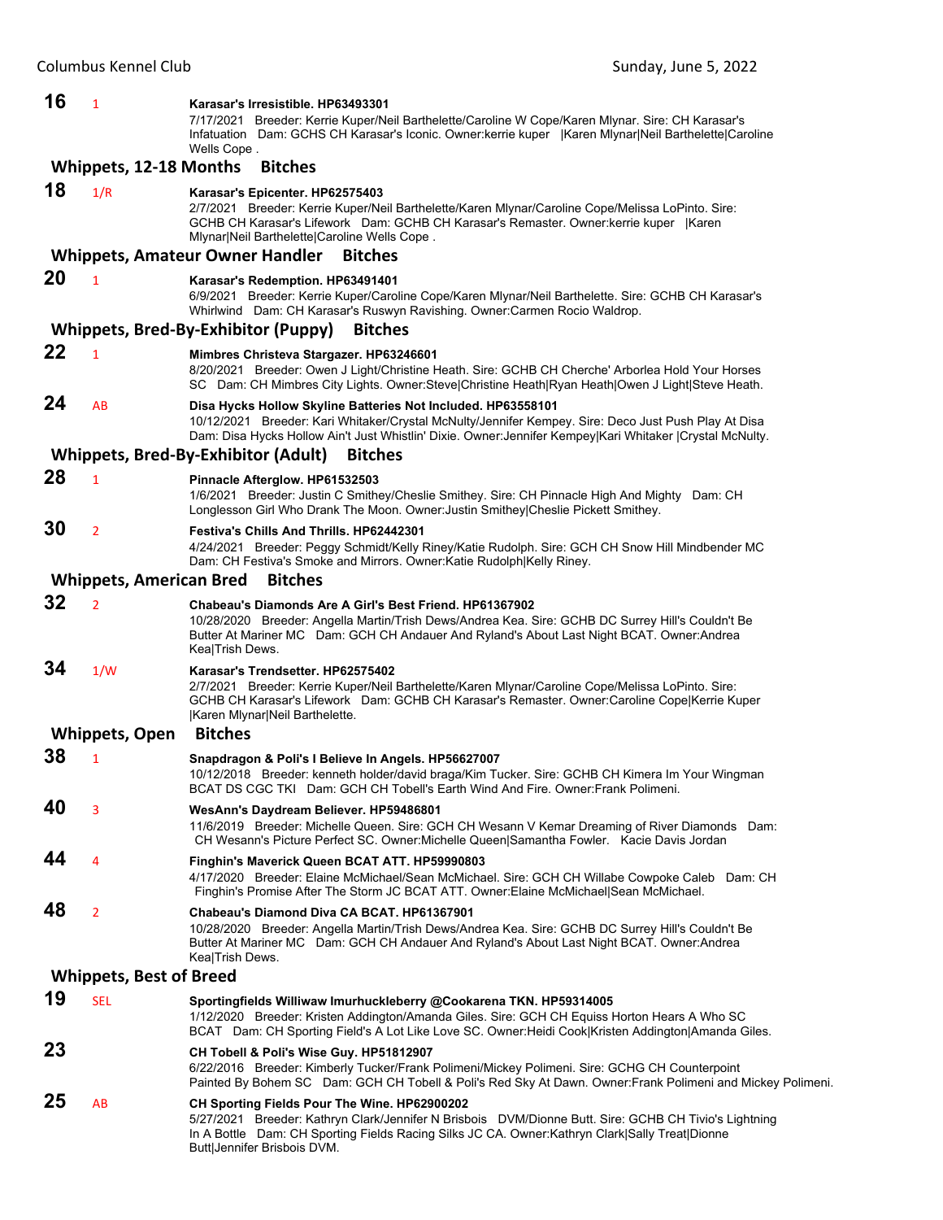**16** 1 **Karasar's Irresistible. HP63493301**
7/17/2021 Breeder: Kerrie Kuper/Neil Barthelette/Caroline W Cope/Karen Mlynar. Sire: CH Karasar's Infatuation Dam: GCHS CH Karasar's Iconic. Owner:kerrie kuper |Karen Mlynar|Neil Barthelette|Caroline Wells Cope .

### Whippets, 12-18 Months Bitches

**18** 1/R **Karasar's Epicenter. HP62575403**
2/7/2021 Breeder: Kerrie Kuper/Neil Barthelette/Karen Mlynar/Caroline Cope/Melissa LoPinto. Sire: GCHB CH Karasar's Lifework Dam: GCHB CH Karasar's Remaster. Owner:kerrie kuper |Karen Mlynar|Neil Barthelette|Caroline Wells Cope .

### Whippets, Amateur Owner Handler Bitches

**20** 1 **Karasar's Redemption. HP63491401**
6/9/2021 Breeder: Kerrie Kuper/Caroline Cope/Karen Mlynar/Neil Barthelette. Sire: GCHB CH Karasar's Whirlwind Dam: CH Karasar's Ruswyn Ravishing. Owner:Carmen Rocio Waldrop.

### Whippets, Bred-By-Exhibitor (Puppy) Bitches

**22** 1 **Mimbres Christeva Stargazer. HP63246601**
8/20/2021 Breeder: Owen J Light/Christine Heath. Sire: GCHB CH Cherche' Arborlea Hold Your Horses SC Dam: CH Mimbres City Lights. Owner:Steve|Christine Heath|Ryan Heath|Owen J Light|Steve Heath.

**24** AB **Disa Hycks Hollow Skyline Batteries Not Included. HP63558101**
10/12/2021 Breeder: Kari Whitaker/Crystal McNulty/Jennifer Kempey. Sire: Deco Just Push Play At Disa Dam: Disa Hycks Hollow Ain't Just Whistlin' Dixie. Owner:Jennifer Kempey|Kari Whitaker |Crystal McNulty.

### Whippets, Bred-By-Exhibitor (Adult) Bitches

**28** 1 **Pinnacle Afterglow. HP61532503**
1/6/2021 Breeder: Justin C Smithey/Cheslie Smithey. Sire: CH Pinnacle High And Mighty Dam: CH Longlesson Girl Who Drank The Moon. Owner:Justin Smithey|Cheslie Pickett Smithey.

**30** 2 **Festiva's Chills And Thrills. HP62442301**
4/24/2021 Breeder: Peggy Schmidt/Kelly Riney/Katie Rudolph. Sire: GCH CH Snow Hill Mindbender MC Dam: CH Festiva's Smoke and Mirrors. Owner:Katie Rudolph|Kelly Riney.

### Whippets, American Bred Bitches

**32** 2 **Chabeau's Diamonds Are A Girl's Best Friend. HP61367902**
10/28/2020 Breeder: Angella Martin/Trish Dews/Andrea Kea. Sire: GCHB DC Surrey Hill's Couldn't Be Butter At Mariner MC Dam: GCH CH Andauer And Ryland's About Last Night BCAT. Owner:Andrea Kea|Trish Dews.

**34** 1/W **Karasar's Trendsetter. HP62575402**
2/7/2021 Breeder: Kerrie Kuper/Neil Barthelette/Karen Mlynar/Caroline Cope/Melissa LoPinto. Sire: GCHB CH Karasar's Lifework Dam: GCHB CH Karasar's Remaster. Owner:Caroline Cope|Kerrie Kuper |Karen Mlynar|Neil Barthelette.

### Whippets, Open Bitches

**38** 1 **Snapdragon & Poli's I Believe In Angels. HP56627007**
10/12/2018 Breeder: kenneth holder/david braga/Kim Tucker. Sire: GCHB CH Kimera Im Your Wingman BCAT DS CGC TKI Dam: GCH CH Tobell's Earth Wind And Fire. Owner:Frank Polimeni.

**40** 3 **WesAnn's Daydream Believer. HP59486801**
11/6/2019 Breeder: Michelle Queen. Sire: GCH CH Wesann V Kemar Dreaming of River Diamonds Dam: CH Wesann's Picture Perfect SC. Owner:Michelle Queen|Samantha Fowler. Kacie Davis Jordan

**44** 4 **Finghin's Maverick Queen BCAT ATT. HP59990803**
4/17/2020 Breeder: Elaine McMichael/Sean McMichael. Sire: GCH CH Willabe Cowpoke Caleb Dam: CH Finghin's Promise After The Storm JC BCAT ATT. Owner:Elaine McMichael|Sean McMichael.

**48** 2 **Chabeau's Diamond Diva CA BCAT. HP61367901**
10/28/2020 Breeder: Angella Martin/Trish Dews/Andrea Kea. Sire: GCHB DC Surrey Hill's Couldn't Be Butter At Mariner MC Dam: GCH CH Andauer And Ryland's About Last Night BCAT. Owner:Andrea Kea|Trish Dews.

### Whippets, Best of Breed

**19** SEL **Sportingfields Williwaw Imurhuckleberry @Cookarena TKN. HP59314005**
1/12/2020 Breeder: Kristen Addington/Amanda Giles. Sire: GCH CH Equiss Horton Hears A Who SC BCAT Dam: CH Sporting Field's A Lot Like Love SC. Owner:Heidi Cook|Kristen Addington|Amanda Giles.

**23** **CH Tobell & Poli's Wise Guy. HP51812907**
6/22/2016 Breeder: Kimberly Tucker/Frank Polimeni/Mickey Polimeni. Sire: GCHG CH Counterpoint Painted By Bohem SC Dam: GCH CH Tobell & Poli's Red Sky At Dawn. Owner:Frank Polimeni and Mickey Polimeni.

**25** AB **CH Sporting Fields Pour The Wine. HP62900202**
5/27/2021 Breeder: Kathryn Clark/Jennifer N Brisbois DVM/Dionne Butt. Sire: GCHB CH Tivio's Lightning In A Bottle Dam: CH Sporting Fields Racing Silks JC CA. Owner:Kathryn Clark|Sally Treat|Dionne Butt|Jennifer Brisbois DVM.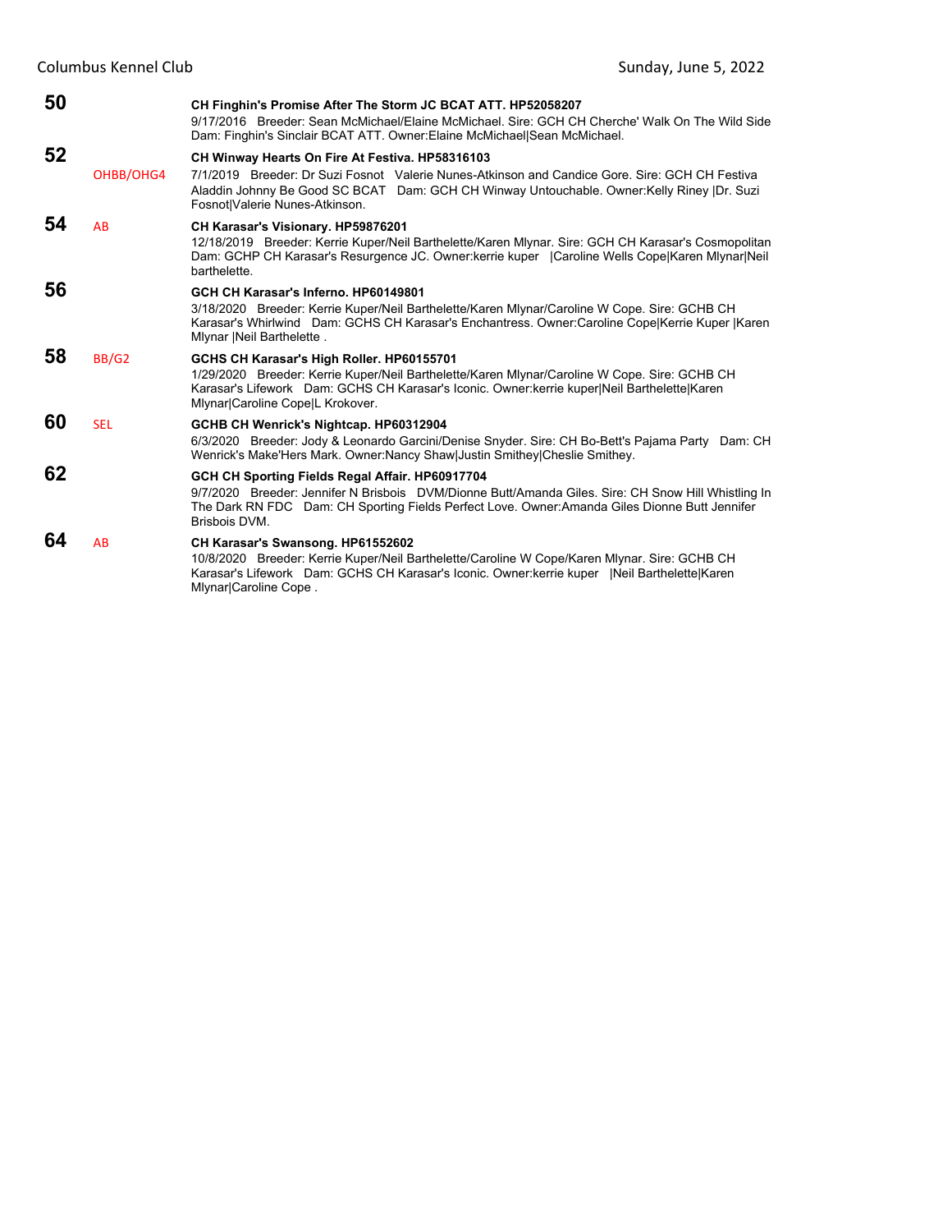**50** CH Finghin's Promise After The Storm JC BCAT ATT. HP52058207
9/17/2016 Breeder: Sean McMichael/Elaine McMichael. Sire: GCH CH Cherche' Walk On The Wild Side Dam: Finghin's Sinclair BCAT ATT. Owner:Elaine McMichael|Sean McMichael.

**52** OHBB/OHG4 **CH Winway Hearts On Fire At Festiva. HP58316103**
7/1/2019 Breeder: Dr Suzi Fosnot Valerie Nunes-Atkinson and Candice Gore. Sire: GCH CH Festiva Aladdin Johnny Be Good SC BCAT Dam: GCH CH Winway Untouchable. Owner:Kelly Riney |Dr. Suzi Fosnot|Valerie Nunes-Atkinson.

**54** AB **CH Karasar's Visionary. HP59876201**
12/18/2019 Breeder: Kerrie Kuper/Neil Barthelette/Karen Mlynar. Sire: GCH CH Karasar's Cosmopolitan Dam: GCHP CH Karasar's Resurgence JC. Owner:kerrie kuper |Caroline Wells Cope|Karen Mlynar|Neil barthelette.

**56** **GCH CH Karasar's Inferno. HP60149801**
3/18/2020 Breeder: Kerrie Kuper/Neil Barthelette/Karen Mlynar/Caroline W Cope. Sire: GCHB CH Karasar's Whirlwind Dam: GCHS CH Karasar's Enchantress. Owner:Caroline Cope|Kerrie Kuper |Karen Mlynar |Neil Barthelette .

**58** BB/G2 **GCHS CH Karasar's High Roller. HP60155701**
1/29/2020 Breeder: Kerrie Kuper/Neil Barthelette/Karen Mlynar/Caroline W Cope. Sire: GCHB CH Karasar's Lifework Dam: GCHS CH Karasar's Iconic. Owner:kerrie kuper|Neil Barthelette|Karen Mlynar|Caroline Cope|L Krokover.

**60** SEL **GCHB CH Wenrick's Nightcap. HP60312904**
6/3/2020 Breeder: Jody & Leonardo Garcini/Denise Snyder. Sire: CH Bo-Bett's Pajama Party Dam: CH Wenrick's Make'Hers Mark. Owner:Nancy Shaw|Justin Smithey|Cheslie Smithey.

**62** **GCH CH Sporting Fields Regal Affair. HP60917704**
9/7/2020 Breeder: Jennifer N Brisbois DVM/Dionne Butt/Amanda Giles. Sire: CH Snow Hill Whistling In The Dark RN FDC Dam: CH Sporting Fields Perfect Love. Owner:Amanda Giles Dionne Butt Jennifer Brisbois DVM.

**64** AB **CH Karasar's Swansong. HP61552602**
10/8/2020 Breeder: Kerrie Kuper/Neil Barthelette/Caroline W Cope/Karen Mlynar. Sire: GCHB CH Karasar's Lifework Dam: GCHS CH Karasar's Iconic. Owner:kerrie kuper |Neil Barthelette|Karen Mlynar|Caroline Cope .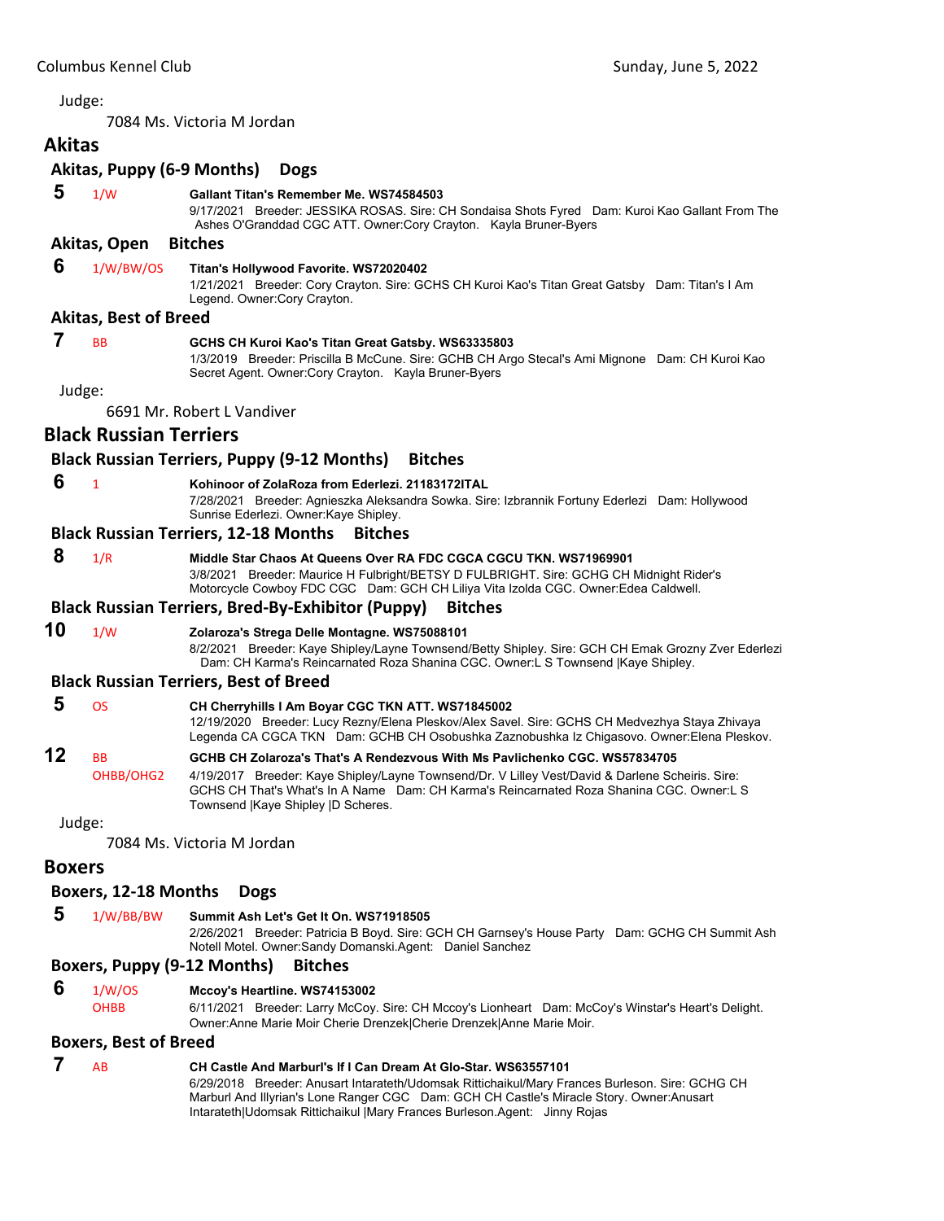Judge:

7084 Ms. Victoria M Jordan

## Akitas

### Akitas, Puppy (6-9 Months) Dogs

**5** 1/W **Gallant Titan's Remember Me. WS74584503**
9/17/2021 Breeder: JESSIKA ROSAS. Sire: CH Sondaisa Shots Fyred Dam: Kuroi Kao Gallant From The Ashes O'Granddad CGC ATT. Owner:Cory Crayton. Kayla Bruner-Byers

### Akitas, Open Bitches

**6** 1/W/BW/OS **Titan's Hollywood Favorite. WS72020402**
1/21/2021 Breeder: Cory Crayton. Sire: GCHS CH Kuroi Kao's Titan Great Gatsby Dam: Titan's I Am Legend. Owner:Cory Crayton.

### Akitas, Best of Breed

**7** BB **GCHS CH Kuroi Kao's Titan Great Gatsby. WS63335803**
1/3/2019 Breeder: Priscilla B McCune. Sire: GCHB CH Argo Stecal's Ami Mignone Dam: CH Kuroi Kao Secret Agent. Owner:Cory Crayton. Kayla Bruner-Byers

Judge:

6691 Mr. Robert L Vandiver

## Black Russian Terriers

### Black Russian Terriers, Puppy (9-12 Months) Bitches

**6** 1 **Kohinoor of ZolaRoza from Ederlezi. 21183172ITAL**
7/28/2021 Breeder: Agnieszka Aleksandra Sowka. Sire: Izbrannik Fortuny Ederlezi Dam: Hollywood Sunrise Ederlezi. Owner:Kaye Shipley.

### Black Russian Terriers, 12-18 Months Bitches

**8** 1/R **Middle Star Chaos At Queens Over RA FDC CGCA CGCU TKN. WS71969901**
3/8/2021 Breeder: Maurice H Fulbright/BETSY D FULBRIGHT. Sire: GCHG CH Midnight Rider's Motorcycle Cowboy FDC CGC Dam: GCH CH Liliya Vita Izolda CGC. Owner:Edea Caldwell.

### Black Russian Terriers, Bred-By-Exhibitor (Puppy) Bitches

**10** 1/W **Zolaroza's Strega Delle Montagne. WS75088101**
8/2/2021 Breeder: Kaye Shipley/Layne Townsend/Betty Shipley. Sire: GCH CH Emak Grozny Zver Ederlezi Dam: CH Karma's Reincarnated Roza Shanina CGC. Owner:L S Townsend |Kaye Shipley.

### Black Russian Terriers, Best of Breed

**5** OS **CH Cherryhills I Am Boyar CGC TKN ATT. WS71845002**
12/19/2020 Breeder: Lucy Rezny/Elena Pleskov/Alex Savel. Sire: GCHS CH Medvezhya Staya Zhivaya Legenda CA CGCA TKN Dam: GCHB CH Osobushka Zaznobushka Iz Chigasovo. Owner:Elena Pleskov.

**12** BB OHBB/OHG2 **GCHB CH Zolaroza's That's A Rendezvous With Ms Pavlichenko CGC. WS57834705**
4/19/2017 Breeder: Kaye Shipley/Layne Townsend/Dr. V Lilley Vest/David & Darlene Scheiris. Sire: GCHS CH That's What's In A Name Dam: CH Karma's Reincarnated Roza Shanina CGC. Owner:L S Townsend |Kaye Shipley |D Scheres.

Judge:

7084 Ms. Victoria M Jordan

## Boxers

### Boxers, 12-18 Months Dogs

**5** 1/W/BB/BW **Summit Ash Let's Get It On. WS71918505**
2/26/2021 Breeder: Patricia B Boyd. Sire: GCH CH Garnsey's House Party Dam: GCHG CH Summit Ash Notell Motel. Owner:Sandy Domanski.Agent: Daniel Sanchez

### Boxers, Puppy (9-12 Months) Bitches

**6** 1/W/OS OHBB **Mccoy's Heartline. WS74153002**
6/11/2021 Breeder: Larry McCoy. Sire: CH Mccoy's Lionheart Dam: McCoy's Winstar's Heart's Delight. Owner:Anne Marie Moir Cherie Drenzek|Cherie Drenzek|Anne Marie Moir.

### Boxers, Best of Breed

**7** AB **CH Castle And Marburl's If I Can Dream At Glo-Star. WS63557101**
6/29/2018 Breeder: Anusart Intarateth/Udomsak Rittichaikul/Mary Frances Burleson. Sire: GCHG CH Marburl And Illyrian's Lone Ranger CGC Dam: GCH CH Castle's Miracle Story. Owner:Anusart Intarateth|Udomsak Rittichaikul |Mary Frances Burleson.Agent: Jinny Rojas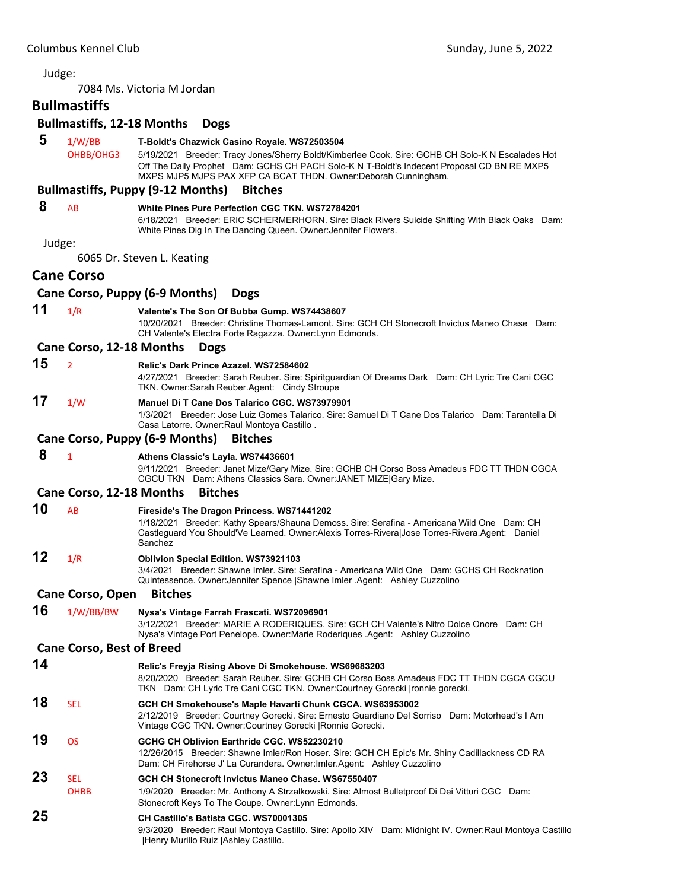Judge:

7084 Ms. Victoria M Jordan

## Bullmastiffs

### Bullmastiffs, 12-18 Months Dogs

**5** 1/W/BB OHBB/OHG3 **T-Boldt's Chazwick Casino Royale. WS72503504**
5/19/2021 Breeder: Tracy Jones/Sherry Boldt/Kimberlee Cook. Sire: GCHB CH Solo-K N Escalades Hot Off The Daily Prophet Dam: GCHS CH PACH Solo-K N T-Boldt's Indecent Proposal CD BN RE MXP5 MXPS MJP5 MJPS PAX XFP CA BCAT THDN. Owner:Deborah Cunningham.

### Bullmastiffs, Puppy (9-12 Months) Bitches

**8** AB **White Pines Pure Perfection CGC TKN. WS72784201**
6/18/2021 Breeder: ERIC SCHERMERHORN. Sire: Black Rivers Suicide Shifting With Black Oaks Dam: White Pines Dig In The Dancing Queen. Owner:Jennifer Flowers.

Judge:

6065 Dr. Steven L. Keating

## Cane Corso

### Cane Corso, Puppy (6-9 Months) Dogs

**11** 1/R **Valente's The Son Of Bubba Gump. WS74438607**
10/20/2021 Breeder: Christine Thomas-Lamont. Sire: GCH CH Stonecroft Invictus Maneo Chase Dam: CH Valente's Electra Forte Ragazza. Owner:Lynn Edmonds.

### Cane Corso, 12-18 Months Dogs

**15** 2 **Relic's Dark Prince Azazel. WS72584602**
4/27/2021 Breeder: Sarah Reuber. Sire: Spiritguardian Of Dreams Dark Dam: CH Lyric Tre Cani CGC TKN. Owner:Sarah Reuber.Agent: Cindy Stroupe

**17** 1/W **Manuel Di T Cane Dos Talarico CGC. WS73979901**
1/3/2021 Breeder: Jose Luiz Gomes Talarico. Sire: Samuel Di T Cane Dos Talarico Dam: Tarantella Di Casa Latorre. Owner:Raul Montoya Castillo .

### Cane Corso, Puppy (6-9 Months) Bitches

**8** 1 **Athens Classic's Layla. WS74436601**
9/11/2021 Breeder: Janet Mize/Gary Mize. Sire: GCHB CH Corso Boss Amadeus FDC TT THDN CGCA CGCU TKN Dam: Athens Classics Sara. Owner:JANET MIZE|Gary Mize.

### Cane Corso, 12-18 Months Bitches

**10** AB **Fireside's The Dragon Princess. WS71441202**
1/18/2021 Breeder: Kathy Spears/Shauna Demoss. Sire: Serafina - Americana Wild One Dam: CH Castleguard You Should'Ve Learned. Owner:Alexis Torres-Rivera|Jose Torres-Rivera.Agent: Daniel Sanchez

**12** 1/R **Oblivion Special Edition. WS73921103**
3/4/2021 Breeder: Shawne Imler. Sire: Serafina - Americana Wild One Dam: GCHS CH Rocknation Quintessence. Owner:Jennifer Spence |Shawne Imler .Agent: Ashley Cuzzolino

### Cane Corso, Open Bitches

**16** 1/W/BB/BW **Nysa's Vintage Farrah Frascati. WS72096901**
3/12/2021 Breeder: MARIE A RODERIQUES. Sire: GCH CH Valente's Nitro Dolce Onore Dam: CH Nysa's Vintage Port Penelope. Owner:Marie Roderiques .Agent: Ashley Cuzzolino

### Cane Corso, Best of Breed

**14** **Relic's Freyja Rising Above Di Smokehouse. WS69683203**
8/20/2020 Breeder: Sarah Reuber. Sire: GCHB CH Corso Boss Amadeus FDC TT THDN CGCA CGCU TKN Dam: CH Lyric Tre Cani CGC TKN. Owner:Courtney Gorecki |ronnie gorecki.

**18** SEL **GCH CH Smokehouse's Maple Havarti Chunk CGCA. WS63953002**
2/12/2019 Breeder: Courtney Gorecki. Sire: Ernesto Guardiano Del Sorriso Dam: Motorhead's I Am Vintage CGC TKN. Owner:Courtney Gorecki |Ronnie Gorecki.

**19** OS **GCHG CH Oblivion Earthride CGC. WS52230210**
12/26/2015 Breeder: Shawne Imler/Ron Hoser. Sire: GCH CH Epic's Mr. Shiny Cadillackness CD RA Dam: CH Firehorse J' La Curandera. Owner:Imler.Agent: Ashley Cuzzolino

**23** SEL OHBB **GCH CH Stonecroft Invictus Maneo Chase. WS67550407**
1/9/2020 Breeder: Mr. Anthony A Strzalkowski. Sire: Almost Bulletproof Di Dei Vitturi CGC Dam: Stonecroft Keys To The Coupe. Owner:Lynn Edmonds.

**25** **CH Castillo's Batista CGC. WS70001305**
9/3/2020 Breeder: Raul Montoya Castillo. Sire: Apollo XIV Dam: Midnight IV. Owner:Raul Montoya Castillo |Henry Murillo Ruiz |Ashley Castillo.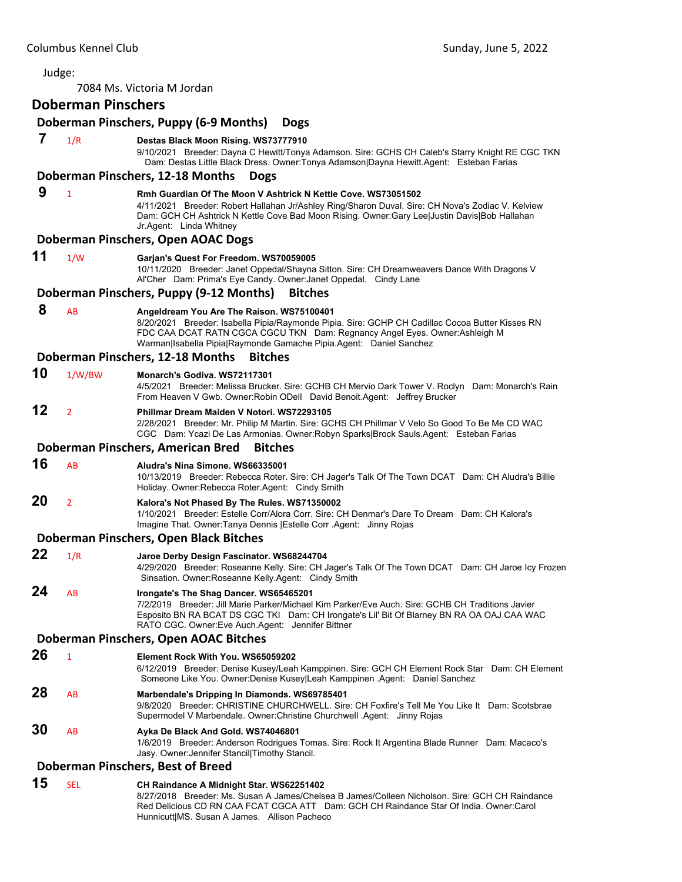Judge:

7084 Ms. Victoria M Jordan

## Doberman Pinschers

### Doberman Pinschers, Puppy (6-9 Months) Dogs

**7** 1/R **Destas Black Moon Rising. WS73777910**
9/10/2021 Breeder: Dayna C Hewitt/Tonya Adamson. Sire: GCHS CH Caleb's Starry Knight RE CGC TKN Dam: Destas Little Black Dress. Owner:Tonya Adamson|Dayna Hewitt.Agent: Esteban Farias

### Doberman Pinschers, 12-18 Months Dogs

**9** 1 **Rmh Guardian Of The Moon V Ashtrick N Kettle Cove. WS73051502**
4/11/2021 Breeder: Robert Hallahan Jr/Ashley Ring/Sharon Duval. Sire: CH Nova's Zodiac V. Kelview Dam: GCH CH Ashtrick N Kettle Cove Bad Moon Rising. Owner:Gary Lee|Justin Davis|Bob Hallahan Jr.Agent: Linda Whitney

### Doberman Pinschers, Open AOAC Dogs

**11** 1/W **Garjan's Quest For Freedom. WS70059005**
10/11/2020 Breeder: Janet Oppedal/Shayna Sitton. Sire: CH Dreamweavers Dance With Dragons V Al'Cher Dam: Prima's Eye Candy. Owner:Janet Oppedal. Cindy Lane

### Doberman Pinschers, Puppy (9-12 Months) Bitches

**8** AB **Angeldream You Are The Raison. WS75100401**
8/20/2021 Breeder: Isabella Pipia/Raymonde Pipia. Sire: GCHP CH Cadillac Cocoa Butter Kisses RN FDC CAA DCAT RATN CGCA CGCU TKN Dam: Regnancy Angel Eyes. Owner:Ashleigh M Warman|Isabella Pipia|Raymonde Gamache Pipia.Agent: Daniel Sanchez

### Doberman Pinschers, 12-18 Months Bitches

**10** 1/W/BW **Monarch's Godiva. WS72117301**
4/5/2021 Breeder: Melissa Brucker. Sire: GCHB CH Mervio Dark Tower V. Roclyn Dam: Monarch's Rain From Heaven V Gwb. Owner:Robin ODell David Benoit.Agent: Jeffrey Brucker

**12** 2 **Phillmar Dream Maiden V Notori. WS72293105**
2/28/2021 Breeder: Mr. Philip M Martin. Sire: GCHS CH Phillmar V Velo So Good To Be Me CD WAC CGC Dam: Ycazi De Las Armonias. Owner:Robyn Sparks|Brock Sauls.Agent: Esteban Farias

### Doberman Pinschers, American Bred Bitches

**16** AB **Aludra's Nina Simone. WS66335001**
10/13/2019 Breeder: Rebecca Roter. Sire: CH Jager's Talk Of The Town DCAT Dam: CH Aludra's Billie Holiday. Owner:Rebecca Roter.Agent: Cindy Smith

**20** 2 **Kalora's Not Phased By The Rules. WS71350002**
1/10/2021 Breeder: Estelle Corr/Alora Corr. Sire: CH Denmar's Dare To Dream Dam: CH Kalora's Imagine That. Owner:Tanya Dennis |Estelle Corr .Agent: Jinny Rojas

### Doberman Pinschers, Open Black Bitches

**22** 1/R **Jaroe Derby Design Fascinator. WS68244704**
4/29/2020 Breeder: Roseanne Kelly. Sire: CH Jager's Talk Of The Town DCAT Dam: CH Jaroe Icy Frozen Sinsation. Owner:Roseanne Kelly.Agent: Cindy Smith

**24** AB **Irongate's The Shag Dancer. WS65465201**
7/2/2019 Breeder: Jill Marie Parker/Michael Kim Parker/Eve Auch. Sire: GCHB CH Traditions Javier Esposito BN RA BCAT DS CGC TKI Dam: CH Irongate's Lil' Bit Of Blarney BN RA OA OAJ CAA WAC RATO CGC. Owner:Eve Auch.Agent: Jennifer Bittner

### Doberman Pinschers, Open AOAC Bitches

**26** 1 **Element Rock With You. WS65059202**
6/12/2019 Breeder: Denise Kusey/Leah Kamppinen. Sire: GCH CH Element Rock Star Dam: CH Element Someone Like You. Owner:Denise Kusey|Leah Kamppinen .Agent: Daniel Sanchez

**28** AB **Marbendale's Dripping In Diamonds. WS69785401**
9/8/2020 Breeder: CHRISTINE CHURCHWELL. Sire: CH Foxfire's Tell Me You Like It Dam: Scotsbrae Supermodel V Marbendale. Owner:Christine Churchwell .Agent: Jinny Rojas

**30** AB **Ayka De Black And Gold. WS74046801**
1/6/2019 Breeder: Anderson Rodrigues Tomas. Sire: Rock It Argentina Blade Runner Dam: Macaco's Jasy. Owner:Jennifer Stancil|Timothy Stancil.

### Doberman Pinschers, Best of Breed

**15** SEL **CH Raindance A Midnight Star. WS62251402**
8/27/2018 Breeder: Ms. Susan A James/Chelsea B James/Colleen Nicholson. Sire: GCH CH Raindance Red Delicious CD RN CAA FCAT CGCA ATT Dam: GCH CH Raindance Star Of India. Owner:Carol Hunnicutt|MS. Susan A James. Allison Pacheco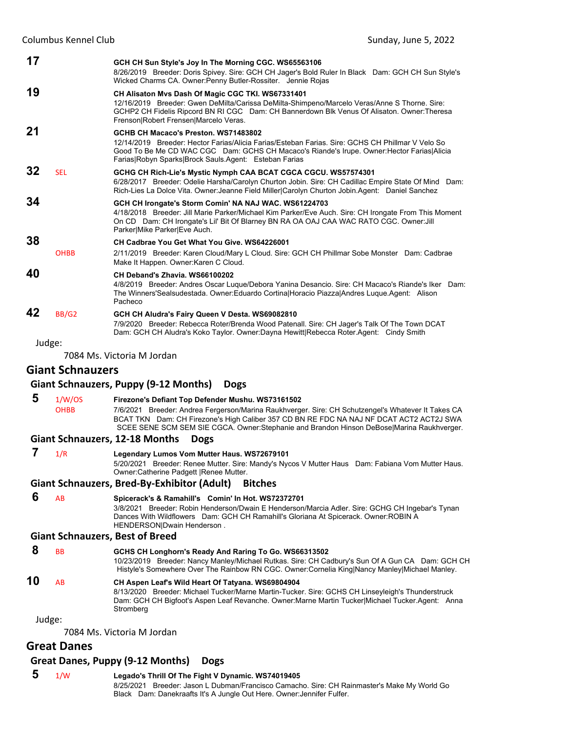**17** GCH CH Sun Style's Joy In The Morning CGC. WS65563106
8/26/2019 Breeder: Doris Spivey. Sire: GCH CH Jager's Bold Ruler In Black Dam: GCH CH Sun Style's Wicked Charms CA. Owner:Penny Butler-Rossiter. Jennie Rojas

**19** CH Alisaton Mvs Dash Of Magic CGC TKI. WS67331401
12/16/2019 Breeder: Gwen DeMilta/Carissa DeMilta-Shimpeno/Marcelo Veras/Anne S Thorne. Sire: GCHP2 CH Fidelis Ripcord BN RI CGC Dam: CH Bannerdown Blk Venus Of Alisaton. Owner:Theresa Frenson|Robert Frensen|Marcelo Veras.

**21** GCHB CH Macaco's Preston. WS71483802
12/14/2019 Breeder: Hector Farias/Alicia Farias/Esteban Farias. Sire: GCHS CH Phillmar V Velo So Good To Be Me CD WAC CGC Dam: GCHS CH Macaco's Riande's Irupe. Owner:Hector Farias|Alicia Farias|Robyn Sparks|Brock Sauls.Agent: Esteban Farias

**32** SEL GCHG CH Rich-Lie's Mystic Nymph CAA BCAT CGCA CGCU. WS57574301
6/28/2017 Breeder: Odelie Harsha/Carolyn Churton Jobin. Sire: CH Cadillac Empire State Of Mind Dam: Rich-Lies La Dolce Vita. Owner:Jeanne Field Miller|Carolyn Churton Jobin.Agent: Daniel Sanchez

**34** GCH CH Irongate's Storm Comin' NA NAJ WAC. WS61224703
4/18/2018 Breeder: Jill Marie Parker/Michael Kim Parker/Eve Auch. Sire: CH Irongate From This Moment On CD Dam: CH Irongate's Lil' Bit Of Blarney BN RA OA OAJ CAA WAC RATO CGC. Owner:Jill Parker|Mike Parker|Eve Auch.

**38** OHBB CH Cadbrae You Get What You Give. WS64226001
2/11/2019 Breeder: Karen Cloud/Mary L Cloud. Sire: GCH CH Phillmar Sobe Monster Dam: Cadbrae Make It Happen. Owner:Karen C Cloud.

**40** CH Deband's Zhavia. WS66100202
4/8/2019 Breeder: Andres Oscar Luque/Debora Yanina Desancio. Sire: CH Macaco's Riande's Iker Dam: The Winners'Sealsudestada. Owner:Eduardo Cortina|Horacio Piazza|Andres Luque.Agent: Alison Pacheco

**42** BB/G2 GCH CH Aludra's Fairy Queen V Desta. WS69082810
7/9/2020 Breeder: Rebecca Roter/Brenda Wood Patenall. Sire: CH Jager's Talk Of The Town DCAT Dam: GCH CH Aludra's Koko Taylor. Owner:Dayna Hewitt|Rebecca Roter.Agent: Cindy Smith

Judge:
7084 Ms. Victoria M Jordan

## Giant Schnauzers

### Giant Schnauzers, Puppy (9-12 Months) Dogs

**5** 1/W/OS OHBB Firezone's Defiant Top Defender Mushu. WS73161502
7/6/2021 Breeder: Andrea Fergerson/Marina Raukhverger. Sire: CH Schutzengel's Whatever It Takes CA BCAT TKN Dam: CH Firezone's High Caliber 357 CD BN RE FDC NA NAJ NF DCAT ACT2 ACT2J SWA SCEE SENE SCM SEM SIE CGCA. Owner:Stephanie and Brandon Hinson DeBose|Marina Raukhverger.

### Giant Schnauzers, 12-18 Months Dogs

**7** 1/R Legendary Lumos Vom Mutter Haus. WS72679101
5/20/2021 Breeder: Renee Mutter. Sire: Mandy's Nycos V Mutter Haus Dam: Fabiana Vom Mutter Haus. Owner:Catherine Padgett |Renee Mutter.

### Giant Schnauzers, Bred-By-Exhibitor (Adult) Bitches

**6** AB Spicerack's & Ramahill's Comin' In Hot. WS72372701
3/8/2021 Breeder: Robin Henderson/Dwain E Henderson/Marcia Adler. Sire: GCHG CH Ingebar's Tynan Dances With Wildflowers Dam: GCH CH Ramahill's Gloriana At Spicerack. Owner:ROBIN A HENDERSON|Dwain Henderson .

### Giant Schnauzers, Best of Breed

**8** BB GCHS CH Longhorn's Ready And Raring To Go. WS66313502
10/23/2019 Breeder: Nancy Manley/Michael Rutkas. Sire: CH Cadbury's Sun Of A Gun CA Dam: GCH CH Histyle's Somewhere Over The Rainbow RN CGC. Owner:Cornelia King|Nancy Manley|Michael Manley.

**10** AB CH Aspen Leaf's Wild Heart Of Tatyana. WS69804904
8/13/2020 Breeder: Michael Tucker/Marne Martin-Tucker. Sire: GCHS CH Linseyleigh's Thunderstruck Dam: GCH CH Bigfoot's Aspen Leaf Revanche. Owner:Marne Martin Tucker|Michael Tucker.Agent: Anna Stromberg

Judge:
7084 Ms. Victoria M Jordan

## Great Danes

### Great Danes, Puppy (9-12 Months) Dogs

**5** 1/W Legado's Thrill Of The Fight V Dynamic. WS74019405
8/25/2021 Breeder: Jason L Dubman/Francisco Camacho. Sire: CH Rainmaster's Make My World Go Black Dam: Danekraafts It's A Jungle Out Here. Owner:Jennifer Fulfer.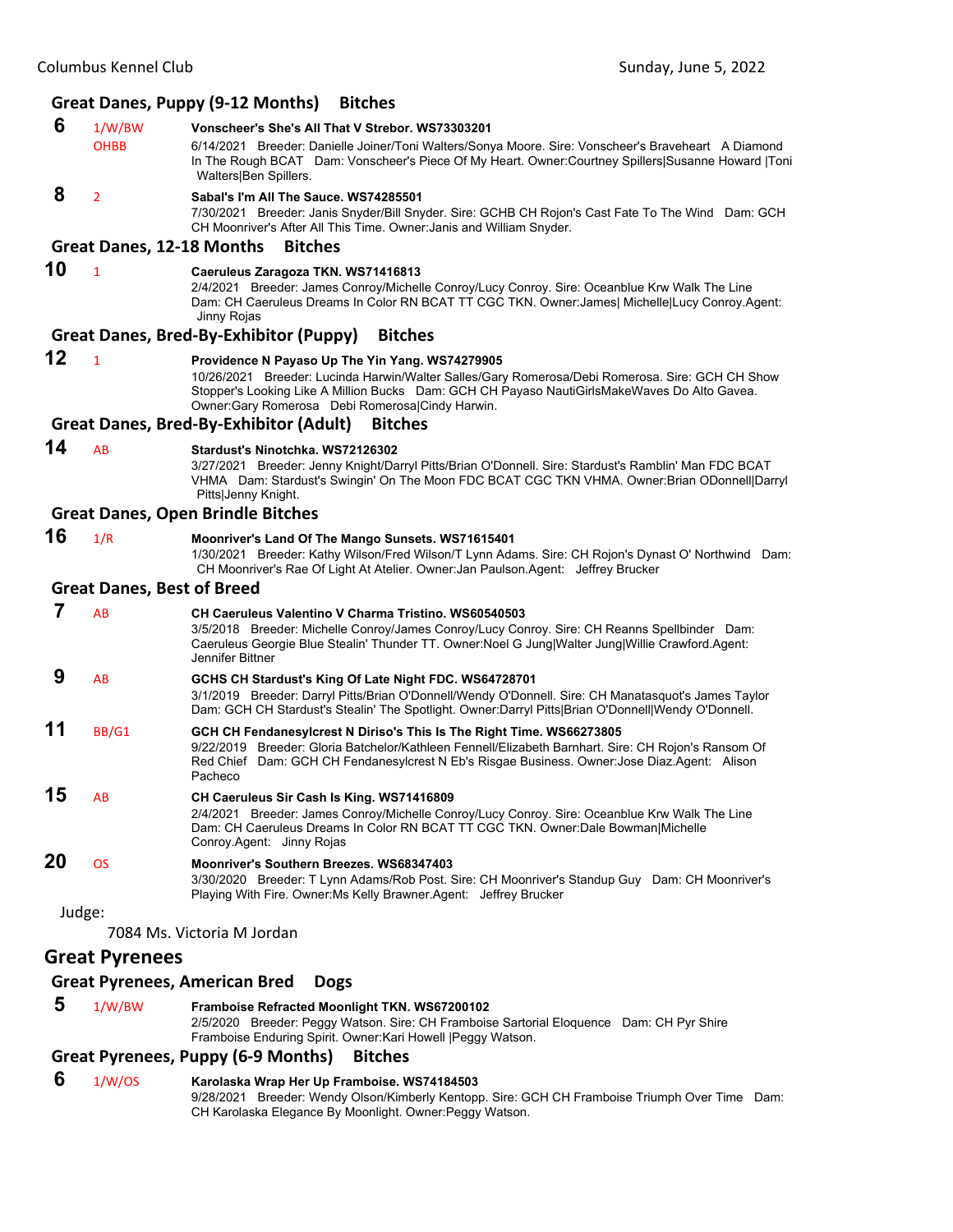### Great Danes, Puppy (9-12 Months) Bitches

**6** 1/W/BW OHBB **Vonscheer's She's All That V Strebor. WS73303201**
6/14/2021 Breeder: Danielle Joiner/Toni Walters/Sonya Moore. Sire: Vonscheer's Braveheart A Diamond In The Rough BCAT Dam: Vonscheer's Piece Of My Heart. Owner:Courtney Spillers|Susanne Howard |Toni Walters|Ben Spillers.

**8** 2 **Sabal's I'm All The Sauce. WS74285501**
7/30/2021 Breeder: Janis Snyder/Bill Snyder. Sire: GCHB CH Rojon's Cast Fate To The Wind Dam: GCH CH Moonriver's After All This Time. Owner:Janis and William Snyder.

### Great Danes, 12-18 Months Bitches

**10** 1 **Caeruleus Zaragoza TKN. WS71416813**
2/4/2021 Breeder: James Conroy/Michelle Conroy/Lucy Conroy. Sire: Oceanblue Krw Walk The Line Dam: CH Caeruleus Dreams In Color RN BCAT TT CGC TKN. Owner:James| Michelle|Lucy Conroy.Agent: Jinny Rojas

### Great Danes, Bred-By-Exhibitor (Puppy) Bitches

**12** 1 **Providence N Payaso Up The Yin Yang. WS74279905**
10/26/2021 Breeder: Lucinda Harwin/Walter Salles/Gary Romerosa/Debi Romerosa. Sire: GCH CH Show Stopper's Looking Like A Million Bucks Dam: GCH CH Payaso NautiGirlsMakeWaves Do Alto Gavea. Owner:Gary Romerosa Debi Romerosa|Cindy Harwin.

### Great Danes, Bred-By-Exhibitor (Adult) Bitches

**14** AB **Stardust's Ninotchka. WS72126302**
3/27/2021 Breeder: Jenny Knight/Darryl Pitts/Brian O'Donnell. Sire: Stardust's Ramblin' Man FDC BCAT VHMA Dam: Stardust's Swingin' On The Moon FDC BCAT CGC TKN VHMA. Owner:Brian ODonnell|Darryl Pitts|Jenny Knight.

### Great Danes, Open Brindle Bitches

**16** 1/R **Moonriver's Land Of The Mango Sunsets. WS71615401**
1/30/2021 Breeder: Kathy Wilson/Fred Wilson/T Lynn Adams. Sire: CH Rojon's Dynast O' Northwind Dam: CH Moonriver's Rae Of Light At Atelier. Owner:Jan Paulson.Agent: Jeffrey Brucker

### Great Danes, Best of Breed

**7** AB **CH Caeruleus Valentino V Charma Tristino. WS60540503**
3/5/2018 Breeder: Michelle Conroy/James Conroy/Lucy Conroy. Sire: CH Reanns Spellbinder Dam: Caeruleus Georgie Blue Stealin' Thunder TT. Owner:Noel G Jung|Walter Jung|Willie Crawford.Agent: Jennifer Bittner

**9** AB **GCHS CH Stardust's King Of Late Night FDC. WS64728701**
3/1/2019 Breeder: Darryl Pitts/Brian O'Donnell/Wendy O'Donnell. Sire: CH Manatasquot's James Taylor Dam: GCH CH Stardust's Stealin' The Spotlight. Owner:Darryl Pitts|Brian O'Donnell|Wendy O'Donnell.

**11** BB/G1 **GCH CH Fendanesylcrest N Diriso's This Is The Right Time. WS66273805**
9/22/2019 Breeder: Gloria Batchelor/Kathleen Fennell/Elizabeth Barnhart. Sire: CH Rojon's Ransom Of Red Chief Dam: GCH CH Fendanesylcrest N Eb's Risgae Business. Owner:Jose Diaz.Agent: Alison Pacheco

**15** AB **CH Caeruleus Sir Cash Is King. WS71416809**
2/4/2021 Breeder: James Conroy/Michelle Conroy/Lucy Conroy. Sire: Oceanblue Krw Walk The Line Dam: CH Caeruleus Dreams In Color RN BCAT TT CGC TKN. Owner:Dale Bowman|Michelle Conroy.Agent: Jinny Rojas

**20** OS **Moonriver's Southern Breezes. WS68347403**
3/30/2020 Breeder: T Lynn Adams/Rob Post. Sire: CH Moonriver's Standup Guy Dam: CH Moonriver's Playing With Fire. Owner:Ms Kelly Brawner.Agent: Jeffrey Brucker

Judge:

7084 Ms. Victoria M Jordan

## Great Pyrenees

### Great Pyrenees, American Bred Dogs

**5** 1/W/BW **Framboise Refracted Moonlight TKN. WS67200102**
2/5/2020 Breeder: Peggy Watson. Sire: CH Framboise Sartorial Eloquence Dam: CH Pyr Shire Framboise Enduring Spirit. Owner:Kari Howell |Peggy Watson.

### Great Pyrenees, Puppy (6-9 Months) Bitches

**6** 1/W/OS **Karolaska Wrap Her Up Framboise. WS74184503**
9/28/2021 Breeder: Wendy Olson/Kimberly Kentopp. Sire: GCH CH Framboise Triumph Over Time Dam: CH Karolaska Elegance By Moonlight. Owner:Peggy Watson.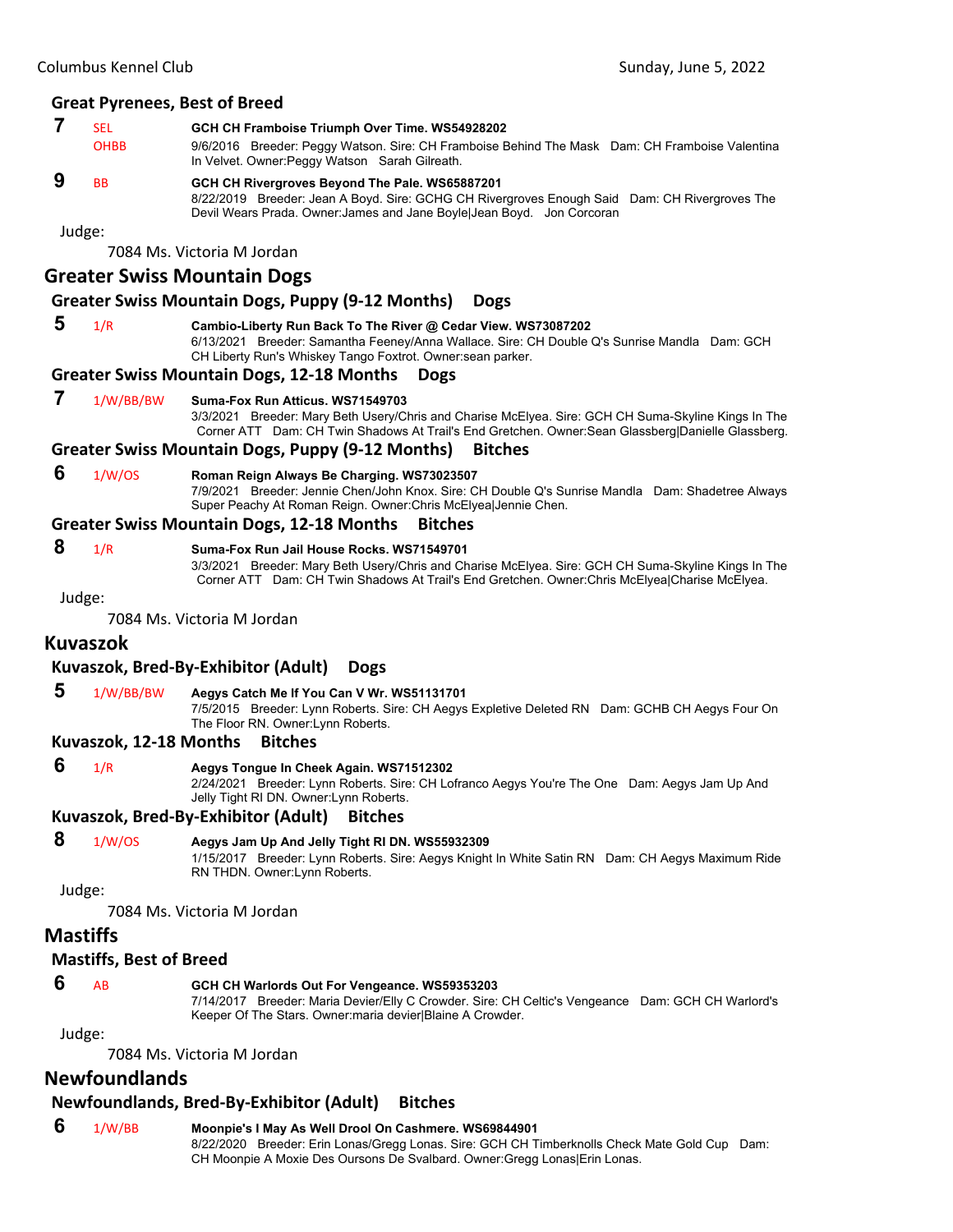## Great Pyrenees, Best of Breed

**7** SEL OHBB **GCH CH Framboise Triumph Over Time. WS54928202**
9/6/2016 Breeder: Peggy Watson. Sire: CH Framboise Behind The Mask Dam: CH Framboise Valentina In Velvet. Owner:Peggy Watson Sarah Gilreath.

**9** BB **GCH CH Rivergroves Beyond The Pale. WS65887201**
8/22/2019 Breeder: Jean A Boyd. Sire: GCHG CH Rivergroves Enough Said Dam: CH Rivergroves The Devil Wears Prada. Owner:James and Jane Boyle|Jean Boyd. Jon Corcoran

Judge:

7084 Ms. Victoria M Jordan

# Greater Swiss Mountain Dogs

## Greater Swiss Mountain Dogs, Puppy (9-12 Months) Dogs

**5** 1/R **Cambio-Liberty Run Back To The River @ Cedar View. WS73087202**
6/13/2021 Breeder: Samantha Feeney/Anna Wallace. Sire: CH Double Q's Sunrise Mandla Dam: GCH CH Liberty Run's Whiskey Tango Foxtrot. Owner:sean parker.

## Greater Swiss Mountain Dogs, 12-18 Months Dogs

**7** 1/W/BB/BW **Suma-Fox Run Atticus. WS71549703**
3/3/2021 Breeder: Mary Beth Usery/Chris and Charise McElyea. Sire: GCH CH Suma-Skyline Kings In The Corner ATT Dam: CH Twin Shadows At Trail's End Gretchen. Owner:Sean Glassberg|Danielle Glassberg.

## Greater Swiss Mountain Dogs, Puppy (9-12 Months) Bitches

**6** 1/W/OS **Roman Reign Always Be Charging. WS73023507**
7/9/2021 Breeder: Jennie Chen/John Knox. Sire: CH Double Q's Sunrise Mandla Dam: Shadetree Always Super Peachy At Roman Reign. Owner:Chris McElyea|Jennie Chen.

## Greater Swiss Mountain Dogs, 12-18 Months Bitches

**8** 1/R **Suma-Fox Run Jail House Rocks. WS71549701**
3/3/2021 Breeder: Mary Beth Usery/Chris and Charise McElyea. Sire: GCH CH Suma-Skyline Kings In The Corner ATT Dam: CH Twin Shadows At Trail's End Gretchen. Owner:Chris McElyea|Charise McElyea.

Judge:

7084 Ms. Victoria M Jordan

# Kuvaszok

## Kuvaszok, Bred-By-Exhibitor (Adult) Dogs

**5** 1/W/BB/BW **Aegys Catch Me If You Can V Wr. WS51131701**
7/5/2015 Breeder: Lynn Roberts. Sire: CH Aegys Expletive Deleted RN Dam: GCHB CH Aegys Four On The Floor RN. Owner:Lynn Roberts.

## Kuvaszok, 12-18 Months Bitches

**6** 1/R **Aegys Tongue In Cheek Again. WS71512302**
2/24/2021 Breeder: Lynn Roberts. Sire: CH Lofranco Aegys You're The One Dam: Aegys Jam Up And Jelly Tight RI DN. Owner:Lynn Roberts.

## Kuvaszok, Bred-By-Exhibitor (Adult) Bitches

**8** 1/W/OS **Aegys Jam Up And Jelly Tight RI DN. WS55932309**
1/15/2017 Breeder: Lynn Roberts. Sire: Aegys Knight In White Satin RN Dam: CH Aegys Maximum Ride RN THDN. Owner:Lynn Roberts.

Judge:

7084 Ms. Victoria M Jordan

# Mastiffs

## Mastiffs, Best of Breed

**6** AB **GCH CH Warlords Out For Vengeance. WS59353203**
7/14/2017 Breeder: Maria Devier/Elly C Crowder. Sire: CH Celtic's Vengeance Dam: GCH CH Warlord's Keeper Of The Stars. Owner:maria devier|Blaine A Crowder.

Judge:

7084 Ms. Victoria M Jordan

# Newfoundlands

## Newfoundlands, Bred-By-Exhibitor (Adult) Bitches

**6** 1/W/BB **Moonpie's I May As Well Drool On Cashmere. WS69844901**
8/22/2020 Breeder: Erin Lonas/Gregg Lonas. Sire: GCH CH Timberknolls Check Mate Gold Cup Dam: CH Moonpie A Moxie Des Oursons De Svalbard. Owner:Gregg Lonas|Erin Lonas.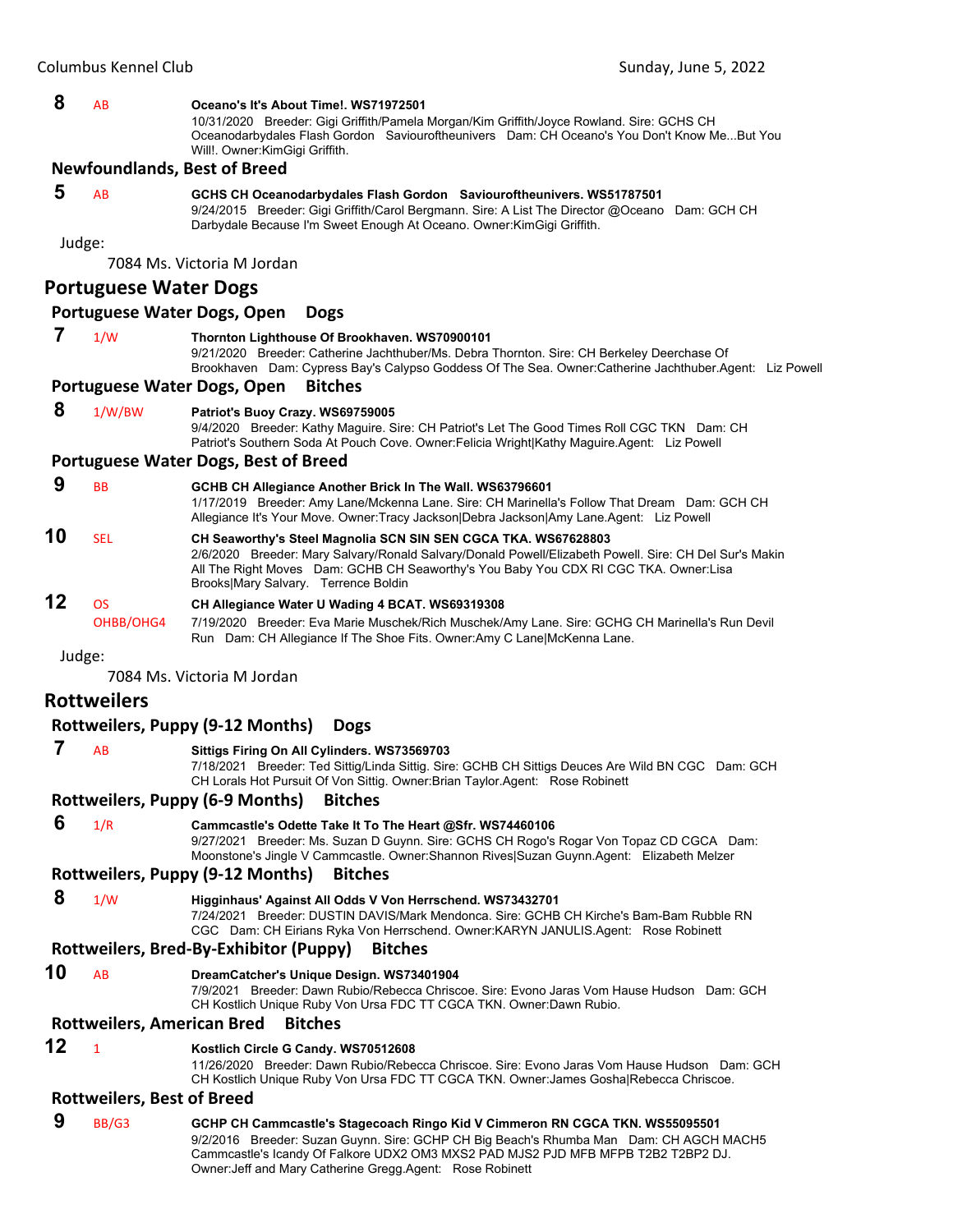**8** AB **Oceano's It's About Time!. WS71972501**
10/31/2020 Breeder: Gigi Griffith/Pamela Morgan/Kim Griffith/Joyce Rowland. Sire: GCHS CH Oceanodarbydales Flash Gordon Saviouroftheunivers Dam: CH Oceano's You Don't Know Me...But You Will!. Owner:KimGigi Griffith.

### Newfoundlands, Best of Breed

**5** AB **GCHS CH Oceanodarbydales Flash Gordon Saviouroftheunivers. WS51787501**
9/24/2015 Breeder: Gigi Griffith/Carol Bergmann. Sire: A List The Director @Oceano Dam: GCH CH Darbydale Because I'm Sweet Enough At Oceano. Owner:KimGigi Griffith.

Judge:
7084 Ms. Victoria M Jordan

## Portuguese Water Dogs

### Portuguese Water Dogs, Open Dogs

**7** 1/W **Thornton Lighthouse Of Brookhaven. WS70900101**
9/21/2020 Breeder: Catherine Jachthuber/Ms. Debra Thornton. Sire: CH Berkeley Deerchase Of Brookhaven Dam: Cypress Bay's Calypso Goddess Of The Sea. Owner:Catherine Jachthuber.Agent: Liz Powell

### Portuguese Water Dogs, Open Bitches

**8** 1/W/BW **Patriot's Buoy Crazy. WS69759005**
9/4/2020 Breeder: Kathy Maguire. Sire: CH Patriot's Let The Good Times Roll CGC TKN Dam: CH Patriot's Southern Soda At Pouch Cove. Owner:Felicia Wright|Kathy Maguire.Agent: Liz Powell

### Portuguese Water Dogs, Best of Breed

**9** BB **GCHB CH Allegiance Another Brick In The Wall. WS63796601**
1/17/2019 Breeder: Amy Lane/Mckenna Lane. Sire: CH Marinella's Follow That Dream Dam: GCH CH Allegiance It's Your Move. Owner:Tracy Jackson|Debra Jackson|Amy Lane.Agent: Liz Powell

**10** SEL **CH Seaworthy's Steel Magnolia SCN SIN SEN CGCA TKA. WS67628803**
2/6/2020 Breeder: Mary Salvary/Ronald Salvary/Donald Powell/Elizabeth Powell. Sire: CH Del Sur's Makin All The Right Moves Dam: GCHB CH Seaworthy's You Baby You CDX RI CGC TKA. Owner:Lisa Brooks|Mary Salvary. Terrence Boldin

**12** OS OHBB/OHG4 **CH Allegiance Water U Wading 4 BCAT. WS69319308**
7/19/2020 Breeder: Eva Marie Muschek/Rich Muschek/Amy Lane. Sire: GCHG CH Marinella's Run Devil Run Dam: CH Allegiance If The Shoe Fits. Owner:Amy C Lane|McKenna Lane.

Judge:
7084 Ms. Victoria M Jordan

## Rottweilers

### Rottweilers, Puppy (9-12 Months) Dogs

**7** AB **Sittigs Firing On All Cylinders. WS73569703**
7/18/2021 Breeder: Ted Sittig/Linda Sittig. Sire: GCHB CH Sittigs Deuces Are Wild BN CGC Dam: GCH CH Lorals Hot Pursuit Of Von Sittig. Owner:Brian Taylor.Agent: Rose Robinett

### Rottweilers, Puppy (6-9 Months) Bitches

**6** 1/R **Cammcastle's Odette Take It To The Heart @Sfr. WS74460106**
9/27/2021 Breeder: Ms. Suzan D Guynn. Sire: GCHS CH Rogo's Rogar Von Topaz CD CGCA Dam: Moonstone's Jingle V Cammcastle. Owner:Shannon Rives|Suzan Guynn.Agent: Elizabeth Melzer

### Rottweilers, Puppy (9-12 Months) Bitches

**8** 1/W **Higginhaus' Against All Odds V Von Herrschend. WS73432701**
7/24/2021 Breeder: DUSTIN DAVIS/Mark Mendonca. Sire: GCHB CH Kirche's Bam-Bam Rubble RN CGC Dam: CH Eirians Ryka Von Herrschend. Owner:KARYN JANULIS.Agent: Rose Robinett

### Rottweilers, Bred-By-Exhibitor (Puppy) Bitches

**10** AB **DreamCatcher's Unique Design. WS73401904**
7/9/2021 Breeder: Dawn Rubio/Rebecca Chriscoe. Sire: Evono Jaras Vom Hause Hudson Dam: GCH CH Kostlich Unique Ruby Von Ursa FDC TT CGCA TKN. Owner:Dawn Rubio.

### Rottweilers, American Bred Bitches

**12** 1 **Kostlich Circle G Candy. WS70512608**
11/26/2020 Breeder: Dawn Rubio/Rebecca Chriscoe. Sire: Evono Jaras Vom Hause Hudson Dam: GCH CH Kostlich Unique Ruby Von Ursa FDC TT CGCA TKN. Owner:James Gosha|Rebecca Chriscoe.

### Rottweilers, Best of Breed

**9** BB/G3 **GCHP CH Cammcastle's Stagecoach Ringo Kid V Cimmeron RN CGCA TKN. WS55095501**
9/2/2016 Breeder: Suzan Guynn. Sire: GCHP CH Big Beach's Rhumba Man Dam: CH AGCH MACH5 Cammcastle's Icandy Of Falkore UDX2 OM3 MXS2 PAD MJS2 PJD MFB MFPB T2B2 T2BP2 DJ. Owner:Jeff and Mary Catherine Gregg.Agent: Rose Robinett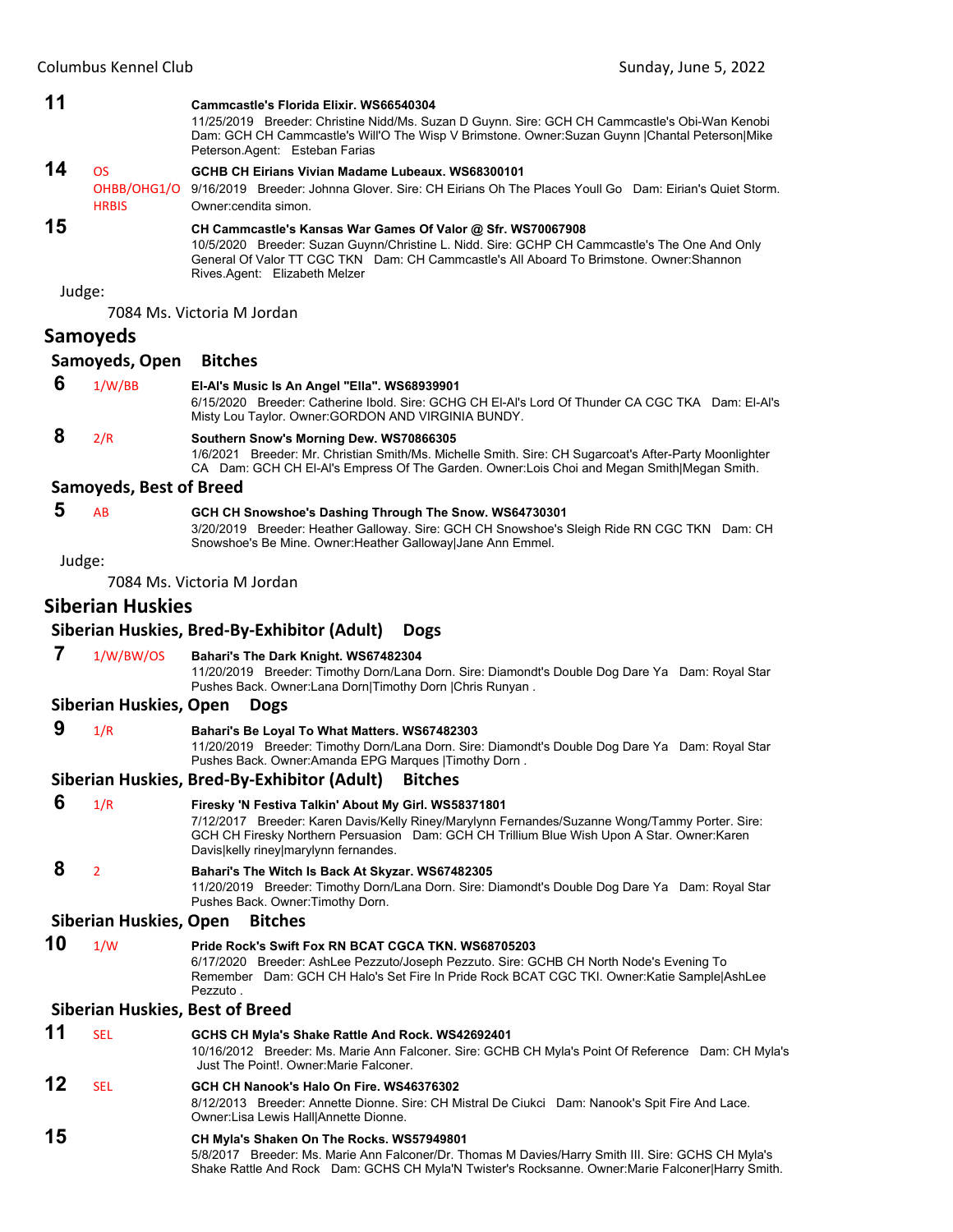**11** **Cammcastle's Florida Elixir. WS66540304**
11/25/2019 Breeder: Christine Nidd/Ms. Suzan D Guynn. Sire: GCH CH Cammcastle's Obi-Wan Kenobi Dam: GCH CH Cammcastle's Will'O The Wisp V Brimstone. Owner:Suzan Guynn |Chantal Peterson|Mike Peterson.Agent: Esteban Farias

**14** OS OHBB/OHG1/OHRBIS **GCHB CH Eirians Vivian Madame Lubeaux. WS68300101**
9/16/2019 Breeder: Johnna Glover. Sire: CH Eirians Oh The Places Youll Go Dam: Eirian's Quiet Storm. Owner:cendita simon.

**15** **CH Cammcastle's Kansas War Games Of Valor @ Sfr. WS70067908**
10/5/2020 Breeder: Suzan Guynn/Christine L. Nidd. Sire: GCHP CH Cammcastle's The One And Only General Of Valor TT CGC TKN Dam: CH Cammcastle's All Aboard To Brimstone. Owner:Shannon Rives.Agent: Elizabeth Melzer

Judge:

7084 Ms. Victoria M Jordan

## Samoyeds

### Samoyeds, Open Bitches

**6** 1/W/BB **El-Al's Music Is An Angel "Ella". WS68939901**
6/15/2020 Breeder: Catherine Ibold. Sire: GCHG CH El-Al's Lord Of Thunder CA CGC TKA Dam: El-Al's Misty Lou Taylor. Owner:GORDON AND VIRGINIA BUNDY.

**8** 2/R **Southern Snow's Morning Dew. WS70866305**
1/6/2021 Breeder: Mr. Christian Smith/Ms. Michelle Smith. Sire: CH Sugarcoat's After-Party Moonlighter CA Dam: GCH CH El-Al's Empress Of The Garden. Owner:Lois Choi and Megan Smith|Megan Smith.

### Samoyeds, Best of Breed

**5** AB **GCH CH Snowshoe's Dashing Through The Snow. WS64730301**
3/20/2019 Breeder: Heather Galloway. Sire: GCH CH Snowshoe's Sleigh Ride RN CGC TKN Dam: CH Snowshoe's Be Mine. Owner:Heather Galloway|Jane Ann Emmel.

Judge:

7084 Ms. Victoria M Jordan

## Siberian Huskies

### Siberian Huskies, Bred-By-Exhibitor (Adult) Dogs

**7** 1/W/BW/OS **Bahari's The Dark Knight. WS67482304**
11/20/2019 Breeder: Timothy Dorn/Lana Dorn. Sire: Diamondt's Double Dog Dare Ya Dam: Royal Star Pushes Back. Owner:Lana Dorn|Timothy Dorn |Chris Runyan .

### Siberian Huskies, Open Dogs

**9** 1/R **Bahari's Be Loyal To What Matters. WS67482303**
11/20/2019 Breeder: Timothy Dorn/Lana Dorn. Sire: Diamondt's Double Dog Dare Ya Dam: Royal Star Pushes Back. Owner:Amanda EPG Marques |Timothy Dorn .

### Siberian Huskies, Bred-By-Exhibitor (Adult) Bitches

**6** 1/R **Firesky 'N Festiva Talkin' About My Girl. WS58371801**
7/12/2017 Breeder: Karen Davis/Kelly Riney/Marylynn Fernandes/Suzanne Wong/Tammy Porter. Sire: GCH CH Firesky Northern Persuasion Dam: GCH CH Trillium Blue Wish Upon A Star. Owner:Karen Davis|kelly riney|marylynn fernandes.

**8** 2 **Bahari's The Witch Is Back At Skyzar. WS67482305**
11/20/2019 Breeder: Timothy Dorn/Lana Dorn. Sire: Diamondt's Double Dog Dare Ya Dam: Royal Star Pushes Back. Owner:Timothy Dorn.

### Siberian Huskies, Open Bitches

**10** 1/W **Pride Rock's Swift Fox RN BCAT CGCA TKN. WS68705203**
6/17/2020 Breeder: AshLee Pezzuto/Joseph Pezzuto. Sire: GCHB CH North Node's Evening To Remember Dam: GCH CH Halo's Set Fire In Pride Rock BCAT CGC TKI. Owner:Katie Sample|AshLee Pezzuto .

### Siberian Huskies, Best of Breed

**11** SEL **GCHS CH Myla's Shake Rattle And Rock. WS42692401**
10/16/2012 Breeder: Ms. Marie Ann Falconer. Sire: GCHB CH Myla's Point Of Reference Dam: CH Myla's Just The Point!. Owner:Marie Falconer.

**12** SEL **GCH CH Nanook's Halo On Fire. WS46376302**
8/12/2013 Breeder: Annette Dionne. Sire: CH Mistral De Ciukci Dam: Nanook's Spit Fire And Lace. Owner:Lisa Lewis Hall|Annette Dionne.

**15** **CH Myla's Shaken On The Rocks. WS57949801**
5/8/2017 Breeder: Ms. Marie Ann Falconer/Dr. Thomas M Davies/Harry Smith III. Sire: GCHS CH Myla's Shake Rattle And Rock Dam: GCHS CH Myla'N Twister's Rocksanne. Owner:Marie Falconer|Harry Smith.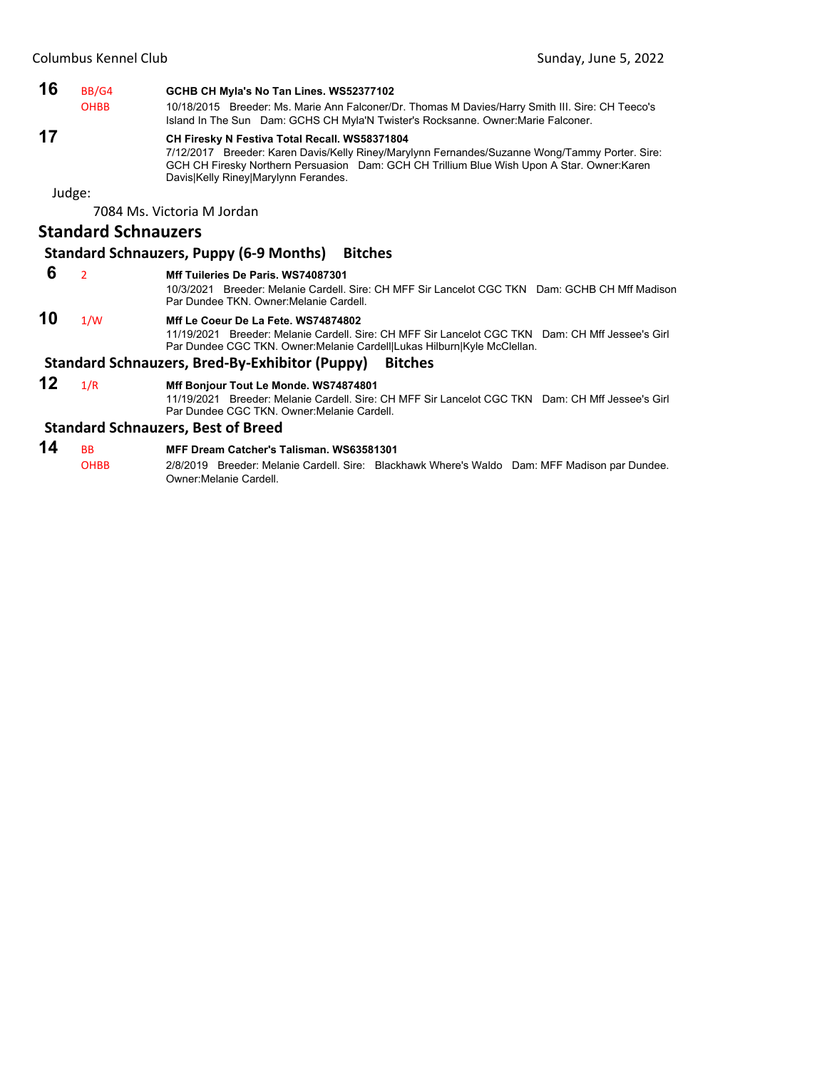**16** BB/G4 OHBB **GCHB CH Myla's No Tan Lines. WS52377102**
10/18/2015 Breeder: Ms. Marie Ann Falconer/Dr. Thomas M Davies/Harry Smith III. Sire: CH Teeco's Island In The Sun Dam: GCHS CH Myla'N Twister's Rocksanne. Owner:Marie Falconer.

**17** **CH Firesky N Festiva Total Recall. WS58371804**
7/12/2017 Breeder: Karen Davis/Kelly Riney/Marylynn Fernandes/Suzanne Wong/Tammy Porter. Sire: GCH CH Firesky Northern Persuasion Dam: GCH CH Trillium Blue Wish Upon A Star. Owner:Karen Davis|Kelly Riney|Marylynn Ferandes.

Judge:

7084 Ms. Victoria M Jordan

## Standard Schnauzers

### Standard Schnauzers, Puppy (6-9 Months) Bitches

**6** 2 **Mff Tuileries De Paris. WS74087301**
10/3/2021 Breeder: Melanie Cardell. Sire: CH MFF Sir Lancelot CGC TKN Dam: GCHB CH Mff Madison Par Dundee TKN. Owner:Melanie Cardell.

**10** 1/W **Mff Le Coeur De La Fete. WS74874802**
11/19/2021 Breeder: Melanie Cardell. Sire: CH MFF Sir Lancelot CGC TKN Dam: CH Mff Jessee's Girl Par Dundee CGC TKN. Owner:Melanie Cardell|Lukas Hilburn|Kyle McClellan.

### Standard Schnauzers, Bred-By-Exhibitor (Puppy) Bitches

**12** 1/R **Mff Bonjour Tout Le Monde. WS74874801**
11/19/2021 Breeder: Melanie Cardell. Sire: CH MFF Sir Lancelot CGC TKN Dam: CH Mff Jessee's Girl Par Dundee CGC TKN. Owner:Melanie Cardell.

### Standard Schnauzers, Best of Breed

**14** BB OHBB **MFF Dream Catcher's Talisman. WS63581301**
2/8/2019 Breeder: Melanie Cardell. Sire: Blackhawk Where's Waldo Dam: MFF Madison par Dundee. Owner:Melanie Cardell.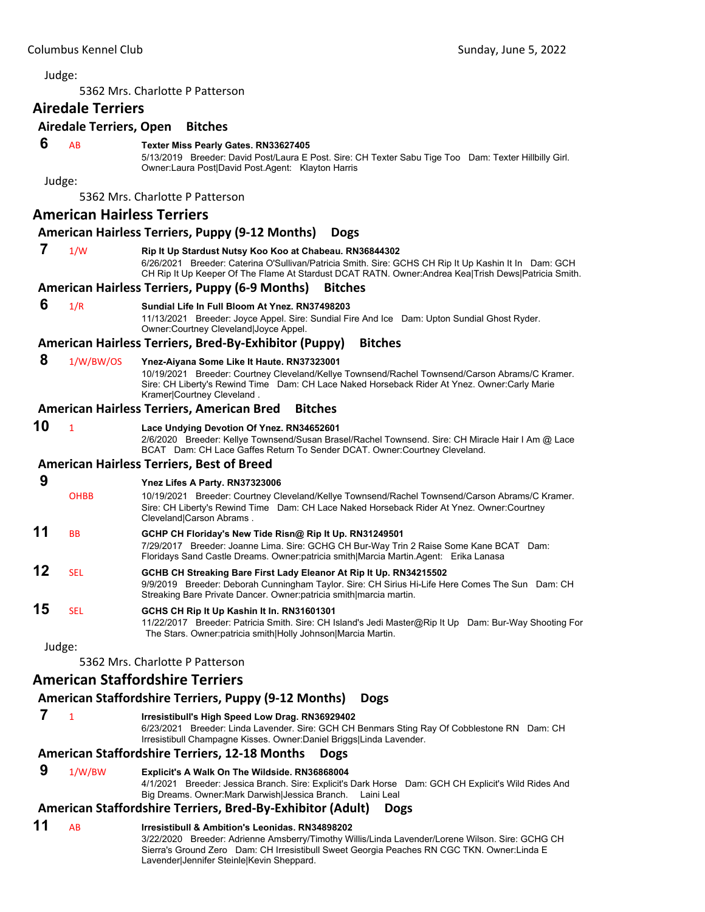Judge:

5362 Mrs. Charlotte P Patterson

## Airedale Terriers

### Airedale Terriers, Open Bitches

**6** AB **Texter Miss Pearly Gates. RN33627405**
5/13/2019 Breeder: David Post/Laura E Post. Sire: CH Texter Sabu Tige Too Dam: Texter Hillbilly Girl. Owner:Laura Post|David Post.Agent: Klayton Harris

Judge:

5362 Mrs. Charlotte P Patterson

## American Hairless Terriers

### American Hairless Terriers, Puppy (9-12 Months) Dogs

**7** 1/W **Rip It Up Stardust Nutsy Koo Koo at Chabeau. RN36844302**
6/26/2021 Breeder: Caterina O'Sullivan/Patricia Smith. Sire: GCHS CH Rip It Up Kashin It In Dam: GCH CH Rip It Up Keeper Of The Flame At Stardust DCAT RATN. Owner:Andrea Kea|Trish Dews|Patricia Smith.

### American Hairless Terriers, Puppy (6-9 Months) Bitches

**6** 1/R **Sundial Life In Full Bloom At Ynez. RN37498203**
11/13/2021 Breeder: Joyce Appel. Sire: Sundial Fire And Ice Dam: Upton Sundial Ghost Ryder. Owner:Courtney Cleveland|Joyce Appel.

### American Hairless Terriers, Bred-By-Exhibitor (Puppy) Bitches

**8** 1/W/BW/OS **Ynez-Aiyana Some Like It Haute. RN37323001**
10/19/2021 Breeder: Courtney Cleveland/Kellye Townsend/Rachel Townsend/Carson Abrams/C Kramer. Sire: CH Liberty's Rewind Time Dam: CH Lace Naked Horseback Rider At Ynez. Owner:Carly Marie Kramer|Courtney Cleveland .

### American Hairless Terriers, American Bred Bitches

**10** 1 **Lace Undying Devotion Of Ynez. RN34652601**
2/6/2020 Breeder: Kellye Townsend/Susan Brasel/Rachel Townsend. Sire: CH Miracle Hair I Am @ Lace BCAT Dam: CH Lace Gaffes Return To Sender DCAT. Owner:Courtney Cleveland.

### American Hairless Terriers, Best of Breed

**9** OHBB **Ynez Lifes A Party. RN37323006**
10/19/2021 Breeder: Courtney Cleveland/Kellye Townsend/Rachel Townsend/Carson Abrams/C Kramer. Sire: CH Liberty's Rewind Time Dam: CH Lace Naked Horseback Rider At Ynez. Owner:Courtney Cleveland|Carson Abrams .

**11** BB **GCHP CH Floriday's New Tide Risn@ Rip It Up. RN31249501**
7/29/2017 Breeder: Joanne Lima. Sire: GCHG CH Bur-Way Trin 2 Raise Some Kane BCAT Dam: Floridays Sand Castle Dreams. Owner:patricia smith|Marcia Martin.Agent: Erika Lanasa

**12** SEL **GCHB CH Streaking Bare First Lady Eleanor At Rip It Up. RN34215502**
9/9/2019 Breeder: Deborah Cunningham Taylor. Sire: CH Sirius Hi-Life Here Comes The Sun Dam: CH Streaking Bare Private Dancer. Owner:patricia smith|marcia martin.

**15** SEL **GCHS CH Rip It Up Kashin It In. RN31601301**
11/22/2017 Breeder: Patricia Smith. Sire: CH Island's Jedi Master@Rip It Up Dam: Bur-Way Shooting For The Stars. Owner:patricia smith|Holly Johnson|Marcia Martin.

Judge:

5362 Mrs. Charlotte P Patterson

## American Staffordshire Terriers

### American Staffordshire Terriers, Puppy (9-12 Months) Dogs

**7** 1 **Irresistibull's High Speed Low Drag. RN36929402**
6/23/2021 Breeder: Linda Lavender. Sire: GCH CH Benmars Sting Ray Of Cobblestone RN Dam: CH Irresistibull Champagne Kisses. Owner:Daniel Briggs|Linda Lavender.

### American Staffordshire Terriers, 12-18 Months Dogs

**9** 1/W/BW **Explicit's A Walk On The Wildside. RN36868004**
4/1/2021 Breeder: Jessica Branch. Sire: Explicit's Dark Horse Dam: GCH CH Explicit's Wild Rides And Big Dreams. Owner:Mark Darwish|Jessica Branch. Laini Leal

### American Staffordshire Terriers, Bred-By-Exhibitor (Adult) Dogs

**11** AB **Irresistibull & Ambition's Leonidas. RN34898202**
3/22/2020 Breeder: Adrienne Amsberry/Timothy Willis/Linda Lavender/Lorene Wilson. Sire: GCHG CH Sierra's Ground Zero Dam: CH Irresistibull Sweet Georgia Peaches RN CGC TKN. Owner:Linda E Lavender|Jennifer Steinle|Kevin Sheppard.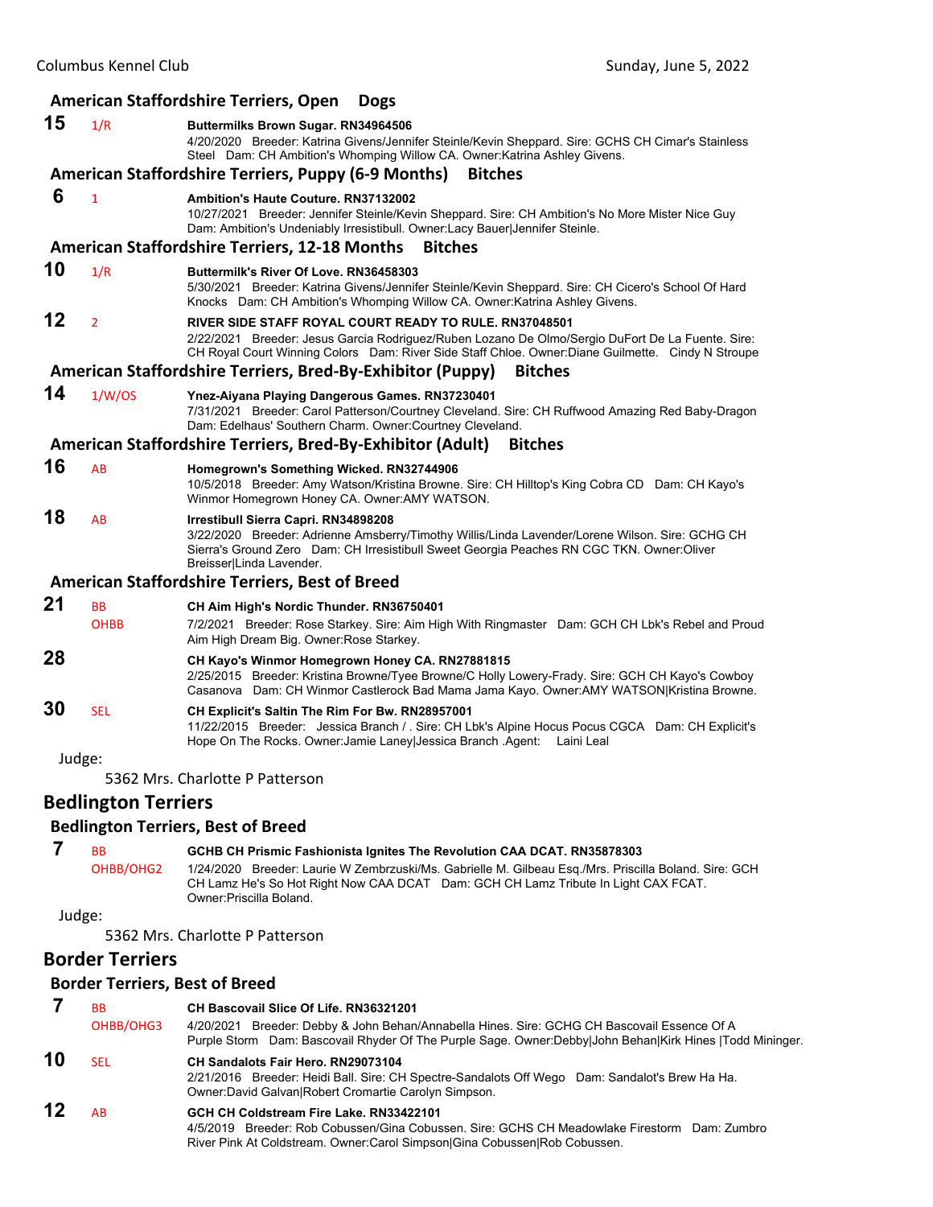### American Staffordshire Terriers, Open Dogs

**15** 1/R **Buttermilks Brown Sugar. RN34964506**
4/20/2020 Breeder: Katrina Givens/Jennifer Steinle/Kevin Sheppard. Sire: GCHS CH Cimar's Stainless Steel Dam: CH Ambition's Whomping Willow CA. Owner:Katrina Ashley Givens.

### American Staffordshire Terriers, Puppy (6-9 Months) Bitches

**6** 1 **Ambition's Haute Couture. RN37132002**
10/27/2021 Breeder: Jennifer Steinle/Kevin Sheppard. Sire: CH Ambition's No More Mister Nice Guy Dam: Ambition's Undeniably Irresistibull. Owner:Lacy Bauer|Jennifer Steinle.

### American Staffordshire Terriers, 12-18 Months Bitches

**10** 1/R **Buttermilk's River Of Love. RN36458303**
5/30/2021 Breeder: Katrina Givens/Jennifer Steinle/Kevin Sheppard. Sire: CH Cicero's School Of Hard Knocks Dam: CH Ambition's Whomping Willow CA. Owner:Katrina Ashley Givens.

**12** 2 **RIVER SIDE STAFF ROYAL COURT READY TO RULE. RN37048501**
2/22/2021 Breeder: Jesus Garcia Rodriguez/Ruben Lozano De Olmo/Sergio DuFort De La Fuente. Sire: CH Royal Court Winning Colors Dam: River Side Staff Chloe. Owner:Diane Guilmette. Cindy N Stroupe

### American Staffordshire Terriers, Bred-By-Exhibitor (Puppy) Bitches

**14** 1/W/OS **Ynez-Aiyana Playing Dangerous Games. RN37230401**
7/31/2021 Breeder: Carol Patterson/Courtney Cleveland. Sire: CH Ruffwood Amazing Red Baby-Dragon Dam: Edelhaus' Southern Charm. Owner:Courtney Cleveland.

### American Staffordshire Terriers, Bred-By-Exhibitor (Adult) Bitches

**16** AB **Homegrown's Something Wicked. RN32744906**
10/5/2018 Breeder: Amy Watson/Kristina Browne. Sire: CH Hilltop's King Cobra CD Dam: CH Kayo's Winmor Homegrown Honey CA. Owner:AMY WATSON.

**18** AB **Irrestibull Sierra Capri. RN34898208**
3/22/2020 Breeder: Adrienne Amsberry/Timothy Willis/Linda Lavender/Lorene Wilson. Sire: GCHG CH Sierra's Ground Zero Dam: CH Irresistibull Sweet Georgia Peaches RN CGC TKN. Owner:Oliver Breisser|Linda Lavender.

### American Staffordshire Terriers, Best of Breed

**21** BB OHBB **CH Aim High's Nordic Thunder. RN36750401**
7/2/2021 Breeder: Rose Starkey. Sire: Aim High With Ringmaster Dam: GCH CH Lbk's Rebel and Proud Aim High Dream Big. Owner:Rose Starkey.

**28** **CH Kayo's Winmor Homegrown Honey CA. RN27881815**
2/25/2015 Breeder: Kristina Browne/Tyee Browne/C Holly Lowery-Frady. Sire: GCH CH Kayo's Cowboy Casanova Dam: CH Winmor Castlerock Bad Mama Jama Kayo. Owner:AMY WATSON|Kristina Browne.

**30** SEL **CH Explicit's Saltin The Rim For Bw. RN28957001**
11/22/2015 Breeder: Jessica Branch / . Sire: CH Lbk's Alpine Hocus Pocus CGCA Dam: CH Explicit's Hope On The Rocks. Owner:Jamie Laney|Jessica Branch .Agent: Laini Leal

Judge:
5362 Mrs. Charlotte P Patterson

## Bedlington Terriers

### Bedlington Terriers, Best of Breed

**7** BB OHBB/OHG2 **GCHB CH Prismic Fashionista Ignites The Revolution CAA DCAT. RN35878303**
1/24/2020 Breeder: Laurie W Zembrzuski/Ms. Gabrielle M. Gilbeau Esq./Mrs. Priscilla Boland. Sire: GCH CH Lamz He's So Hot Right Now CAA DCAT Dam: GCH CH Lamz Tribute In Light CAX FCAT. Owner:Priscilla Boland.

Judge:
5362 Mrs. Charlotte P Patterson

## Border Terriers

### Border Terriers, Best of Breed

**7** BB OHBB/OHG3 **CH Bascovail Slice Of Life. RN36321201**
4/20/2021 Breeder: Debby & John Behan/Annabella Hines. Sire: GCHG CH Bascovail Essence Of A Purple Storm Dam: Bascovail Rhyder Of The Purple Sage. Owner:Debby|John Behan|Kirk Hines |Todd Mininger.

**10** SEL **CH Sandalots Fair Hero. RN29073104**
2/21/2016 Breeder: Heidi Ball. Sire: CH Spectre-Sandalots Off Wego Dam: Sandalot's Brew Ha Ha. Owner:David Galvan|Robert Cromartie Carolyn Simpson.

**12** AB **GCH CH Coldstream Fire Lake. RN33422101**
4/5/2019 Breeder: Rob Cobussen/Gina Cobussen. Sire: GCHS CH Meadowlake Firestorm Dam: Zumbro River Pink At Coldstream. Owner:Carol Simpson|Gina Cobussen|Rob Cobussen.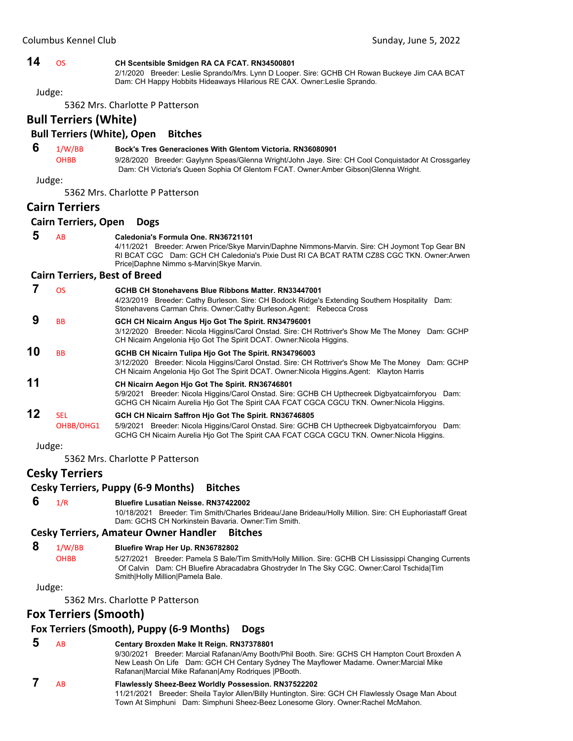**14** OS **CH Scentsible Smidgen RA CA FCAT. RN34500801**
2/1/2020 Breeder: Leslie Sprando/Mrs. Lynn D Looper. Sire: GCHB CH Rowan Buckeye Jim CAA BCAT Dam: CH Happy Hobbits Hideaways Hilarious RE CAX. Owner:Leslie Sprando.

Judge:

5362 Mrs. Charlotte P Patterson

## Bull Terriers (White)

### Bull Terriers (White), Open Bitches

**6** 1/W/BB OHBB **Bock's Tres Generaciones With Glentom Victoria. RN36080901**
9/28/2020 Breeder: Gaylynn Speas/Glenna Wright/John Jaye. Sire: CH Cool Conquistador At Crossgarley Dam: CH Victoria's Queen Sophia Of Glentom FCAT. Owner:Amber Gibson|Glenna Wright.

Judge:

5362 Mrs. Charlotte P Patterson

## Cairn Terriers

### Cairn Terriers, Open Dogs

**5** AB **Caledonia's Formula One. RN36721101**
4/11/2021 Breeder: Arwen Price/Skye Marvin/Daphne Nimmons-Marvin. Sire: CH Joymont Top Gear BN RI BCAT CGC Dam: GCH CH Caledonia's Pixie Dust RI CA BCAT RATM CZ8S CGC TKN. Owner:Arwen Price|Daphne Nimmo s-Marvin|Skye Marvin.

### Cairn Terriers, Best of Breed

**7** OS **GCHB CH Stonehavens Blue Ribbons Matter. RN33447001**
4/23/2019 Breeder: Cathy Burleson. Sire: CH Bodock Ridge's Extending Southern Hospitality Dam: Stonehavens Carman Chris. Owner:Cathy Burleson.Agent: Rebecca Cross

**9** BB **GCH CH Nicairn Angus Hjo Got The Spirit. RN34796001**
3/12/2020 Breeder: Nicola Higgins/Carol Onstad. Sire: CH Rottriver's Show Me The Money Dam: GCHP CH Nicairn Angelonia Hjo Got The Spirit DCAT. Owner:Nicola Higgins.

**10** BB **GCHB CH Nicairn Tulipa Hjo Got The Spirit. RN34796003**
3/12/2020 Breeder: Nicola Higgins/Carol Onstad. Sire: CH Rottriver's Show Me The Money Dam: GCHP CH Nicairn Angelonia Hjo Got The Spirit DCAT. Owner:Nicola Higgins.Agent: Klayton Harris

**11** **CH Nicairn Aegon Hjo Got The Spirit. RN36746801**
5/9/2021 Breeder: Nicola Higgins/Carol Onstad. Sire: GCHB CH Upthecreek Digbyatcairnforyou Dam: GCHG CH Nicairn Aurelia Hjo Got The Spirit CAA FCAT CGCA CGCU TKN. Owner:Nicola Higgins.

**12** SEL OHBB/OHG1 **GCH CH Nicairn Saffron Hjo Got The Spirit. RN36746805**
5/9/2021 Breeder: Nicola Higgins/Carol Onstad. Sire: GCHB CH Upthecreek Digbyatcairnforyou Dam: GCHG CH Nicairn Aurelia Hjo Got The Spirit CAA FCAT CGCA CGCU TKN. Owner:Nicola Higgins.

Judge:

5362 Mrs. Charlotte P Patterson

## Cesky Terriers

### Cesky Terriers, Puppy (6-9 Months) Bitches

**6** 1/R **Bluefire Lusatian Neisse. RN37422002**
10/18/2021 Breeder: Tim Smith/Charles Brideau/Jane Brideau/Holly Million. Sire: CH Euphoriastaff Great Dam: GCHS CH Norkinstein Bavaria. Owner:Tim Smith.

### Cesky Terriers, Amateur Owner Handler Bitches

**8** 1/W/BB OHBB **Bluefire Wrap Her Up. RN36782802**
5/27/2021 Breeder: Pamela S Bale/Tim Smith/Holly Million. Sire: GCHB CH Lississippi Changing Currents Of Calvin Dam: CH Bluefire Abracadabra Ghostryder In The Sky CGC. Owner:Carol Tschida|Tim Smith|Holly Million|Pamela Bale.

Judge:

5362 Mrs. Charlotte P Patterson

## Fox Terriers (Smooth)

### Fox Terriers (Smooth), Puppy (6-9 Months) Dogs

**5** AB **Centary Broxden Make It Reign. RN37378801**
9/30/2021 Breeder: Marcial Rafanan/Amy Booth/Phil Booth. Sire: GCHS CH Hampton Court Broxden A New Leash On Life Dam: GCH CH Centary Sydney The Mayflower Madame. Owner:Marcial Mike Rafanan|Marcial Mike Rafanan|Amy Rodriques |PBooth.

**7** AB **Flawlessly Sheez-Beez Worldly Possession. RN37522202**
11/21/2021 Breeder: Sheila Taylor Allen/Billy Huntington. Sire: GCH CH Flawlessly Osage Man About Town At Simphuni Dam: Simphuni Sheez-Beez Lonesome Glory. Owner:Rachel McMahon.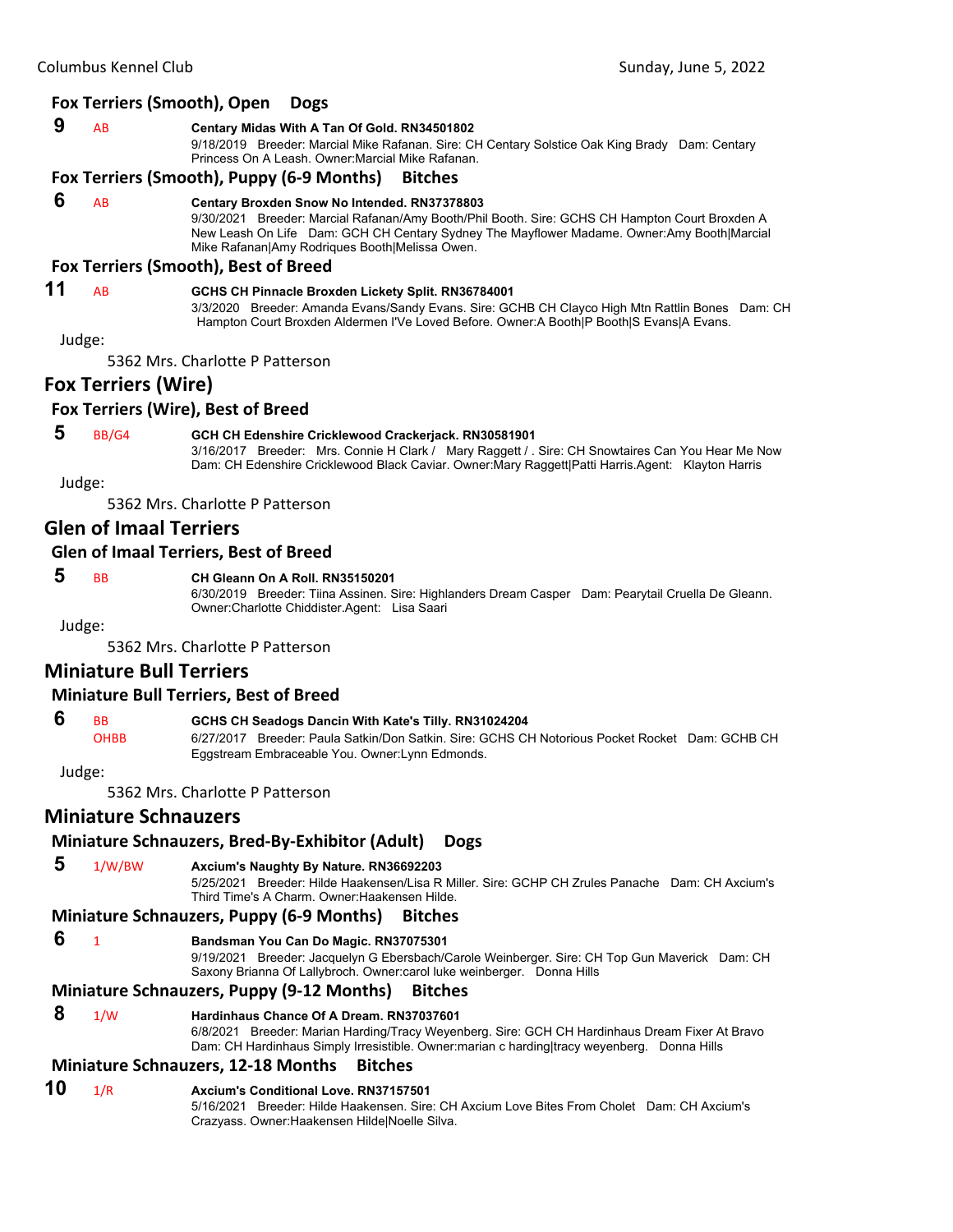### Fox Terriers (Smooth), Open Dogs

**9** AB **Centary Midas With A Tan Of Gold. RN34501802**
9/18/2019 Breeder: Marcial Mike Rafanan. Sire: CH Centary Solstice Oak King Brady Dam: Centary Princess On A Leash. Owner:Marcial Mike Rafanan.

### Fox Terriers (Smooth), Puppy (6-9 Months) Bitches

**6** AB **Centary Broxden Snow No Intended. RN37378803**
9/30/2021 Breeder: Marcial Rafanan/Amy Booth/Phil Booth. Sire: GCHS CH Hampton Court Broxden A New Leash On Life Dam: GCH CH Centary Sydney The Mayflower Madame. Owner:Amy Booth|Marcial Mike Rafanan|Amy Rodriques Booth|Melissa Owen.

### Fox Terriers (Smooth), Best of Breed

**11** AB **GCHS CH Pinnacle Broxden Lickety Split. RN36784001**
3/3/2020 Breeder: Amanda Evans/Sandy Evans. Sire: GCHB CH Clayco High Mtn Rattlin Bones Dam: CH Hampton Court Broxden Aldermen I'Ve Loved Before. Owner:A Booth|P Booth|S Evans|A Evans.

Judge:
5362 Mrs. Charlotte P Patterson

## Fox Terriers (Wire)

### Fox Terriers (Wire), Best of Breed

**5** BB/G4 **GCH CH Edenshire Cricklewood Crackerjack. RN30581901**
3/16/2017 Breeder: Mrs. Connie H Clark / Mary Raggett / . Sire: CH Snowtaires Can You Hear Me Now Dam: CH Edenshire Cricklewood Black Caviar. Owner:Mary Raggett|Patti Harris.Agent: Klayton Harris

Judge:
5362 Mrs. Charlotte P Patterson

## Glen of Imaal Terriers

### Glen of Imaal Terriers, Best of Breed

**5** BB **CH Gleann On A Roll. RN35150201**
6/30/2019 Breeder: Tiina Assinen. Sire: Highlanders Dream Casper Dam: Pearytail Cruella De Gleann. Owner:Charlotte Chiddister.Agent: Lisa Saari

Judge:
5362 Mrs. Charlotte P Patterson

## Miniature Bull Terriers

### Miniature Bull Terriers, Best of Breed

**6** BB OHBB **GCHS CH Seadogs Dancin With Kate's Tilly. RN31024204**
6/27/2017 Breeder: Paula Satkin/Don Satkin. Sire: GCHS CH Notorious Pocket Rocket Dam: GCHB CH Eggstream Embraceable You. Owner:Lynn Edmonds.

Judge:
5362 Mrs. Charlotte P Patterson

## Miniature Schnauzers

### Miniature Schnauzers, Bred-By-Exhibitor (Adult) Dogs

**5** 1/W/BW **Axcium's Naughty By Nature. RN36692203**
5/25/2021 Breeder: Hilde Haakensen/Lisa R Miller. Sire: GCHP CH Zrules Panache Dam: CH Axcium's Third Time's A Charm. Owner:Haakensen Hilde.

### Miniature Schnauzers, Puppy (6-9 Months) Bitches

**6** 1 **Bandsman You Can Do Magic. RN37075301**
9/19/2021 Breeder: Jacquelyn G Ebersbach/Carole Weinberger. Sire: CH Top Gun Maverick Dam: CH Saxony Brianna Of Lallybroch. Owner:carol luke weinberger. Donna Hills

### Miniature Schnauzers, Puppy (9-12 Months) Bitches

**8** 1/W **Hardinhaus Chance Of A Dream. RN37037601**
6/8/2021 Breeder: Marian Harding/Tracy Weyenberg. Sire: GCH CH Hardinhaus Dream Fixer At Bravo Dam: CH Hardinhaus Simply Irresistible. Owner:marian c harding|tracy weyenberg. Donna Hills

### Miniature Schnauzers, 12-18 Months Bitches

**10** 1/R **Axcium's Conditional Love. RN37157501**
5/16/2021 Breeder: Hilde Haakensen. Sire: CH Axcium Love Bites From Cholet Dam: CH Axcium's Crazyass. Owner:Haakensen Hilde|Noelle Silva.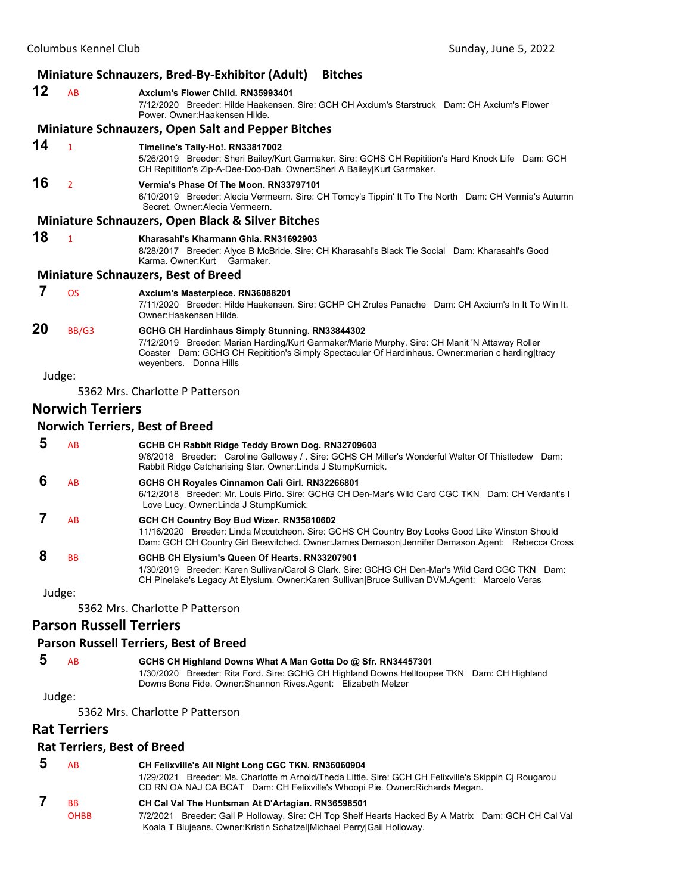### Miniature Schnauzers, Bred-By-Exhibitor (Adult) Bitches

**12** AB **Axcium's Flower Child. RN35993401**
7/12/2020 Breeder: Hilde Haakensen. Sire: GCH CH Axcium's Starstruck Dam: CH Axcium's Flower Power. Owner:Haakensen Hilde.

### Miniature Schnauzers, Open Salt and Pepper Bitches

**14** 1 **Timeline's Tally-Ho!. RN33817002**
5/26/2019 Breeder: Sheri Bailey/Kurt Garmaker. Sire: GCHS CH Repitition's Hard Knock Life Dam: GCH CH Repitition's Zip-A-Dee-Doo-Dah. Owner:Sheri A Bailey|Kurt Garmaker.

**16** 2 **Vermia's Phase Of The Moon. RN33797101**
6/10/2019 Breeder: Alecia Vermeern. Sire: CH Tomcy's Tippin' It To The North Dam: CH Vermia's Autumn Secret. Owner:Alecia Vermeern.

### Miniature Schnauzers, Open Black & Silver Bitches

**18** 1 **Kharasahl's Kharmann Ghia. RN31692903**
8/28/2017 Breeder: Alyce B McBride. Sire: CH Kharasahl's Black Tie Social Dam: Kharasahl's Good Karma. Owner:Kurt Garmaker.

### Miniature Schnauzers, Best of Breed

**7** OS **Axcium's Masterpiece. RN36088201**
7/11/2020 Breeder: Hilde Haakensen. Sire: GCHP CH Zrules Panache Dam: CH Axcium's In It To Win It. Owner:Haakensen Hilde.

**20** BB/G3 **GCHG CH Hardinhaus Simply Stunning. RN33844302**
7/12/2019 Breeder: Marian Harding/Kurt Garmaker/Marie Murphy. Sire: CH Manit 'N Attaway Roller Coaster Dam: GCHG CH Repitition's Simply Spectacular Of Hardinhaus. Owner:marian c harding|tracy weyenbers. Donna Hills

Judge:

5362 Mrs. Charlotte P Patterson

## Norwich Terriers

### Norwich Terriers, Best of Breed

**5** AB **GCHB CH Rabbit Ridge Teddy Brown Dog. RN32709603**
9/6/2018 Breeder: Caroline Galloway / . Sire: GCHS CH Miller's Wonderful Walter Of Thistledew Dam: Rabbit Ridge Catcharising Star. Owner:Linda J StumpKurnick.

**6** AB **GCHS CH Royales Cinnamon Cali Girl. RN32266801**
6/12/2018 Breeder: Mr. Louis Pirlo. Sire: GCHG CH Den-Mar's Wild Card CGC TKN Dam: CH Verdant's I Love Lucy. Owner:Linda J StumpKurnick.

**7** AB **GCH CH Country Boy Bud Wizer. RN35810602**
11/16/2020 Breeder: Linda Mccutcheon. Sire: GCHS CH Country Boy Looks Good Like Winston Should Dam: GCH CH Country Girl Beewitched. Owner:James Demason|Jennifer Demason.Agent: Rebecca Cross

**8** BB **GCHB CH Elysium's Queen Of Hearts. RN33207901**
1/30/2019 Breeder: Karen Sullivan/Carol S Clark. Sire: GCHG CH Den-Mar's Wild Card CGC TKN Dam: CH Pinelake's Legacy At Elysium. Owner:Karen Sullivan|Bruce Sullivan DVM.Agent: Marcelo Veras

Judge:

5362 Mrs. Charlotte P Patterson

## Parson Russell Terriers

### Parson Russell Terriers, Best of Breed

**5** AB **GCHS CH Highland Downs What A Man Gotta Do @ Sfr. RN34457301**
1/30/2020 Breeder: Rita Ford. Sire: GCHG CH Highland Downs Helltoupee TKN Dam: CH Highland Downs Bona Fide. Owner:Shannon Rives.Agent: Elizabeth Melzer

Judge:

5362 Mrs. Charlotte P Patterson

## Rat Terriers

### Rat Terriers, Best of Breed

**5** AB **CH Felixville's All Night Long CGC TKN. RN36060904**
1/29/2021 Breeder: Ms. Charlotte m Arnold/Theda Little. Sire: GCH CH Felixville's Skippin Cj Rougarou CD RN OA NAJ CA BCAT Dam: CH Felixville's Whoopi Pie. Owner:Richards Megan.

**7** BB OHBB **CH Cal Val The Huntsman At D'Artagian. RN36598501**
7/2/2021 Breeder: Gail P Holloway. Sire: CH Top Shelf Hearts Hacked By A Matrix Dam: GCH CH Cal Val Koala T Blujeans. Owner:Kristin Schatzel|Michael Perry|Gail Holloway.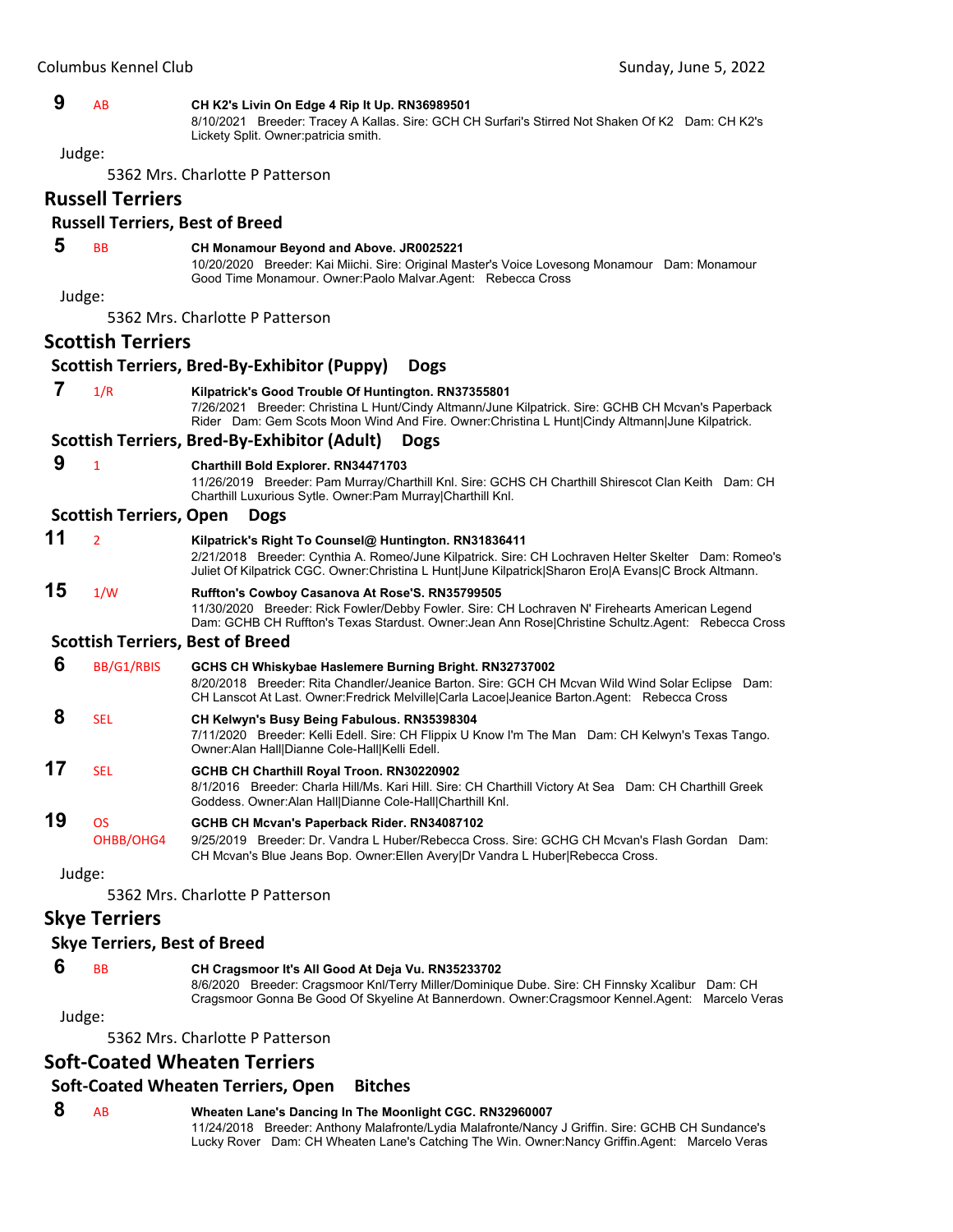**9** AB **CH K2's Livin On Edge 4 Rip It Up. RN36989501**
8/10/2021 Breeder: Tracey A Kallas. Sire: GCH CH Surfari's Stirred Not Shaken Of K2 Dam: CH K2's Lickety Split. Owner:patricia smith.

Judge:

5362 Mrs. Charlotte P Patterson

## Russell Terriers

### Russell Terriers, Best of Breed

**5** BB **CH Monamour Beyond and Above. JR0025221**
10/20/2020 Breeder: Kai Miichi. Sire: Original Master's Voice Lovesong Monamour Dam: Monamour Good Time Monamour. Owner:Paolo Malvar.Agent: Rebecca Cross

Judge:

5362 Mrs. Charlotte P Patterson

## Scottish Terriers

### Scottish Terriers, Bred-By-Exhibitor (Puppy) Dogs

**7** 1/R **Kilpatrick's Good Trouble Of Huntington. RN37355801**
7/26/2021 Breeder: Christina L Hunt/Cindy Altmann/June Kilpatrick. Sire: GCHB CH Mcvan's Paperback Rider Dam: Gem Scots Moon Wind And Fire. Owner:Christina L Hunt|Cindy Altmann|June Kilpatrick.

### Scottish Terriers, Bred-By-Exhibitor (Adult) Dogs

**9** 1 **Charthill Bold Explorer. RN34471703**
11/26/2019 Breeder: Pam Murray/Charthill Knl. Sire: GCHS CH Charthill Shirescot Clan Keith Dam: CH Charthill Luxurious Sytle. Owner:Pam Murray|Charthill Knl.

### Scottish Terriers, Open Dogs

**11** 2 **Kilpatrick's Right To Counsel@ Huntington. RN31836411**
2/21/2018 Breeder: Cynthia A. Romeo/June Kilpatrick. Sire: CH Lochraven Helter Skelter Dam: Romeo's Juliet Of Kilpatrick CGC. Owner:Christina L Hunt|June Kilpatrick|Sharon Ero|A Evans|C Brock Altmann.

**15** 1/W **Ruffton's Cowboy Casanova At Rose'S. RN35799505**
11/30/2020 Breeder: Rick Fowler/Debby Fowler. Sire: CH Lochraven N' Firehearts American Legend Dam: GCHB CH Ruffton's Texas Stardust. Owner:Jean Ann Rose|Christine Schultz.Agent: Rebecca Cross

### Scottish Terriers, Best of Breed

**6** BB/G1/RBIS **GCHS CH Whiskybae Haslemere Burning Bright. RN32737002**
8/20/2018 Breeder: Rita Chandler/Jeanice Barton. Sire: GCH CH Mcvan Wild Wind Solar Eclipse Dam: CH Lanscot At Last. Owner:Fredrick Melville|Carla Lacoe|Jeanice Barton.Agent: Rebecca Cross

**8** SEL **CH Kelwyn's Busy Being Fabulous. RN35398304**
7/11/2020 Breeder: Kelli Edell. Sire: CH Flippix U Know I'm The Man Dam: CH Kelwyn's Texas Tango. Owner:Alan Hall|Dianne Cole-Hall|Kelli Edell.

**17** SEL **GCHB CH Charthill Royal Troon. RN30220902**
8/1/2016 Breeder: Charla Hill/Ms. Kari Hill. Sire: CH Charthill Victory At Sea Dam: CH Charthill Greek Goddess. Owner:Alan Hall|Dianne Cole-Hall|Charthill Knl.

**19** OS OHBB/OHG4 **GCHB CH Mcvan's Paperback Rider. RN34087102**
9/25/2019 Breeder: Dr. Vandra L Huber/Rebecca Cross. Sire: GCHG CH Mcvan's Flash Gordan Dam: CH Mcvan's Blue Jeans Bop. Owner:Ellen Avery|Dr Vandra L Huber|Rebecca Cross.

Judge:

5362 Mrs. Charlotte P Patterson

## Skye Terriers

### Skye Terriers, Best of Breed

**6** BB **CH Cragsmoor It's All Good At Deja Vu. RN35233702**
8/6/2020 Breeder: Cragsmoor Knl/Terry Miller/Dominique Dube. Sire: CH Finnsky Xcalibur Dam: CH Cragsmoor Gonna Be Good Of Skyeline At Bannerdown. Owner:Cragsmoor Kennel.Agent: Marcelo Veras

Judge:

5362 Mrs. Charlotte P Patterson

## Soft-Coated Wheaten Terriers

### Soft-Coated Wheaten Terriers, Open Bitches

**8** AB **Wheaten Lane's Dancing In The Moonlight CGC. RN32960007**
11/24/2018 Breeder: Anthony Malafronte/Lydia Malafronte/Nancy J Griffin. Sire: GCHB CH Sundance's Lucky Rover Dam: CH Wheaten Lane's Catching The Win. Owner:Nancy Griffin.Agent: Marcelo Veras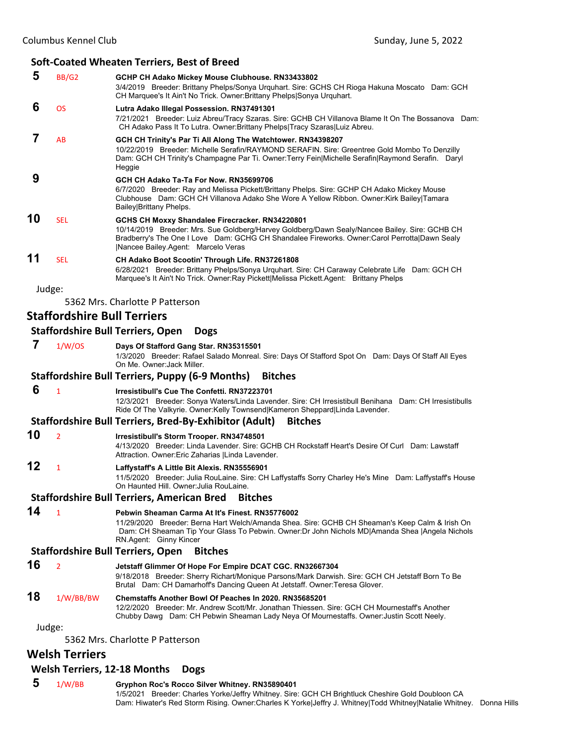## Soft-Coated Wheaten Terriers, Best of Breed

**5** BB/G2 **GCHP CH Adako Mickey Mouse Clubhouse. RN33433802**
3/4/2019 Breeder: Brittany Phelps/Sonya Urquhart. Sire: GCHS CH Rioga Hakuna Moscato Dam: GCH CH Marquee's It Ain't No Trick. Owner:Brittany Phelps|Sonya Urquhart.

**6** OS **Lutra Adako Illegal Possession. RN37491301**
7/21/2021 Breeder: Luiz Abreu/Tracy Szaras. Sire: GCHB CH Villanova Blame It On The Bossanova Dam: CH Adako Pass It To Lutra. Owner:Brittany Phelps|Tracy Szaras|Luiz Abreu.

**7** AB **GCH CH Trinity's Par Ti All Along The Watchtower. RN34398207**
10/22/2019 Breeder: Michelle Serafin/RAYMOND SERAFIN. Sire: Greentree Gold Mombo To Denzilly Dam: GCH CH Trinity's Champagne Par Ti. Owner:Terry Fein|Michelle Serafin|Raymond Serafin. Daryl Heggie

**9** **GCH CH Adako Ta-Ta For Now. RN35699706**
6/7/2020 Breeder: Ray and Melissa Pickett/Brittany Phelps. Sire: GCHP CH Adako Mickey Mouse Clubhouse Dam: GCH CH Villanova Adako She Wore A Yellow Ribbon. Owner:Kirk Bailey|Tamara Bailey|Brittany Phelps.

**10** SEL **GCHS CH Moxxy Shandalee Firecracker. RN34220801**
10/14/2019 Breeder: Mrs. Sue Goldberg/Harvey Goldberg/Dawn Sealy/Nancee Bailey. Sire: GCHB CH Bradberry's The One I Love Dam: GCHG CH Shandalee Fireworks. Owner:Carol Perrotta|Dawn Sealy |Nancee Bailey.Agent: Marcelo Veras

**11** SEL **CH Adako Boot Scootin' Through Life. RN37261808**
6/28/2021 Breeder: Brittany Phelps/Sonya Urquhart. Sire: CH Caraway Celebrate Life Dam: GCH CH Marquee's It Ain't No Trick. Owner:Ray Pickett|Melissa Pickett.Agent: Brittany Phelps

Judge:

5362 Mrs. Charlotte P Patterson

# Staffordshire Bull Terriers

## Staffordshire Bull Terriers, Open Dogs

**7** 1/W/OS **Days Of Stafford Gang Star. RN35315501**
1/3/2020 Breeder: Rafael Salado Monreal. Sire: Days Of Stafford Spot On Dam: Days Of Staff All Eyes On Me. Owner:Jack Miller.

## Staffordshire Bull Terriers, Puppy (6-9 Months) Bitches

**6** 1 **Irresistibull's Cue The Confetti. RN37223701**
12/3/2021 Breeder: Sonya Waters/Linda Lavender. Sire: CH Irresistibull Benihana Dam: CH Irresistibulls Ride Of The Valkyrie. Owner:Kelly Townsend|Kameron Sheppard|Linda Lavender.

## Staffordshire Bull Terriers, Bred-By-Exhibitor (Adult) Bitches

**10** 2 **Irresistibull's Storm Trooper. RN34748501**
4/13/2020 Breeder: Linda Lavender. Sire: GCHB CH Rockstaff Heart's Desire Of Curl Dam: Lawstaff Attraction. Owner:Eric Zaharias |Linda Lavender.

**12** 1 **Laffystaff's A Little Bit Alexis. RN35556901**
11/5/2020 Breeder: Julia RouLaine. Sire: CH Laffystaffs Sorry Charley He's Mine Dam: Laffystaff's House On Haunted Hill. Owner:Julia RouLaine.

## Staffordshire Bull Terriers, American Bred Bitches

**14** 1 **Pebwin Sheaman Carma At It's Finest. RN35776002**
11/29/2020 Breeder: Berna Hart Welch/Amanda Shea. Sire: GCHB CH Sheaman's Keep Calm & Irish On Dam: CH Sheaman Tip Your Glass To Pebwin. Owner:Dr John Nichols MD|Amanda Shea |Angela Nichols RN.Agent: Ginny Kincer

## Staffordshire Bull Terriers, Open Bitches

**16** 2 **Jetstaff Glimmer Of Hope For Empire DCAT CGC. RN32667304**
9/18/2018 Breeder: Sherry Richart/Monique Parsons/Mark Darwish. Sire: GCH CH Jetstaff Born To Be Brutal Dam: CH Damarhoff's Dancing Queen At Jetstaff. Owner:Teresa Glover.

**18** 1/W/BB/BW **Chemstaffs Another Bowl Of Peaches In 2020. RN35685201**
12/2/2020 Breeder: Mr. Andrew Scott/Mr. Jonathan Thiessen. Sire: GCH CH Mournestaff's Another Chubby Dawg Dam: CH Pebwin Sheaman Lady Neya Of Mournestaffs. Owner:Justin Scott Neely.

Judge:

5362 Mrs. Charlotte P Patterson

# Welsh Terriers

## Welsh Terriers, 12-18 Months Dogs

**5** 1/W/BB **Gryphon Roc's Rocco Silver Whitney. RN35890401**
1/5/2021 Breeder: Charles Yorke/Jeffry Whitney. Sire: GCH CH Brightluck Cheshire Gold Doubloon CA Dam: Hiwater's Red Storm Rising. Owner:Charles K Yorke|Jeffry J. Whitney|Todd Whitney|Natalie Whitney. Donna Hills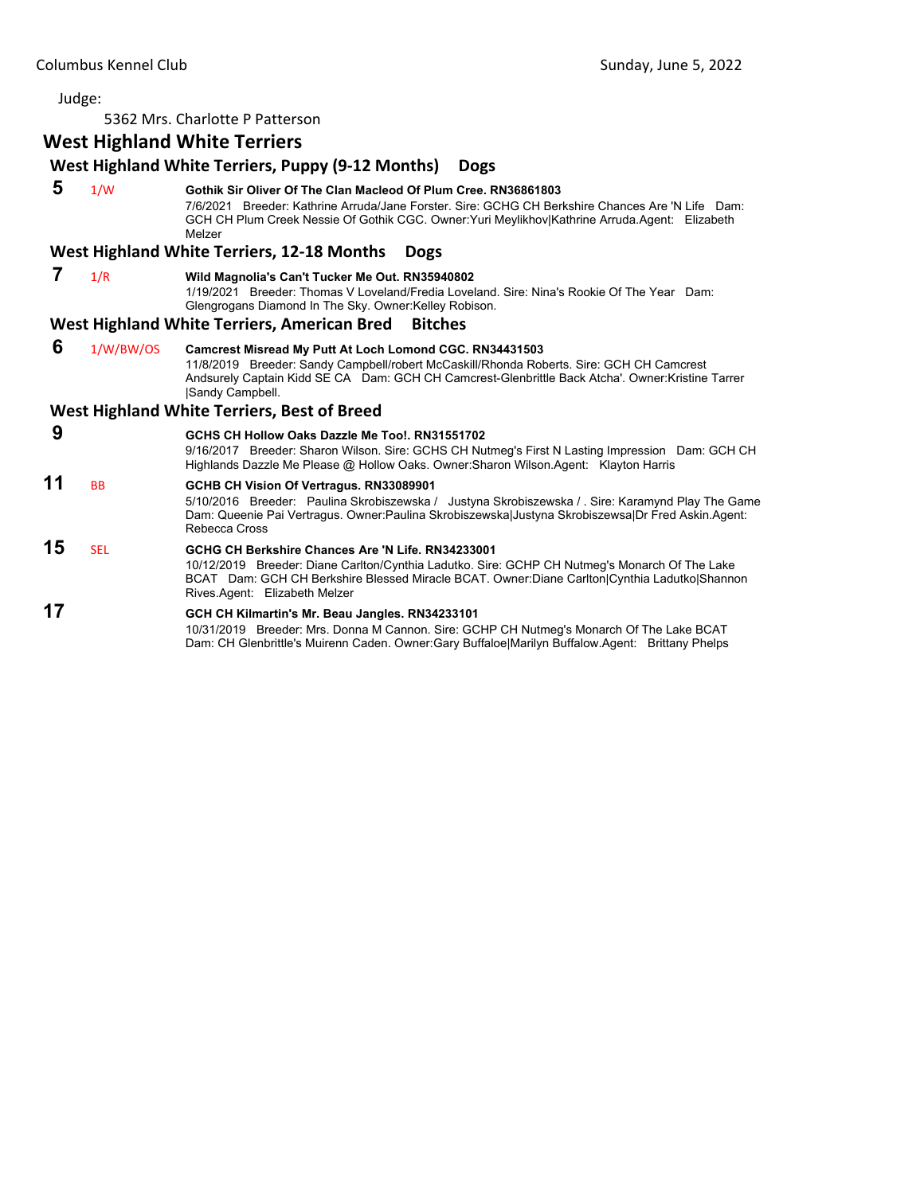Judge:

5362 Mrs. Charlotte P Patterson

## West Highland White Terriers

### West Highland White Terriers, Puppy (9-12 Months) Dogs

**5** 1/W **Gothik Sir Oliver Of The Clan Macleod Of Plum Cree. RN36861803**
7/6/2021 Breeder: Kathrine Arruda/Jane Forster. Sire: GCHG CH Berkshire Chances Are 'N Life Dam: GCH CH Plum Creek Nessie Of Gothik CGC. Owner:Yuri Meylikhov|Kathrine Arruda.Agent: Elizabeth Melzer

### West Highland White Terriers, 12-18 Months Dogs

**7** 1/R **Wild Magnolia's Can't Tucker Me Out. RN35940802**
1/19/2021 Breeder: Thomas V Loveland/Fredia Loveland. Sire: Nina's Rookie Of The Year Dam: Glengrogans Diamond In The Sky. Owner:Kelley Robison.

### West Highland White Terriers, American Bred Bitches

**6** 1/W/BW/OS **Camcrest Misread My Putt At Loch Lomond CGC. RN34431503**
11/8/2019 Breeder: Sandy Campbell/robert McCaskill/Rhonda Roberts. Sire: GCH CH Camcrest Andsurely Captain Kidd SE CA Dam: GCH CH Camcrest-Glenbrittle Back Atcha'. Owner:Kristine Tarrer |Sandy Campbell.

### West Highland White Terriers, Best of Breed

**9** **GCHS CH Hollow Oaks Dazzle Me Too!. RN31551702**
9/16/2017 Breeder: Sharon Wilson. Sire: GCHS CH Nutmeg's First N Lasting Impression Dam: GCH CH Highlands Dazzle Me Please @ Hollow Oaks. Owner:Sharon Wilson.Agent: Klayton Harris

**11** BB **GCHB CH Vision Of Vertragus. RN33089901**
5/10/2016 Breeder: Paulina Skrobiszewska / Justyna Skrobiszewska / . Sire: Karamynd Play The Game Dam: Queenie Pai Vertragus. Owner:Paulina Skrobiszewska|Justyna Skrobiszewsa|Dr Fred Askin.Agent: Rebecca Cross

**15** SEL **GCHG CH Berkshire Chances Are 'N Life. RN34233001**
10/12/2019 Breeder: Diane Carlton/Cynthia Ladutko. Sire: GCHP CH Nutmeg's Monarch Of The Lake BCAT Dam: GCH CH Berkshire Blessed Miracle BCAT. Owner:Diane Carlton|Cynthia Ladutko|Shannon Rives.Agent: Elizabeth Melzer

**17** **GCH CH Kilmartin's Mr. Beau Jangles. RN34233101**
10/31/2019 Breeder: Mrs. Donna M Cannon. Sire: GCHP CH Nutmeg's Monarch Of The Lake BCAT Dam: CH Glenbrittle's Muirenn Caden. Owner:Gary Buffaloe|Marilyn Buffalow.Agent: Brittany Phelps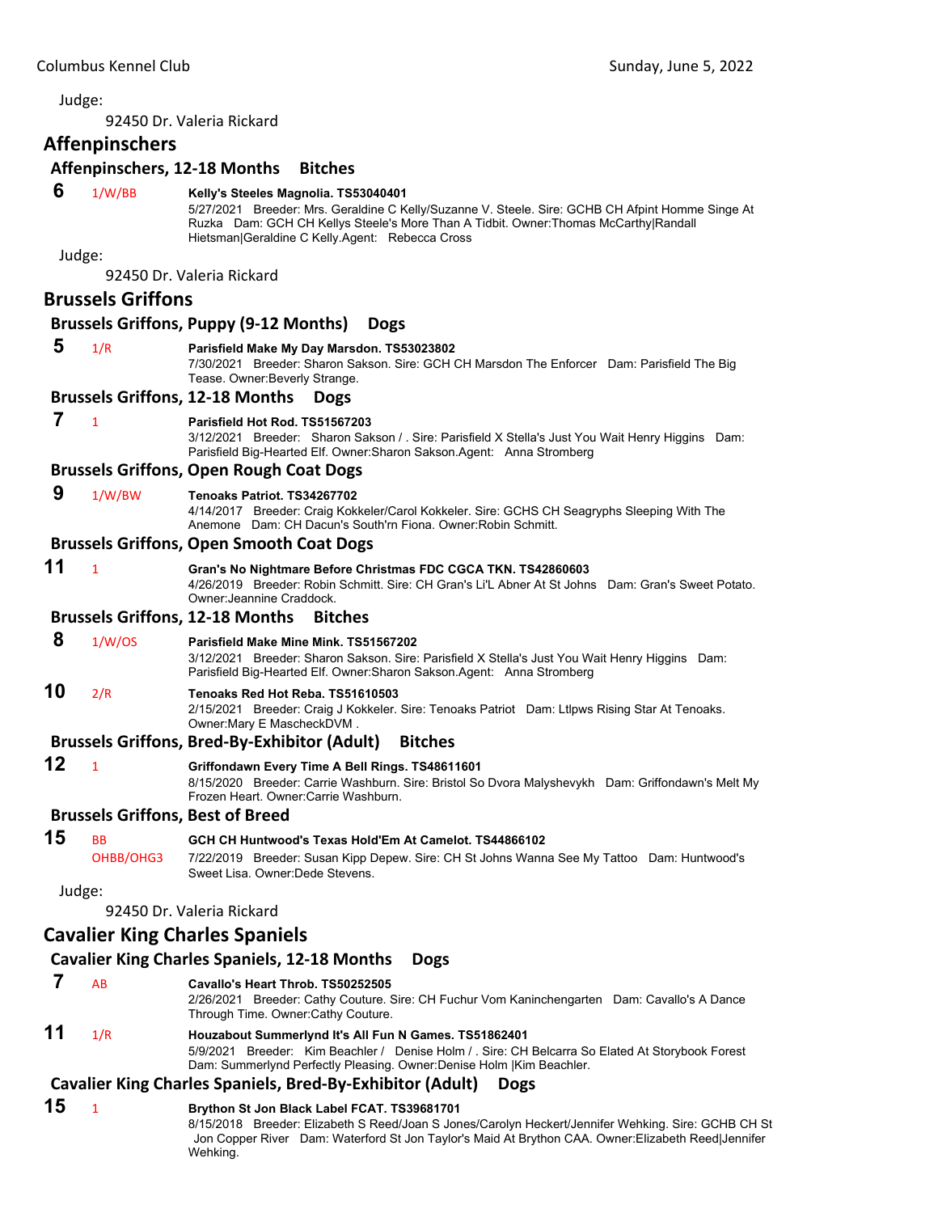Judge:

92450 Dr. Valeria Rickard

## Affenpinschers

### Affenpinschers, 12-18 Months Bitches

**6** 1/W/BB **Kelly's Steeles Magnolia. TS53040401**
5/27/2021 Breeder: Mrs. Geraldine C Kelly/Suzanne V. Steele. Sire: GCHB CH Afpint Homme Singe At Ruzka Dam: GCH CH Kellys Steele's More Than A Tidbit. Owner:Thomas McCarthy|Randall Hietsman|Geraldine C Kelly.Agent: Rebecca Cross

Judge:

92450 Dr. Valeria Rickard

## Brussels Griffons

### Brussels Griffons, Puppy (9-12 Months) Dogs

**5** 1/R **Parisfield Make My Day Marsdon. TS53023802**
7/30/2021 Breeder: Sharon Sakson. Sire: GCH CH Marsdon The Enforcer Dam: Parisfield The Big Tease. Owner:Beverly Strange.

### Brussels Griffons, 12-18 Months Dogs

**7** 1 **Parisfield Hot Rod. TS51567203**
3/12/2021 Breeder: Sharon Sakson / . Sire: Parisfield X Stella's Just You Wait Henry Higgins Dam: Parisfield Big-Hearted Elf. Owner:Sharon Sakson.Agent: Anna Stromberg

### Brussels Griffons, Open Rough Coat Dogs

**9** 1/W/BW **Tenoaks Patriot. TS34267702**
4/14/2017 Breeder: Craig Kokkeler/Carol Kokkeler. Sire: GCHS CH Seagryphs Sleeping With The Anemone Dam: CH Dacun's South'rn Fiona. Owner:Robin Schmitt.

### Brussels Griffons, Open Smooth Coat Dogs

**11** 1 **Gran's No Nightmare Before Christmas FDC CGCA TKN. TS42860603**
4/26/2019 Breeder: Robin Schmitt. Sire: CH Gran's Li'L Abner At St Johns Dam: Gran's Sweet Potato. Owner:Jeannine Craddock.

### Brussels Griffons, 12-18 Months Bitches

**8** 1/W/OS **Parisfield Make Mine Mink. TS51567202**
3/12/2021 Breeder: Sharon Sakson. Sire: Parisfield X Stella's Just You Wait Henry Higgins Dam: Parisfield Big-Hearted Elf. Owner:Sharon Sakson.Agent: Anna Stromberg

**10** 2/R **Tenoaks Red Hot Reba. TS51610503**
2/15/2021 Breeder: Craig J Kokkeler. Sire: Tenoaks Patriot Dam: Ltlpws Rising Star At Tenoaks. Owner:Mary E MascheckDVM .

### Brussels Griffons, Bred-By-Exhibitor (Adult) Bitches

**12** 1 **Griffondawn Every Time A Bell Rings. TS48611601**
8/15/2020 Breeder: Carrie Washburn. Sire: Bristol So Dvora Malyshevykh Dam: Griffondawn's Melt My Frozen Heart. Owner:Carrie Washburn.

### Brussels Griffons, Best of Breed

**15** BB OHBB/OHG3 **GCH CH Huntwood's Texas Hold'Em At Camelot. TS44866102**
7/22/2019 Breeder: Susan Kipp Depew. Sire: CH St Johns Wanna See My Tattoo Dam: Huntwood's Sweet Lisa. Owner:Dede Stevens.

Judge:

92450 Dr. Valeria Rickard

## Cavalier King Charles Spaniels

### Cavalier King Charles Spaniels, 12-18 Months Dogs

**7** AB **Cavallo's Heart Throb. TS50252505**
2/26/2021 Breeder: Cathy Couture. Sire: CH Fuchur Vom Kaninchengarten Dam: Cavallo's A Dance Through Time. Owner:Cathy Couture.

**11** 1/R **Houzabout Summerlynd It's All Fun N Games. TS51862401**
5/9/2021 Breeder: Kim Beachler / Denise Holm / . Sire: CH Belcarra So Elated At Storybook Forest Dam: Summerlynd Perfectly Pleasing. Owner:Denise Holm |Kim Beachler.

### Cavalier King Charles Spaniels, Bred-By-Exhibitor (Adult) Dogs

**15** 1 **Brython St Jon Black Label FCAT. TS39681701**
8/15/2018 Breeder: Elizabeth S Reed/Joan S Jones/Carolyn Heckert/Jennifer Wehking. Sire: GCHB CH St Jon Copper River Dam: Waterford St Jon Taylor's Maid At Brython CAA. Owner:Elizabeth Reed|Jennifer Wehking.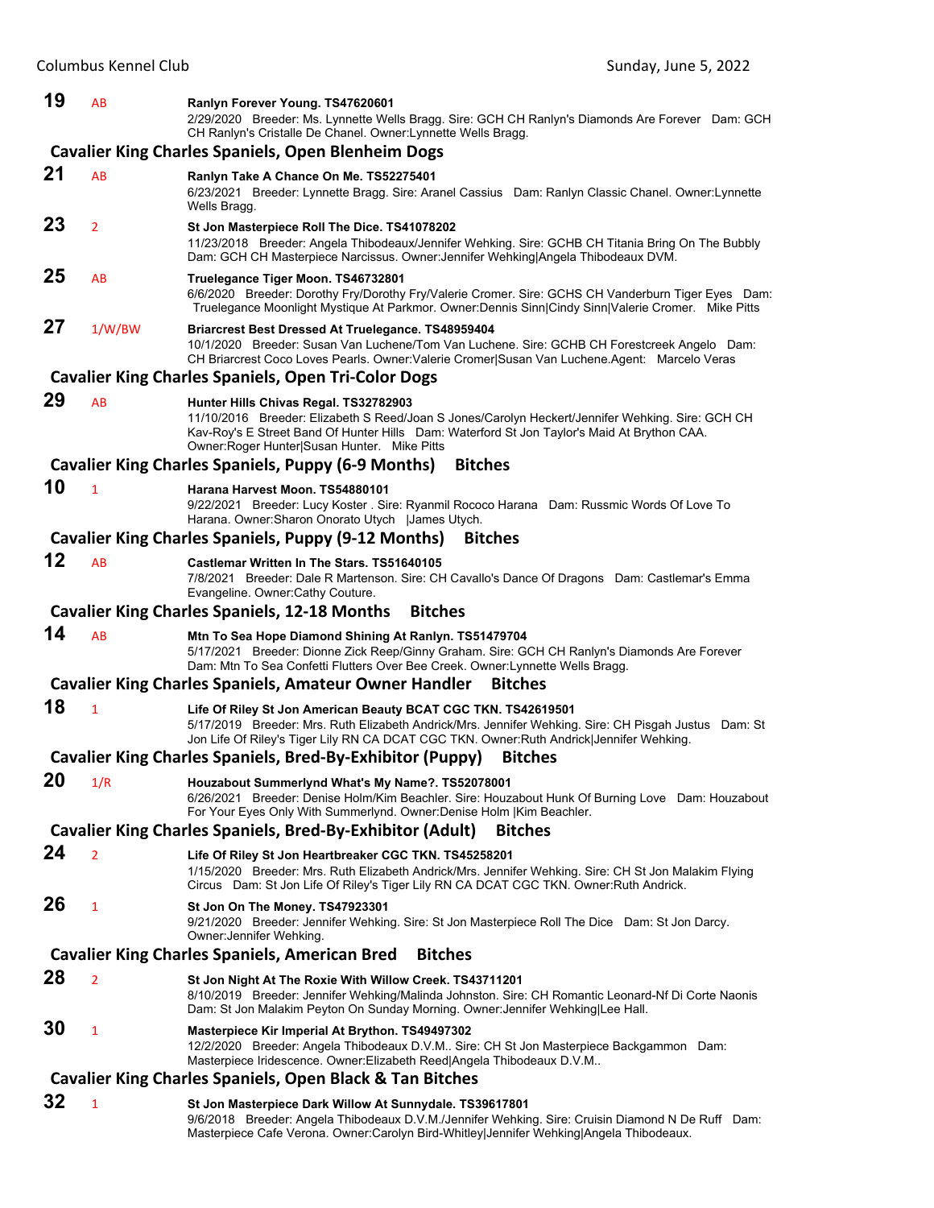**19** AB **Ranlyn Forever Young. TS47620601**
2/29/2020 Breeder: Ms. Lynnette Wells Bragg. Sire: GCH CH Ranlyn's Diamonds Are Forever Dam: GCH CH Ranlyn's Cristalle De Chanel. Owner:Lynnette Wells Bragg.

### Cavalier King Charles Spaniels, Open Blenheim Dogs

**21** AB **Ranlyn Take A Chance On Me. TS52275401**
6/23/2021 Breeder: Lynnette Bragg. Sire: Aranel Cassius Dam: Ranlyn Classic Chanel. Owner:Lynnette Wells Bragg.

**23** 2 **St Jon Masterpiece Roll The Dice. TS41078202**
11/23/2018 Breeder: Angela Thibodeaux/Jennifer Wehking. Sire: GCHB CH Titania Bring On The Bubbly Dam: GCH CH Masterpiece Narcissus. Owner:Jennifer Wehking|Angela Thibodeaux DVM.

**25** AB **Truelegance Tiger Moon. TS46732801**
6/6/2020 Breeder: Dorothy Fry/Dorothy Fry/Valerie Cromer. Sire: GCHS CH Vanderburn Tiger Eyes Dam: Truelegance Moonlight Mystique At Parkmor. Owner:Dennis Sinn|Cindy Sinn|Valerie Cromer. Mike Pitts

**27** 1/W/BW **Briarcrest Best Dressed At Truelegance. TS48959404**
10/1/2020 Breeder: Susan Van Luchene/Tom Van Luchene. Sire: GCHB CH Forestcreek Angelo Dam: CH Briarcrest Coco Loves Pearls. Owner:Valerie Cromer|Susan Van Luchene.Agent: Marcelo Veras

### Cavalier King Charles Spaniels, Open Tri-Color Dogs

**29** AB **Hunter Hills Chivas Regal. TS32782903**
11/10/2016 Breeder: Elizabeth S Reed/Joan S Jones/Carolyn Heckert/Jennifer Wehking. Sire: GCH CH Kav-Roy's E Street Band Of Hunter Hills Dam: Waterford St Jon Taylor's Maid At Brython CAA. Owner:Roger Hunter|Susan Hunter. Mike Pitts

### Cavalier King Charles Spaniels, Puppy (6-9 Months) Bitches

**10** 1 **Harana Harvest Moon. TS54880101**
9/22/2021 Breeder: Lucy Koster . Sire: Ryanmil Rococo Harana Dam: Russmic Words Of Love To Harana. Owner:Sharon Onorato Utych |James Utych.

### Cavalier King Charles Spaniels, Puppy (9-12 Months) Bitches

**12** AB **Castlemar Written In The Stars. TS51640105**
7/8/2021 Breeder: Dale R Martenson. Sire: CH Cavallo's Dance Of Dragons Dam: Castlemar's Emma Evangeline. Owner:Cathy Couture.

### Cavalier King Charles Spaniels, 12-18 Months Bitches

**14** AB **Mtn To Sea Hope Diamond Shining At Ranlyn. TS51479704**
5/17/2021 Breeder: Dionne Zick Reep/Ginny Graham. Sire: GCH CH Ranlyn's Diamonds Are Forever Dam: Mtn To Sea Confetti Flutters Over Bee Creek. Owner:Lynnette Wells Bragg.

### Cavalier King Charles Spaniels, Amateur Owner Handler Bitches

**18** 1 **Life Of Riley St Jon American Beauty BCAT CGC TKN. TS42619501**
5/17/2019 Breeder: Mrs. Ruth Elizabeth Andrick/Mrs. Jennifer Wehking. Sire: CH Pisgah Justus Dam: St Jon Life Of Riley's Tiger Lily RN CA DCAT CGC TKN. Owner:Ruth Andrick|Jennifer Wehking.

### Cavalier King Charles Spaniels, Bred-By-Exhibitor (Puppy) Bitches

**20** 1/R **Houzabout Summerlynd What's My Name?. TS52078001**
6/26/2021 Breeder: Denise Holm/Kim Beachler. Sire: Houzabout Hunk Of Burning Love Dam: Houzabout For Your Eyes Only With Summerlynd. Owner:Denise Holm |Kim Beachler.

### Cavalier King Charles Spaniels, Bred-By-Exhibitor (Adult) Bitches

**24** 2 **Life Of Riley St Jon Heartbreaker CGC TKN. TS45258201**
1/15/2020 Breeder: Mrs. Ruth Elizabeth Andrick/Mrs. Jennifer Wehking. Sire: CH St Jon Malakim Flying Circus Dam: St Jon Life Of Riley's Tiger Lily RN CA DCAT CGC TKN. Owner:Ruth Andrick.

**26** 1 **St Jon On The Money. TS47923301**
9/21/2020 Breeder: Jennifer Wehking. Sire: St Jon Masterpiece Roll The Dice Dam: St Jon Darcy. Owner:Jennifer Wehking.

### Cavalier King Charles Spaniels, American Bred Bitches

**28** 2 **St Jon Night At The Roxie With Willow Creek. TS43711201**
8/10/2019 Breeder: Jennifer Wehking/Malinda Johnston. Sire: CH Romantic Leonard-Nf Di Corte Naonis Dam: St Jon Malakim Peyton On Sunday Morning. Owner:Jennifer Wehking|Lee Hall.

**30** 1 **Masterpiece Kir Imperial At Brython. TS49497302**
12/2/2020 Breeder: Angela Thibodeaux D.V.M.. Sire: CH St Jon Masterpiece Backgammon Dam: Masterpiece Iridescence. Owner:Elizabeth Reed|Angela Thibodeaux D.V.M..

### Cavalier King Charles Spaniels, Open Black & Tan Bitches

**32** 1 **St Jon Masterpiece Dark Willow At Sunnydale. TS39617801**
9/6/2018 Breeder: Angela Thibodeaux D.V.M./Jennifer Wehking. Sire: Cruisin Diamond N De Ruff Dam: Masterpiece Cafe Verona. Owner:Carolyn Bird-Whitley|Jennifer Wehking|Angela Thibodeaux.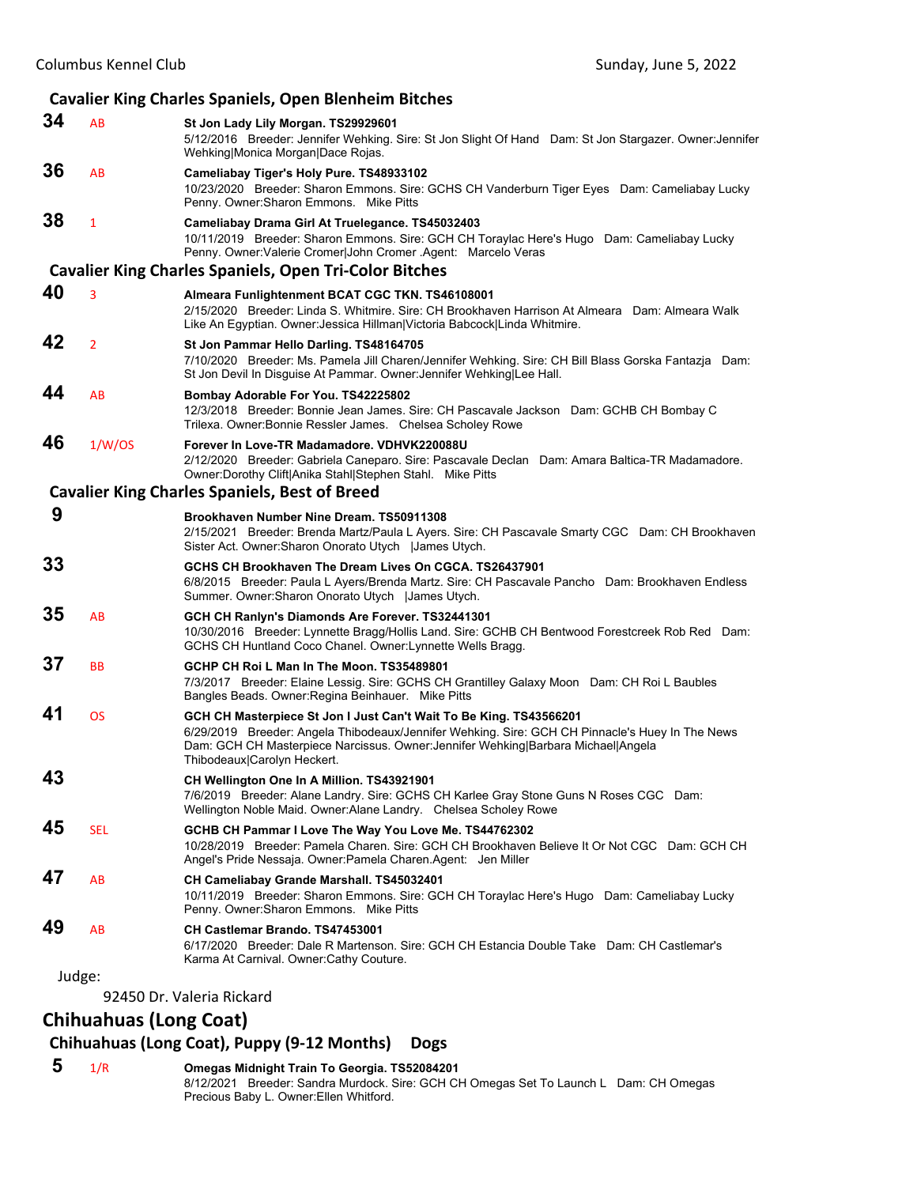### Cavalier King Charles Spaniels, Open Blenheim Bitches

**34** AB **St Jon Lady Lily Morgan. TS29929601**
5/12/2016 Breeder: Jennifer Wehking. Sire: St Jon Slight Of Hand Dam: St Jon Stargazer. Owner:Jennifer Wehking|Monica Morgan|Dace Rojas.

**36** AB **Cameliabay Tiger's Holy Pure. TS48933102**
10/23/2020 Breeder: Sharon Emmons. Sire: GCHS CH Vanderburn Tiger Eyes Dam: Cameliabay Lucky Penny. Owner:Sharon Emmons. Mike Pitts

**38** 1 **Cameliabay Drama Girl At Truelegance. TS45032403**
10/11/2019 Breeder: Sharon Emmons. Sire: GCH CH Toraylac Here's Hugo Dam: Cameliabay Lucky Penny. Owner:Valerie Cromer|John Cromer .Agent: Marcelo Veras

### Cavalier King Charles Spaniels, Open Tri-Color Bitches

**40** 3 **Almeara Funlightenment BCAT CGC TKN. TS46108001**
2/15/2020 Breeder: Linda S. Whitmire. Sire: CH Brookhaven Harrison At Almeara Dam: Almeara Walk Like An Egyptian. Owner:Jessica Hillman|Victoria Babcock|Linda Whitmire.

**42** 2 **St Jon Pammar Hello Darling. TS48164705**
7/10/2020 Breeder: Ms. Pamela Jill Charen/Jennifer Wehking. Sire: CH Bill Blass Gorska Fantazja Dam: St Jon Devil In Disguise At Pammar. Owner:Jennifer Wehking|Lee Hall.

**44** AB **Bombay Adorable For You. TS42225802**
12/3/2018 Breeder: Bonnie Jean James. Sire: CH Pascavale Jackson Dam: GCHB CH Bombay C Trilexa. Owner:Bonnie Ressler James. Chelsea Scholey Rowe

**46** 1/W/OS **Forever In Love-TR Madamadore. VDHVK220088U**
2/12/2020 Breeder: Gabriela Caneparo. Sire: Pascavale Declan Dam: Amara Baltica-TR Madamadore. Owner:Dorothy Clift|Anika Stahl|Stephen Stahl. Mike Pitts

### Cavalier King Charles Spaniels, Best of Breed

**9** **Brookhaven Number Nine Dream. TS50911308**
2/15/2021 Breeder: Brenda Martz/Paula L Ayers. Sire: CH Pascavale Smarty CGC Dam: CH Brookhaven Sister Act. Owner:Sharon Onorato Utych |James Utych.

**33** **GCHS CH Brookhaven The Dream Lives On CGCA. TS26437901**
6/8/2015 Breeder: Paula L Ayers/Brenda Martz. Sire: CH Pascavale Pancho Dam: Brookhaven Endless Summer. Owner:Sharon Onorato Utych |James Utych.

**35** AB **GCH CH Ranlyn's Diamonds Are Forever. TS32441301**
10/30/2016 Breeder: Lynnette Bragg/Hollis Land. Sire: GCHB CH Bentwood Forestcreek Rob Red Dam: GCHS CH Huntland Coco Chanel. Owner:Lynnette Wells Bragg.

**37** BB **GCHP CH Roi L Man In The Moon. TS35489801**
7/3/2017 Breeder: Elaine Lessig. Sire: GCHS CH Grantilley Galaxy Moon Dam: CH Roi L Baubles Bangles Beads. Owner:Regina Beinhauer. Mike Pitts

**41** OS **GCH CH Masterpiece St Jon I Just Can't Wait To Be King. TS43566201**
6/29/2019 Breeder: Angela Thibodeaux/Jennifer Wehking. Sire: GCH CH Pinnacle's Huey In The News Dam: GCH CH Masterpiece Narcissus. Owner:Jennifer Wehking|Barbara Michael|Angela Thibodeaux|Carolyn Heckert.

**43** **CH Wellington One In A Million. TS43921901**
7/6/2019 Breeder: Alane Landry. Sire: GCHS CH Karlee Gray Stone Guns N Roses CGC Dam: Wellington Noble Maid. Owner:Alane Landry. Chelsea Scholey Rowe

**45** SEL **GCHB CH Pammar I Love The Way You Love Me. TS44762302**
10/28/2019 Breeder: Pamela Charen. Sire: GCH CH Brookhaven Believe It Or Not CGC Dam: GCH CH Angel's Pride Nessaja. Owner:Pamela Charen.Agent: Jen Miller

**47** AB **CH Cameliabay Grande Marshall. TS45032401**
10/11/2019 Breeder: Sharon Emmons. Sire: GCH CH Toraylac Here's Hugo Dam: Cameliabay Lucky Penny. Owner:Sharon Emmons. Mike Pitts

**49** AB **CH Castlemar Brando. TS47453001**
6/17/2020 Breeder: Dale R Martenson. Sire: GCH CH Estancia Double Take Dam: CH Castlemar's Karma At Carnival. Owner:Cathy Couture.

Judge:

92450 Dr. Valeria Rickard

## Chihuahuas (Long Coat)

### Chihuahuas (Long Coat), Puppy (9-12 Months) Dogs

**5** 1/R **Omegas Midnight Train To Georgia. TS52084201**
8/12/2021 Breeder: Sandra Murdock. Sire: GCH CH Omegas Set To Launch L Dam: CH Omegas Precious Baby L. Owner:Ellen Whitford.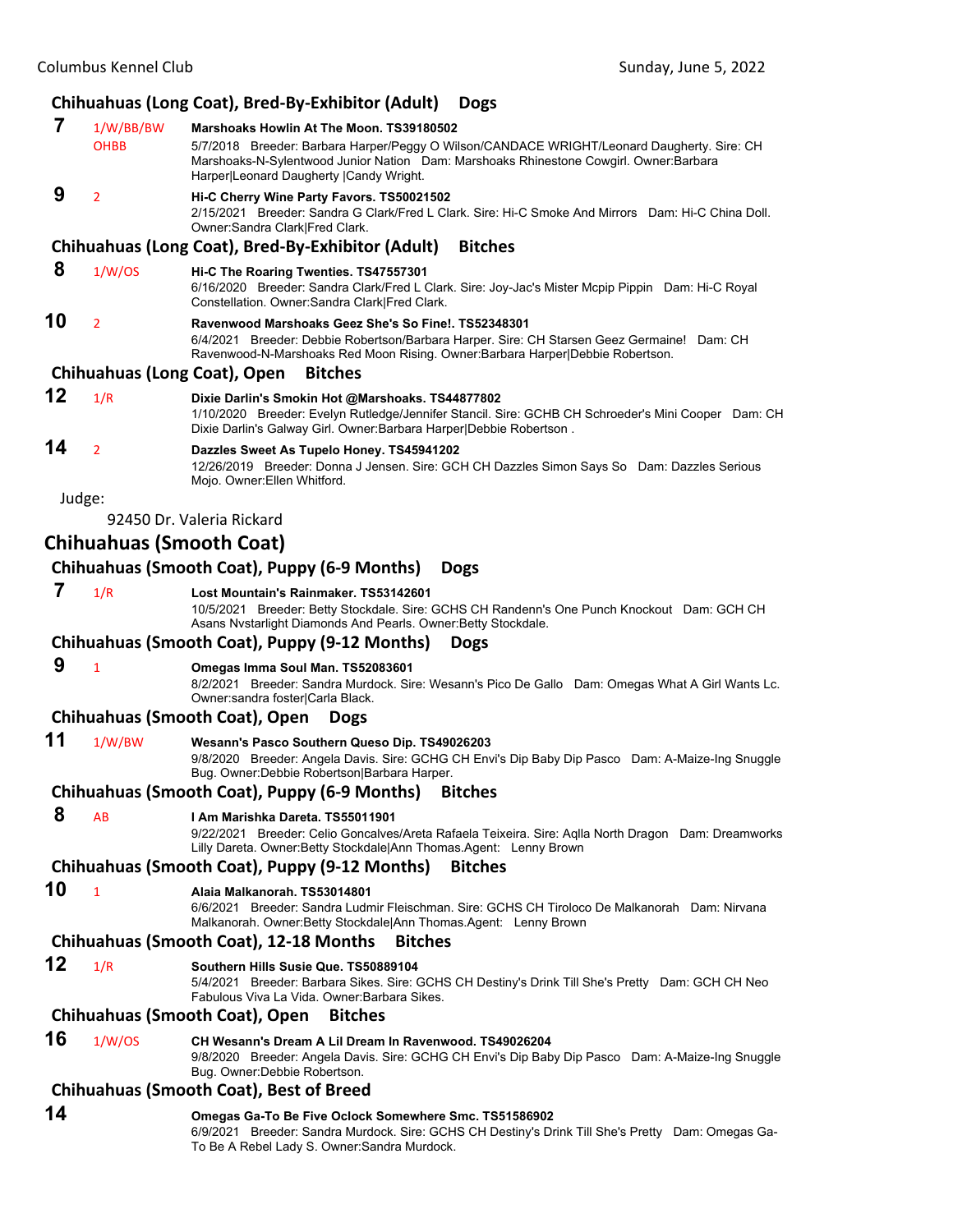### Chihuahuas (Long Coat), Bred-By-Exhibitor (Adult) Dogs

**7** 1/W/BB/BW OHBB **Marshoaks Howlin At The Moon. TS39180502**
5/7/2018 Breeder: Barbara Harper/Peggy O Wilson/CANDACE WRIGHT/Leonard Daugherty. Sire: CH Marshoaks-N-Sylentwood Junior Nation Dam: Marshoaks Rhinestone Cowgirl. Owner:Barbara Harper|Leonard Daugherty |Candy Wright.

**9** 2 **Hi-C Cherry Wine Party Favors. TS50021502**
2/15/2021 Breeder: Sandra G Clark/Fred L Clark. Sire: Hi-C Smoke And Mirrors Dam: Hi-C China Doll. Owner:Sandra Clark|Fred Clark.

### Chihuahuas (Long Coat), Bred-By-Exhibitor (Adult) Bitches

**8** 1/W/OS **Hi-C The Roaring Twenties. TS47557301**
6/16/2020 Breeder: Sandra Clark/Fred L Clark. Sire: Joy-Jac's Mister Mcpip Pippin Dam: Hi-C Royal Constellation. Owner:Sandra Clark|Fred Clark.

**10** 2 **Ravenwood Marshoaks Geez She's So Fine!. TS52348301**
6/4/2021 Breeder: Debbie Robertson/Barbara Harper. Sire: CH Starsen Geez Germaine! Dam: CH Ravenwood-N-Marshoaks Red Moon Rising. Owner:Barbara Harper|Debbie Robertson.

### Chihuahuas (Long Coat), Open Bitches

**12** 1/R **Dixie Darlin's Smokin Hot @Marshoaks. TS44877802**
1/10/2020 Breeder: Evelyn Rutledge/Jennifer Stancil. Sire: GCHB CH Schroeder's Mini Cooper Dam: CH Dixie Darlin's Galway Girl. Owner:Barbara Harper|Debbie Robertson .

**14** 2 **Dazzles Sweet As Tupelo Honey. TS45941202**
12/26/2019 Breeder: Donna J Jensen. Sire: GCH CH Dazzles Simon Says So Dam: Dazzles Serious Mojo. Owner:Ellen Whitford.

Judge:

92450 Dr. Valeria Rickard

## Chihuahuas (Smooth Coat)

### Chihuahuas (Smooth Coat), Puppy (6-9 Months) Dogs

**7** 1/R **Lost Mountain's Rainmaker. TS53142601**
10/5/2021 Breeder: Betty Stockdale. Sire: GCHS CH Randenn's One Punch Knockout Dam: GCH CH Asans Nvstarlight Diamonds And Pearls. Owner:Betty Stockdale.

### Chihuahuas (Smooth Coat), Puppy (9-12 Months) Dogs

**9** 1 **Omegas Imma Soul Man. TS52083601**
8/2/2021 Breeder: Sandra Murdock. Sire: Wesann's Pico De Gallo Dam: Omegas What A Girl Wants Lc. Owner:sandra foster|Carla Black.

### Chihuahuas (Smooth Coat), Open Dogs

**11** 1/W/BW **Wesann's Pasco Southern Queso Dip. TS49026203**
9/8/2020 Breeder: Angela Davis. Sire: GCHG CH Envi's Dip Baby Dip Pasco Dam: A-Maize-Ing Snuggle Bug. Owner:Debbie Robertson|Barbara Harper.

### Chihuahuas (Smooth Coat), Puppy (6-9 Months) Bitches

**8** AB **I Am Marishka Dareta. TS55011901**
9/22/2021 Breeder: Celio Goncalves/Areta Rafaela Teixeira. Sire: Aqlla North Dragon Dam: Dreamworks Lilly Dareta. Owner:Betty Stockdale|Ann Thomas.Agent: Lenny Brown

### Chihuahuas (Smooth Coat), Puppy (9-12 Months) Bitches

**10** 1 **Alaia Malkanorah. TS53014801**
6/6/2021 Breeder: Sandra Ludmir Fleischman. Sire: GCHS CH Tiroloco De Malkanorah Dam: Nirvana Malkanorah. Owner:Betty Stockdale|Ann Thomas.Agent: Lenny Brown

### Chihuahuas (Smooth Coat), 12-18 Months Bitches

**12** 1/R **Southern Hills Susie Que. TS50889104**
5/4/2021 Breeder: Barbara Sikes. Sire: GCHS CH Destiny's Drink Till She's Pretty Dam: GCH CH Neo Fabulous Viva La Vida. Owner:Barbara Sikes.

### Chihuahuas (Smooth Coat), Open Bitches

**16** 1/W/OS **CH Wesann's Dream A Lil Dream In Ravenwood. TS49026204**
9/8/2020 Breeder: Angela Davis. Sire: GCHG CH Envi's Dip Baby Dip Pasco Dam: A-Maize-Ing Snuggle Bug. Owner:Debbie Robertson.

### Chihuahuas (Smooth Coat), Best of Breed

**14** **Omegas Ga-To Be Five Oclock Somewhere Smc. TS51586902**
6/9/2021 Breeder: Sandra Murdock. Sire: GCHS CH Destiny's Drink Till She's Pretty Dam: Omegas Ga-To Be A Rebel Lady S. Owner:Sandra Murdock.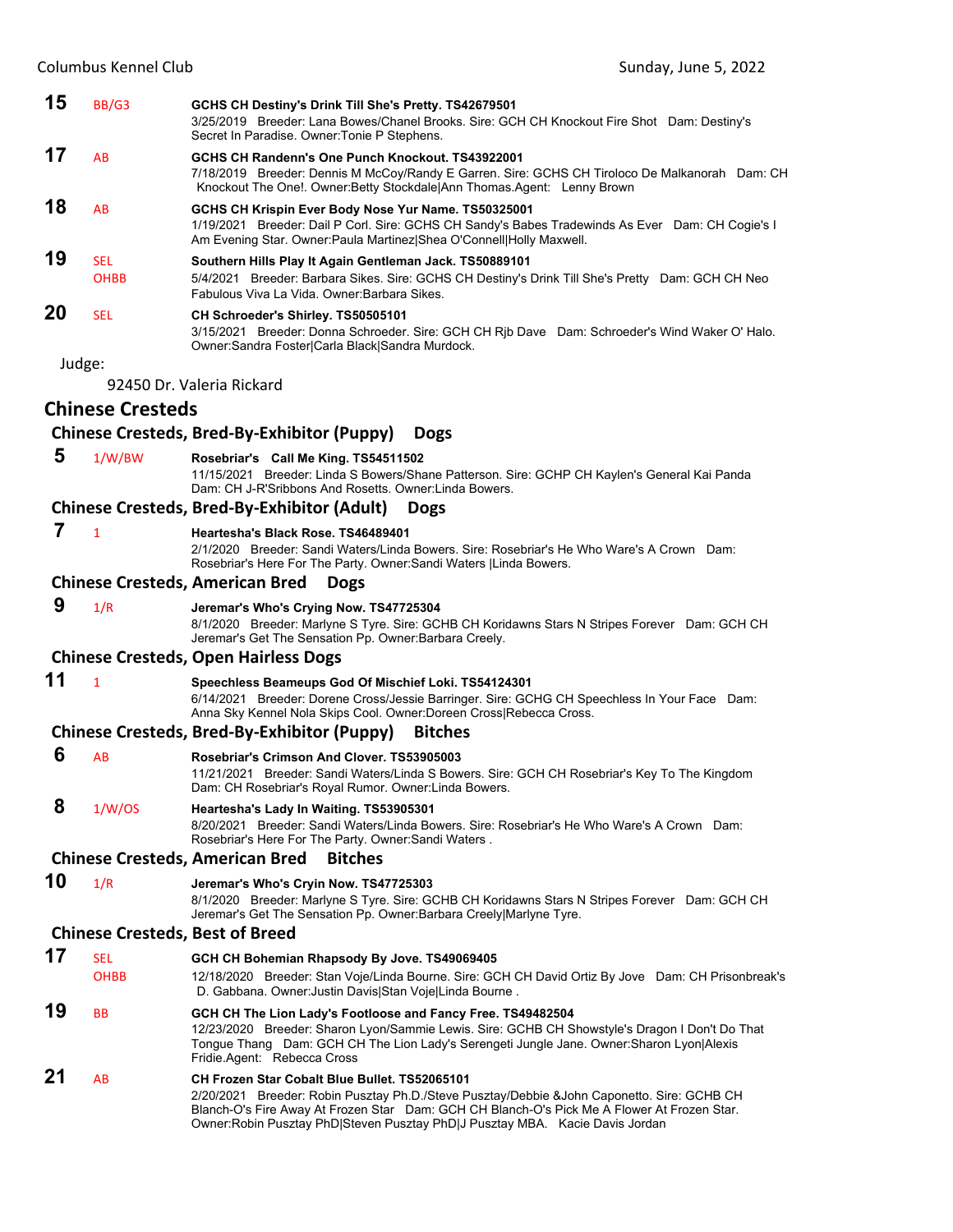**15** BB/G3 **GCHS CH Destiny's Drink Till She's Pretty. TS42679501**
3/25/2019 Breeder: Lana Bowes/Chanel Brooks. Sire: GCH CH Knockout Fire Shot Dam: Destiny's Secret In Paradise. Owner:Tonie P Stephens.

**17** AB **GCHS CH Randenn's One Punch Knockout. TS43922001**
7/18/2019 Breeder: Dennis M McCoy/Randy E Garren. Sire: GCHS CH Tiroloco De Malkanorah Dam: CH Knockout The One!. Owner:Betty Stockdale|Ann Thomas.Agent: Lenny Brown

**18** AB **GCHS CH Krispin Ever Body Nose Yur Name. TS50325001**
1/19/2021 Breeder: Dail P Corl. Sire: GCHS CH Sandy's Babes Tradewinds As Ever Dam: CH Cogie's I Am Evening Star. Owner:Paula Martinez|Shea O'Connell|Holly Maxwell.

**19** SEL OHBB **Southern Hills Play It Again Gentleman Jack. TS50889101**
5/4/2021 Breeder: Barbara Sikes. Sire: GCHS CH Destiny's Drink Till She's Pretty Dam: GCH CH Neo Fabulous Viva La Vida. Owner:Barbara Sikes.

**20** SEL **CH Schroeder's Shirley. TS50505101**
3/15/2021 Breeder: Donna Schroeder. Sire: GCH CH Rjb Dave Dam: Schroeder's Wind Waker O' Halo. Owner:Sandra Foster|Carla Black|Sandra Murdock.

Judge:

92450 Dr. Valeria Rickard

## Chinese Cresteds

### Chinese Cresteds, Bred-By-Exhibitor (Puppy) Dogs

**5** 1/W/BW **Rosebriar's Call Me King. TS54511502**
11/15/2021 Breeder: Linda S Bowers/Shane Patterson. Sire: GCHP CH Kaylen's General Kai Panda Dam: CH J-R'Sribbons And Rosetts. Owner:Linda Bowers.

### Chinese Cresteds, Bred-By-Exhibitor (Adult) Dogs

**7** 1 **Heartesha's Black Rose. TS46489401**
2/1/2020 Breeder: Sandi Waters/Linda Bowers. Sire: Rosebriar's He Who Ware's A Crown Dam: Rosebriar's Here For The Party. Owner:Sandi Waters |Linda Bowers.

### Chinese Cresteds, American Bred Dogs

**9** 1/R **Jeremar's Who's Crying Now. TS47725304**
8/1/2020 Breeder: Marlyne S Tyre. Sire: GCHB CH Koridawns Stars N Stripes Forever Dam: GCH CH Jeremar's Get The Sensation Pp. Owner:Barbara Creely.

### Chinese Cresteds, Open Hairless Dogs

**11** 1 **Speechless Beameups God Of Mischief Loki. TS54124301**
6/14/2021 Breeder: Dorene Cross/Jessie Barringer. Sire: GCHG CH Speechless In Your Face Dam: Anna Sky Kennel Nola Skips Cool. Owner:Doreen Cross|Rebecca Cross.

### Chinese Cresteds, Bred-By-Exhibitor (Puppy) Bitches

**6** AB **Rosebriar's Crimson And Clover. TS53905003**
11/21/2021 Breeder: Sandi Waters/Linda S Bowers. Sire: GCH CH Rosebriar's Key To The Kingdom Dam: CH Rosebriar's Royal Rumor. Owner:Linda Bowers.

**8** 1/W/OS **Heartesha's Lady In Waiting. TS53905301**
8/20/2021 Breeder: Sandi Waters/Linda Bowers. Sire: Rosebriar's He Who Ware's A Crown Dam: Rosebriar's Here For The Party. Owner:Sandi Waters .

### Chinese Cresteds, American Bred Bitches

**10** 1/R **Jeremar's Who's Cryin Now. TS47725303**
8/1/2020 Breeder: Marlyne S Tyre. Sire: GCHB CH Koridawns Stars N Stripes Forever Dam: GCH CH Jeremar's Get The Sensation Pp. Owner:Barbara Creely|Marlyne Tyre.

### Chinese Cresteds, Best of Breed

**17** SEL OHBB **GCH CH Bohemian Rhapsody By Jove. TS49069405**
12/18/2020 Breeder: Stan Voje/Linda Bourne. Sire: GCH CH David Ortiz By Jove Dam: CH Prisonbreak's D. Gabbana. Owner:Justin Davis|Stan Voje|Linda Bourne .

**19** BB **GCH CH The Lion Lady's Footloose and Fancy Free. TS49482504**
12/23/2020 Breeder: Sharon Lyon/Sammie Lewis. Sire: GCHB CH Showstyle's Dragon I Don't Do That Tongue Thang Dam: GCH CH The Lion Lady's Serengeti Jungle Jane. Owner:Sharon Lyon|Alexis Fridie.Agent: Rebecca Cross

**21** AB **CH Frozen Star Cobalt Blue Bullet. TS52065101**
2/20/2021 Breeder: Robin Pusztay Ph.D./Steve Pusztay/Debbie &John Caponetto. Sire: GCHB CH Blanch-O's Fire Away At Frozen Star Dam: GCH CH Blanch-O's Pick Me A Flower At Frozen Star. Owner:Robin Pusztay PhD|Steven Pusztay PhD|J Pusztay MBA. Kacie Davis Jordan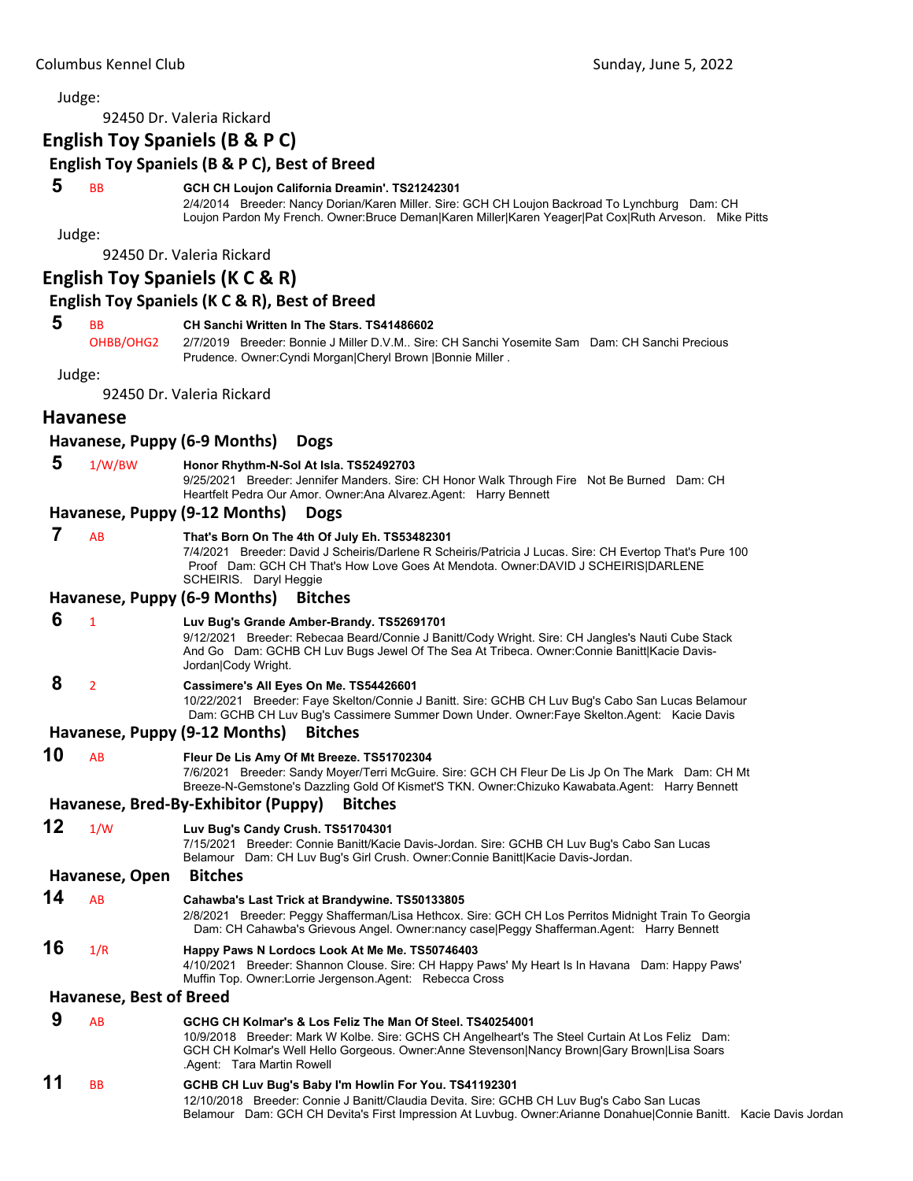Judge:

92450 Dr. Valeria Rickard

## English Toy Spaniels (B & P C)

### English Toy Spaniels (B & P C), Best of Breed

**5** BB **GCH CH Loujon California Dreamin'. TS21242301**
2/4/2014 Breeder: Nancy Dorian/Karen Miller. Sire: GCH CH Loujon Backroad To Lynchburg Dam: CH Loujon Pardon My French. Owner:Bruce Deman|Karen Miller|Karen Yeager|Pat Cox|Ruth Arveson. Mike Pitts

Judge:

92450 Dr. Valeria Rickard

## English Toy Spaniels (K C & R)

### English Toy Spaniels (K C & R), Best of Breed

**5** BB OHBB/OHG2 **CH Sanchi Written In The Stars. TS41486602**
2/7/2019 Breeder: Bonnie J Miller D.V.M.. Sire: CH Sanchi Yosemite Sam Dam: CH Sanchi Precious Prudence. Owner:Cyndi Morgan|Cheryl Brown |Bonnie Miller .

Judge:

92450 Dr. Valeria Rickard

## Havanese

### Havanese, Puppy (6-9 Months) Dogs

**5** 1/W/BW **Honor Rhythm-N-Sol At Isla. TS52492703**
9/25/2021 Breeder: Jennifer Manders. Sire: CH Honor Walk Through Fire Not Be Burned Dam: CH Heartfelt Pedra Our Amor. Owner:Ana Alvarez.Agent: Harry Bennett

### Havanese, Puppy (9-12 Months) Dogs

**7** AB **That's Born On The 4th Of July Eh. TS53482301**
7/4/2021 Breeder: David J Scheiris/Darlene R Scheiris/Patricia J Lucas. Sire: CH Evertop That's Pure 100 Proof Dam: GCH CH That's How Love Goes At Mendota. Owner:DAVID J SCHEIRIS|DARLENE SCHEIRIS. Daryl Heggie

### Havanese, Puppy (6-9 Months) Bitches

**6** 1 **Luv Bug's Grande Amber-Brandy. TS52691701**
9/12/2021 Breeder: Rebecaa Beard/Connie J Banitt/Cody Wright. Sire: CH Jangles's Nauti Cube Stack And Go Dam: GCHB CH Luv Bugs Jewel Of The Sea At Tribeca. Owner:Connie Banitt|Kacie Davis-Jordan|Cody Wright.

**8** 2 **Cassimere's All Eyes On Me. TS54426601**
10/22/2021 Breeder: Faye Skelton/Connie J Banitt. Sire: GCHB CH Luv Bug's Cabo San Lucas Belamour Dam: GCHB CH Luv Bug's Cassimere Summer Down Under. Owner:Faye Skelton.Agent: Kacie Davis

### Havanese, Puppy (9-12 Months) Bitches

**10** AB **Fleur De Lis Amy Of Mt Breeze. TS51702304**
7/6/2021 Breeder: Sandy Moyer/Terri McGuire. Sire: GCH CH Fleur De Lis Jp On The Mark Dam: CH Mt Breeze-N-Gemstone's Dazzling Gold Of Kismet'S TKN. Owner:Chizuko Kawabata.Agent: Harry Bennett

### Havanese, Bred-By-Exhibitor (Puppy) Bitches

**12** 1/W **Luv Bug's Candy Crush. TS51704301**
7/15/2021 Breeder: Connie Banitt/Kacie Davis-Jordan. Sire: GCHB CH Luv Bug's Cabo San Lucas Belamour Dam: CH Luv Bug's Girl Crush. Owner:Connie Banitt|Kacie Davis-Jordan.

### Havanese, Open Bitches

**14** AB **Cahawba's Last Trick at Brandywine. TS50133805**
2/8/2021 Breeder: Peggy Shafferman/Lisa Hethcox. Sire: GCH CH Los Perritos Midnight Train To Georgia Dam: CH Cahawba's Grievous Angel. Owner:nancy case|Peggy Shafferman.Agent: Harry Bennett

**16** 1/R **Happy Paws N Lordocs Look At Me Me. TS50746403**
4/10/2021 Breeder: Shannon Clouse. Sire: CH Happy Paws' My Heart Is In Havana Dam: Happy Paws' Muffin Top. Owner:Lorrie Jergenson.Agent: Rebecca Cross

### Havanese, Best of Breed

**9** AB **GCHG CH Kolmar's & Los Feliz The Man Of Steel. TS40254001**
10/9/2018 Breeder: Mark W Kolbe. Sire: GCHS CH Angelheart's The Steel Curtain At Los Feliz Dam: GCH CH Kolmar's Well Hello Gorgeous. Owner:Anne Stevenson|Nancy Brown|Gary Brown|Lisa Soars .Agent: Tara Martin Rowell

**11** BB **GCHB CH Luv Bug's Baby I'm Howlin For You. TS41192301**
12/10/2018 Breeder: Connie J Banitt/Claudia Devita. Sire: GCHB CH Luv Bug's Cabo San Lucas Belamour Dam: GCH CH Devita's First Impression At Luvbug. Owner:Arianne Donahue|Connie Banitt. Kacie Davis Jordan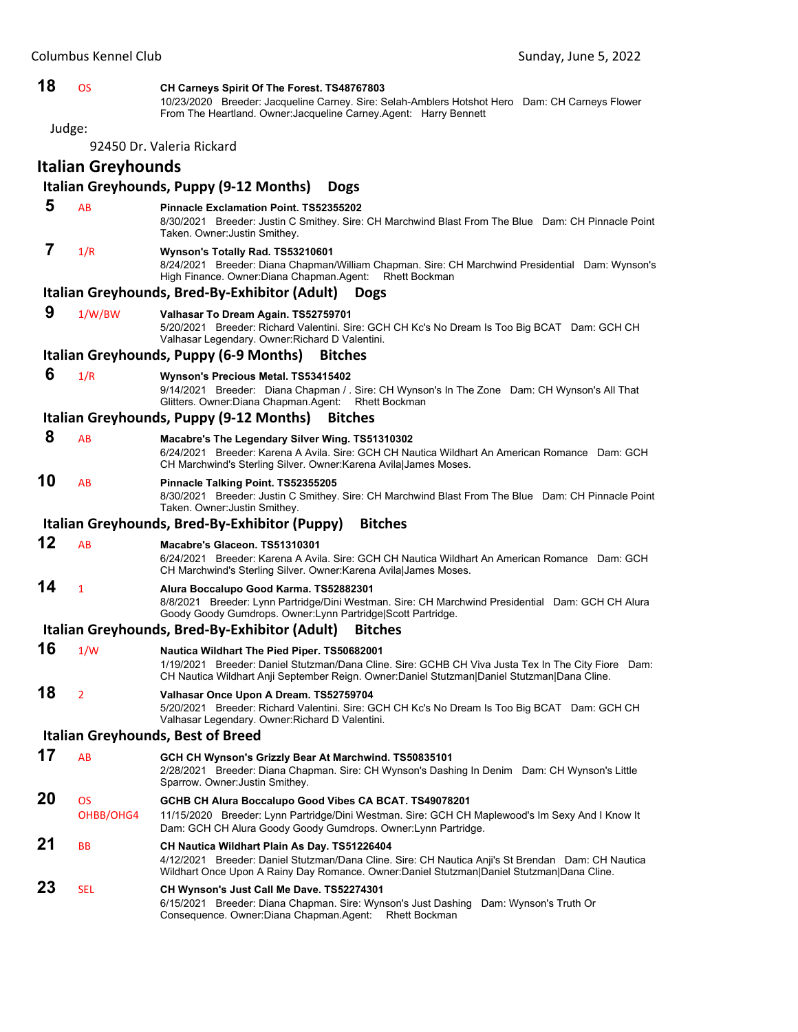**18** OS **CH Carneys Spirit Of The Forest. TS48767803**
10/23/2020 Breeder: Jacqueline Carney. Sire: Selah-Amblers Hotshot Hero Dam: CH Carneys Flower From The Heartland. Owner:Jacqueline Carney.Agent: Harry Bennett

Judge:

92450 Dr. Valeria Rickard

## Italian Greyhounds

### Italian Greyhounds, Puppy (9-12 Months) Dogs

**5** AB **Pinnacle Exclamation Point. TS52355202**
8/30/2021 Breeder: Justin C Smithey. Sire: CH Marchwind Blast From The Blue Dam: CH Pinnacle Point Taken. Owner:Justin Smithey.

**7** 1/R **Wynson's Totally Rad. TS53210601**
8/24/2021 Breeder: Diana Chapman/William Chapman. Sire: CH Marchwind Presidential Dam: Wynson's High Finance. Owner:Diana Chapman.Agent: Rhett Bockman

### Italian Greyhounds, Bred-By-Exhibitor (Adult) Dogs

**9** 1/W/BW **Valhasar To Dream Again. TS52759701**
5/20/2021 Breeder: Richard Valentini. Sire: GCH CH Kc's No Dream Is Too Big BCAT Dam: GCH CH Valhasar Legendary. Owner:Richard D Valentini.

### Italian Greyhounds, Puppy (6-9 Months) Bitches

**6** 1/R **Wynson's Precious Metal. TS53415402**
9/14/2021 Breeder: Diana Chapman / . Sire: CH Wynson's In The Zone Dam: CH Wynson's All That Glitters. Owner:Diana Chapman.Agent: Rhett Bockman

### Italian Greyhounds, Puppy (9-12 Months) Bitches

**8** AB **Macabre's The Legendary Silver Wing. TS51310302**
6/24/2021 Breeder: Karena A Avila. Sire: GCH CH Nautica Wildhart An American Romance Dam: GCH CH Marchwind's Sterling Silver. Owner:Karena Avila|James Moses.

**10** AB **Pinnacle Talking Point. TS52355205**
8/30/2021 Breeder: Justin C Smithey. Sire: CH Marchwind Blast From The Blue Dam: CH Pinnacle Point Taken. Owner:Justin Smithey.

### Italian Greyhounds, Bred-By-Exhibitor (Puppy) Bitches

**12** AB **Macabre's Glaceon. TS51310301**
6/24/2021 Breeder: Karena A Avila. Sire: GCH CH Nautica Wildhart An American Romance Dam: GCH CH Marchwind's Sterling Silver. Owner:Karena Avila|James Moses.

**14** 1 **Alura Boccalupo Good Karma. TS52882301**
8/8/2021 Breeder: Lynn Partridge/Dini Westman. Sire: CH Marchwind Presidential Dam: GCH CH Alura Goody Goody Gumdrops. Owner:Lynn Partridge|Scott Partridge.

### Italian Greyhounds, Bred-By-Exhibitor (Adult) Bitches

**16** 1/W **Nautica Wildhart The Pied Piper. TS50682001**
1/19/2021 Breeder: Daniel Stutzman/Dana Cline. Sire: GCHB CH Viva Justa Tex In The City Fiore Dam: CH Nautica Wildhart Anji September Reign. Owner:Daniel Stutzman|Daniel Stutzman|Dana Cline.

**18** 2 **Valhasar Once Upon A Dream. TS52759704**
5/20/2021 Breeder: Richard Valentini. Sire: GCH CH Kc's No Dream Is Too Big BCAT Dam: GCH CH Valhasar Legendary. Owner:Richard D Valentini.

### Italian Greyhounds, Best of Breed

**17** AB **GCH CH Wynson's Grizzly Bear At Marchwind. TS50835101**
2/28/2021 Breeder: Diana Chapman. Sire: CH Wynson's Dashing In Denim Dam: CH Wynson's Little Sparrow. Owner:Justin Smithey.

**20** OS OHBB/OHG4 **GCHB CH Alura Boccalupo Good Vibes CA BCAT. TS49078201**
11/15/2020 Breeder: Lynn Partridge/Dini Westman. Sire: GCH CH Maplewood's Im Sexy And I Know It Dam: GCH CH Alura Goody Goody Gumdrops. Owner:Lynn Partridge.

**21** BB **CH Nautica Wildhart Plain As Day. TS51226404**
4/12/2021 Breeder: Daniel Stutzman/Dana Cline. Sire: CH Nautica Anji's St Brendan Dam: CH Nautica Wildhart Once Upon A Rainy Day Romance. Owner:Daniel Stutzman|Daniel Stutzman|Dana Cline.

**23** SEL **CH Wynson's Just Call Me Dave. TS52274301**
6/15/2021 Breeder: Diana Chapman. Sire: Wynson's Just Dashing Dam: Wynson's Truth Or Consequence. Owner:Diana Chapman.Agent: Rhett Bockman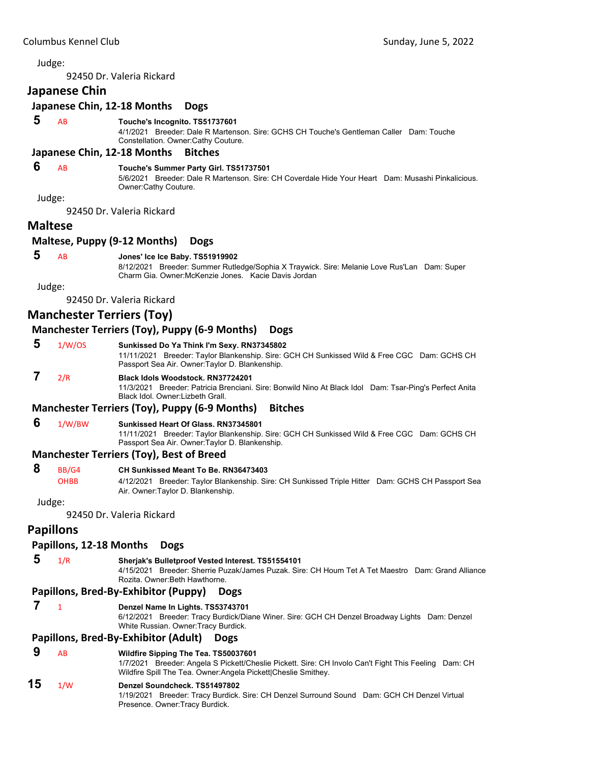Judge:

92450 Dr. Valeria Rickard

## Japanese Chin

### Japanese Chin, 12-18 Months Dogs

**5** AB **Touche's Incognito. TS51737601**
4/1/2021 Breeder: Dale R Martenson. Sire: GCHS CH Touche's Gentleman Caller Dam: Touche Constellation. Owner:Cathy Couture.

### Japanese Chin, 12-18 Months Bitches

**6** AB **Touche's Summer Party Girl. TS51737501**
5/6/2021 Breeder: Dale R Martenson. Sire: CH Coverdale Hide Your Heart Dam: Musashi Pinkalicious. Owner:Cathy Couture.

Judge:

92450 Dr. Valeria Rickard

## Maltese

### Maltese, Puppy (9-12 Months) Dogs

**5** AB **Jones' Ice Ice Baby. TS51919902**
8/12/2021 Breeder: Summer Rutledge/Sophia X Traywick. Sire: Melanie Love Rus'Lan Dam: Super Charm Gia. Owner:McKenzie Jones. Kacie Davis Jordan

Judge:

92450 Dr. Valeria Rickard

## Manchester Terriers (Toy)

### Manchester Terriers (Toy), Puppy (6-9 Months) Dogs

**5** 1/W/OS **Sunkissed Do Ya Think I'm Sexy. RN37345802**
11/11/2021 Breeder: Taylor Blankenship. Sire: GCH CH Sunkissed Wild & Free CGC Dam: GCHS CH Passport Sea Air. Owner:Taylor D. Blankenship.

**7** 2/R **Black Idols Woodstock. RN37724201**
11/3/2021 Breeder: Patricia Brenciani. Sire: Bonwild Nino At Black Idol Dam: Tsar-Ping's Perfect Anita Black Idol. Owner:Lizbeth Grall.

### Manchester Terriers (Toy), Puppy (6-9 Months) Bitches

**6** 1/W/BW **Sunkissed Heart Of Glass. RN37345801**
11/11/2021 Breeder: Taylor Blankenship. Sire: GCH CH Sunkissed Wild & Free CGC Dam: GCHS CH Passport Sea Air. Owner:Taylor D. Blankenship.

### Manchester Terriers (Toy), Best of Breed

**8** BB/G4 OHBB **CH Sunkissed Meant To Be. RN36473403**
4/12/2021 Breeder: Taylor Blankenship. Sire: CH Sunkissed Triple Hitter Dam: GCHS CH Passport Sea Air. Owner:Taylor D. Blankenship.

Judge:

92450 Dr. Valeria Rickard

## Papillons

### Papillons, 12-18 Months Dogs

**5** 1/R **Sherjak's Bulletproof Vested Interest. TS51554101**
4/15/2021 Breeder: Sherrie Puzak/James Puzak. Sire: CH Houm Tet A Tet Maestro Dam: Grand Alliance Rozita. Owner:Beth Hawthorne.

### Papillons, Bred-By-Exhibitor (Puppy) Dogs

**7** 1 **Denzel Name In Lights. TS53743701**
6/12/2021 Breeder: Tracy Burdick/Diane Winer. Sire: GCH CH Denzel Broadway Lights Dam: Denzel White Russian. Owner:Tracy Burdick.

### Papillons, Bred-By-Exhibitor (Adult) Dogs

**9** AB **Wildfire Sipping The Tea. TS50037601**
1/7/2021 Breeder: Angela S Pickett/Cheslie Pickett. Sire: CH Involo Can't Fight This Feeling Dam: CH Wildfire Spill The Tea. Owner:Angela Pickett|Cheslie Smithey.

**15** 1/W **Denzel Soundcheck. TS51497802**
1/19/2021 Breeder: Tracy Burdick. Sire: CH Denzel Surround Sound Dam: GCH CH Denzel Virtual Presence. Owner:Tracy Burdick.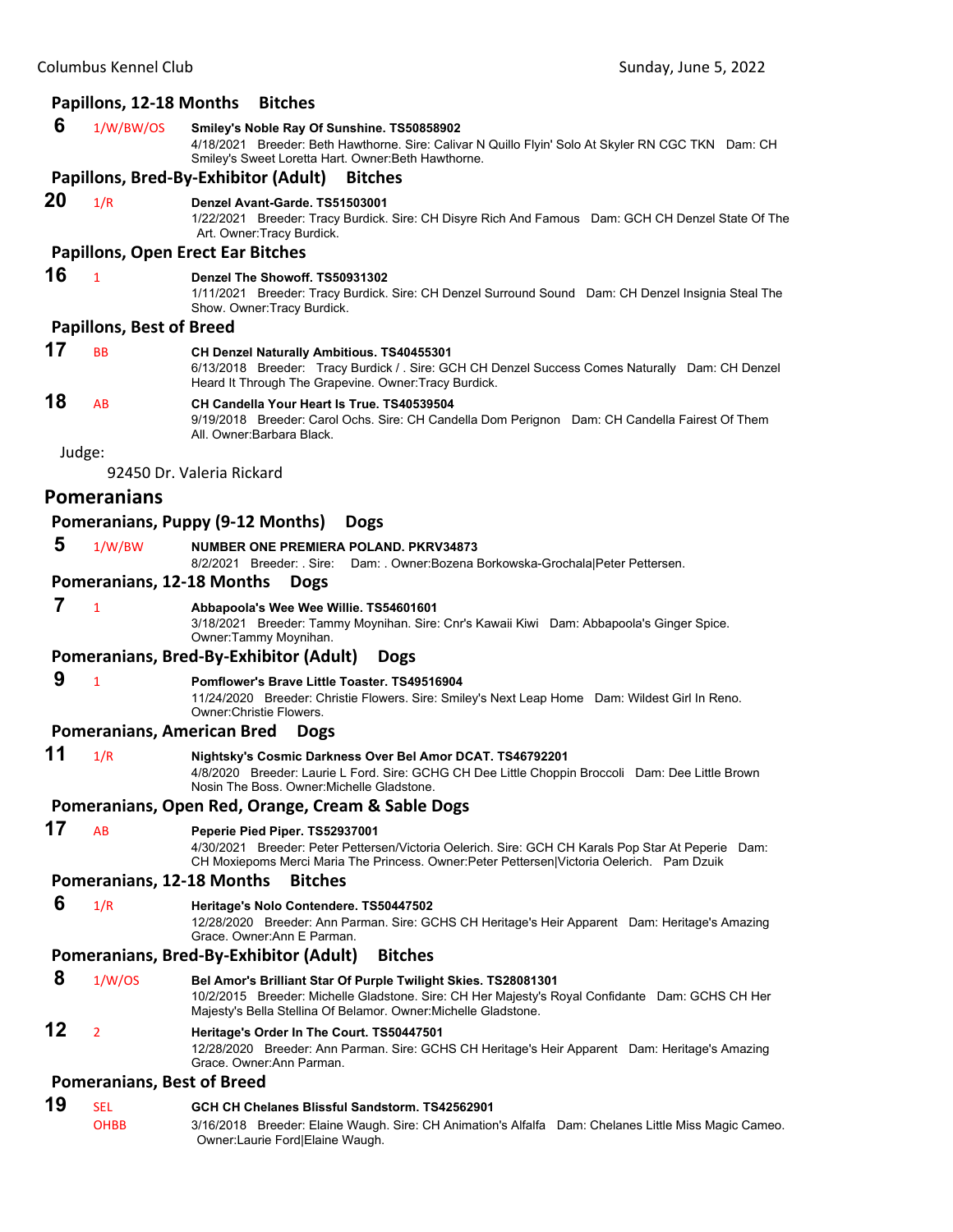### Papillons, 12-18 Months Bitches

**6** 1/W/BW/OS **Smiley's Noble Ray Of Sunshine. TS50858902**
4/18/2021 Breeder: Beth Hawthorne. Sire: Calivar N Quillo Flyin' Solo At Skyler RN CGC TKN Dam: CH Smiley's Sweet Loretta Hart. Owner:Beth Hawthorne.

### Papillons, Bred-By-Exhibitor (Adult) Bitches

**20** 1/R **Denzel Avant-Garde. TS51503001**
1/22/2021 Breeder: Tracy Burdick. Sire: CH Disyre Rich And Famous Dam: GCH CH Denzel State Of The Art. Owner:Tracy Burdick.

### Papillons, Open Erect Ear Bitches

**16** 1 **Denzel The Showoff. TS50931302**
1/11/2021 Breeder: Tracy Burdick. Sire: CH Denzel Surround Sound Dam: CH Denzel Insignia Steal The Show. Owner:Tracy Burdick.

### Papillons, Best of Breed

**17** BB **CH Denzel Naturally Ambitious. TS40455301**
6/13/2018 Breeder: Tracy Burdick / . Sire: GCH CH Denzel Success Comes Naturally Dam: CH Denzel Heard It Through The Grapevine. Owner:Tracy Burdick.

**18** AB **CH Candella Your Heart Is True. TS40539504**
9/19/2018 Breeder: Carol Ochs. Sire: CH Candella Dom Perignon Dam: CH Candella Fairest Of Them All. Owner:Barbara Black.

Judge:

92450 Dr. Valeria Rickard

## Pomeranians

### Pomeranians, Puppy (9-12 Months) Dogs

**5** 1/W/BW **NUMBER ONE PREMIERA POLAND. PKRV34873**
8/2/2021 Breeder: . Sire: Dam: . Owner:Bozena Borkowska-Grochala|Peter Pettersen.

### Pomeranians, 12-18 Months Dogs

**7** 1 **Abbapoola's Wee Wee Willie. TS54601601**
3/18/2021 Breeder: Tammy Moynihan. Sire: Cnr's Kawaii Kiwi Dam: Abbapoola's Ginger Spice. Owner:Tammy Moynihan.

### Pomeranians, Bred-By-Exhibitor (Adult) Dogs

**9** 1 **Pomflower's Brave Little Toaster. TS49516904**
11/24/2020 Breeder: Christie Flowers. Sire: Smiley's Next Leap Home Dam: Wildest Girl In Reno. Owner:Christie Flowers.

### Pomeranians, American Bred Dogs

**11** 1/R **Nightsky's Cosmic Darkness Over Bel Amor DCAT. TS46792201**
4/8/2020 Breeder: Laurie L Ford. Sire: GCHG CH Dee Little Choppin Broccoli Dam: Dee Little Brown Nosin The Boss. Owner:Michelle Gladstone.

### Pomeranians, Open Red, Orange, Cream & Sable Dogs

**17** AB **Peperie Pied Piper. TS52937001**
4/30/2021 Breeder: Peter Pettersen/Victoria Oelerich. Sire: GCH CH Karals Pop Star At Peperie Dam: CH Moxiepoms Merci Maria The Princess. Owner:Peter Pettersen|Victoria Oelerich. Pam Dzuik

### Pomeranians, 12-18 Months Bitches

**6** 1/R **Heritage's Nolo Contendere. TS50447502**
12/28/2020 Breeder: Ann Parman. Sire: GCHS CH Heritage's Heir Apparent Dam: Heritage's Amazing Grace. Owner:Ann E Parman.

### Pomeranians, Bred-By-Exhibitor (Adult) Bitches

**8** 1/W/OS **Bel Amor's Brilliant Star Of Purple Twilight Skies. TS28081301**
10/2/2015 Breeder: Michelle Gladstone. Sire: CH Her Majesty's Royal Confidante Dam: GCHS CH Her Majesty's Bella Stellina Of Belamor. Owner:Michelle Gladstone.

**12** 2 **Heritage's Order In The Court. TS50447501**
12/28/2020 Breeder: Ann Parman. Sire: GCHS CH Heritage's Heir Apparent Dam: Heritage's Amazing Grace. Owner:Ann Parman.

### Pomeranians, Best of Breed

**19** SEL OHBB **GCH CH Chelanes Blissful Sandstorm. TS42562901**
3/16/2018 Breeder: Elaine Waugh. Sire: CH Animation's Alfalfa Dam: Chelanes Little Miss Magic Cameo. Owner:Laurie Ford|Elaine Waugh.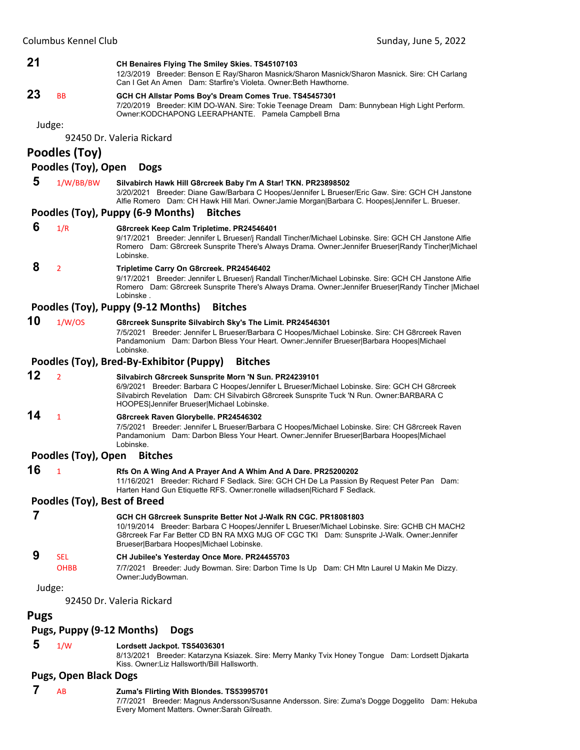**21** CH Benaires Flying The Smiley Skies. TS45107103
12/3/2019 Breeder: Benson E Ray/Sharon Masnick/Sharon Masnick/Sharon Masnick. Sire: CH Carlang Can I Get An Amen Dam: Starfire's Violeta. Owner:Beth Hawthorne.

**23** BB **GCH CH Allstar Poms Boy's Dream Comes True. TS45457301**
7/20/2019 Breeder: KIM DO-WAN. Sire: Tokie Teenage Dream Dam: Bunnybean High Light Perform. Owner:KODCHAPONG LEERAPHANTE. Pamela Campbell Brna

Judge:

92450 Dr. Valeria Rickard

## Poodles (Toy)

### Poodles (Toy), Open Dogs

**5** 1/W/BB/BW **Silvabirch Hawk Hill G8rcreek Baby I'm A Star! TKN. PR23898502**
3/20/2021 Breeder: Diane Gaw/Barbara C Hoopes/Jennifer L Brueser/Eric Gaw. Sire: GCH CH Janstone Alfie Romero Dam: CH Hawk Hill Mari. Owner:Jamie Morgan|Barbara C. Hoopes|Jennifer L. Brueser.

### Poodles (Toy), Puppy (6-9 Months) Bitches

**6** 1/R **G8rcreek Keep Calm Tripletime. PR24546401**
9/17/2021 Breeder: Jennifer L Brueser/j Randall Tincher/Michael Lobinske. Sire: GCH CH Janstone Alfie Romero Dam: G8rcreek Sunsprite There's Always Drama. Owner:Jennifer Brueser|Randy Tincher|Michael Lobinske.

**8** 2 **Tripletime Carry On G8rcreek. PR24546402**
9/17/2021 Breeder: Jennifer L Brueser/j Randall Tincher/Michael Lobinske. Sire: GCH CH Janstone Alfie Romero Dam: G8rcreek Sunsprite There's Always Drama. Owner:Jennifer Brueser|Randy Tincher |Michael Lobinske .

### Poodles (Toy), Puppy (9-12 Months) Bitches

**10** 1/W/OS **G8rcreek Sunsprite Silvabirch Sky's The Limit. PR24546301**
7/5/2021 Breeder: Jennifer L Brueser/Barbara C Hoopes/Michael Lobinske. Sire: CH G8rcreek Raven Pandamonium Dam: Darbon Bless Your Heart. Owner:Jennifer Brueser|Barbara Hoopes|Michael Lobinske.

### Poodles (Toy), Bred-By-Exhibitor (Puppy) Bitches

**12** 2 **Silvabirch G8rcreek Sunsprite Morn 'N Sun. PR24239101**
6/9/2021 Breeder: Barbara C Hoopes/Jennifer L Brueser/Michael Lobinske. Sire: GCH CH G8rcreek Silvabirch Revelation Dam: CH Silvabirch G8rcreek Sunsprite Tuck 'N Run. Owner:BARBARA C HOOPES|Jennifer Brueser|Michael Lobinske.

**14** 1 **G8rcreek Raven Glorybelle. PR24546302**
7/5/2021 Breeder: Jennifer L Brueser/Barbara C Hoopes/Michael Lobinske. Sire: CH G8rcreek Raven Pandamonium Dam: Darbon Bless Your Heart. Owner:Jennifer Brueser|Barbara Hoopes|Michael Lobinske.

### Poodles (Toy), Open Bitches

**16** 1 **Rfs On A Wing And A Prayer And A Whim And A Dare. PR25200202**
11/16/2021 Breeder: Richard F Sedlack. Sire: GCH CH De La Passion By Request Peter Pan Dam: Harten Hand Gun Etiquette RFS. Owner:ronelle willadsen|Richard F Sedlack.

### Poodles (Toy), Best of Breed

**7** **GCH CH G8rcreek Sunsprite Better Not J-Walk RN CGC. PR18081803**
10/19/2014 Breeder: Barbara C Hoopes/Jennifer L Brueser/Michael Lobinske. Sire: GCHB CH MACH2 G8rcreek Far Far Better CD BN RA MXG MJG OF CGC TKI Dam: Sunsprite J-Walk. Owner:Jennifer Brueser|Barbara Hoopes|Michael Lobinske.

**9** SEL OHBB **CH Jubilee's Yesterday Once More. PR24455703**
7/7/2021 Breeder: Judy Bowman. Sire: Darbon Time Is Up Dam: CH Mtn Laurel U Makin Me Dizzy. Owner:JudyBowman.

Judge:

92450 Dr. Valeria Rickard

## Pugs

### Pugs, Puppy (9-12 Months) Dogs

**5** 1/W **Lordsett Jackpot. TS54036301**
8/13/2021 Breeder: Katarzyna Ksiazek. Sire: Merry Manky Tvix Honey Tongue Dam: Lordsett Djakarta Kiss. Owner:Liz Hallsworth/Bill Hallsworth.

### Pugs, Open Black Dogs

**7** AB **Zuma's Flirting With Blondes. TS53995701**
7/7/2021 Breeder: Magnus Andersson/Susanne Andersson. Sire: Zuma's Dogge Doggelito Dam: Hekuba Every Moment Matters. Owner:Sarah Gilreath.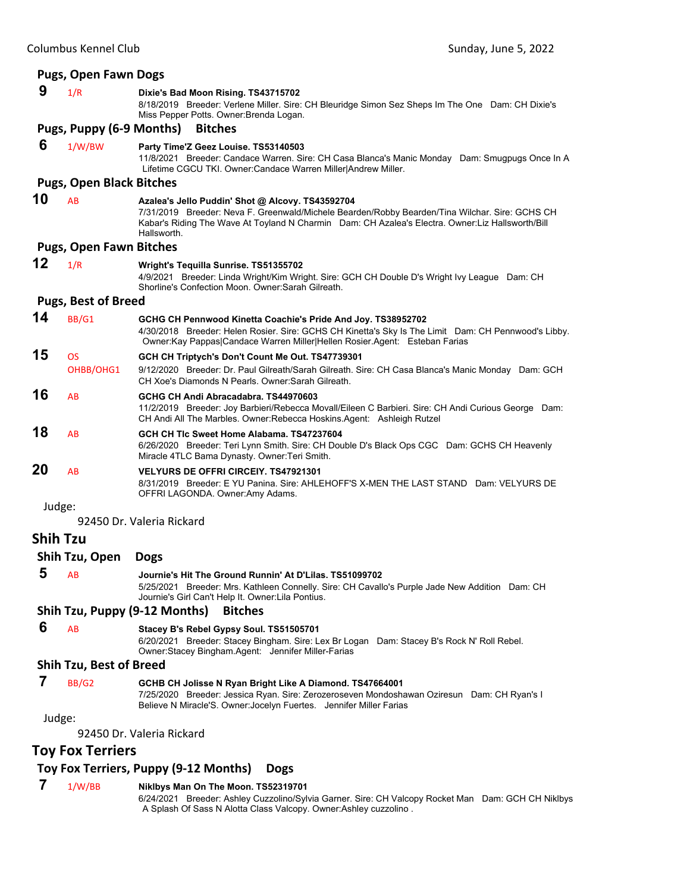### Pugs, Open Fawn Dogs

**9** 1/R **Dixie's Bad Moon Rising. TS43715702**
8/18/2019 Breeder: Verlene Miller. Sire: CH Bleuridge Simon Sez Sheps Im The One Dam: CH Dixie's Miss Pepper Potts. Owner:Brenda Logan.

### Pugs, Puppy (6-9 Months) Bitches

**6** 1/W/BW **Party Time'Z Geez Louise. TS53140503**
11/8/2021 Breeder: Candace Warren. Sire: CH Casa Blanca's Manic Monday Dam: Smugpugs Once In A Lifetime CGCU TKI. Owner:Candace Warren Miller|Andrew Miller.

### Pugs, Open Black Bitches

**10** AB **Azalea's Jello Puddin' Shot @ Alcovy. TS43592704**
7/31/2019 Breeder: Neva F. Greenwald/Michele Bearden/Robby Bearden/Tina Wilchar. Sire: GCHS CH Kabar's Riding The Wave At Toyland N Charmin Dam: CH Azalea's Electra. Owner:Liz Hallsworth/Bill Hallsworth.

### Pugs, Open Fawn Bitches

**12** 1/R **Wright's Tequilla Sunrise. TS51355702**
4/9/2021 Breeder: Linda Wright/Kim Wright. Sire: GCH CH Double D's Wright Ivy League Dam: CH Shorline's Confection Moon. Owner:Sarah Gilreath.

### Pugs, Best of Breed

**14** BB/G1 **GCHG CH Pennwood Kinetta Coachie's Pride And Joy. TS38952702**
4/30/2018 Breeder: Helen Rosier. Sire: GCHS CH Kinetta's Sky Is The Limit Dam: CH Pennwood's Libby. Owner:Kay Pappas|Candace Warren Miller|Hellen Rosier.Agent: Esteban Farias

**15** OS OHBB/OHG1 **GCH CH Triptych's Don't Count Me Out. TS47739301**
9/12/2020 Breeder: Dr. Paul Gilreath/Sarah Gilreath. Sire: CH Casa Blanca's Manic Monday Dam: GCH CH Xoe's Diamonds N Pearls. Owner:Sarah Gilreath.

**16** AB **GCHG CH Andi Abracadabra. TS44970603**
11/2/2019 Breeder: Joy Barbieri/Rebecca Movall/Eileen C Barbieri. Sire: CH Andi Curious George Dam: CH Andi All The Marbles. Owner:Rebecca Hoskins.Agent: Ashleigh Rutzel

**18** AB **GCH CH Tlc Sweet Home Alabama. TS47237604**
6/26/2020 Breeder: Teri Lynn Smith. Sire: CH Double D's Black Ops CGC Dam: GCHS CH Heavenly Miracle 4TLC Bama Dynasty. Owner:Teri Smith.

**20** AB **VELYURS DE OFFRI CIRCEIY. TS47921301**
8/31/2019 Breeder: E YU Panina. Sire: AHLEHOFF'S X-MEN THE LAST STAND Dam: VELYURS DE OFFRI LAGONDA. Owner:Amy Adams.

Judge:
92450 Dr. Valeria Rickard

## Shih Tzu

### Shih Tzu, Open Dogs

**5** AB **Journie's Hit The Ground Runnin' At D'Lilas. TS51099702**
5/25/2021 Breeder: Mrs. Kathleen Connelly. Sire: CH Cavallo's Purple Jade New Addition Dam: CH Journie's Girl Can't Help It. Owner:Lila Pontius.

### Shih Tzu, Puppy (9-12 Months) Bitches

**6** AB **Stacey B's Rebel Gypsy Soul. TS51505701**
6/20/2021 Breeder: Stacey Bingham. Sire: Lex Br Logan Dam: Stacey B's Rock N' Roll Rebel. Owner:Stacey Bingham.Agent: Jennifer Miller-Farias

### Shih Tzu, Best of Breed

**7** BB/G2 **GCHB CH Jolisse N Ryan Bright Like A Diamond. TS47664001**
7/25/2020 Breeder: Jessica Ryan. Sire: Zerozeroseven Mondoshawan Oziresun Dam: CH Ryan's I Believe N Miracle'S. Owner:Jocelyn Fuertes. Jennifer Miller Farias

Judge:
92450 Dr. Valeria Rickard

## Toy Fox Terriers

### Toy Fox Terriers, Puppy (9-12 Months) Dogs

**7** 1/W/BB **Niklbys Man On The Moon. TS52319701**
6/24/2021 Breeder: Ashley Cuzzolino/Sylvia Garner. Sire: CH Valcopy Rocket Man Dam: GCH CH Niklbys A Splash Of Sass N Alotta Class Valcopy. Owner:Ashley cuzzolino .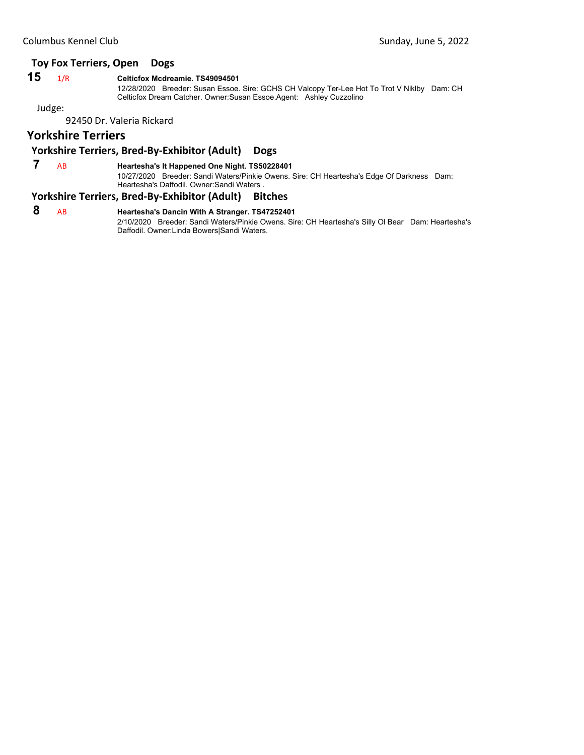### Toy Fox Terriers, Open Dogs

**15** 1/R **Celticfox Mcdreamie. TS49094501**
12/28/2020 Breeder: Susan Essoe. Sire: GCHS CH Valcopy Ter-Lee Hot To Trot V Niklby Dam: CH Celticfox Dream Catcher. Owner:Susan Essoe.Agent: Ashley Cuzzolino

Judge:

92450 Dr. Valeria Rickard

## Yorkshire Terriers

### Yorkshire Terriers, Bred-By-Exhibitor (Adult) Dogs

**7** AB **Heartesha's It Happened One Night. TS50228401**
10/27/2020 Breeder: Sandi Waters/Pinkie Owens. Sire: CH Heartesha's Edge Of Darkness Dam: Heartesha's Daffodil. Owner:Sandi Waters .

### Yorkshire Terriers, Bred-By-Exhibitor (Adult) Bitches

**8** AB **Heartesha's Dancin With A Stranger. TS47252401**
2/10/2020 Breeder: Sandi Waters/Pinkie Owens. Sire: CH Heartesha's Silly Ol Bear Dam: Heartesha's Daffodil. Owner:Linda Bowers|Sandi Waters.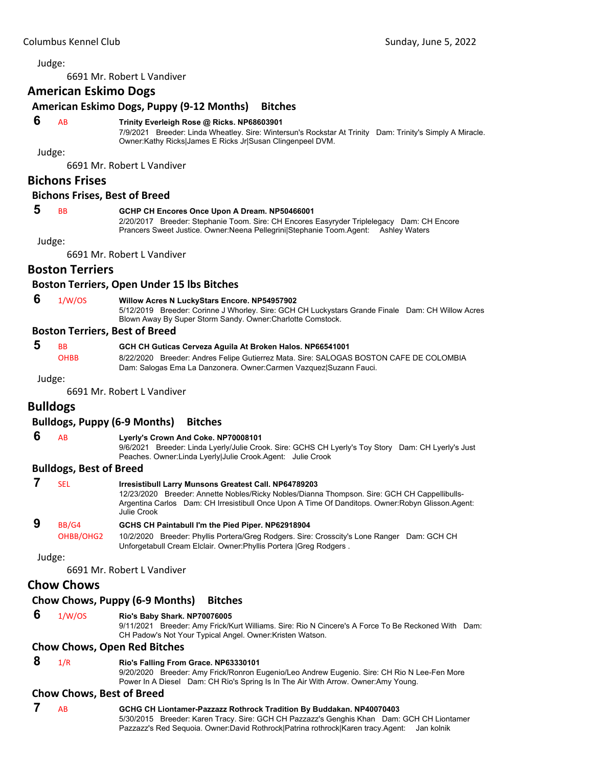Judge:

6691 Mr. Robert L Vandiver

## American Eskimo Dogs

### American Eskimo Dogs, Puppy (9-12 Months) Bitches

**6** AB **Trinity Everleigh Rose @ Ricks. NP68603901**
7/9/2021 Breeder: Linda Wheatley. Sire: Wintersun's Rockstar At Trinity Dam: Trinity's Simply A Miracle. Owner:Kathy Ricks|James E Ricks Jr|Susan Clingenpeel DVM.

Judge:

6691 Mr. Robert L Vandiver

## Bichons Frises

### Bichons Frises, Best of Breed

**5** BB **GCHP CH Encores Once Upon A Dream. NP50466001**
2/20/2017 Breeder: Stephanie Toom. Sire: CH Encores Easyryder Triplelegacy Dam: CH Encore Prancers Sweet Justice. Owner:Neena Pellegrini|Stephanie Toom.Agent: Ashley Waters

Judge:

6691 Mr. Robert L Vandiver

## Boston Terriers

### Boston Terriers, Open Under 15 lbs Bitches

**6** 1/W/OS **Willow Acres N LuckyStars Encore. NP54957902**
5/12/2019 Breeder: Corinne J Whorley. Sire: GCH CH Luckystars Grande Finale Dam: CH Willow Acres Blown Away By Super Storm Sandy. Owner:Charlotte Comstock.

### Boston Terriers, Best of Breed

**5** BB OHBB **GCH CH Guticas Cerveza Aguila At Broken Halos. NP66541001**
8/22/2020 Breeder: Andres Felipe Gutierrez Mata. Sire: SALOGAS BOSTON CAFE DE COLOMBIA Dam: Salogas Ema La Danzonera. Owner:Carmen Vazquez|Suzann Fauci.

Judge:

6691 Mr. Robert L Vandiver

## Bulldogs

### Bulldogs, Puppy (6-9 Months) Bitches

**6** AB **Lyerly's Crown And Coke. NP70008101**
9/6/2021 Breeder: Linda Lyerly/Julie Crook. Sire: GCHS CH Lyerly's Toy Story Dam: CH Lyerly's Just Peaches. Owner:Linda Lyerly|Julie Crook.Agent: Julie Crook

### Bulldogs, Best of Breed

**7** SEL **Irresistibull Larry Munsons Greatest Call. NP64789203**
12/23/2020 Breeder: Annette Nobles/Ricky Nobles/Dianna Thompson. Sire: GCH CH Cappellibulls-Argentina Carlos Dam: CH Irresistibull Once Upon A Time Of Danditops. Owner:Robyn Glisson.Agent: Julie Crook

**9** BB/G4 OHBB/OHG2 **GCHS CH Paintabull I'm the Pied Piper. NP62918904**
10/2/2020 Breeder: Phyllis Portera/Greg Rodgers. Sire: Crosscity's Lone Ranger Dam: GCH CH Unforgetabull Cream Elclair. Owner:Phyllis Portera |Greg Rodgers .

Judge:

6691 Mr. Robert L Vandiver

## Chow Chows

### Chow Chows, Puppy (6-9 Months) Bitches

**6** 1/W/OS **Rio's Baby Shark. NP70076005**
9/11/2021 Breeder: Amy Frick/Kurt Williams. Sire: Rio N Cincere's A Force To Be Reckoned With Dam: CH Padow's Not Your Typical Angel. Owner:Kristen Watson.

### Chow Chows, Open Red Bitches

**8** 1/R **Rio's Falling From Grace. NP63330101**
9/20/2020 Breeder: Amy Frick/Ronron Eugenio/Leo Andrew Eugenio. Sire: CH Rio N Lee-Fen More Power In A Diesel Dam: CH Rio's Spring Is In The Air With Arrow. Owner:Amy Young.

### Chow Chows, Best of Breed

**7** AB **GCHG CH Liontamer-Pazzazz Rothrock Tradition By Buddakan. NP40070403**
5/30/2015 Breeder: Karen Tracy. Sire: GCH CH Pazzazz's Genghis Khan Dam: GCH CH Liontamer Pazzazz's Red Sequoia. Owner:David Rothrock|Patrina rothrock|Karen tracy.Agent: Jan kolnik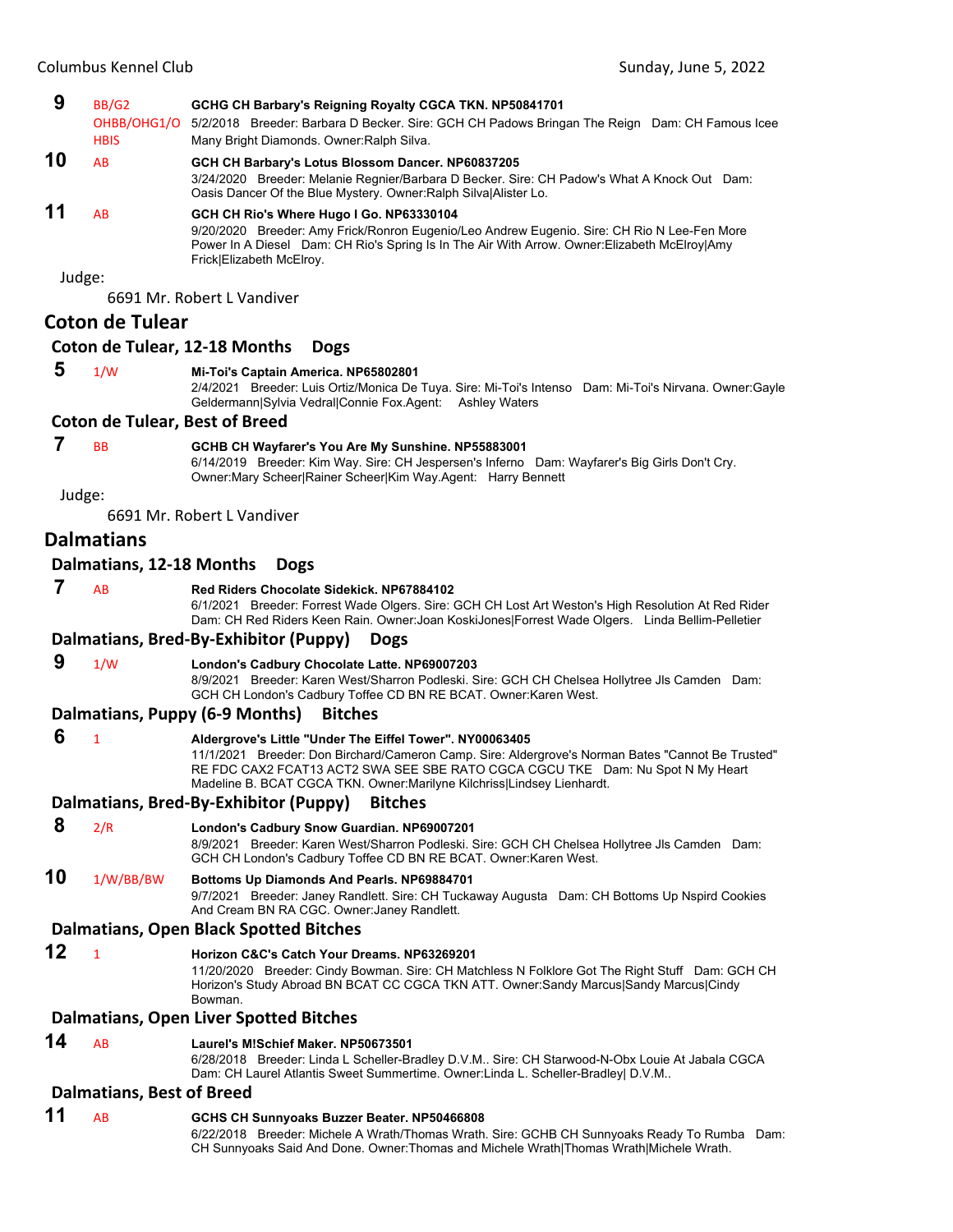**9** BB/G2 OHBB/OHG1/O HBIS **GCHG CH Barbary's Reigning Royalty CGCA TKN. NP50841701**
5/2/2018 Breeder: Barbara D Becker. Sire: GCH CH Padows Bringan The Reign Dam: CH Famous Icee Many Bright Diamonds. Owner:Ralph Silva.

**10** AB **GCH CH Barbary's Lotus Blossom Dancer. NP60837205**
3/24/2020 Breeder: Melanie Regnier/Barbara D Becker. Sire: CH Padow's What A Knock Out Dam: Oasis Dancer Of the Blue Mystery. Owner:Ralph Silva|Alister Lo.

**11** AB **GCH CH Rio's Where Hugo I Go. NP63330104**
9/20/2020 Breeder: Amy Frick/Ronron Eugenio/Leo Andrew Eugenio. Sire: CH Rio N Lee-Fen More Power In A Diesel Dam: CH Rio's Spring Is In The Air With Arrow. Owner:Elizabeth McElroy|Amy Frick|Elizabeth McElroy.

Judge:

6691 Mr. Robert L Vandiver

## Coton de Tulear

### Coton de Tulear, 12-18 Months Dogs

**5** 1/W **Mi-Toi's Captain America. NP65802801**
2/4/2021 Breeder: Luis Ortiz/Monica De Tuya. Sire: Mi-Toi's Intenso Dam: Mi-Toi's Nirvana. Owner:Gayle Geldermann|Sylvia Vedral|Connie Fox.Agent: Ashley Waters

### Coton de Tulear, Best of Breed

**7** BB **GCHB CH Wayfarer's You Are My Sunshine. NP55883001**
6/14/2019 Breeder: Kim Way. Sire: CH Jespersen's Inferno Dam: Wayfarer's Big Girls Don't Cry. Owner:Mary Scheer|Rainer Scheer|Kim Way.Agent: Harry Bennett

Judge:

6691 Mr. Robert L Vandiver

## Dalmatians

### Dalmatians, 12-18 Months Dogs

**7** AB **Red Riders Chocolate Sidekick. NP67884102**
6/1/2021 Breeder: Forrest Wade Olgers. Sire: GCH CH Lost Art Weston's High Resolution At Red Rider Dam: CH Red Riders Keen Rain. Owner:Joan KoskiJones|Forrest Wade Olgers. Linda Bellim-Pelletier

### Dalmatians, Bred-By-Exhibitor (Puppy) Dogs

**9** 1/W **London's Cadbury Chocolate Latte. NP69007203**
8/9/2021 Breeder: Karen West/Sharron Podleski. Sire: GCH CH Chelsea Hollytree Jls Camden Dam: GCH CH London's Cadbury Toffee CD BN RE BCAT. Owner:Karen West.

### Dalmatians, Puppy (6-9 Months) Bitches

**6** 1 **Aldergrove's Little "Under The Eiffel Tower". NY00063405**
11/1/2021 Breeder: Don Birchard/Cameron Camp. Sire: Aldergrove's Norman Bates "Cannot Be Trusted" RE FDC CAX2 FCAT13 ACT2 SWA SEE SBE RATO CGCA CGCU TKE Dam: Nu Spot N My Heart Madeline B. BCAT CGCA TKN. Owner:Marilyne Kilchriss|Lindsey Lienhardt.

### Dalmatians, Bred-By-Exhibitor (Puppy) Bitches

**8** 2/R **London's Cadbury Snow Guardian. NP69007201**
8/9/2021 Breeder: Karen West/Sharron Podleski. Sire: GCH CH Chelsea Hollytree Jls Camden Dam: GCH CH London's Cadbury Toffee CD BN RE BCAT. Owner:Karen West.

**10** 1/W/BB/BW **Bottoms Up Diamonds And Pearls. NP69884701**
9/7/2021 Breeder: Janey Randlett. Sire: CH Tuckaway Augusta Dam: CH Bottoms Up Nspird Cookies And Cream BN RA CGC. Owner:Janey Randlett.

### Dalmatians, Open Black Spotted Bitches

**12** 1 **Horizon C&C's Catch Your Dreams. NP63269201**
11/20/2020 Breeder: Cindy Bowman. Sire: CH Matchless N Folklore Got The Right Stuff Dam: GCH CH Horizon's Study Abroad BN BCAT CC CGCA TKN ATT. Owner:Sandy Marcus|Sandy Marcus|Cindy Bowman.

### Dalmatians, Open Liver Spotted Bitches

**14** AB **Laurel's M!Schief Maker. NP50673501**
6/28/2018 Breeder: Linda L Scheller-Bradley D.V.M.. Sire: CH Starwood-N-Obx Louie At Jabala CGCA Dam: CH Laurel Atlantis Sweet Summertime. Owner:Linda L. Scheller-Bradley| D.V.M..

### Dalmatians, Best of Breed

**11** AB **GCHS CH Sunnyoaks Buzzer Beater. NP50466808**
6/22/2018 Breeder: Michele A Wrath/Thomas Wrath. Sire: GCHB CH Sunnyoaks Ready To Rumba Dam: CH Sunnyoaks Said And Done. Owner:Thomas and Michele Wrath|Thomas Wrath|Michele Wrath.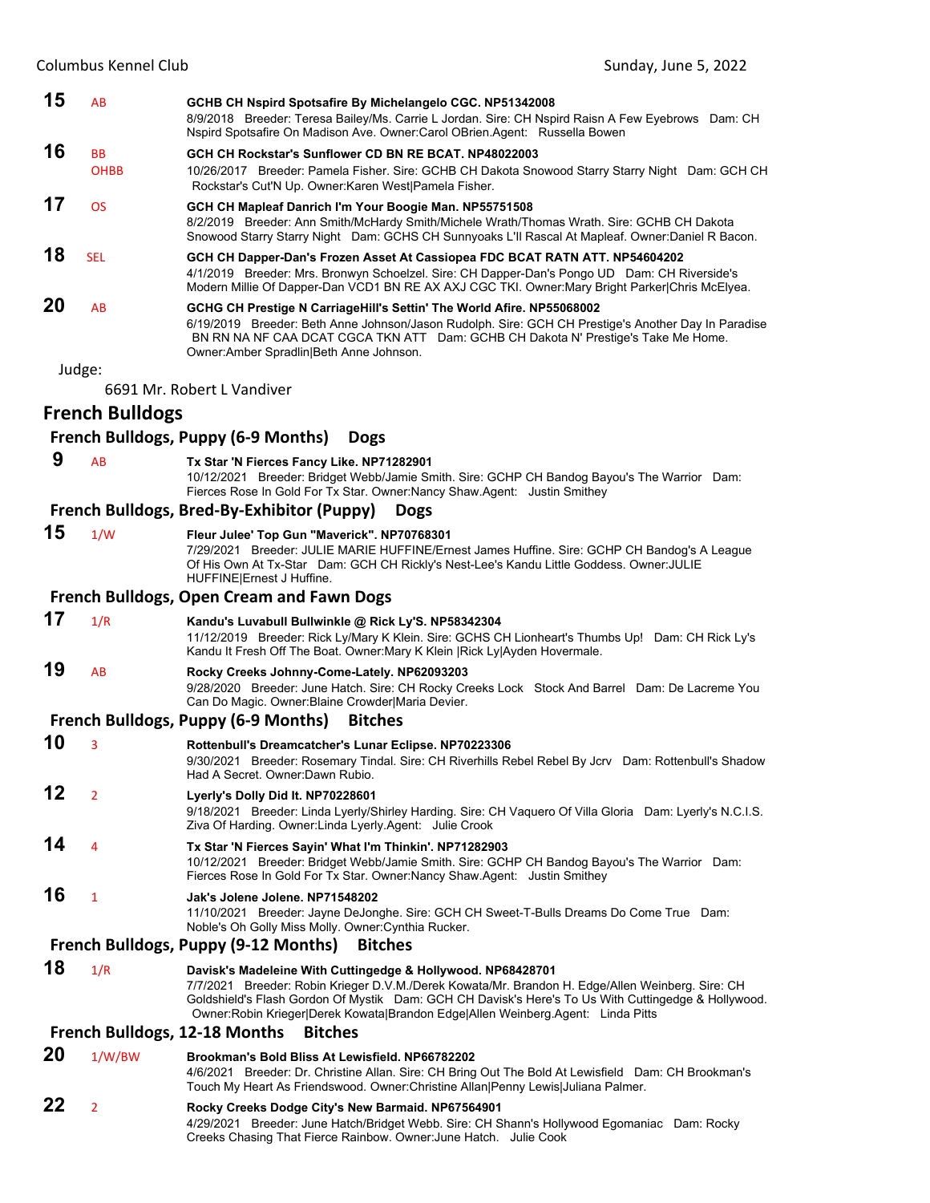**15** AB **GCHB CH Nspird Spotsafire By Michelangelo CGC. NP51342008**
8/9/2018 Breeder: Teresa Bailey/Ms. Carrie L Jordan. Sire: CH Nspird Raisn A Few Eyebrows Dam: CH Nspird Spotsafire On Madison Ave. Owner:Carol OBrien.Agent: Russella Bowen

**16** BB OHBB **GCH CH Rockstar's Sunflower CD BN RE BCAT. NP48022003**
10/26/2017 Breeder: Pamela Fisher. Sire: GCHB CH Dakota Snowood Starry Starry Night Dam: GCH CH Rockstar's Cut'N Up. Owner:Karen West|Pamela Fisher.

**17** OS **GCH CH Mapleaf Danrich I'm Your Boogie Man. NP55751508**
8/2/2019 Breeder: Ann Smith/McHardy Smith/Michele Wrath/Thomas Wrath. Sire: GCHB CH Dakota Snowood Starry Starry Night Dam: GCHS CH Sunnyoaks L'll Rascal At Mapleaf. Owner:Daniel R Bacon.

**18** SEL **GCH CH Dapper-Dan's Frozen Asset At Cassiopea FDC BCAT RATN ATT. NP54604202**
4/1/2019 Breeder: Mrs. Bronwyn Schoelzel. Sire: CH Dapper-Dan's Pongo UD Dam: CH Riverside's Modern Millie Of Dapper-Dan VCD1 BN RE AX AXJ CGC TKI. Owner:Mary Bright Parker|Chris McElyea.

**20** AB **GCHG CH Prestige N CarriageHill's Settin' The World Afire. NP55068002**
6/19/2019 Breeder: Beth Anne Johnson/Jason Rudolph. Sire: GCH CH Prestige's Another Day In Paradise BN RN NA NF CAA DCAT CGCA TKN ATT Dam: GCHB CH Dakota N' Prestige's Take Me Home. Owner:Amber Spradlin|Beth Anne Johnson.

Judge:

6691 Mr. Robert L Vandiver

## French Bulldogs

### French Bulldogs, Puppy (6-9 Months) Dogs

**9** AB **Tx Star 'N Fierces Fancy Like. NP71282901**
10/12/2021 Breeder: Bridget Webb/Jamie Smith. Sire: GCHP CH Bandog Bayou's The Warrior Dam: Fierces Rose In Gold For Tx Star. Owner:Nancy Shaw.Agent: Justin Smithey

### French Bulldogs, Bred-By-Exhibitor (Puppy) Dogs

**15** 1/W **Fleur Julee' Top Gun "Maverick". NP70768301**
7/29/2021 Breeder: JULIE MARIE HUFFINE/Ernest James Huffine. Sire: GCHP CH Bandog's A League Of His Own At Tx-Star Dam: GCH CH Rickly's Nest-Lee's Kandu Little Goddess. Owner:JULIE HUFFINE|Ernest J Huffine.

### French Bulldogs, Open Cream and Fawn Dogs

**17** 1/R **Kandu's Luvabull Bullwinkle @ Rick Ly'S. NP58342304**
11/12/2019 Breeder: Rick Ly/Mary K Klein. Sire: GCHS CH Lionheart's Thumbs Up! Dam: CH Rick Ly's Kandu It Fresh Off The Boat. Owner:Mary K Klein |Rick Ly|Ayden Hovermale.

**19** AB **Rocky Creeks Johnny-Come-Lately. NP62093203**
9/28/2020 Breeder: June Hatch. Sire: CH Rocky Creeks Lock Stock And Barrel Dam: De Lacreme You Can Do Magic. Owner:Blaine Crowder|Maria Devier.

### French Bulldogs, Puppy (6-9 Months) Bitches

**10** 3 **Rottenbull's Dreamcatcher's Lunar Eclipse. NP70223306**
9/30/2021 Breeder: Rosemary Tindal. Sire: CH Riverhills Rebel Rebel By Jcrv Dam: Rottenbull's Shadow Had A Secret. Owner:Dawn Rubio.

**12** 2 **Lyerly's Dolly Did It. NP70228601**
9/18/2021 Breeder: Linda Lyerly/Shirley Harding. Sire: CH Vaquero Of Villa Gloria Dam: Lyerly's N.C.I.S. Ziva Of Harding. Owner:Linda Lyerly.Agent: Julie Crook

**14** 4 **Tx Star 'N Fierces Sayin' What I'm Thinkin'. NP71282903**
10/12/2021 Breeder: Bridget Webb/Jamie Smith. Sire: GCHP CH Bandog Bayou's The Warrior Dam: Fierces Rose In Gold For Tx Star. Owner:Nancy Shaw.Agent: Justin Smithey

**16** 1 **Jak's Jolene Jolene. NP71548202**
11/10/2021 Breeder: Jayne DeJonghe. Sire: GCH CH Sweet-T-Bulls Dreams Do Come True Dam: Noble's Oh Golly Miss Molly. Owner:Cynthia Rucker.

### French Bulldogs, Puppy (9-12 Months) Bitches

**18** 1/R **Davisk's Madeleine With Cuttingedge & Hollywood. NP68428701**
7/7/2021 Breeder: Robin Krieger D.V.M./Derek Kowata/Mr. Brandon H. Edge/Allen Weinberg. Sire: CH Goldshield's Flash Gordon Of Mystik Dam: GCH CH Davisk's Here's To Us With Cuttingedge & Hollywood. Owner:Robin Krieger|Derek Kowata|Brandon Edge|Allen Weinberg.Agent: Linda Pitts

### French Bulldogs, 12-18 Months Bitches

**20** 1/W/BW **Brookman's Bold Bliss At Lewisfield. NP66782202**
4/6/2021 Breeder: Dr. Christine Allan. Sire: CH Bring Out The Bold At Lewisfield Dam: CH Brookman's Touch My Heart As Friendswood. Owner:Christine Allan|Penny Lewis|Juliana Palmer.

**22** 2 **Rocky Creeks Dodge City's New Barmaid. NP67564901**
4/29/2021 Breeder: June Hatch/Bridget Webb. Sire: CH Shann's Hollywood Egomaniac Dam: Rocky Creeks Chasing That Fierce Rainbow. Owner:June Hatch. Julie Cook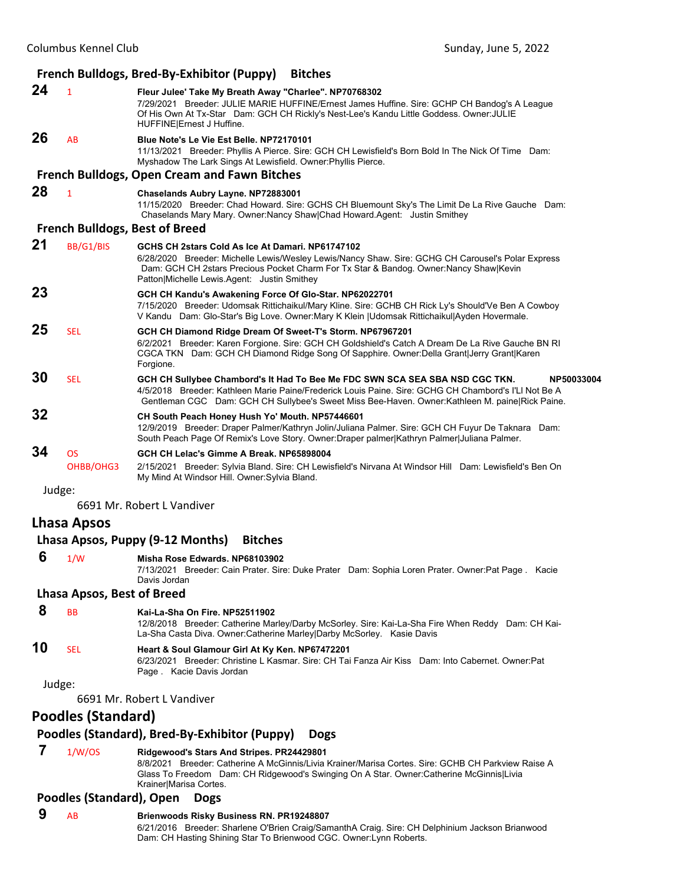### French Bulldogs, Bred-By-Exhibitor (Puppy) Bitches

**24** 1 **Fleur Julee' Take My Breath Away "Charlee". NP70768302**
7/29/2021 Breeder: JULIE MARIE HUFFINE/Ernest James Huffine. Sire: GCHP CH Bandog's A League Of His Own At Tx-Star Dam: GCH CH Rickly's Nest-Lee's Kandu Little Goddess. Owner:JULIE HUFFINE|Ernest J Huffine.

**26** AB **Blue Note's Le Vie Est Belle. NP72170101**
11/13/2021 Breeder: Phyllis A Pierce. Sire: GCH CH Lewisfield's Born Bold In The Nick Of Time Dam: Myshadow The Lark Sings At Lewisfield. Owner:Phyllis Pierce.

### French Bulldogs, Open Cream and Fawn Bitches

**28** 1 **Chaselands Aubry Layne. NP72883001**
11/15/2020 Breeder: Chad Howard. Sire: GCHS CH Bluemount Sky's The Limit De La Rive Gauche Dam: Chaselands Mary Mary. Owner:Nancy Shaw|Chad Howard.Agent: Justin Smithey

### French Bulldogs, Best of Breed

**21** BB/G1/BIS **GCHS CH 2stars Cold As Ice At Damari. NP61747102**
6/28/2020 Breeder: Michelle Lewis/Wesley Lewis/Nancy Shaw. Sire: GCHG CH Carousel's Polar Express Dam: GCH CH 2stars Precious Pocket Charm For Tx Star & Bandog. Owner:Nancy Shaw|Kevin Patton|Michelle Lewis.Agent: Justin Smithey

**23** **GCH CH Kandu's Awakening Force Of Glo-Star. NP62022701**
7/15/2020 Breeder: Udomsak Rittichaikul/Mary Kline. Sire: GCHB CH Rick Ly's Should'Ve Ben A Cowboy V Kandu Dam: Glo-Star's Big Love. Owner:Mary K Klein |Udomsak Rittichaikul|Ayden Hovermale.

**25** SEL **GCH CH Diamond Ridge Dream Of Sweet-T's Storm. NP67967201**
6/2/2021 Breeder: Karen Forgione. Sire: GCH CH Goldshield's Catch A Dream De La Rive Gauche BN RI CGCA TKN Dam: GCH CH Diamond Ridge Song Of Sapphire. Owner:Della Grant|Jerry Grant|Karen Forgione.

**30** SEL **GCH CH Sullybee Chambord's It Had To Bee Me FDC SWN SCA SEA SBA NSD CGC TKN. NP50033004**
4/5/2018 Breeder: Kathleen Marie Paine/Frederick Louis Paine. Sire: GCHG CH Chambord's I'Ll Not Be A Gentleman CGC Dam: GCH CH Sullybee's Sweet Miss Bee-Haven. Owner:Kathleen M. paine|Rick Paine.

**32** **CH South Peach Honey Hush Yo' Mouth. NP57446601**
12/9/2019 Breeder: Draper Palmer/Kathryn Jolin/Juliana Palmer. Sire: GCH CH Fuyur De Taknara Dam: South Peach Page Of Remix's Love Story. Owner:Draper palmer|Kathryn Palmer|Juliana Palmer.

**34** OS OHBB/OHG3 **GCH CH Lelac's Gimme A Break. NP65898004**
2/15/2021 Breeder: Sylvia Bland. Sire: CH Lewisfield's Nirvana At Windsor Hill Dam: Lewisfield's Ben On My Mind At Windsor Hill. Owner:Sylvia Bland.

Judge:
6691 Mr. Robert L Vandiver

## Lhasa Apsos

### Lhasa Apsos, Puppy (9-12 Months) Bitches

**6** 1/W **Misha Rose Edwards. NP68103902**
7/13/2021 Breeder: Cain Prater. Sire: Duke Prater Dam: Sophia Loren Prater. Owner:Pat Page . Kacie Davis Jordan

### Lhasa Apsos, Best of Breed

**8** BB **Kai-La-Sha On Fire. NP52511902**
12/8/2018 Breeder: Catherine Marley/Darby McSorley. Sire: Kai-La-Sha Fire When Reddy Dam: CH Kai-La-Sha Casta Diva. Owner:Catherine Marley|Darby McSorley. Kasie Davis

**10** SEL **Heart & Soul Glamour Girl At Ky Ken. NP67472201**
6/23/2021 Breeder: Christine L Kasmar. Sire: CH Tai Fanza Air Kiss Dam: Into Cabernet. Owner:Pat Page . Kacie Davis Jordan

Judge:
6691 Mr. Robert L Vandiver

## Poodles (Standard)

### Poodles (Standard), Bred-By-Exhibitor (Puppy) Dogs

**7** 1/W/OS **Ridgewood's Stars And Stripes. PR24429801**
8/8/2021 Breeder: Catherine A McGinnis/Livia Krainer/Marisa Cortes. Sire: GCHB CH Parkview Raise A Glass To Freedom Dam: CH Ridgewood's Swinging On A Star. Owner:Catherine McGinnis|Livia Krainer|Marisa Cortes.

### Poodles (Standard), Open Dogs

**9** AB **Brienwoods Risky Business RN. PR19248807**
6/21/2016 Breeder: Sharlene O'Brien Craig/SamanthA Craig. Sire: CH Delphinium Jackson Brianwood Dam: CH Hasting Shining Star To Brienwood CGC. Owner:Lynn Roberts.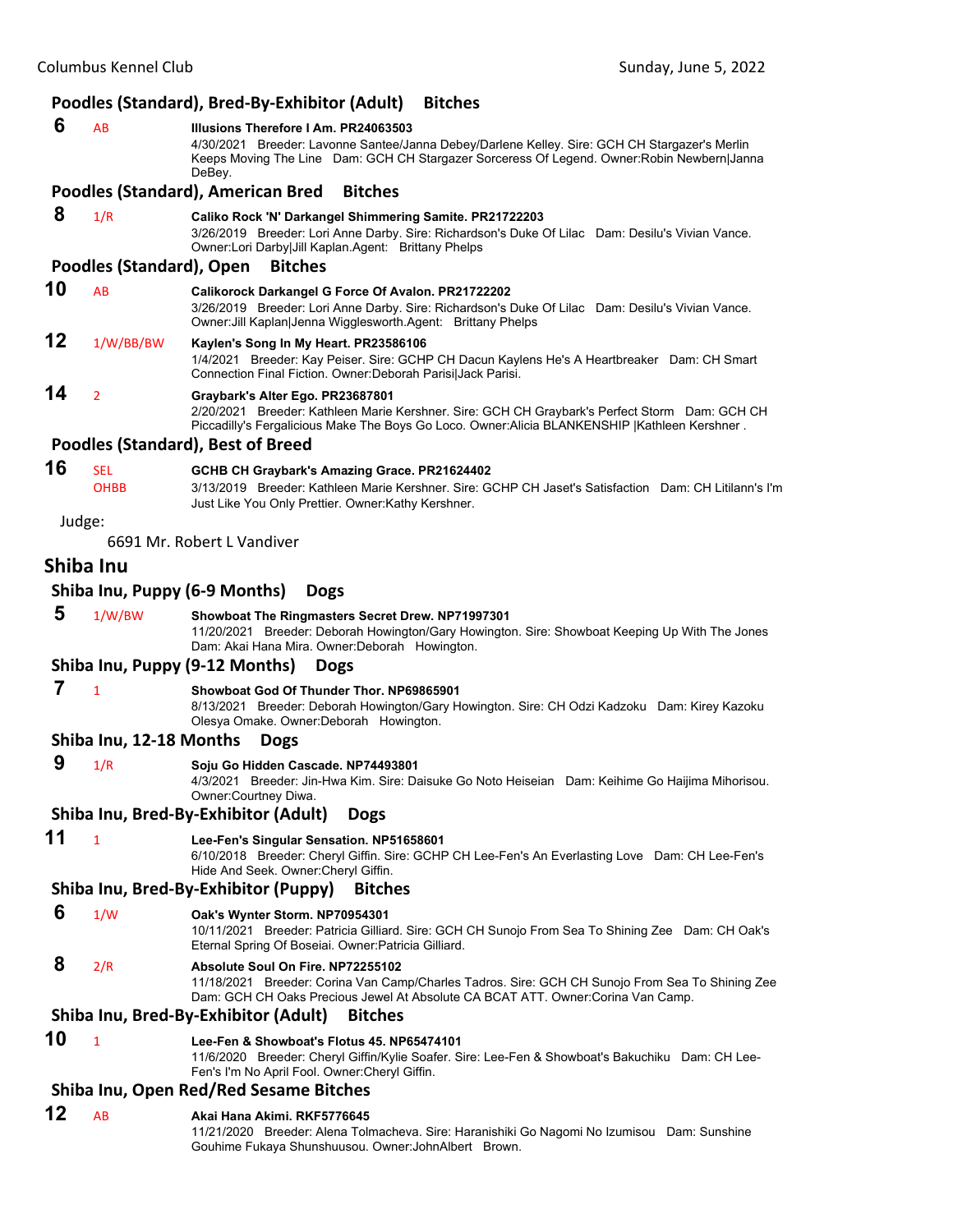### Poodles (Standard), Bred-By-Exhibitor (Adult) Bitches

**6** AB **Illusions Therefore I Am. PR24063503**
4/30/2021 Breeder: Lavonne Santee/Janna Debey/Darlene Kelley. Sire: GCH CH Stargazer's Merlin Keeps Moving The Line Dam: GCH CH Stargazer Sorceress Of Legend. Owner:Robin Newbern|Janna DeBey.

### Poodles (Standard), American Bred Bitches

**8** 1/R **Caliko Rock 'N' Darkangel Shimmering Samite. PR21722203**
3/26/2019 Breeder: Lori Anne Darby. Sire: Richardson's Duke Of Lilac Dam: Desilu's Vivian Vance. Owner:Lori Darby|Jill Kaplan.Agent: Brittany Phelps

### Poodles (Standard), Open Bitches

**10** AB **Calikorock Darkangel G Force Of Avalon. PR21722202**
3/26/2019 Breeder: Lori Anne Darby. Sire: Richardson's Duke Of Lilac Dam: Desilu's Vivian Vance. Owner:Jill Kaplan|Jenna Wigglesworth.Agent: Brittany Phelps

**12** 1/W/BB/BW **Kaylen's Song In My Heart. PR23586106**
1/4/2021 Breeder: Kay Peiser. Sire: GCHP CH Dacun Kaylens He's A Heartbreaker Dam: CH Smart Connection Final Fiction. Owner:Deborah Parisi|Jack Parisi.

**14** 2 **Graybark's Alter Ego. PR23687801**
2/20/2021 Breeder: Kathleen Marie Kershner. Sire: GCH CH Graybark's Perfect Storm Dam: GCH CH Piccadilly's Fergalicious Make The Boys Go Loco. Owner:Alicia BLANKENSHIP |Kathleen Kershner .

### Poodles (Standard), Best of Breed

**16** SEL OHBB **GCHB CH Graybark's Amazing Grace. PR21624402**
3/13/2019 Breeder: Kathleen Marie Kershner. Sire: GCHP CH Jaset's Satisfaction Dam: CH Litilann's I'm Just Like You Only Prettier. Owner:Kathy Kershner.

Judge:

6691 Mr. Robert L Vandiver

## Shiba Inu

### Shiba Inu, Puppy (6-9 Months) Dogs

**5** 1/W/BW **Showboat The Ringmasters Secret Drew. NP71997301**
11/20/2021 Breeder: Deborah Howington/Gary Howington. Sire: Showboat Keeping Up With The Jones Dam: Akai Hana Mira. Owner:Deborah Howington.

### Shiba Inu, Puppy (9-12 Months) Dogs

**7** 1 **Showboat God Of Thunder Thor. NP69865901**
8/13/2021 Breeder: Deborah Howington/Gary Howington. Sire: CH Odzi Kadzoku Dam: Kirey Kazoku Olesya Omake. Owner:Deborah Howington.

### Shiba Inu, 12-18 Months Dogs

**9** 1/R **Soju Go Hidden Cascade. NP74493801**
4/3/2021 Breeder: Jin-Hwa Kim. Sire: Daisuke Go Noto Heiseian Dam: Keihime Go Haijima Mihorisou. Owner:Courtney Diwa.

### Shiba Inu, Bred-By-Exhibitor (Adult) Dogs

**11** 1 **Lee-Fen's Singular Sensation. NP51658601**
6/10/2018 Breeder: Cheryl Giffin. Sire: GCHP CH Lee-Fen's An Everlasting Love Dam: CH Lee-Fen's Hide And Seek. Owner:Cheryl Giffin.

### Shiba Inu, Bred-By-Exhibitor (Puppy) Bitches

**6** 1/W **Oak's Wynter Storm. NP70954301**
10/11/2021 Breeder: Patricia Gilliard. Sire: GCH CH Sunojo From Sea To Shining Zee Dam: CH Oak's Eternal Spring Of Boseiai. Owner:Patricia Gilliard.

**8** 2/R **Absolute Soul On Fire. NP72255102**
11/18/2021 Breeder: Corina Van Camp/Charles Tadros. Sire: GCH CH Sunojo From Sea To Shining Zee Dam: GCH CH Oaks Precious Jewel At Absolute CA BCAT ATT. Owner:Corina Van Camp.

### Shiba Inu, Bred-By-Exhibitor (Adult) Bitches

**10** 1 **Lee-Fen & Showboat's Flotus 45. NP65474101**
11/6/2020 Breeder: Cheryl Giffin/Kylie Soafer. Sire: Lee-Fen & Showboat's Bakuchiku Dam: CH Lee-Fen's I'm No April Fool. Owner:Cheryl Giffin.

### Shiba Inu, Open Red/Red Sesame Bitches

**12** AB **Akai Hana Akimi. RKF5776645**
11/21/2020 Breeder: Alena Tolmacheva. Sire: Haranishiki Go Nagomi No Izumisou Dam: Sunshine Gouhime Fukaya Shunshuusou. Owner:JohnAlbert Brown.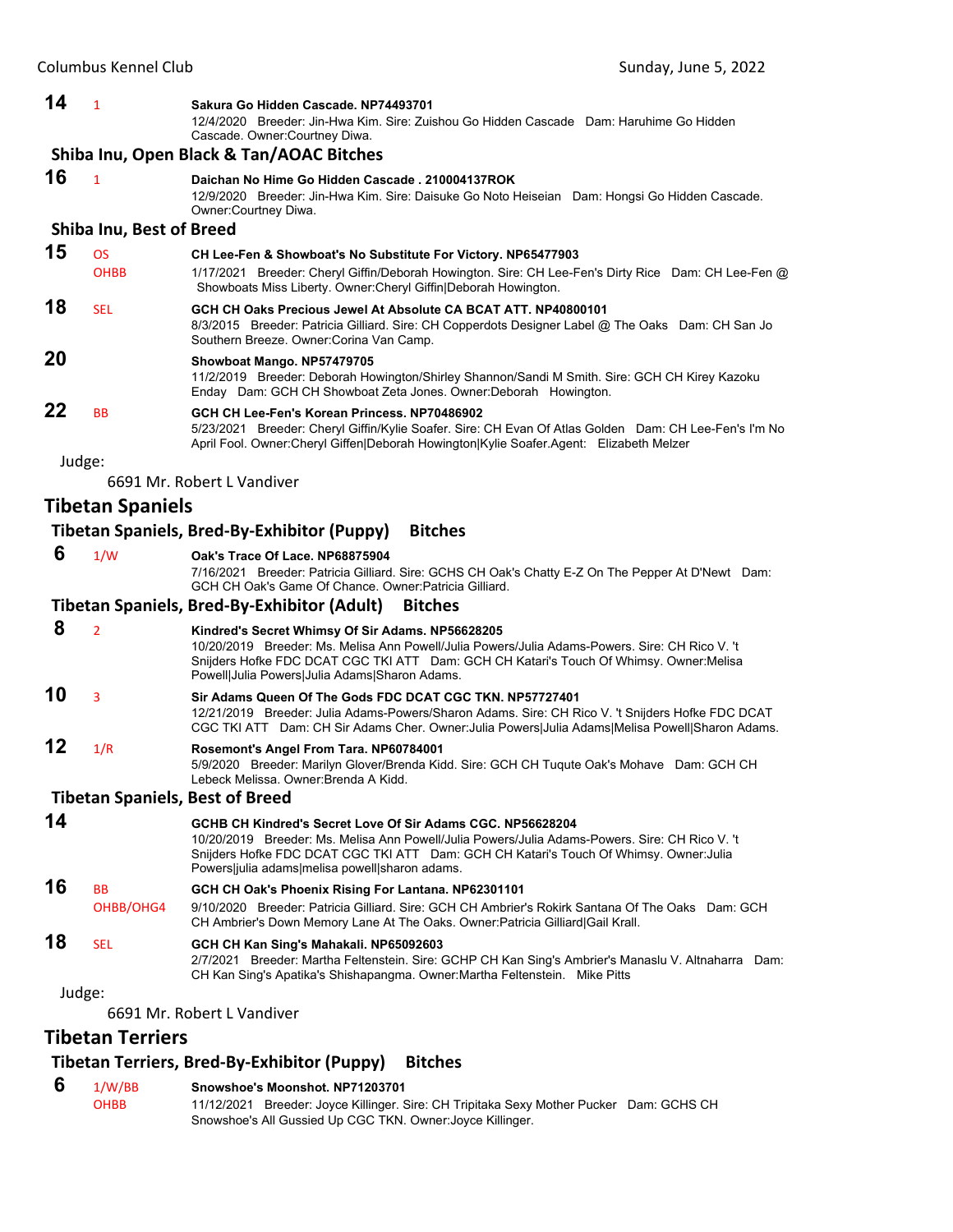**14** 1 **Sakura Go Hidden Cascade. NP74493701**
12/4/2020 Breeder: Jin-Hwa Kim. Sire: Zuishou Go Hidden Cascade Dam: Haruhime Go Hidden Cascade. Owner:Courtney Diwa.

### Shiba Inu, Open Black & Tan/AOAC Bitches

**16** 1 **Daichan No Hime Go Hidden Cascade . 210004137ROK**
12/9/2020 Breeder: Jin-Hwa Kim. Sire: Daisuke Go Noto Heiseian Dam: Hongsi Go Hidden Cascade. Owner:Courtney Diwa.

### Shiba Inu, Best of Breed

**15** OS OHBB **CH Lee-Fen & Showboat's No Substitute For Victory. NP65477903**
1/17/2021 Breeder: Cheryl Giffin/Deborah Howington. Sire: CH Lee-Fen's Dirty Rice Dam: CH Lee-Fen @ Showboats Miss Liberty. Owner:Cheryl Giffin|Deborah Howington.

**18** SEL **GCH CH Oaks Precious Jewel At Absolute CA BCAT ATT. NP40800101**
8/3/2015 Breeder: Patricia Gilliard. Sire: CH Copperdots Designer Label @ The Oaks Dam: CH San Jo Southern Breeze. Owner:Corina Van Camp.

**20** **Showboat Mango. NP57479705**
11/2/2019 Breeder: Deborah Howington/Shirley Shannon/Sandi M Smith. Sire: GCH CH Kirey Kazoku Enday Dam: GCH CH Showboat Zeta Jones. Owner:Deborah Howington.

**22** BB **GCH CH Lee-Fen's Korean Princess. NP70486902**
5/23/2021 Breeder: Cheryl Giffin/Kylie Soafer. Sire: CH Evan Of Atlas Golden Dam: CH Lee-Fen's I'm No April Fool. Owner:Cheryl Giffen|Deborah Howington|Kylie Soafer.Agent: Elizabeth Melzer

Judge:
6691 Mr. Robert L Vandiver

## Tibetan Spaniels

### Tibetan Spaniels, Bred-By-Exhibitor (Puppy) Bitches

**6** 1/W **Oak's Trace Of Lace. NP68875904**
7/16/2021 Breeder: Patricia Gilliard. Sire: GCHS CH Oak's Chatty E-Z On The Pepper At D'Newt Dam: GCH CH Oak's Game Of Chance. Owner:Patricia Gilliard.

### Tibetan Spaniels, Bred-By-Exhibitor (Adult) Bitches

**8** 2 **Kindred's Secret Whimsy Of Sir Adams. NP56628205**
10/20/2019 Breeder: Ms. Melisa Ann Powell/Julia Powers/Julia Adams-Powers. Sire: CH Rico V. 't Snijders Hofke FDC DCAT CGC TKI ATT Dam: GCH CH Katari's Touch Of Whimsy. Owner:Melisa Powell|Julia Powers|Julia Adams|Sharon Adams.

**10** 3 **Sir Adams Queen Of The Gods FDC DCAT CGC TKN. NP57727401**
12/21/2019 Breeder: Julia Adams-Powers/Sharon Adams. Sire: CH Rico V. 't Snijders Hofke FDC DCAT CGC TKI ATT Dam: CH Sir Adams Cher. Owner:Julia Powers|Julia Adams|Melisa Powell|Sharon Adams.

**12** 1/R **Rosemont's Angel From Tara. NP60784001**
5/9/2020 Breeder: Marilyn Glover/Brenda Kidd. Sire: GCH CH Tuqute Oak's Mohave Dam: GCH CH Lebeck Melissa. Owner:Brenda A Kidd.

### Tibetan Spaniels, Best of Breed

**14** **GCHB CH Kindred's Secret Love Of Sir Adams CGC. NP56628204**
10/20/2019 Breeder: Ms. Melisa Ann Powell/Julia Powers/Julia Adams-Powers. Sire: CH Rico V. 't Snijders Hofke FDC DCAT CGC TKI ATT Dam: GCH CH Katari's Touch Of Whimsy. Owner:Julia Powers|julia adams|melisa powell|sharon adams.

**16** BB OHBB/OHG4 **GCH CH Oak's Phoenix Rising For Lantana. NP62301101**
9/10/2020 Breeder: Patricia Gilliard. Sire: GCH CH Ambrier's Rokirk Santana Of The Oaks Dam: GCH CH Ambrier's Down Memory Lane At The Oaks. Owner:Patricia Gilliard|Gail Krall.

**18** SEL **GCH CH Kan Sing's Mahakali. NP65092603**
2/7/2021 Breeder: Martha Feltenstein. Sire: GCHP CH Kan Sing's Ambrier's Manaslu V. Altnaharra Dam: CH Kan Sing's Apatika's Shishapangma. Owner:Martha Feltenstein. Mike Pitts

Judge:
6691 Mr. Robert L Vandiver

## Tibetan Terriers

### Tibetan Terriers, Bred-By-Exhibitor (Puppy) Bitches

**6** 1/W/BB OHBB **Snowshoe's Moonshot. NP71203701**
11/12/2021 Breeder: Joyce Killinger. Sire: CH Tripitaka Sexy Mother Pucker Dam: GCHS CH Snowshoe's All Gussied Up CGC TKN. Owner:Joyce Killinger.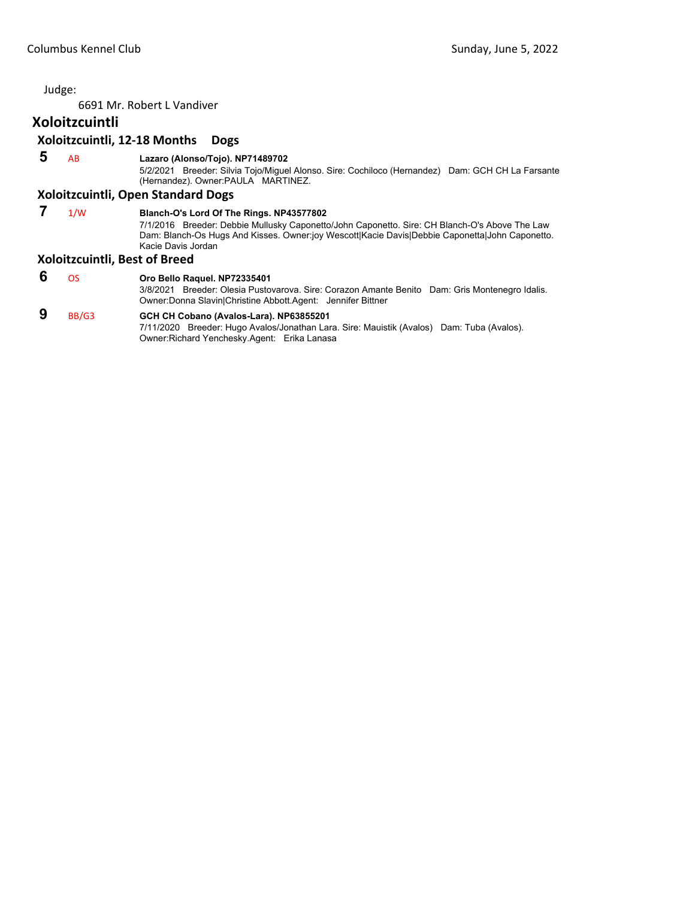Judge:

6691 Mr. Robert L Vandiver

## Xoloitzcuintli

### Xoloitzcuintli, 12-18 Months Dogs

**5** AB **Lazaro (Alonso/Tojo). NP71489702**
5/2/2021 Breeder: Silvia Tojo/Miguel Alonso. Sire: Cochiloco (Hernandez) Dam: GCH CH La Farsante (Hernandez). Owner:PAULA MARTINEZ.

### Xoloitzcuintli, Open Standard Dogs

**7** 1/W **Blanch-O's Lord Of The Rings. NP43577802**
7/1/2016 Breeder: Debbie Mullusky Caponetto/John Caponetto. Sire: CH Blanch-O's Above The Law Dam: Blanch-Os Hugs And Kisses. Owner:joy Wescott|Kacie Davis|Debbie Caponetta|John Caponetto. Kacie Davis Jordan

### Xoloitzcuintli, Best of Breed

**6** OS **Oro Bello Raquel. NP72335401**
3/8/2021 Breeder: Olesia Pustovarova. Sire: Corazon Amante Benito Dam: Gris Montenegro Idalis. Owner:Donna Slavin|Christine Abbott.Agent: Jennifer Bittner

**9** BB/G3 **GCH CH Cobano (Avalos-Lara). NP63855201**
7/11/2020 Breeder: Hugo Avalos/Jonathan Lara. Sire: Mauistik (Avalos) Dam: Tuba (Avalos). Owner:Richard Yenchesky.Agent: Erika Lanasa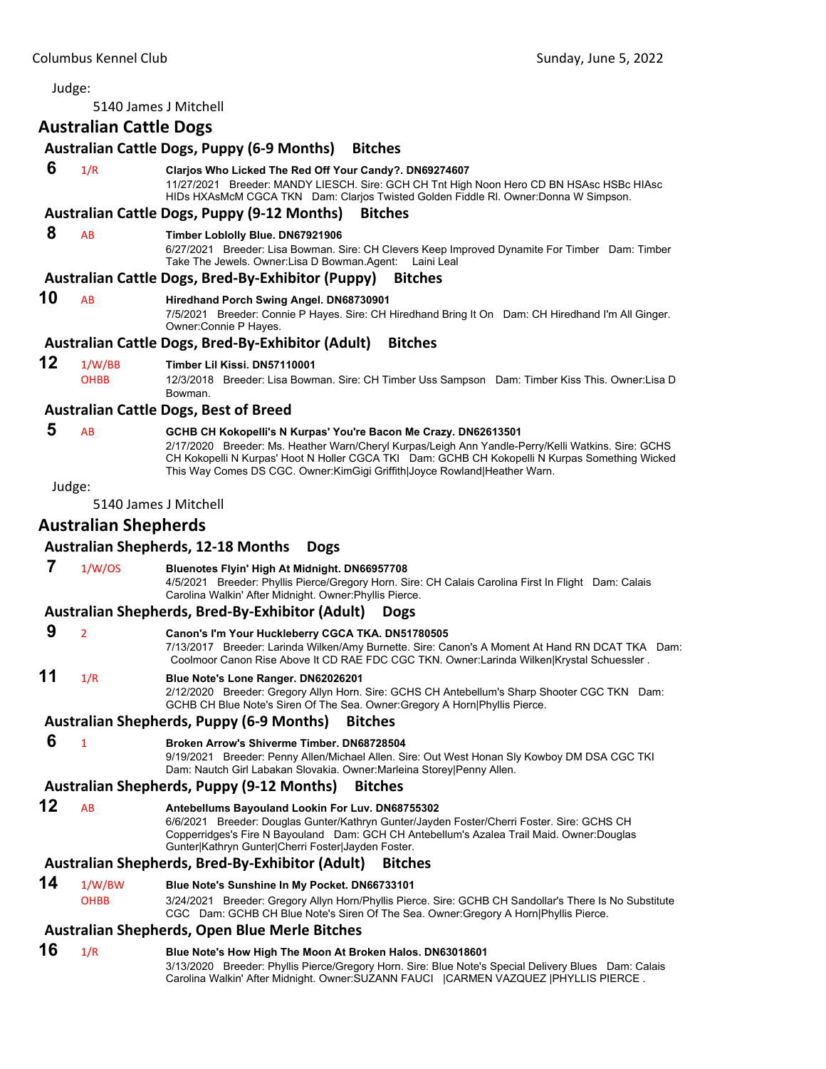Judge:

5140 James J Mitchell

## Australian Cattle Dogs

### Australian Cattle Dogs, Puppy (6-9 Months) Bitches

**6** 1/R **Clarjos Who Licked The Red Off Your Candy?. DN69274607**
11/27/2021 Breeder: MANDY LIESCH. Sire: GCH CH Tnt High Noon Hero CD BN HSAsc HSBc HIAsc HIDs HXAsMcM CGCA TKN Dam: Clarjos Twisted Golden Fiddle RI. Owner:Donna W Simpson.

### Australian Cattle Dogs, Puppy (9-12 Months) Bitches

**8** AB **Timber Loblolly Blue. DN67921906**
6/27/2021 Breeder: Lisa Bowman. Sire: CH Clevers Keep Improved Dynamite For Timber Dam: Timber Take The Jewels. Owner:Lisa D Bowman.Agent: Laini Leal

### Australian Cattle Dogs, Bred-By-Exhibitor (Puppy) Bitches

**10** AB **Hiredhand Porch Swing Angel. DN68730901**
7/5/2021 Breeder: Connie P Hayes. Sire: CH Hiredhand Bring It On Dam: CH Hiredhand I'm All Ginger. Owner:Connie P Hayes.

### Australian Cattle Dogs, Bred-By-Exhibitor (Adult) Bitches

**12** 1/W/BB OHBB **Timber Lil Kissi. DN57110001**
12/3/2018 Breeder: Lisa Bowman. Sire: CH Timber Uss Sampson Dam: Timber Kiss This. Owner:Lisa D Bowman.

### Australian Cattle Dogs, Best of Breed

**5** AB **GCHB CH Kokopelli's N Kurpas' You're Bacon Me Crazy. DN62613501**
2/17/2020 Breeder: Ms. Heather Warn/Cheryl Kurpas/Leigh Ann Yandle-Perry/Kelli Watkins. Sire: GCHS CH Kokopelli N Kurpas' Hoot N Holler CGCA TKI Dam: GCHB CH Kokopelli N Kurpas Something Wicked This Way Comes DS CGC. Owner:KimGigi Griffith|Joyce Rowland|Heather Warn.

Judge:

5140 James J Mitchell

## Australian Shepherds

### Australian Shepherds, 12-18 Months Dogs

**7** 1/W/OS **Bluenotes Flyin' High At Midnight. DN66957708**
4/5/2021 Breeder: Phyllis Pierce/Gregory Horn. Sire: CH Calais Carolina First In Flight Dam: Calais Carolina Walkin' After Midnight. Owner:Phyllis Pierce.

### Australian Shepherds, Bred-By-Exhibitor (Adult) Dogs

**9** 2 **Canon's I'm Your Huckleberry CGCA TKA. DN51780505**
7/13/2017 Breeder: Larinda Wilken/Amy Burnette. Sire: Canon's A Moment At Hand RN DCAT TKA Dam: Coolmoor Canon Rise Above It CD RAE FDC CGC TKN. Owner:Larinda Wilken|Krystal Schuessler .

**11** 1/R **Blue Note's Lone Ranger. DN62026201**
2/12/2020 Breeder: Gregory Allyn Horn. Sire: GCHS CH Antebellum's Sharp Shooter CGC TKN Dam: GCHB CH Blue Note's Siren Of The Sea. Owner:Gregory A Horn|Phyllis Pierce.

### Australian Shepherds, Puppy (6-9 Months) Bitches

**6** 1 **Broken Arrow's Shiverme Timber. DN68728504**
9/19/2021 Breeder: Penny Allen/Michael Allen. Sire: Out West Honan Sly Kowboy DM DSA CGC TKI Dam: Nautch Girl Labakan Slovakia. Owner:Marleina Storey|Penny Allen.

### Australian Shepherds, Puppy (9-12 Months) Bitches

**12** AB **Antebellums Bayouland Lookin For Luv. DN68755302**
6/6/2021 Breeder: Douglas Gunter/Kathryn Gunter/Jayden Foster/Cherri Foster. Sire: GCHS CH Copperridges's Fire N Bayouland Dam: GCH CH Antebellum's Azalea Trail Maid. Owner:Douglas Gunter|Kathryn Gunter|Cherri Foster|Jayden Foster.

### Australian Shepherds, Bred-By-Exhibitor (Adult) Bitches

**14** 1/W/BW OHBB **Blue Note's Sunshine In My Pocket. DN66733101**
3/24/2021 Breeder: Gregory Allyn Horn/Phyllis Pierce. Sire: GCHB CH Sandollar's There Is No Substitute CGC Dam: GCHB CH Blue Note's Siren Of The Sea. Owner:Gregory A Horn|Phyllis Pierce.

### Australian Shepherds, Open Blue Merle Bitches

**16** 1/R **Blue Note's How High The Moon At Broken Halos. DN63018601**
3/13/2020 Breeder: Phyllis Pierce/Gregory Horn. Sire: Blue Note's Special Delivery Blues Dam: Calais Carolina Walkin' After Midnight. Owner:SUZANN FAUCI |CARMEN VAZQUEZ |PHYLLIS PIERCE .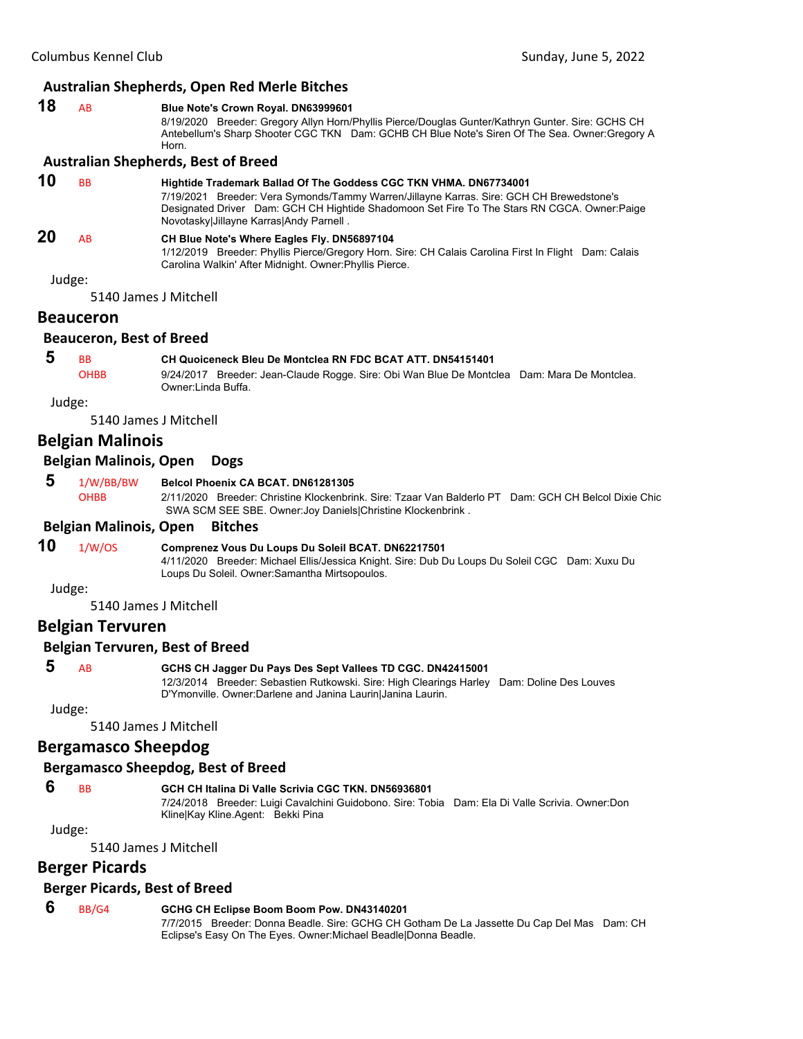### Australian Shepherds, Open Red Merle Bitches

**18** AB **Blue Note's Crown Royal. DN63999601**
8/19/2020 Breeder: Gregory Allyn Horn/Phyllis Pierce/Douglas Gunter/Kathryn Gunter. Sire: GCHS CH Antebellum's Sharp Shooter CGC TKN Dam: GCHB CH Blue Note's Siren Of The Sea. Owner:Gregory A Horn.

### Australian Shepherds, Best of Breed

**10** BB **Hightide Trademark Ballad Of The Goddess CGC TKN VHMA. DN67734001**
7/19/2021 Breeder: Vera Symonds/Tammy Warren/Jillayne Karras. Sire: GCH CH Brewedstone's Designated Driver Dam: GCH CH Hightide Shadomoon Set Fire To The Stars RN CGCA. Owner:Paige Novotasky|Jillayne Karras|Andy Parnell .

**20** AB **CH Blue Note's Where Eagles Fly. DN56897104**
1/12/2019 Breeder: Phyllis Pierce/Gregory Horn. Sire: CH Calais Carolina First In Flight Dam: Calais Carolina Walkin' After Midnight. Owner:Phyllis Pierce.

Judge:
5140 James J Mitchell

## Beauceron

### Beauceron, Best of Breed

**5** BB OHBB **CH Quoiceneck Bleu De Montclea RN FDC BCAT ATT. DN54151401**
9/24/2017 Breeder: Jean-Claude Rogge. Sire: Obi Wan Blue De Montclea Dam: Mara De Montclea. Owner:Linda Buffa.

Judge:
5140 James J Mitchell

## Belgian Malinois

### Belgian Malinois, Open Dogs

**5** 1/W/BB/BW OHBB **Belcol Phoenix CA BCAT. DN61281305**
2/11/2020 Breeder: Christine Klockenbrink. Sire: Tzaar Van Balderlo PT Dam: GCH CH Belcol Dixie Chic SWA SCM SEE SBE. Owner:Joy Daniels|Christine Klockenbrink .

### Belgian Malinois, Open Bitches

**10** 1/W/OS **Comprenez Vous Du Loups Du Soleil BCAT. DN62217501**
4/11/2020 Breeder: Michael Ellis/Jessica Knight. Sire: Dub Du Loups Du Soleil CGC Dam: Xuxu Du Loups Du Soleil. Owner:Samantha Mirtsopoulos.

Judge:
5140 James J Mitchell

## Belgian Tervuren

### Belgian Tervuren, Best of Breed

**5** AB **GCHS CH Jagger Du Pays Des Sept Vallees TD CGC. DN42415001**
12/3/2014 Breeder: Sebastien Rutkowski. Sire: High Clearings Harley Dam: Doline Des Louves D'Ymonville. Owner:Darlene and Janina Laurin|Janina Laurin.

Judge:
5140 James J Mitchell

## Bergamasco Sheepdog

### Bergamasco Sheepdog, Best of Breed

**6** BB **GCH CH Italina Di Valle Scrivia CGC TKN. DN56936801**
7/24/2018 Breeder: Luigi Cavalchini Guidobono. Sire: Tobia Dam: Ela Di Valle Scrivia. Owner:Don Kline|Kay Kline.Agent: Bekki Pina

Judge:
5140 James J Mitchell

## Berger Picards

### Berger Picards, Best of Breed

**6** BB/G4 **GCHG CH Eclipse Boom Boom Pow. DN43140201**
7/7/2015 Breeder: Donna Beadle. Sire: GCHG CH Gotham De La Jassette Du Cap Del Mas Dam: CH Eclipse's Easy On The Eyes. Owner:Michael Beadle|Donna Beadle.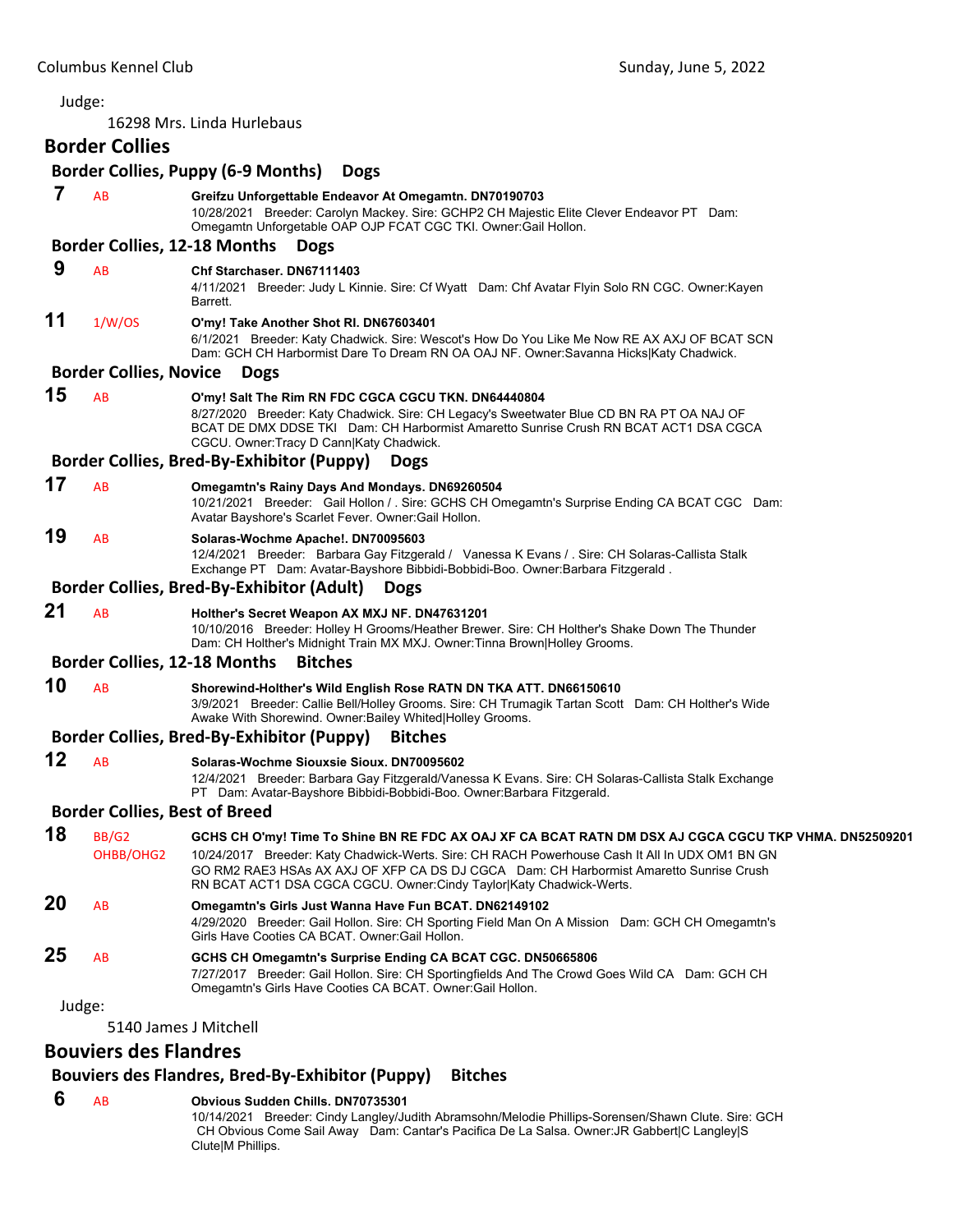Judge:

16298 Mrs. Linda Hurlebaus

## Border Collies

### Border Collies, Puppy (6-9 Months) Dogs

**7** AB **Greifzu Unforgettable Endeavor At Omegamtn. DN70190703**
10/28/2021 Breeder: Carolyn Mackey. Sire: GCHP2 CH Majestic Elite Clever Endeavor PT Dam: Omegamtn Unforgetable OAP OJP FCAT CGC TKI. Owner:Gail Hollon.

### Border Collies, 12-18 Months Dogs

**9** AB **Chf Starchaser. DN67111403**
4/11/2021 Breeder: Judy L Kinnie. Sire: Cf Wyatt Dam: Chf Avatar Flyin Solo RN CGC. Owner:Kayen Barrett.

**11** 1/W/OS **O'my! Take Another Shot RI. DN67603401**
6/1/2021 Breeder: Katy Chadwick. Sire: Wescot's How Do You Like Me Now RE AX AXJ OF BCAT SCN Dam: GCH CH Harbormist Dare To Dream RN OA OAJ NF. Owner:Savanna Hicks|Katy Chadwick.

### Border Collies, Novice Dogs

**15** AB **O'my! Salt The Rim RN FDC CGCA CGCU TKN. DN64440804**
8/27/2020 Breeder: Katy Chadwick. Sire: CH Legacy's Sweetwater Blue CD BN RA PT OA NAJ OF BCAT DE DMX DDSE TKI Dam: CH Harbormist Amaretto Sunrise Crush RN BCAT ACT1 DSA CGCA CGCU. Owner:Tracy D Cann|Katy Chadwick.

### Border Collies, Bred-By-Exhibitor (Puppy) Dogs

**17** AB **Omegamtn's Rainy Days And Mondays. DN69260504**
10/21/2021 Breeder: Gail Hollon / . Sire: GCHS CH Omegamtn's Surprise Ending CA BCAT CGC Dam: Avatar Bayshore's Scarlet Fever. Owner:Gail Hollon.

**19** AB **Solaras-Wochme Apache!. DN70095603**
12/4/2021 Breeder: Barbara Gay Fitzgerald / Vanessa K Evans / . Sire: CH Solaras-Callista Stalk Exchange PT Dam: Avatar-Bayshore Bibbidi-Bobbidi-Boo. Owner:Barbara Fitzgerald .

### Border Collies, Bred-By-Exhibitor (Adult) Dogs

**21** AB **Holther's Secret Weapon AX MXJ NF. DN47631201**
10/10/2016 Breeder: Holley H Grooms/Heather Brewer. Sire: CH Holther's Shake Down The Thunder Dam: CH Holther's Midnight Train MX MXJ. Owner:Tinna Brown|Holley Grooms.

### Border Collies, 12-18 Months Bitches

**10** AB **Shorewind-Holther's Wild English Rose RATN DN TKA ATT. DN66150610**
3/9/2021 Breeder: Callie Bell/Holley Grooms. Sire: CH Trumagik Tartan Scott Dam: CH Holther's Wide Awake With Shorewind. Owner:Bailey Whited|Holley Grooms.

### Border Collies, Bred-By-Exhibitor (Puppy) Bitches

**12** AB **Solaras-Wochme Siouxsie Sioux. DN70095602**
12/4/2021 Breeder: Barbara Gay Fitzgerald/Vanessa K Evans. Sire: CH Solaras-Callista Stalk Exchange PT Dam: Avatar-Bayshore Bibbidi-Bobbidi-Boo. Owner:Barbara Fitzgerald.

### Border Collies, Best of Breed

**18** BB/G2 OHBB/OHG2 **GCHS CH O'my! Time To Shine BN RE FDC AX OAJ XF CA BCAT RATN DM DSX AJ CGCA CGCU TKP VHMA. DN52509201**
10/24/2017 Breeder: Katy Chadwick-Werts. Sire: CH RACH Powerhouse Cash It All In UDX OM1 BN GN GO RM2 RAE3 HSAs AX AXJ OF XFP CA DS DJ CGCA Dam: CH Harbormist Amaretto Sunrise Crush RN BCAT ACT1 DSA CGCA CGCU. Owner:Cindy Taylor|Katy Chadwick-Werts.

**20** AB **Omegamtn's Girls Just Wanna Have Fun BCAT. DN62149102**
4/29/2020 Breeder: Gail Hollon. Sire: CH Sporting Field Man On A Mission Dam: GCH CH Omegamtn's Girls Have Cooties CA BCAT. Owner:Gail Hollon.

**25** AB **GCHS CH Omegamtn's Surprise Ending CA BCAT CGC. DN50665806**
7/27/2017 Breeder: Gail Hollon. Sire: CH Sportingfields And The Crowd Goes Wild CA Dam: GCH CH Omegamtn's Girls Have Cooties CA BCAT. Owner:Gail Hollon.

Judge:

5140 James J Mitchell

## Bouviers des Flandres

### Bouviers des Flandres, Bred-By-Exhibitor (Puppy) Bitches

**6** AB **Obvious Sudden Chills. DN70735301**
10/14/2021 Breeder: Cindy Langley/Judith Abramsohn/Melodie Phillips-Sorensen/Shawn Clute. Sire: GCH CH Obvious Come Sail Away Dam: Cantar's Pacifica De La Salsa. Owner:JR Gabbert|C Langley|S Clute|M Phillips.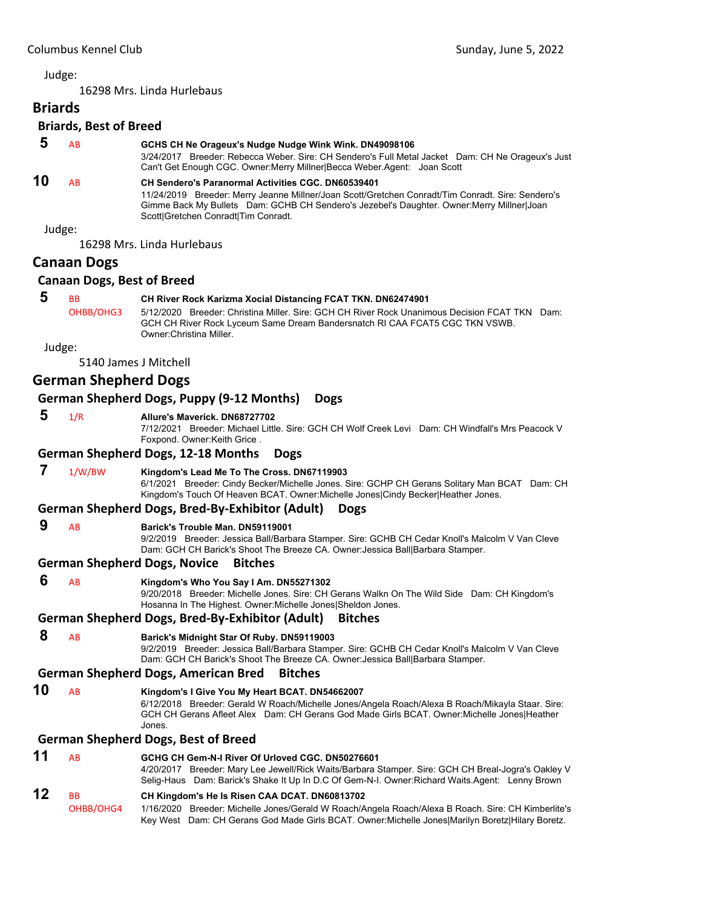Judge:

16298 Mrs. Linda Hurlebaus

## Briards

### Briards, Best of Breed

**5** AB **GCHS CH Ne Orageux's Nudge Nudge Wink Wink. DN49098106**
3/24/2017 Breeder: Rebecca Weber. Sire: CH Sendero's Full Metal Jacket Dam: CH Ne Orageux's Just Can't Get Enough CGC. Owner:Merry Millner|Becca Weber.Agent: Joan Scott

**10** AB **CH Sendero's Paranormal Activities CGC. DN60539401**
11/24/2019 Breeder: Merry Jeanne Millner/Joan Scott/Gretchen Conradt/Tim Conradt. Sire: Sendero's Gimme Back My Bullets Dam: GCHB CH Sendero's Jezebel's Daughter. Owner:Merry Millner|Joan Scott|Gretchen Conradt|Tim Conradt.

Judge:

16298 Mrs. Linda Hurlebaus

## Canaan Dogs

### Canaan Dogs, Best of Breed

**5** BB OHBB/OHG3 **CH River Rock Karizma Xocial Distancing FCAT TKN. DN62474901**
5/12/2020 Breeder: Christina Miller. Sire: GCH CH River Rock Unanimous Decision FCAT TKN Dam: GCH CH River Rock Lyceum Same Dream Bandersnatch RI CAA FCAT5 CGC TKN VSWB. Owner:Christina Miller.

Judge:

5140 James J Mitchell

## German Shepherd Dogs

### German Shepherd Dogs, Puppy (9-12 Months) Dogs

**5** 1/R **Allure's Maverick. DN68727702**
7/12/2021 Breeder: Michael Little. Sire: GCH CH Wolf Creek Levi Dam: CH Windfall's Mrs Peacock V Foxpond. Owner:Keith Grice .

### German Shepherd Dogs, 12-18 Months Dogs

**7** 1/W/BW **Kingdom's Lead Me To The Cross. DN67119903**
6/1/2021 Breeder: Cindy Becker/Michelle Jones. Sire: GCHP CH Gerans Solitary Man BCAT Dam: CH Kingdom's Touch Of Heaven BCAT. Owner:Michelle Jones|Cindy Becker|Heather Jones.

### German Shepherd Dogs, Bred-By-Exhibitor (Adult) Dogs

**9** AB **Barick's Trouble Man. DN59119001**
9/2/2019 Breeder: Jessica Ball/Barbara Stamper. Sire: GCHB CH Cedar Knoll's Malcolm V Van Cleve Dam: GCH CH Barick's Shoot The Breeze CA. Owner:Jessica Ball|Barbara Stamper.

### German Shepherd Dogs, Novice Bitches

**6** AB **Kingdom's Who You Say I Am. DN55271302**
9/20/2018 Breeder: Michelle Jones. Sire: CH Gerans Walkn On The Wild Side Dam: CH Kingdom's Hosanna In The Highest. Owner:Michelle Jones|Sheldon Jones.

### German Shepherd Dogs, Bred-By-Exhibitor (Adult) Bitches

**8** AB **Barick's Midnight Star Of Ruby. DN59119003**
9/2/2019 Breeder: Jessica Ball/Barbara Stamper. Sire: GCHB CH Cedar Knoll's Malcolm V Van Cleve Dam: GCH CH Barick's Shoot The Breeze CA. Owner:Jessica Ball|Barbara Stamper.

### German Shepherd Dogs, American Bred Bitches

**10** AB **Kingdom's I Give You My Heart BCAT. DN54662007**
6/12/2018 Breeder: Gerald W Roach/Michelle Jones/Angela Roach/Alexa B Roach/Mikayla Staar. Sire: GCH CH Gerans Afleet Alex Dam: CH Gerans God Made Girls BCAT. Owner:Michelle Jones|Heather Jones.

### German Shepherd Dogs, Best of Breed

**11** AB **GCHG CH Gem-N-I River Of Urloved CGC. DN50276601**
4/20/2017 Breeder: Mary Lee Jewell/Rick Waits/Barbara Stamper. Sire: GCH CH Breal-Jogra's Oakley V Selig-Haus Dam: Barick's Shake It Up In D.C Of Gem-N-I. Owner:Richard Waits.Agent: Lenny Brown

**12** BB OHBB/OHG4 **CH Kingdom's He Is Risen CAA DCAT. DN60813702**
1/16/2020 Breeder: Michelle Jones/Gerald W Roach/Angela Roach/Alexa B Roach. Sire: CH Kimberlite's Key West Dam: CH Gerans God Made Girls BCAT. Owner:Michelle Jones|Marilyn Boretz|Hilary Boretz.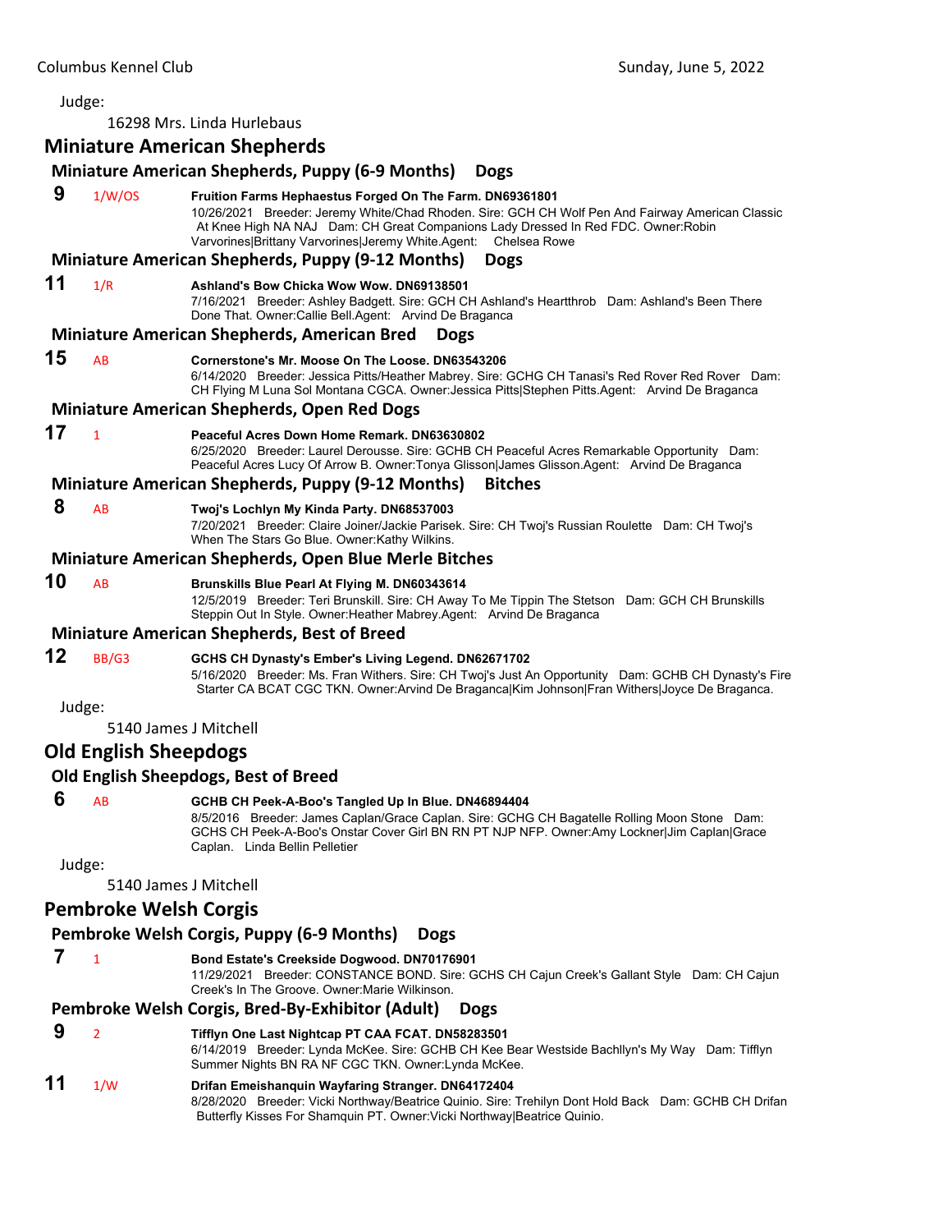Judge:

16298 Mrs. Linda Hurlebaus

## Miniature American Shepherds

### Miniature American Shepherds, Puppy (6-9 Months) Dogs

**9** 1/W/OS **Fruition Farms Hephaestus Forged On The Farm. DN69361801**
10/26/2021 Breeder: Jeremy White/Chad Rhoden. Sire: GCH CH Wolf Pen And Fairway American Classic At Knee High NA NAJ Dam: CH Great Companions Lady Dressed In Red FDC. Owner:Robin Varvorines|Brittany Varvorines|Jeremy White.Agent: Chelsea Rowe

### Miniature American Shepherds, Puppy (9-12 Months) Dogs

**11** 1/R **Ashland's Bow Chicka Wow Wow. DN69138501**
7/16/2021 Breeder: Ashley Badgett. Sire: GCH CH Ashland's Heartthrob Dam: Ashland's Been There Done That. Owner:Callie Bell.Agent: Arvind De Braganca

### Miniature American Shepherds, American Bred Dogs

**15** AB **Cornerstone's Mr. Moose On The Loose. DN63543206**
6/14/2020 Breeder: Jessica Pitts/Heather Mabrey. Sire: GCHG CH Tanasi's Red Rover Red Rover Dam: CH Flying M Luna Sol Montana CGCA. Owner:Jessica Pitts|Stephen Pitts.Agent: Arvind De Braganca

### Miniature American Shepherds, Open Red Dogs

**17** 1 **Peaceful Acres Down Home Remark. DN63630802**
6/25/2020 Breeder: Laurel Derousse. Sire: GCHB CH Peaceful Acres Remarkable Opportunity Dam: Peaceful Acres Lucy Of Arrow B. Owner:Tonya Glisson|James Glisson.Agent: Arvind De Braganca

### Miniature American Shepherds, Puppy (9-12 Months) Bitches

**8** AB **Twoj's Lochlyn My Kinda Party. DN68537003**
7/20/2021 Breeder: Claire Joiner/Jackie Parisek. Sire: CH Twoj's Russian Roulette Dam: CH Twoj's When The Stars Go Blue. Owner:Kathy Wilkins.

### Miniature American Shepherds, Open Blue Merle Bitches

**10** AB **Brunskills Blue Pearl At Flying M. DN60343614**
12/5/2019 Breeder: Teri Brunskill. Sire: CH Away To Me Tippin The Stetson Dam: GCH CH Brunskills Steppin Out In Style. Owner:Heather Mabrey.Agent: Arvind De Braganca

### Miniature American Shepherds, Best of Breed

**12** BB/G3 **GCHS CH Dynasty's Ember's Living Legend. DN62671702**
5/16/2020 Breeder: Ms. Fran Withers. Sire: CH Twoj's Just An Opportunity Dam: GCHB CH Dynasty's Fire Starter CA BCAT CGC TKN. Owner:Arvind De Braganca|Kim Johnson|Fran Withers|Joyce De Braganca.

Judge:

5140 James J Mitchell

## Old English Sheepdogs

### Old English Sheepdogs, Best of Breed

**6** AB **GCHB CH Peek-A-Boo's Tangled Up In Blue. DN46894404**
8/5/2016 Breeder: James Caplan/Grace Caplan. Sire: GCHG CH Bagatelle Rolling Moon Stone Dam: GCHS CH Peek-A-Boo's Onstar Cover Girl BN RN PT NJP NFP. Owner:Amy Lockner|Jim Caplan|Grace Caplan. Linda Bellin Pelletier

Judge:

5140 James J Mitchell

## Pembroke Welsh Corgis

### Pembroke Welsh Corgis, Puppy (6-9 Months) Dogs

**7** 1 **Bond Estate's Creekside Dogwood. DN70176901**
11/29/2021 Breeder: CONSTANCE BOND. Sire: GCHS CH Cajun Creek's Gallant Style Dam: CH Cajun Creek's In The Groove. Owner:Marie Wilkinson.

### Pembroke Welsh Corgis, Bred-By-Exhibitor (Adult) Dogs

**9** 2 **Tifflyn One Last Nightcap PT CAA FCAT. DN58283501**
6/14/2019 Breeder: Lynda McKee. Sire: GCHB CH Kee Bear Westside Bachllyn's My Way Dam: Tifflyn Summer Nights BN RA NF CGC TKN. Owner:Lynda McKee.

**11** 1/W **Drifan Emeishanquin Wayfaring Stranger. DN64172404**
8/28/2020 Breeder: Vicki Northway/Beatrice Quinio. Sire: Trehilyn Dont Hold Back Dam: GCHB CH Drifan Butterfly Kisses For Shamquin PT. Owner:Vicki Northway|Beatrice Quinio.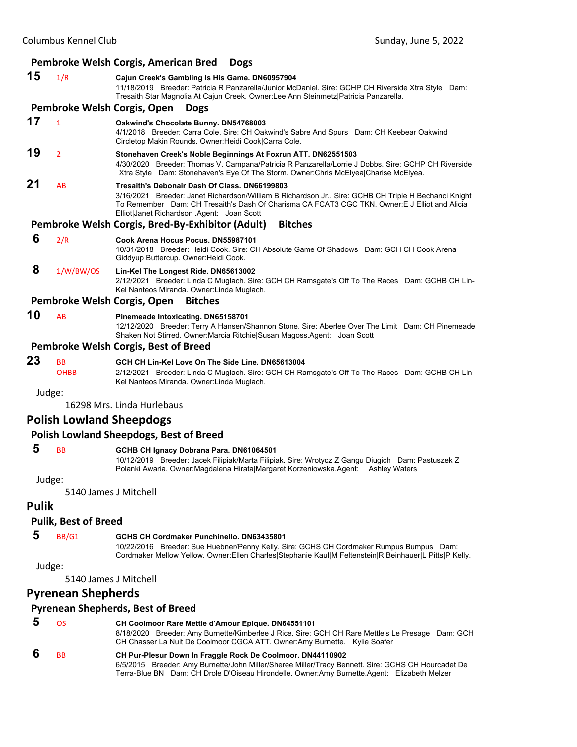### Pembroke Welsh Corgis, American Bred Dogs

**15** 1/R **Cajun Creek's Gambling Is His Game. DN60957904**
11/18/2019 Breeder: Patricia R Panzarella/Junior McDaniel. Sire: GCHP CH Riverside Xtra Style Dam: Tresaith Star Magnolia At Cajun Creek. Owner:Lee Ann Steinmetz|Patricia Panzarella.

### Pembroke Welsh Corgis, Open Dogs

**17** 1 **Oakwind's Chocolate Bunny. DN54768003**
4/1/2018 Breeder: Carra Cole. Sire: CH Oakwind's Sabre And Spurs Dam: CH Keebear Oakwind Circletop Makin Rounds. Owner:Heidi Cook|Carra Cole.

**19** 2 **Stonehaven Creek's Noble Beginnings At Foxrun ATT. DN62551503**
4/30/2020 Breeder: Thomas V. Campana/Patricia R Panzarella/Lorrie J Dobbs. Sire: GCHP CH Riverside Xtra Style Dam: Stonehaven's Eye Of The Storm. Owner:Chris McElyea|Charise McElyea.

**21** AB **Tresaith's Debonair Dash Of Class. DN66199803**
3/16/2021 Breeder: Janet Richardson/William B Richardson Jr.. Sire: GCHB CH Triple H Bechanci Knight To Remember Dam: CH Tresaith's Dash Of Charisma CA FCAT3 CGC TKN. Owner:E J Elliot and Alicia Elliot|Janet Richardson .Agent: Joan Scott

### Pembroke Welsh Corgis, Bred-By-Exhibitor (Adult) Bitches

**6** 2/R **Cook Arena Hocus Pocus. DN55987101**
10/31/2018 Breeder: Heidi Cook. Sire: CH Absolute Game Of Shadows Dam: GCH CH Cook Arena Giddyup Buttercup. Owner:Heidi Cook.

**8** 1/W/BW/OS **Lin-Kel The Longest Ride. DN65613002**
2/12/2021 Breeder: Linda C Muglach. Sire: GCH CH Ramsgate's Off To The Races Dam: GCHB CH Lin-Kel Nanteos Miranda. Owner:Linda Muglach.

### Pembroke Welsh Corgis, Open Bitches

**10** AB **Pinemeade Intoxicating. DN65158701**
12/12/2020 Breeder: Terry A Hansen/Shannon Stone. Sire: Aberlee Over The Limit Dam: CH Pinemeade Shaken Not Stirred. Owner:Marcia Ritchie|Susan Magoss.Agent: Joan Scott

### Pembroke Welsh Corgis, Best of Breed

**23** BB OHBB **GCH CH Lin-Kel Love On The Side Line. DN65613004**
2/12/2021 Breeder: Linda C Muglach. Sire: GCH CH Ramsgate's Off To The Races Dam: GCHB CH Lin-Kel Nanteos Miranda. Owner:Linda Muglach.

Judge:

16298 Mrs. Linda Hurlebaus

## Polish Lowland Sheepdogs

### Polish Lowland Sheepdogs, Best of Breed

**5** BB **GCHB CH Ignacy Dobrana Para. DN61064501**
10/12/2019 Breeder: Jacek Filipiak/Marta Filipiak. Sire: Wrotycz Z Gangu Diugich Dam: Pastuszek Z Polanki Awaria. Owner:Magdalena Hirata|Margaret Korzeniowska.Agent: Ashley Waters

Judge:

5140 James J Mitchell

## Pulik

### Pulik, Best of Breed

**5** BB/G1 **GCHS CH Cordmaker Punchinello. DN63435801**
10/22/2016 Breeder: Sue Huebner/Penny Kelly. Sire: GCHS CH Cordmaker Rumpus Bumpus Dam: Cordmaker Mellow Yellow. Owner:Ellen Charles|Stephanie Kaul|M Feltenstein|R Beinhauer|L Pitts|P Kelly.

Judge:

5140 James J Mitchell

## Pyrenean Shepherds

### Pyrenean Shepherds, Best of Breed

**5** OS **CH Coolmoor Rare Mettle d'Amour Epique. DN64551101**
8/18/2020 Breeder: Amy Burnette/Kimberlee J Rice. Sire: GCH CH Rare Mettle's Le Presage Dam: GCH CH Chasser La Nuit De Coolmoor CGCA ATT. Owner:Amy Burnette. Kylie Soafer

**6** BB **CH Pur-Plesur Down In Fraggle Rock De Coolmoor. DN44110902**
6/5/2015 Breeder: Amy Burnette/John Miller/Sheree Miller/Tracy Bennett. Sire: GCHS CH Hourcadet De Terra-Blue BN Dam: CH Drole D'Oiseau Hirondelle. Owner:Amy Burnette.Agent: Elizabeth Melzer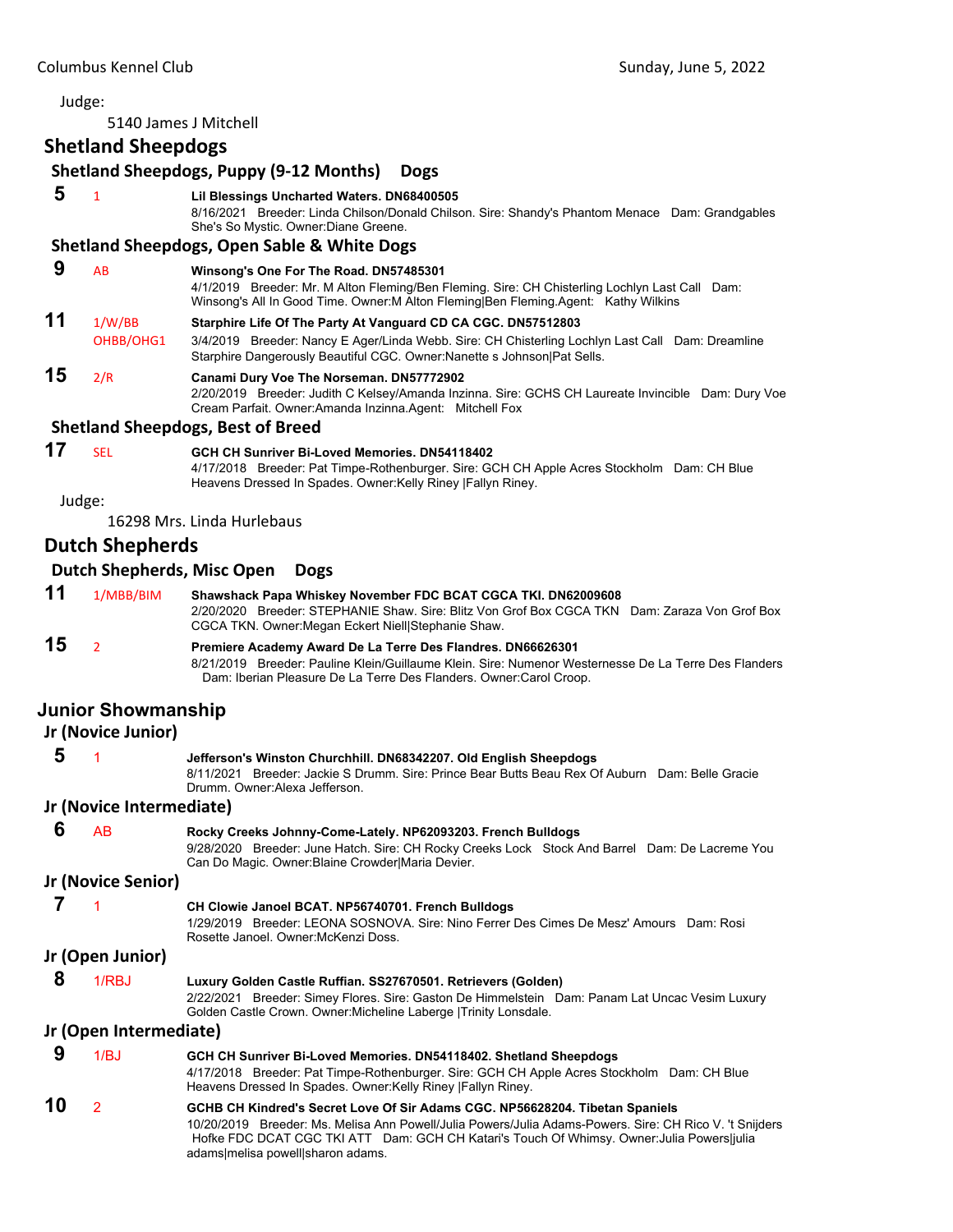Judge:

5140 James J Mitchell

## Shetland Sheepdogs

### Shetland Sheepdogs, Puppy (9-12 Months) Dogs

**5** 1 **Lil Blessings Uncharted Waters. DN68400505**
8/16/2021 Breeder: Linda Chilson/Donald Chilson. Sire: Shandy's Phantom Menace Dam: Grandgables She's So Mystic. Owner:Diane Greene.

### Shetland Sheepdogs, Open Sable & White Dogs

**9** AB **Winsong's One For The Road. DN57485301**
4/1/2019 Breeder: Mr. M Alton Fleming/Ben Fleming. Sire: CH Chisterling Lochlyn Last Call Dam: Winsong's All In Good Time. Owner:M Alton Fleming|Ben Fleming.Agent: Kathy Wilkins

**11** 1/W/BB OHBB/OHG1 **Starphire Life Of The Party At Vanguard CD CA CGC. DN57512803**
3/4/2019 Breeder: Nancy E Ager/Linda Webb. Sire: CH Chisterling Lochlyn Last Call Dam: Dreamline Starphire Dangerously Beautiful CGC. Owner:Nanette s Johnson|Pat Sells.

**15** 2/R **Canami Dury Voe The Norseman. DN57772902**
2/20/2019 Breeder: Judith C Kelsey/Amanda Inzinna. Sire: GCHS CH Laureate Invincible Dam: Dury Voe Cream Parfait. Owner:Amanda Inzinna.Agent: Mitchell Fox

### Shetland Sheepdogs, Best of Breed

**17** SEL **GCH CH Sunriver Bi-Loved Memories. DN54118402**
4/17/2018 Breeder: Pat Timpe-Rothenburger. Sire: GCH CH Apple Acres Stockholm Dam: CH Blue Heavens Dressed In Spades. Owner:Kelly Riney |Fallyn Riney.

Judge:

16298 Mrs. Linda Hurlebaus

## Dutch Shepherds

### Dutch Shepherds, Misc Open Dogs

**11** 1/MBB/BIM **Shawshack Papa Whiskey November FDC BCAT CGCA TKI. DN62009608**
2/20/2020 Breeder: STEPHANIE Shaw. Sire: Blitz Von Grof Box CGCA TKN Dam: Zaraza Von Grof Box CGCA TKN. Owner:Megan Eckert Niell|Stephanie Shaw.

**15** 2 **Premiere Academy Award De La Terre Des Flandres. DN66626301**
8/21/2019 Breeder: Pauline Klein/Guillaume Klein. Sire: Numenor Westernesse De La Terre Des Flanders Dam: Iberian Pleasure De La Terre Des Flanders. Owner:Carol Croop.

## Junior Showmanship

### Jr (Novice Junior)

**5** 1 **Jefferson's Winston Churchhill. DN68342207. Old English Sheepdogs**
8/11/2021 Breeder: Jackie S Drumm. Sire: Prince Bear Butts Beau Rex Of Auburn Dam: Belle Gracie Drumm. Owner:Alexa Jefferson.

### Jr (Novice Intermediate)

**6** AB **Rocky Creeks Johnny-Come-Lately. NP62093203. French Bulldogs**
9/28/2020 Breeder: June Hatch. Sire: CH Rocky Creeks Lock Stock And Barrel Dam: De Lacreme You Can Do Magic. Owner:Blaine Crowder|Maria Devier.

### Jr (Novice Senior)

**7** 1 **CH Clowie Janoel BCAT. NP56740701. French Bulldogs**
1/29/2019 Breeder: LEONA SOSNOVA. Sire: Nino Ferrer Des Cimes De Mesz' Amours Dam: Rosi Rosette Janoel. Owner:McKenzi Doss.

### Jr (Open Junior)

**8** 1/RBJ **Luxury Golden Castle Ruffian. SS27670501. Retrievers (Golden)**
2/22/2021 Breeder: Simey Flores. Sire: Gaston De Himmelstein Dam: Panam Lat Uncac Vesim Luxury Golden Castle Crown. Owner:Micheline Laberge |Trinity Lonsdale.

### Jr (Open Intermediate)

**9** 1/BJ **GCH CH Sunriver Bi-Loved Memories. DN54118402. Shetland Sheepdogs**
4/17/2018 Breeder: Pat Timpe-Rothenburger. Sire: GCH CH Apple Acres Stockholm Dam: CH Blue Heavens Dressed In Spades. Owner:Kelly Riney |Fallyn Riney.

**10** 2 **GCHB CH Kindred's Secret Love Of Sir Adams CGC. NP56628204. Tibetan Spaniels**
10/20/2019 Breeder: Ms. Melisa Ann Powell/Julia Powers/Julia Adams-Powers. Sire: CH Rico V. 't Snijders Hofke FDC DCAT CGC TKI ATT Dam: GCH CH Katari's Touch Of Whimsy. Owner:Julia Powers|julia adams|melisa powell|sharon adams.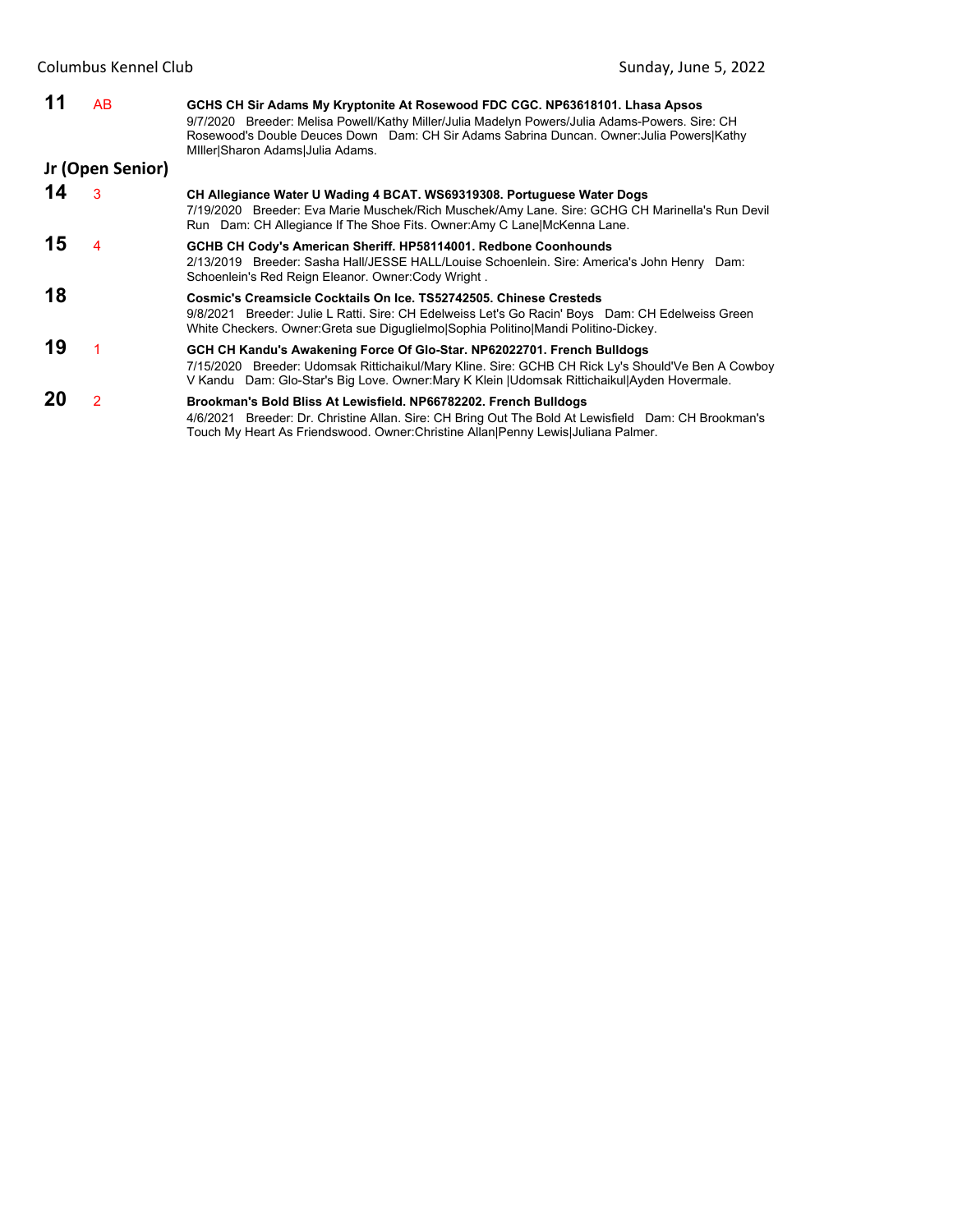**11** AB **GCHS CH Sir Adams My Kryptonite At Rosewood FDC CGC. NP63618101. Lhasa Apsos**
9/7/2020 Breeder: Melisa Powell/Kathy Miller/Julia Madelyn Powers/Julia Adams-Powers. Sire: CH Rosewood's Double Deuces Down Dam: CH Sir Adams Sabrina Duncan. Owner:Julia Powers|Kathy MIller|Sharon Adams|Julia Adams.

## Jr (Open Senior)

**14** 3 **CH Allegiance Water U Wading 4 BCAT. WS69319308. Portuguese Water Dogs**
7/19/2020 Breeder: Eva Marie Muschek/Rich Muschek/Amy Lane. Sire: GCHG CH Marinella's Run Devil Run Dam: CH Allegiance If The Shoe Fits. Owner:Amy C Lane|McKenna Lane.

**15** 4 **GCHB CH Cody's American Sheriff. HP58114001. Redbone Coonhounds**
2/13/2019 Breeder: Sasha Hall/JESSE HALL/Louise Schoenlein. Sire: America's John Henry Dam: Schoenlein's Red Reign Eleanor. Owner:Cody Wright .

**18** **Cosmic's Creamsicle Cocktails On Ice. TS52742505. Chinese Cresteds**
9/8/2021 Breeder: Julie L Ratti. Sire: CH Edelweiss Let's Go Racin' Boys Dam: CH Edelweiss Green White Checkers. Owner:Greta sue Diguglielmo|Sophia Politino|Mandi Politino-Dickey.

**19** 1 **GCH CH Kandu's Awakening Force Of Glo-Star. NP62022701. French Bulldogs**
7/15/2020 Breeder: Udomsak Rittichaikul/Mary Kline. Sire: GCHB CH Rick Ly's Should'Ve Ben A Cowboy V Kandu Dam: Glo-Star's Big Love. Owner:Mary K Klein |Udomsak Rittichaikul|Ayden Hovermale.

**20** 2 **Brookman's Bold Bliss At Lewisfield. NP66782202. French Bulldogs**
4/6/2021 Breeder: Dr. Christine Allan. Sire: CH Bring Out The Bold At Lewisfield Dam: CH Brookman's Touch My Heart As Friendswood. Owner:Christine Allan|Penny Lewis|Juliana Palmer.